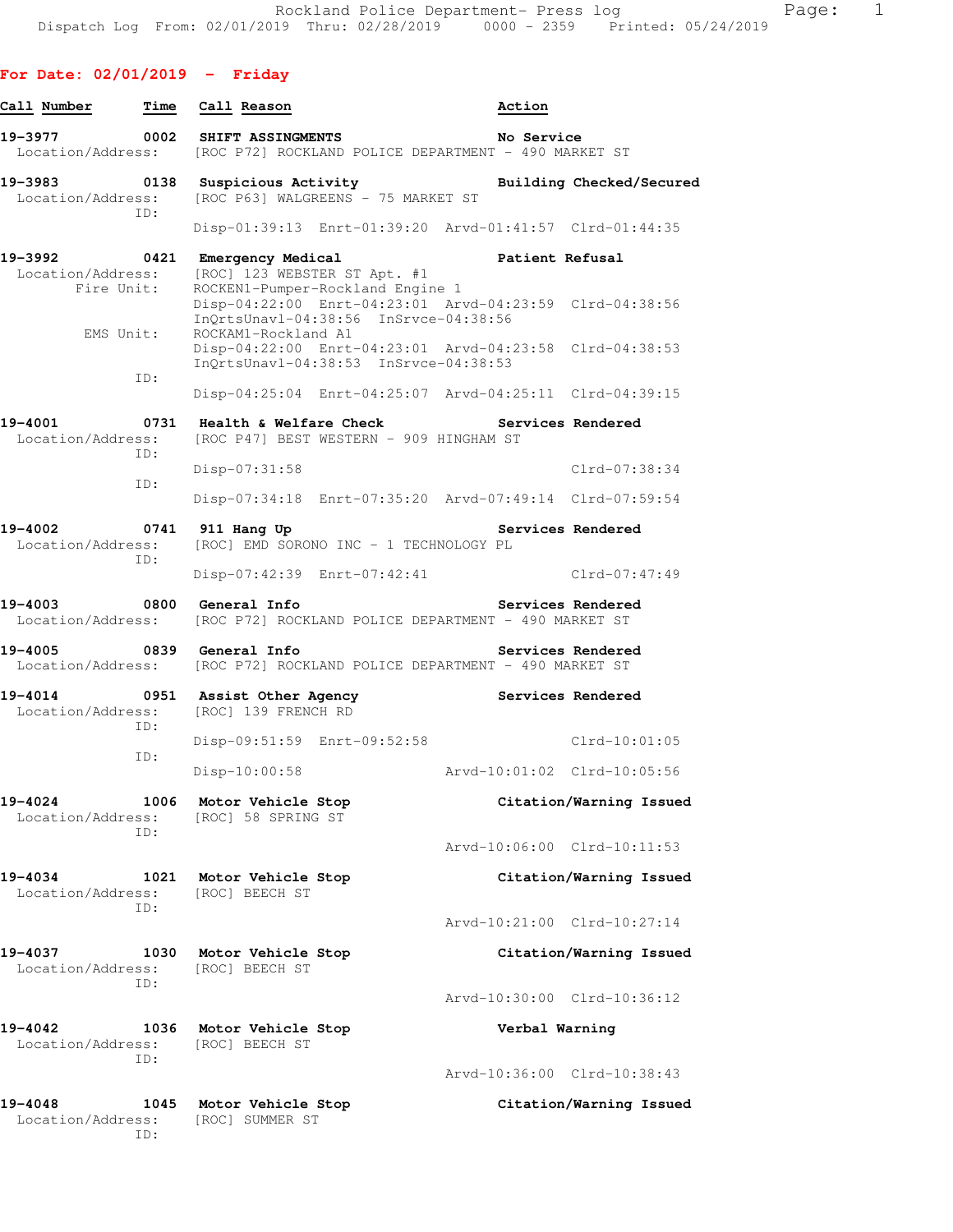Rockland Police Department- Press log
Dispatch Log From: 02/01/2019 Thru: 02/28/2019 0000 - 2359 Printed: 05/24/2019

**For Date: 02/01/2019 - Friday**

| Call Number | Time | Call Reason | Action |
|---|---|---|---|

**19-3977** 0002 **SHIFT ASSINGMENTS** **No Service**
Location/Address: [ROC P72] ROCKLAND POLICE DEPARTMENT - 490 MARKET ST

**19-3983** 0138 **Suspicious Activity** **Building Checked/Secured**
Location/Address: [ROC P63] WALGREENS - 75 MARKET ST
ID:
Disp-01:39:13 Enrt-01:39:20 Arvd-01:41:57 Clrd-01:44:35

**19-3992** 0421 **Emergency Medical** **Patient Refusal**
Location/Address: [ROC] 123 WEBSTER ST Apt. #1
Fire Unit: ROCKEN1-Pumper-Rockland Engine 1
Disp-04:22:00 Enrt-04:23:01 Arvd-04:23:59 Clrd-04:38:56
InQrtsUnavl-04:38:56 InSrvce-04:38:56
EMS Unit: ROCKAM1-Rockland A1
Disp-04:22:00 Enrt-04:23:01 Arvd-04:23:58 Clrd-04:38:53
InQrtsUnavl-04:38:53 InSrvce-04:38:53
ID:
Disp-04:25:04 Enrt-04:25:07 Arvd-04:25:11 Clrd-04:39:15

**19-4001** 0731 **Health & Welfare Check** **Services Rendered**
Location/Address: [ROC P47] BEST WESTERN - 909 HINGHAM ST
ID:
Disp-07:31:58 Clrd-07:38:34
ID:
Disp-07:34:18 Enrt-07:35:20 Arvd-07:49:14 Clrd-07:59:54

**19-4002** 0741 **911 Hang Up** **Services Rendered**
Location/Address: [ROC] EMD SORONO INC - 1 TECHNOLOGY PL
ID:
Disp-07:42:39 Enrt-07:42:41 Clrd-07:47:49

**19-4003** 0800 **General Info** **Services Rendered**
Location/Address: [ROC P72] ROCKLAND POLICE DEPARTMENT - 490 MARKET ST

**19-4005** 0839 **General Info** **Services Rendered**
Location/Address: [ROC P72] ROCKLAND POLICE DEPARTMENT - 490 MARKET ST

**19-4014** 0951 **Assist Other Agency** **Services Rendered**
Location/Address: [ROC] 139 FRENCH RD
ID:
Disp-09:51:59 Enrt-09:52:58 Clrd-10:01:05
ID:
Disp-10:00:58 Arvd-10:01:02 Clrd-10:05:56

**19-4024** 1006 **Motor Vehicle Stop** **Citation/Warning Issued**
Location/Address: [ROC] 58 SPRING ST
ID:
Arvd-10:06:00 Clrd-10:11:53

**19-4034** 1021 **Motor Vehicle Stop** **Citation/Warning Issued**
Location/Address: [ROC] BEECH ST
ID:
Arvd-10:21:00 Clrd-10:27:14

**19-4037** 1030 **Motor Vehicle Stop** **Citation/Warning Issued**
Location/Address: [ROC] BEECH ST
ID:
Arvd-10:30:00 Clrd-10:36:12

**19-4042** 1036 **Motor Vehicle Stop** **Verbal Warning**
Location/Address: [ROC] BEECH ST
ID:
Arvd-10:36:00 Clrd-10:38:43

**19-4048** 1045 **Motor Vehicle Stop** **Citation/Warning Issued**
Location/Address: [ROC] SUMMER ST
ID: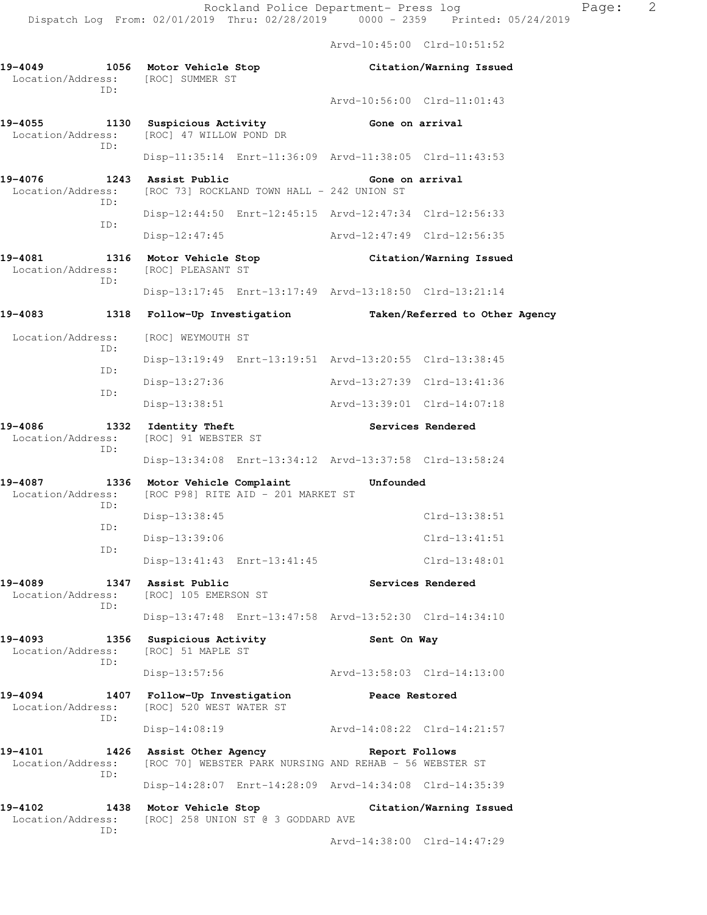Arvd-10:45:00 Clrd-10:51:52

**19-4049 1056 Motor Vehicle Stop — Citation/Warning Issued**
Location/Address: [ROC] SUMMER ST
ID:
Arvd-10:56:00 Clrd-11:01:43

**19-4055 1130 Suspicious Activity — Gone on arrival**
Location/Address: [ROC] 47 WILLOW POND DR
ID:
Disp-11:35:14 Enrt-11:36:09 Arvd-11:38:05 Clrd-11:43:53

**19-4076 1243 Assist Public — Gone on arrival**
Location/Address: [ROC 73] ROCKLAND TOWN HALL - 242 UNION ST
ID:
Disp-12:44:50 Enrt-12:45:15 Arvd-12:47:34 Clrd-12:56:33
ID:
Disp-12:47:45 Arvd-12:47:49 Clrd-12:56:35

**19-4081 1316 Motor Vehicle Stop — Citation/Warning Issued**
Location/Address: [ROC] PLEASANT ST
ID:
Disp-13:17:45 Enrt-13:17:49 Arvd-13:18:50 Clrd-13:21:14

**19-4083 1318 Follow-Up Investigation — Taken/Referred to Other Agency**
Location/Address: [ROC] WEYMOUTH ST
ID:
Disp-13:19:49 Enrt-13:19:51 Arvd-13:20:55 Clrd-13:38:45
ID:
Disp-13:27:36 Arvd-13:27:39 Clrd-13:41:36
ID:
Disp-13:38:51 Arvd-13:39:01 Clrd-14:07:18

**19-4086 1332 Identity Theft — Services Rendered**
Location/Address: [ROC] 91 WEBSTER ST
ID:
Disp-13:34:08 Enrt-13:34:12 Arvd-13:37:58 Clrd-13:58:24

**19-4087 1336 Motor Vehicle Complaint — Unfounded**
Location/Address: [ROC P98] RITE AID - 201 MARKET ST
ID:
Disp-13:38:45 Clrd-13:38:51
ID:
Disp-13:39:06 Clrd-13:41:51
ID:
Disp-13:41:43 Enrt-13:41:45 Clrd-13:48:01

**19-4089 1347 Assist Public — Services Rendered**
Location/Address: [ROC] 105 EMERSON ST
ID:
Disp-13:47:48 Enrt-13:47:58 Arvd-13:52:30 Clrd-14:34:10

**19-4093 1356 Suspicious Activity — Sent On Way**
Location/Address: [ROC] 51 MAPLE ST
ID:
Disp-13:57:56 Arvd-13:58:03 Clrd-14:13:00

**19-4094 1407 Follow-Up Investigation — Peace Restored**
Location/Address: [ROC] 520 WEST WATER ST
ID:
Disp-14:08:19 Arvd-14:08:22 Clrd-14:21:57

**19-4101 1426 Assist Other Agency — Report Follows**
Location/Address: [ROC 70] WEBSTER PARK NURSING AND REHAB - 56 WEBSTER ST
ID:
Disp-14:28:07 Enrt-14:28:09 Arvd-14:34:08 Clrd-14:35:39

**19-4102 1438 Motor Vehicle Stop — Citation/Warning Issued**
Location/Address: [ROC] 258 UNION ST @ 3 GODDARD AVE
ID:
Arvd-14:38:00 Clrd-14:47:29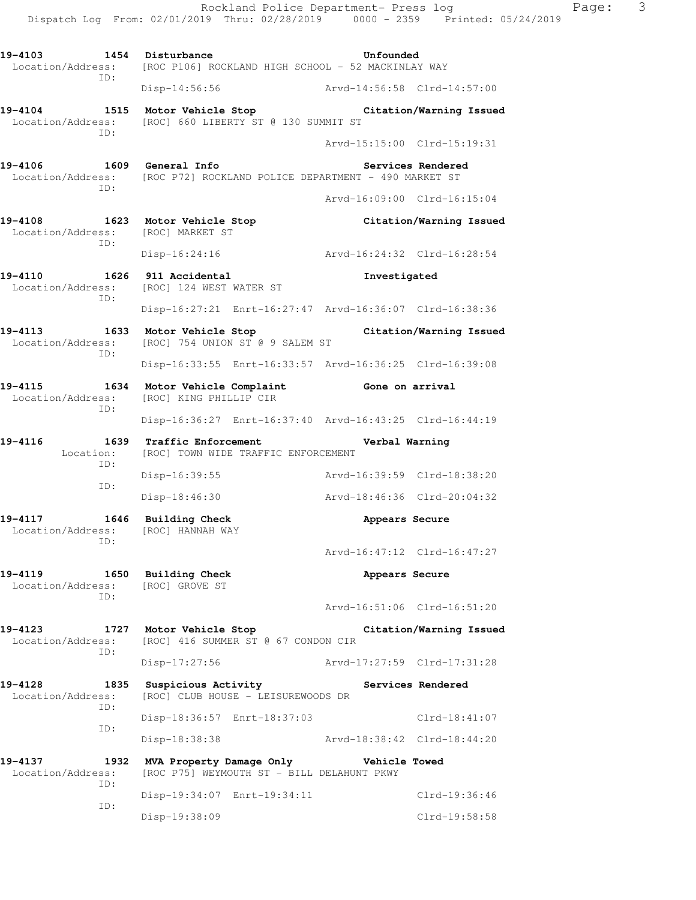```
19-4103        1454  Disturbance                              Unfounded
  Location/Address:   [ROC P106] ROCKLAND HIGH SCHOOL - 52 MACKINLAY WAY
               ID:
                     Disp-14:56:56                  Arvd-14:56:58  Clrd-14:57:00

19-4104        1515  Motor Vehicle Stop                       Citation/Warning Issued
  Location/Address:   [ROC] 660 LIBERTY ST @ 130 SUMMIT ST
               ID:
                                                    Arvd-15:15:00  Clrd-15:19:31

19-4106        1609  General Info                             Services Rendered
  Location/Address:   [ROC P72] ROCKLAND POLICE DEPARTMENT - 490 MARKET ST
               ID:
                                                    Arvd-16:09:00  Clrd-16:15:04

19-4108        1623  Motor Vehicle Stop                       Citation/Warning Issued
  Location/Address:   [ROC] MARKET ST
               ID:
                     Disp-16:24:16                  Arvd-16:24:32  Clrd-16:28:54

19-4110        1626  911 Accidental                           Investigated
  Location/Address:   [ROC] 124 WEST WATER ST
               ID:
                     Disp-16:27:21  Enrt-16:27:47  Arvd-16:36:07  Clrd-16:38:36

19-4113        1633  Motor Vehicle Stop                       Citation/Warning Issued
  Location/Address:   [ROC] 754 UNION ST @ 9 SALEM ST
               ID:
                     Disp-16:33:55  Enrt-16:33:57  Arvd-16:36:25  Clrd-16:39:08

19-4115        1634  Motor Vehicle Complaint                  Gone on arrival
  Location/Address:   [ROC] KING PHILLIP CIR
               ID:
                     Disp-16:36:27  Enrt-16:37:40  Arvd-16:43:25  Clrd-16:44:19

19-4116        1639  Traffic Enforcement                      Verbal Warning
         Location:   [ROC] TOWN WIDE TRAFFIC ENFORCEMENT
               ID:
                     Disp-16:39:55                  Arvd-16:39:59  Clrd-18:38:20
               ID:
                     Disp-18:46:30                  Arvd-18:46:36  Clrd-20:04:32

19-4117        1646  Building Check                           Appears Secure
  Location/Address:   [ROC] HANNAH WAY
               ID:
                                                    Arvd-16:47:12  Clrd-16:47:27

19-4119        1650  Building Check                           Appears Secure
  Location/Address:   [ROC] GROVE ST
               ID:
                                                    Arvd-16:51:06  Clrd-16:51:20

19-4123        1727  Motor Vehicle Stop                       Citation/Warning Issued
  Location/Address:   [ROC] 416 SUMMER ST @ 67 CONDON CIR
               ID:
                     Disp-17:27:56                  Arvd-17:27:59  Clrd-17:31:28

19-4128        1835  Suspicious Activity                      Services Rendered
  Location/Address:   [ROC] CLUB HOUSE - LEISUREWOODS DR
               ID:
                     Disp-18:36:57  Enrt-18:37:03                  Clrd-18:41:07
               ID:
                     Disp-18:38:38                  Arvd-18:38:42  Clrd-18:44:20

19-4137        1932  MVA Property Damage Only                 Vehicle Towed
  Location/Address:   [ROC P75] WEYMOUTH ST - BILL DELAHUNT PKWY
               ID:
                     Disp-19:34:07  Enrt-19:34:11                  Clrd-19:36:46
               ID:
                     Disp-19:38:09                                 Clrd-19:58:58
```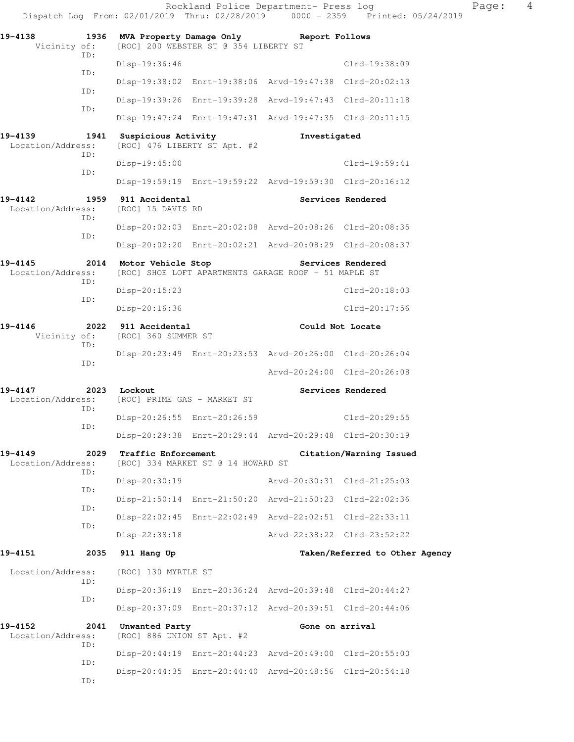Rockland Police Department- Press log
Dispatch Log From: 02/01/2019 Thru: 02/28/2019 0000 - 2359 Printed: 05/24/2019

**19-4138** 1936 **MVA Property Damage Only** **Report Follows**
Vicinity of: [ROC] 200 WEBSTER ST @ 354 LIBERTY ST
ID: Disp-19:36:46 Clrd-19:38:09
ID: Disp-19:38:02 Enrt-19:38:06 Arvd-19:47:38 Clrd-20:02:13
ID: Disp-19:39:26 Enrt-19:39:28 Arvd-19:47:43 Clrd-20:11:18
ID: Disp-19:47:24 Enrt-19:47:31 Arvd-19:47:35 Clrd-20:11:15

**19-4139** 1941 **Suspicious Activity** **Investigated**
Location/Address: [ROC] 476 LIBERTY ST Apt. #2
ID: Disp-19:45:00 Clrd-19:59:41
ID: Disp-19:59:19 Enrt-19:59:22 Arvd-19:59:30 Clrd-20:16:12

**19-4142** 1959 **911 Accidental** **Services Rendered**
Location/Address: [ROC] 15 DAVIS RD
ID: Disp-20:02:03 Enrt-20:02:08 Arvd-20:08:26 Clrd-20:08:35
ID: Disp-20:02:20 Enrt-20:02:21 Arvd-20:08:29 Clrd-20:08:37

**19-4145** 2014 **Motor Vehicle Stop** **Services Rendered**
Location/Address: [ROC] SHOE LOFT APARTMENTS GARAGE ROOF - 51 MAPLE ST
ID: Disp-20:15:23 Clrd-20:18:03
ID: Disp-20:16:36 Clrd-20:17:56

**19-4146** 2022 **911 Accidental** **Could Not Locate**
Vicinity of: [ROC] 360 SUMMER ST
ID: Disp-20:23:49 Enrt-20:23:53 Arvd-20:26:00 Clrd-20:26:04
ID: Arvd-20:24:00 Clrd-20:26:08

**19-4147** 2023 **Lockout** **Services Rendered**
Location/Address: [ROC] PRIME GAS - MARKET ST
ID: Disp-20:26:55 Enrt-20:26:59 Clrd-20:29:55
ID: Disp-20:29:38 Enrt-20:29:44 Arvd-20:29:48 Clrd-20:30:19

**19-4149** 2029 **Traffic Enforcement** **Citation/Warning Issued**
Location/Address: [ROC] 334 MARKET ST @ 14 HOWARD ST
ID: Disp-20:30:19 Arvd-20:30:31 Clrd-21:25:03
ID: Disp-21:50:14 Enrt-21:50:20 Arvd-21:50:23 Clrd-22:02:36
ID: Disp-22:02:45 Enrt-22:02:49 Arvd-22:02:51 Clrd-22:33:11
ID: Disp-22:38:18 Arvd-22:38:22 Clrd-23:52:22

**19-4151** 2035 **911 Hang Up** **Taken/Referred to Other Agency**
Location/Address: [ROC] 130 MYRTLE ST
ID: Disp-20:36:19 Enrt-20:36:24 Arvd-20:39:48 Clrd-20:44:27
ID: Disp-20:37:09 Enrt-20:37:12 Arvd-20:39:51 Clrd-20:44:06

**19-4152** 2041 **Unwanted Party** **Gone on arrival**
Location/Address: [ROC] 886 UNION ST Apt. #2
ID: Disp-20:44:19 Enrt-20:44:23 Arvd-20:49:00 Clrd-20:55:00
ID: Disp-20:44:35 Enrt-20:44:40 Arvd-20:48:56 Clrd-20:54:18
ID: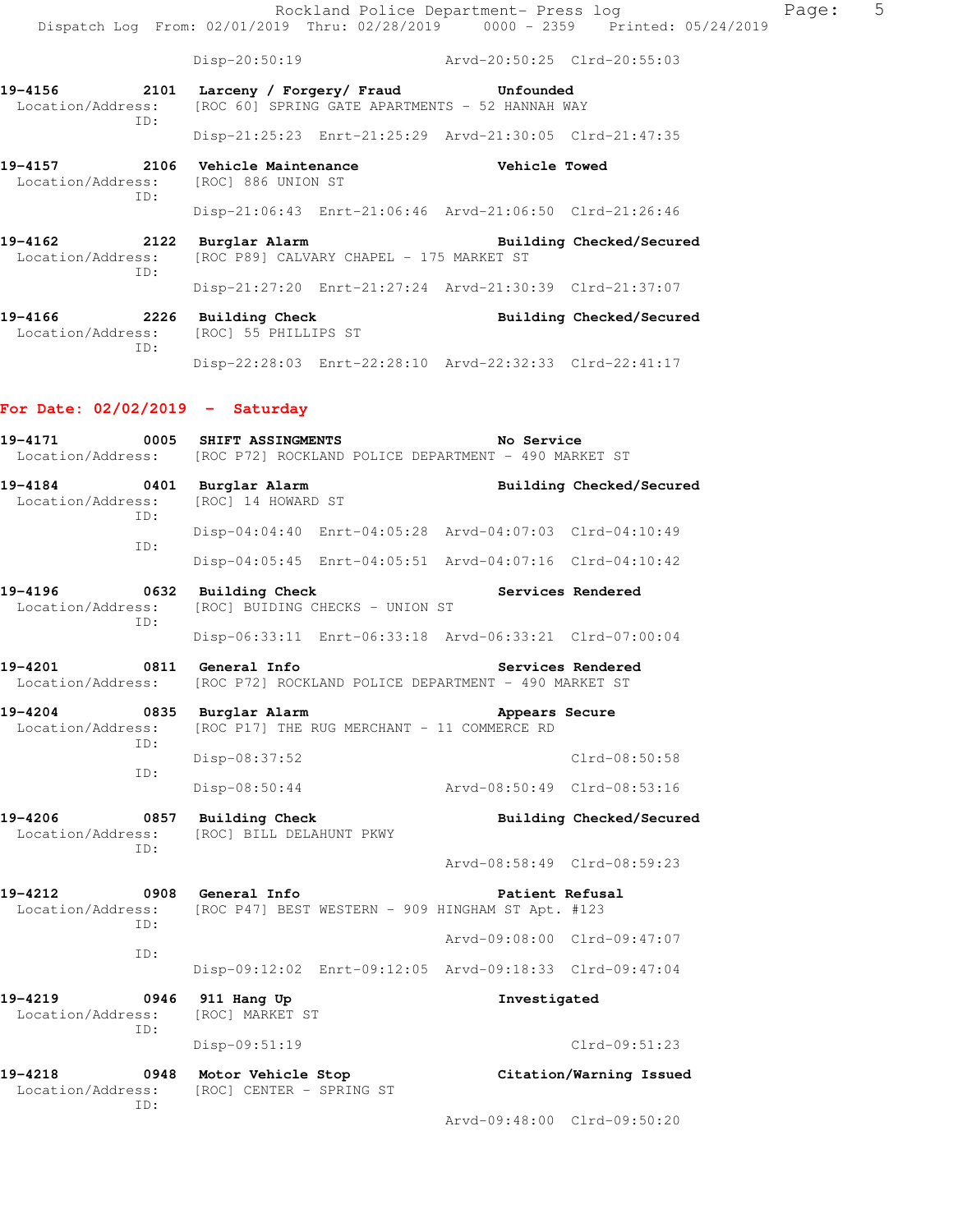Disp-20:50:19 Arvd-20:50:25 Clrd-20:55:03

**19-4156 2101 Larceny / Forgery/ Fraud Unfounded**
Location/Address: [ROC 60] SPRING GATE APARTMENTS - 52 HANNAH WAY
ID:
Disp-21:25:23 Enrt-21:25:29 Arvd-21:30:05 Clrd-21:47:35

**19-4157 2106 Vehicle Maintenance Vehicle Towed**
Location/Address: [ROC] 886 UNION ST
ID:
Disp-21:06:43 Enrt-21:06:46 Arvd-21:06:50 Clrd-21:26:46

**19-4162 2122 Burglar Alarm Building Checked/Secured**
Location/Address: [ROC P89] CALVARY CHAPEL - 175 MARKET ST
ID:
Disp-21:27:20 Enrt-21:27:24 Arvd-21:30:39 Clrd-21:37:07

**19-4166 2226 Building Check Building Checked/Secured**
Location/Address: [ROC] 55 PHILLIPS ST
ID:
Disp-22:28:03 Enrt-22:28:10 Arvd-22:32:33 Clrd-22:41:17

## For Date: 02/02/2019 - Saturday

**19-4171 0005 SHIFT ASSINGMENTS No Service**
Location/Address: [ROC P72] ROCKLAND POLICE DEPARTMENT - 490 MARKET ST

**19-4184 0401 Burglar Alarm Building Checked/Secured**
Location/Address: [ROC] 14 HOWARD ST
ID:
Disp-04:04:40 Enrt-04:05:28 Arvd-04:07:03 Clrd-04:10:49
ID:
Disp-04:05:45 Enrt-04:05:51 Arvd-04:07:16 Clrd-04:10:42

**19-4196 0632 Building Check Services Rendered**
Location/Address: [ROC] BUIDING CHECKS - UNION ST
ID:
Disp-06:33:11 Enrt-06:33:18 Arvd-06:33:21 Clrd-07:00:04

**19-4201 0811 General Info Services Rendered**
Location/Address: [ROC P72] ROCKLAND POLICE DEPARTMENT - 490 MARKET ST

**19-4204 0835 Burglar Alarm Appears Secure**
Location/Address: [ROC P17] THE RUG MERCHANT - 11 COMMERCE RD
ID:
Disp-08:37:52 Clrd-08:50:58
ID:
Disp-08:50:44 Arvd-08:50:49 Clrd-08:53:16

**19-4206 0857 Building Check Building Checked/Secured**
Location/Address: [ROC] BILL DELAHUNT PKWY
ID:
Arvd-08:58:49 Clrd-08:59:23

**19-4212 0908 General Info Patient Refusal**
Location/Address: [ROC P47] BEST WESTERN - 909 HINGHAM ST Apt. #123
ID:
Arvd-09:08:00 Clrd-09:47:07
ID:
Disp-09:12:02 Enrt-09:12:05 Arvd-09:18:33 Clrd-09:47:04

**19-4219 0946 911 Hang Up Investigated**
Location/Address: [ROC] MARKET ST
ID:
Disp-09:51:19 Clrd-09:51:23

**19-4218 0948 Motor Vehicle Stop Citation/Warning Issued**
Location/Address: [ROC] CENTER - SPRING ST
ID:
Arvd-09:48:00 Clrd-09:50:20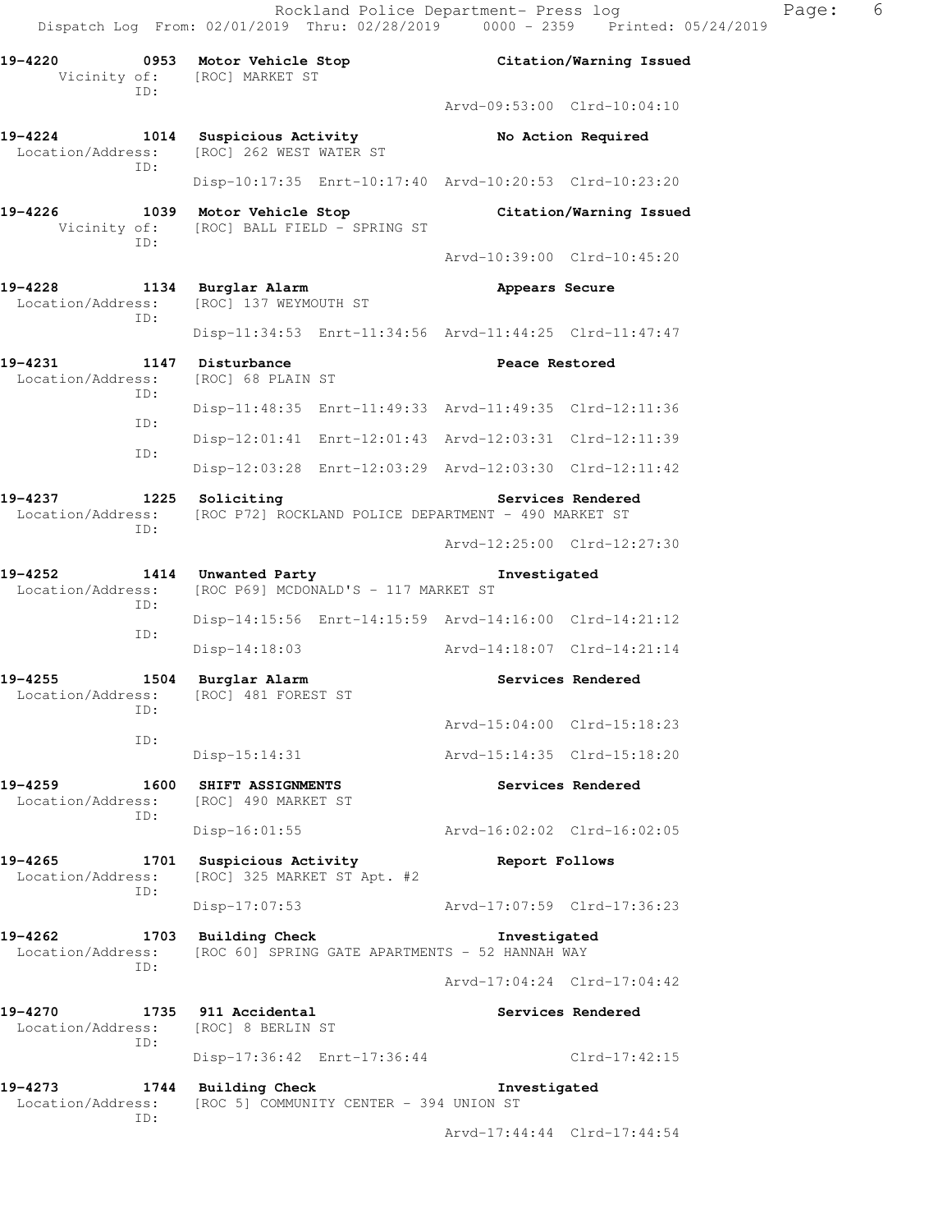19-4220 0953 Motor Vehicle Stop Citation/Warning Issued
Vicinity of: [ROC] MARKET ST
ID:
Arvd-09:53:00 Clrd-10:04:10

19-4224 1014 Suspicious Activity No Action Required
Location/Address: [ROC] 262 WEST WATER ST
ID:
Disp-10:17:35 Enrt-10:17:40 Arvd-10:20:53 Clrd-10:23:20

19-4226 1039 Motor Vehicle Stop Citation/Warning Issued
Vicinity of: [ROC] BALL FIELD - SPRING ST
ID:
Arvd-10:39:00 Clrd-10:45:20

19-4228 1134 Burglar Alarm Appears Secure
Location/Address: [ROC] 137 WEYMOUTH ST
ID:
Disp-11:34:53 Enrt-11:34:56 Arvd-11:44:25 Clrd-11:47:47

19-4231 1147 Disturbance Peace Restored
Location/Address: [ROC] 68 PLAIN ST
ID:
Disp-11:48:35 Enrt-11:49:33 Arvd-11:49:35 Clrd-12:11:36
ID:
Disp-12:01:41 Enrt-12:01:43 Arvd-12:03:31 Clrd-12:11:39
ID:
Disp-12:03:28 Enrt-12:03:29 Arvd-12:03:30 Clrd-12:11:42

19-4237 1225 Soliciting Services Rendered
Location/Address: [ROC P72] ROCKLAND POLICE DEPARTMENT - 490 MARKET ST
ID:
Arvd-12:25:00 Clrd-12:27:30

19-4252 1414 Unwanted Party Investigated
Location/Address: [ROC P69] MCDONALD'S - 117 MARKET ST
ID:
Disp-14:15:56 Enrt-14:15:59 Arvd-14:16:00 Clrd-14:21:12
ID:
Disp-14:18:03 Arvd-14:18:07 Clrd-14:21:14

19-4255 1504 Burglar Alarm Services Rendered
Location/Address: [ROC] 481 FOREST ST
ID:
Arvd-15:04:00 Clrd-15:18:23
ID:
Disp-15:14:31 Arvd-15:14:35 Clrd-15:18:20

19-4259 1600 SHIFT ASSIGNMENTS Services Rendered
Location/Address: [ROC] 490 MARKET ST
ID:
Disp-16:01:55 Arvd-16:02:02 Clrd-16:02:05

19-4265 1701 Suspicious Activity Report Follows
Location/Address: [ROC] 325 MARKET ST Apt. #2
ID:
Disp-17:07:53 Arvd-17:07:59 Clrd-17:36:23

19-4262 1703 Building Check Investigated
Location/Address: [ROC 60] SPRING GATE APARTMENTS - 52 HANNAH WAY
ID:
Arvd-17:04:24 Clrd-17:04:42

19-4270 1735 911 Accidental Services Rendered
Location/Address: [ROC] 8 BERLIN ST
ID:
Disp-17:36:42 Enrt-17:36:44 Clrd-17:42:15

19-4273 1744 Building Check Investigated
Location/Address: [ROC 5] COMMUNITY CENTER - 394 UNION ST
ID:
Arvd-17:44:44 Clrd-17:44:54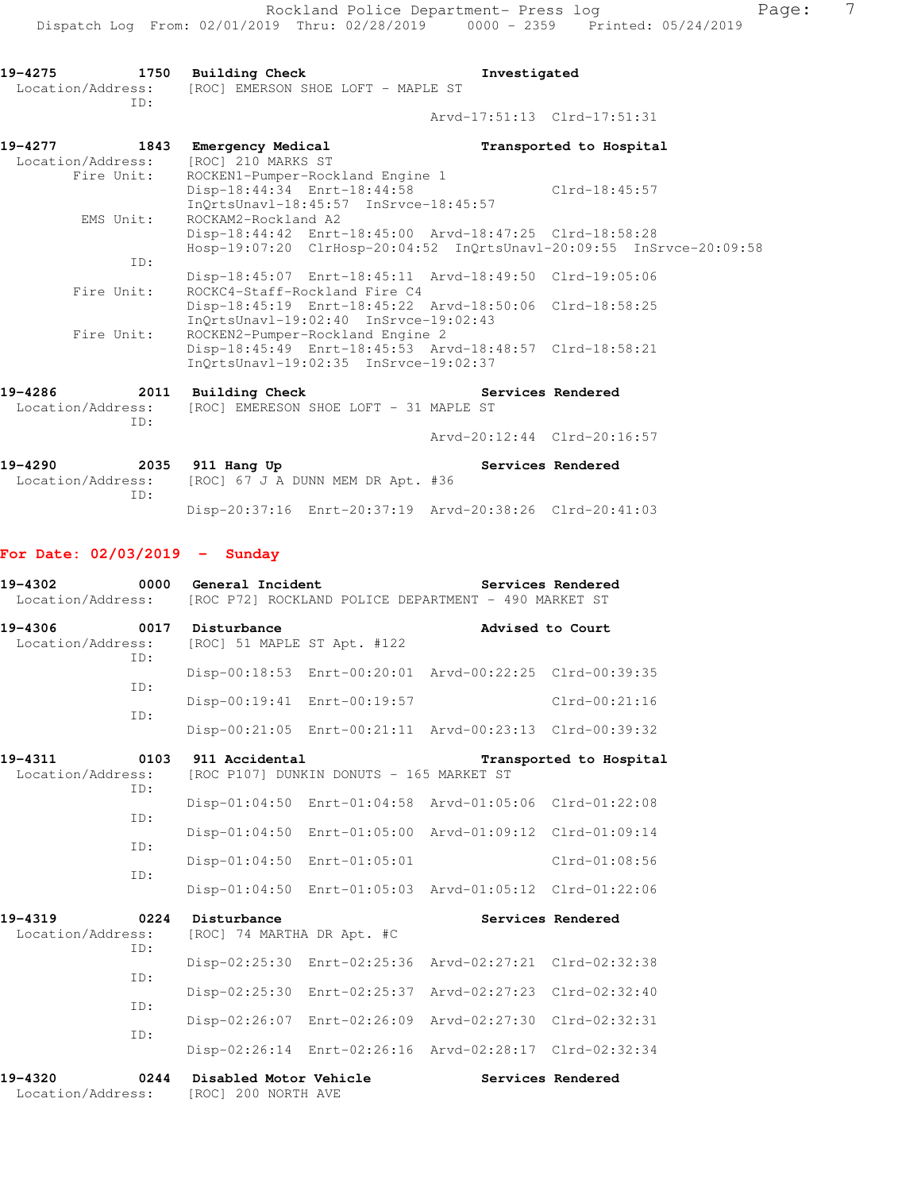**19-4275** 1750 **Building Check** **Investigated**
Location/Address: [ROC] EMERSON SHOE LOFT - MAPLE ST
ID:
Arvd-17:51:13 Clrd-17:51:31

**19-4277** 1843 **Emergency Medical** **Transported to Hospital**
Location/Address: [ROC] 210 MARKS ST
Fire Unit: ROCKEN1-Pumper-Rockland Engine 1
Disp-18:44:34 Enrt-18:44:58 Clrd-18:45:57
InQrtsUnavl-18:45:57 InSrvce-18:45:57
EMS Unit: ROCKAM2-Rockland A2
Disp-18:44:42 Enrt-18:45:00 Arvd-18:47:25 Clrd-18:58:28
Hosp-19:07:20 ClrHosp-20:04:52 InQrtsUnavl-20:09:55 InSrvce-20:09:58
ID:
Disp-18:45:07 Enrt-18:45:11 Arvd-18:49:50 Clrd-19:05:06
Fire Unit: ROCKC4-Staff-Rockland Fire C4
Disp-18:45:19 Enrt-18:45:22 Arvd-18:50:06 Clrd-18:58:25
InQrtsUnavl-19:02:40 InSrvce-19:02:43
Fire Unit: ROCKEN2-Pumper-Rockland Engine 2
Disp-18:45:49 Enrt-18:45:53 Arvd-18:48:57 Clrd-18:58:21
InQrtsUnavl-19:02:35 InSrvce-19:02:37

**19-4286** 2011 **Building Check** **Services Rendered**
Location/Address: [ROC] EMERESON SHOE LOFT - 31 MAPLE ST
ID:
Arvd-20:12:44 Clrd-20:16:57

**19-4290** 2035 **911 Hang Up** **Services Rendered**
Location/Address: [ROC] 67 J A DUNN MEM DR Apt. #36
ID:
Disp-20:37:16 Enrt-20:37:19 Arvd-20:38:26 Clrd-20:41:03

## For Date: 02/03/2019 - Sunday

**19-4302** 0000 **General Incident** **Services Rendered**
Location/Address: [ROC P72] ROCKLAND POLICE DEPARTMENT - 490 MARKET ST

**19-4306** 0017 **Disturbance** **Advised to Court**
Location/Address: [ROC] 51 MAPLE ST Apt. #122
ID:
Disp-00:18:53 Enrt-00:20:01 Arvd-00:22:25 Clrd-00:39:35
ID:
Disp-00:19:41 Enrt-00:19:57 Clrd-00:21:16
ID:
Disp-00:21:05 Enrt-00:21:11 Arvd-00:23:13 Clrd-00:39:32

**19-4311** 0103 **911 Accidental** **Transported to Hospital**
Location/Address: [ROC P107] DUNKIN DONUTS - 165 MARKET ST
ID:
Disp-01:04:50 Enrt-01:04:58 Arvd-01:05:06 Clrd-01:22:08
ID:
Disp-01:04:50 Enrt-01:05:00 Arvd-01:09:12 Clrd-01:09:14
ID:
Disp-01:04:50 Enrt-01:05:01 Clrd-01:08:56
ID:
Disp-01:04:50 Enrt-01:05:03 Arvd-01:05:12 Clrd-01:22:06

**19-4319** 0224 **Disturbance** **Services Rendered**
Location/Address: [ROC] 74 MARTHA DR Apt. #C
ID:
Disp-02:25:30 Enrt-02:25:36 Arvd-02:27:21 Clrd-02:32:38
ID:
Disp-02:25:30 Enrt-02:25:37 Arvd-02:27:23 Clrd-02:32:40
ID:
Disp-02:26:07 Enrt-02:26:09 Arvd-02:27:30 Clrd-02:32:31
ID:
Disp-02:26:14 Enrt-02:26:16 Arvd-02:28:17 Clrd-02:32:34

**19-4320** 0244 **Disabled Motor Vehicle** **Services Rendered**
Location/Address: [ROC] 200 NORTH AVE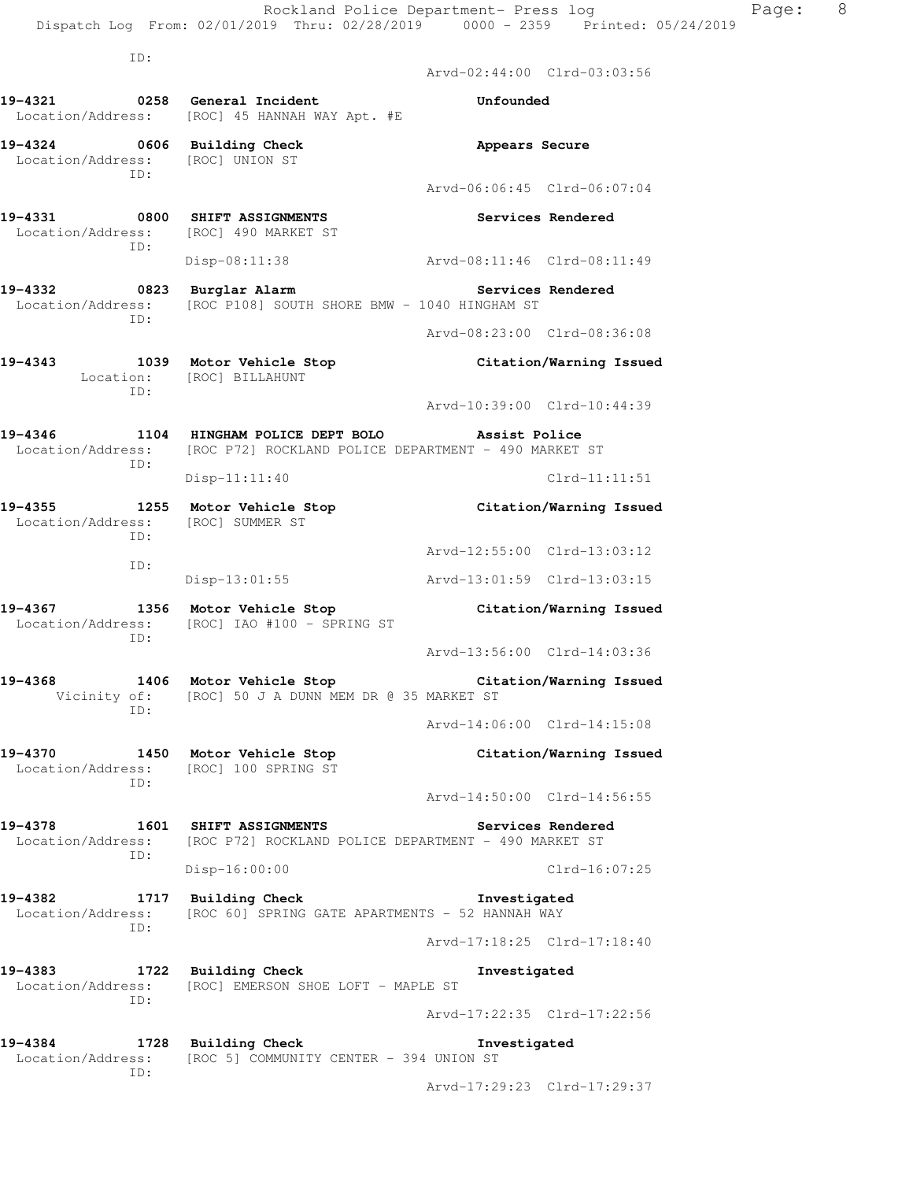ID:
Arvd-02:44:00 Clrd-03:03:56

**19-4321 0258 General Incident** **Unfounded**
Location/Address: [ROC] 45 HANNAH WAY Apt. #E

**19-4324 0606 Building Check** **Appears Secure**
Location/Address: [ROC] UNION ST
ID:
Arvd-06:06:45 Clrd-06:07:04

**19-4331 0800 SHIFT ASSIGNMENTS** **Services Rendered**
Location/Address: [ROC] 490 MARKET ST
ID:
Disp-08:11:38 Arvd-08:11:46 Clrd-08:11:49

**19-4332 0823 Burglar Alarm** **Services Rendered**
Location/Address: [ROC P108] SOUTH SHORE BMW - 1040 HINGHAM ST
ID:
Arvd-08:23:00 Clrd-08:36:08

**19-4343 1039 Motor Vehicle Stop** **Citation/Warning Issued**
Location: [ROC] BILLAHUNT
ID:
Arvd-10:39:00 Clrd-10:44:39

**19-4346 1104 HINGHAM POLICE DEPT BOLO** **Assist Police**
Location/Address: [ROC P72] ROCKLAND POLICE DEPARTMENT - 490 MARKET ST
ID:
Disp-11:11:40 Clrd-11:11:51

**19-4355 1255 Motor Vehicle Stop** **Citation/Warning Issued**
Location/Address: [ROC] SUMMER ST
ID:
Arvd-12:55:00 Clrd-13:03:12
ID:
Disp-13:01:55 Arvd-13:01:59 Clrd-13:03:15

**19-4367 1356 Motor Vehicle Stop** **Citation/Warning Issued**
Location/Address: [ROC] IAO #100 - SPRING ST
ID:
Arvd-13:56:00 Clrd-14:03:36

**19-4368 1406 Motor Vehicle Stop** **Citation/Warning Issued**
Vicinity of: [ROC] 50 J A DUNN MEM DR @ 35 MARKET ST
ID:
Arvd-14:06:00 Clrd-14:15:08

**19-4370 1450 Motor Vehicle Stop** **Citation/Warning Issued**
Location/Address: [ROC] 100 SPRING ST
ID:
Arvd-14:50:00 Clrd-14:56:55

**19-4378 1601 SHIFT ASSIGNMENTS** **Services Rendered**
Location/Address: [ROC P72] ROCKLAND POLICE DEPARTMENT - 490 MARKET ST
ID:
Disp-16:00:00 Clrd-16:07:25

**19-4382 1717 Building Check** **Investigated**
Location/Address: [ROC 60] SPRING GATE APARTMENTS - 52 HANNAH WAY
ID:
Arvd-17:18:25 Clrd-17:18:40

**19-4383 1722 Building Check** **Investigated**
Location/Address: [ROC] EMERSON SHOE LOFT - MAPLE ST
ID:
Arvd-17:22:35 Clrd-17:22:56

**19-4384 1728 Building Check** **Investigated**
Location/Address: [ROC 5] COMMUNITY CENTER - 394 UNION ST
ID:
Arvd-17:29:23 Clrd-17:29:37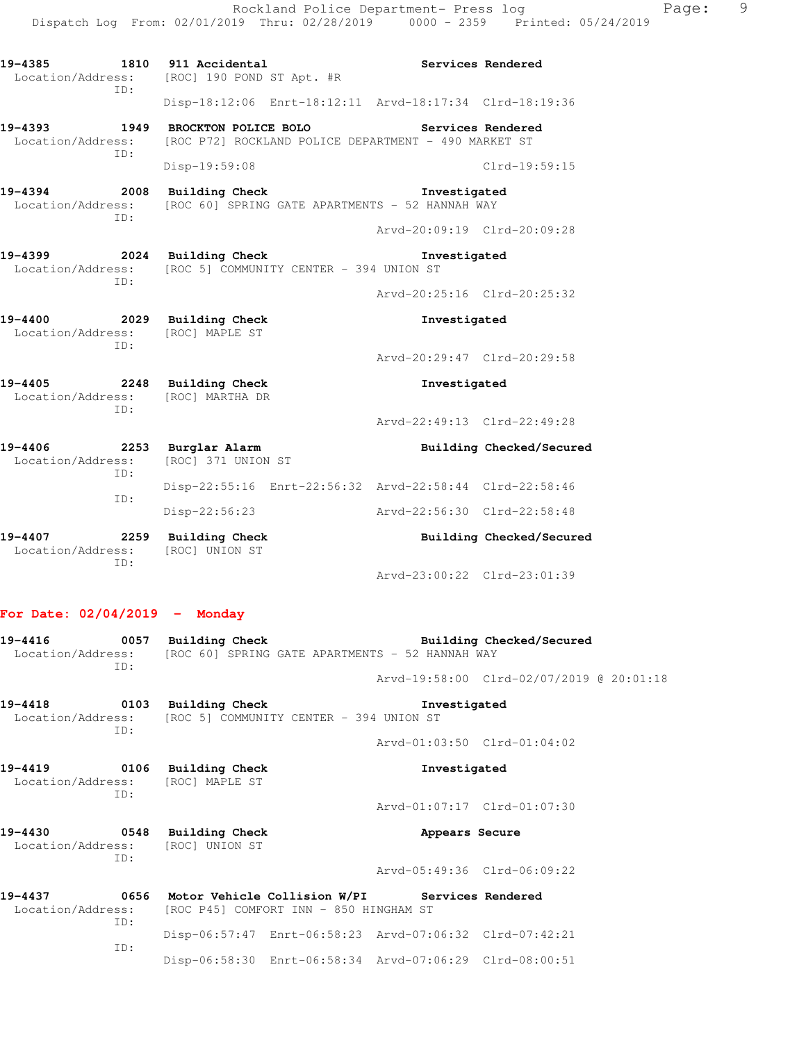19-4385 1810 911 Accidental Services Rendered
Location/Address: [ROC] 190 POND ST Apt. #R
ID:
Disp-18:12:06 Enrt-18:12:11 Arvd-18:17:34 Clrd-18:19:36

19-4393 1949 BROCKTON POLICE BOLO Services Rendered
Location/Address: [ROC P72] ROCKLAND POLICE DEPARTMENT - 490 MARKET ST
ID:
Disp-19:59:08 Clrd-19:59:15

19-4394 2008 Building Check Investigated
Location/Address: [ROC 60] SPRING GATE APARTMENTS - 52 HANNAH WAY
ID:
Arvd-20:09:19 Clrd-20:09:28

19-4399 2024 Building Check Investigated
Location/Address: [ROC 5] COMMUNITY CENTER - 394 UNION ST
ID:
Arvd-20:25:16 Clrd-20:25:32

19-4400 2029 Building Check Investigated
Location/Address: [ROC] MAPLE ST
ID:
Arvd-20:29:47 Clrd-20:29:58

19-4405 2248 Building Check Investigated
Location/Address: [ROC] MARTHA DR
ID:
Arvd-22:49:13 Clrd-22:49:28

19-4406 2253 Burglar Alarm Building Checked/Secured
Location/Address: [ROC] 371 UNION ST
ID:
Disp-22:55:16 Enrt-22:56:32 Arvd-22:58:44 Clrd-22:58:46
ID:
Disp-22:56:23 Arvd-22:56:30 Clrd-22:58:48

19-4407 2259 Building Check Building Checked/Secured
Location/Address: [ROC] UNION ST
ID:
Arvd-23:00:22 Clrd-23:01:39

**For Date: 02/04/2019 - Monday**

19-4416 0057 Building Check Building Checked/Secured
Location/Address: [ROC 60] SPRING GATE APARTMENTS - 52 HANNAH WAY
ID:
Arvd-19:58:00 Clrd-02/07/2019 @ 20:01:18

19-4418 0103 Building Check Investigated
Location/Address: [ROC 5] COMMUNITY CENTER - 394 UNION ST
ID:
Arvd-01:03:50 Clrd-01:04:02

19-4419 0106 Building Check Investigated
Location/Address: [ROC] MAPLE ST
ID:
Arvd-01:07:17 Clrd-01:07:30

19-4430 0548 Building Check Appears Secure
Location/Address: [ROC] UNION ST
ID:
Arvd-05:49:36 Clrd-06:09:22

19-4437 0656 Motor Vehicle Collision W/PI Services Rendered
Location/Address: [ROC P45] COMFORT INN - 850 HINGHAM ST
ID:
Disp-06:57:47 Enrt-06:58:23 Arvd-07:06:32 Clrd-07:42:21
ID:
Disp-06:58:30 Enrt-06:58:34 Arvd-07:06:29 Clrd-08:00:51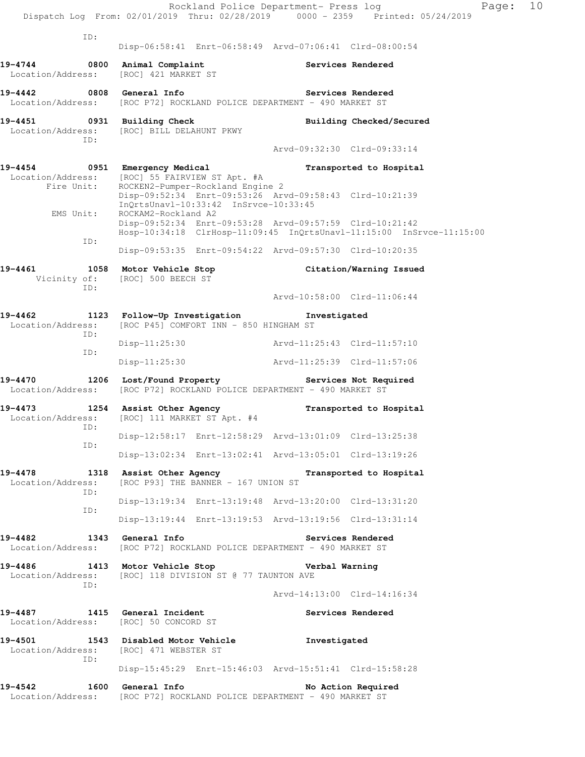ID:
Disp-06:58:41 Enrt-06:58:49 Arvd-07:06:41 Clrd-08:00:54

**19-4744 0800 Animal Complaint** **Services Rendered**
Location/Address: [ROC] 421 MARKET ST

**19-4442 0808 General Info** **Services Rendered**
Location/Address: [ROC P72] ROCKLAND POLICE DEPARTMENT - 490 MARKET ST

**19-4451 0931 Building Check** **Building Checked/Secured**
Location/Address: [ROC] BILL DELAHUNT PKWY
ID:
Arvd-09:32:30 Clrd-09:33:14

**19-4454 0951 Emergency Medical** **Transported to Hospital**
Location/Address: [ROC] 55 FAIRVIEW ST Apt. #A
Fire Unit: ROCKEN2-Pumper-Rockland Engine 2
Disp-09:52:34 Enrt-09:53:26 Arvd-09:58:43 Clrd-10:21:39
InQrtsUnavl-10:33:42 InSrvce-10:33:45
EMS Unit: ROCKAM2-Rockland A2
Disp-09:52:34 Enrt-09:53:28 Arvd-09:57:59 Clrd-10:21:42
Hosp-10:34:18 ClrHosp-11:09:45 InQrtsUnavl-11:15:00 InSrvce-11:15:00
ID:
Disp-09:53:35 Enrt-09:54:22 Arvd-09:57:30 Clrd-10:20:35

**19-4461 1058 Motor Vehicle Stop** **Citation/Warning Issued**
Vicinity of: [ROC] 500 BEECH ST
ID:
Arvd-10:58:00 Clrd-11:06:44

**19-4462 1123 Follow-Up Investigation** **Investigated**
Location/Address: [ROC P45] COMFORT INN - 850 HINGHAM ST
ID:
Disp-11:25:30 Arvd-11:25:43 Clrd-11:57:10
ID:
Disp-11:25:30 Arvd-11:25:39 Clrd-11:57:06

**19-4470 1206 Lost/Found Property** **Services Not Required**
Location/Address: [ROC P72] ROCKLAND POLICE DEPARTMENT - 490 MARKET ST

**19-4473 1254 Assist Other Agency** **Transported to Hospital**
Location/Address: [ROC] 111 MARKET ST Apt. #4
ID:
Disp-12:58:17 Enrt-12:58:29 Arvd-13:01:09 Clrd-13:25:38
ID:
Disp-13:02:34 Enrt-13:02:41 Arvd-13:05:01 Clrd-13:19:26

**19-4478 1318 Assist Other Agency** **Transported to Hospital**
Location/Address: [ROC P93] THE BANNER - 167 UNION ST
ID:
Disp-13:19:34 Enrt-13:19:48 Arvd-13:20:00 Clrd-13:31:20
ID:
Disp-13:19:44 Enrt-13:19:53 Arvd-13:19:56 Clrd-13:31:14

**19-4482 1343 General Info** **Services Rendered**
Location/Address: [ROC P72] ROCKLAND POLICE DEPARTMENT - 490 MARKET ST

**19-4486 1413 Motor Vehicle Stop** **Verbal Warning**
Location/Address: [ROC] 118 DIVISION ST @ 77 TAUNTON AVE
ID:
Arvd-14:13:00 Clrd-14:16:34

**19-4487 1415 General Incident** **Services Rendered**
Location/Address: [ROC] 50 CONCORD ST

**19-4501 1543 Disabled Motor Vehicle** **Investigated**
Location/Address: [ROC] 471 WEBSTER ST
ID:
Disp-15:45:29 Enrt-15:46:03 Arvd-15:51:41 Clrd-15:58:28

**19-4542 1600 General Info** **No Action Required**
Location/Address: [ROC P72] ROCKLAND POLICE DEPARTMENT - 490 MARKET ST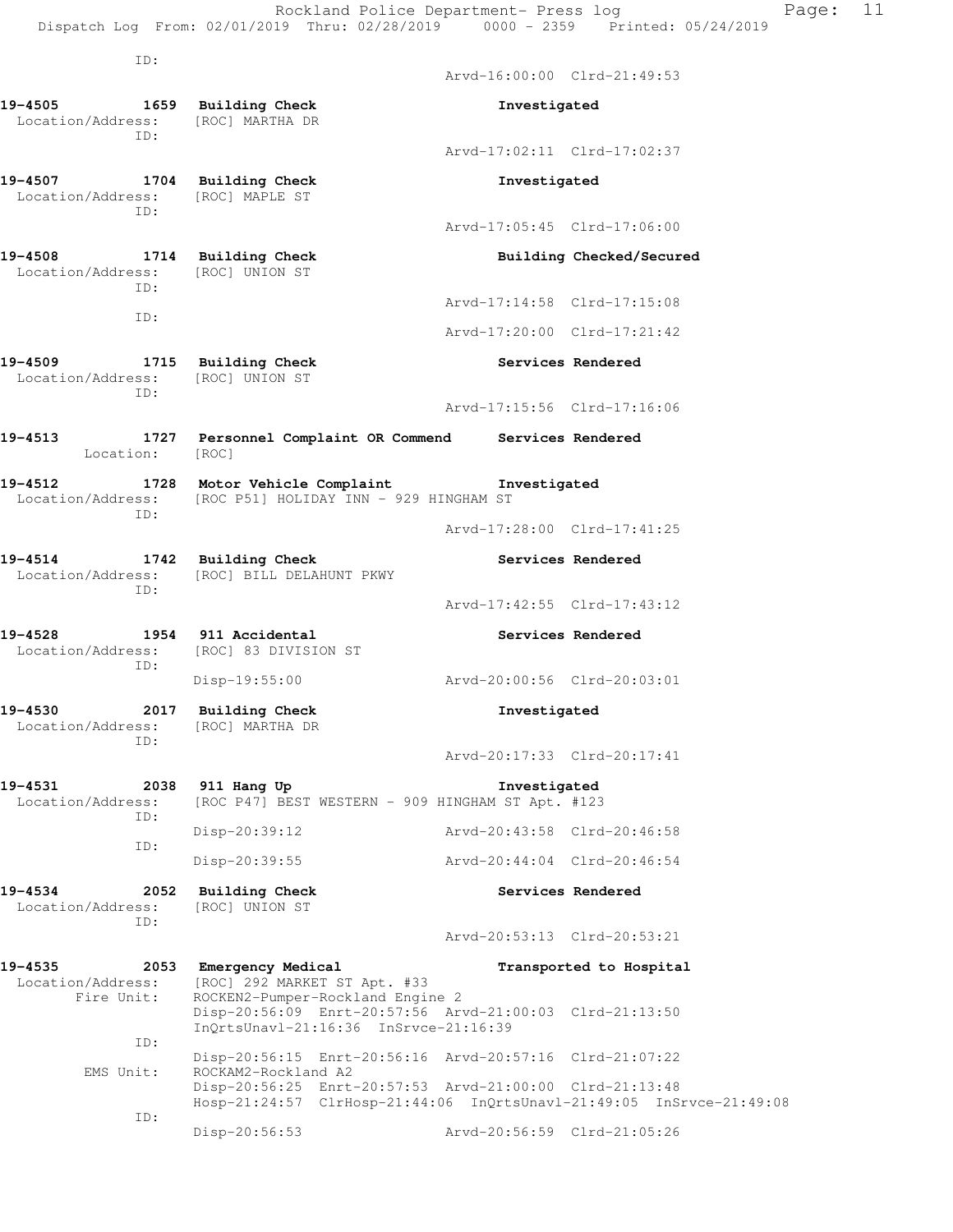```
        ID:
                                             Arvd-16:00:00  Clrd-21:49:53

19-4505         1659  Building Check                  Investigated
 Location/Address:    [ROC] MARTHA DR
        ID:
                                             Arvd-17:02:11  Clrd-17:02:37

19-4507         1704  Building Check                  Investigated
 Location/Address:    [ROC] MAPLE ST
        ID:
                                             Arvd-17:05:45  Clrd-17:06:00

19-4508         1714  Building Check                  Building Checked/Secured
 Location/Address:    [ROC] UNION ST
        ID:
                                             Arvd-17:14:58  Clrd-17:15:08
        ID:
                                             Arvd-17:20:00  Clrd-17:21:42

19-4509         1715  Building Check                  Services Rendered
 Location/Address:    [ROC] UNION ST
        ID:
                                             Arvd-17:15:56  Clrd-17:16:06

19-4513         1727  Personnel Complaint OR Commend  Services Rendered
        Location:     [ROC]

19-4512         1728  Motor Vehicle Complaint         Investigated
 Location/Address:    [ROC P51] HOLIDAY INN - 929 HINGHAM ST
        ID:
                                             Arvd-17:28:00  Clrd-17:41:25

19-4514         1742  Building Check                  Services Rendered
 Location/Address:    [ROC] BILL DELAHUNT PKWY
        ID:
                                             Arvd-17:42:55  Clrd-17:43:12

19-4528         1954  911 Accidental                  Services Rendered
 Location/Address:    [ROC] 83 DIVISION ST
        ID:
                      Disp-19:55:00          Arvd-20:00:56  Clrd-20:03:01

19-4530         2017  Building Check                  Investigated
 Location/Address:    [ROC] MARTHA DR
        ID:
                                             Arvd-20:17:33  Clrd-20:17:41

19-4531         2038  911 Hang Up                     Investigated
 Location/Address:    [ROC P47] BEST WESTERN - 909 HINGHAM ST Apt. #123
        ID:
                      Disp-20:39:12          Arvd-20:43:58  Clrd-20:46:58
        ID:
                      Disp-20:39:55          Arvd-20:44:04  Clrd-20:46:54

19-4534         2052  Building Check                  Services Rendered
 Location/Address:    [ROC] UNION ST
        ID:
                                             Arvd-20:53:13  Clrd-20:53:21

19-4535         2053  Emergency Medical               Transported to Hospital
 Location/Address:    [ROC] 292 MARKET ST Apt. #33
       Fire Unit:     ROCKEN2-Pumper-Rockland Engine 2
                      Disp-20:56:09  Enrt-20:57:56  Arvd-21:00:03  Clrd-21:13:50
                      InQrtsUnavl-21:16:36  InSrvce-21:16:39
        ID:
                      Disp-20:56:15  Enrt-20:56:16  Arvd-20:57:16  Clrd-21:07:22
       EMS Unit:      ROCKAM2-Rockland A2
                      Disp-20:56:25  Enrt-20:57:53  Arvd-21:00:00  Clrd-21:13:48
                      Hosp-21:24:57  ClrHosp-21:44:06  InQrtsUnavl-21:49:05  InSrvce-21:49:08
        ID:
                      Disp-20:56:53          Arvd-20:56:59  Clrd-21:05:26
```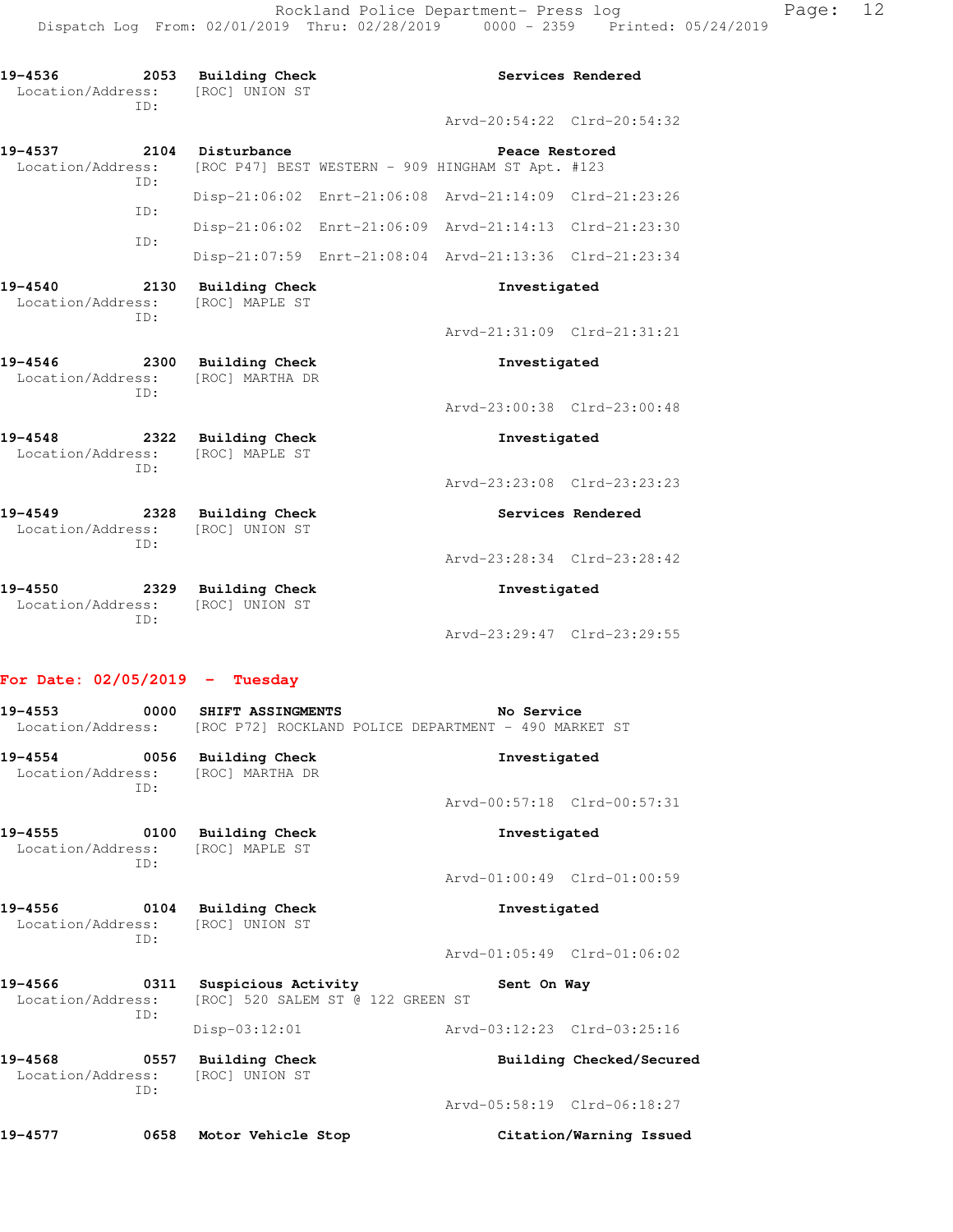19-4536 2053 Building Check Services Rendered
Location/Address: [ROC] UNION ST
ID:
Arvd-20:54:22 Clrd-20:54:32

19-4537 2104 Disturbance Peace Restored
Location/Address: [ROC P47] BEST WESTERN - 909 HINGHAM ST Apt. #123
ID:
Disp-21:06:02 Enrt-21:06:08 Arvd-21:14:09 Clrd-21:23:26
ID:
Disp-21:06:02 Enrt-21:06:09 Arvd-21:14:13 Clrd-21:23:30
ID:
Disp-21:07:59 Enrt-21:08:04 Arvd-21:13:36 Clrd-21:23:34

19-4540 2130 Building Check Investigated
Location/Address: [ROC] MAPLE ST
ID:
Arvd-21:31:09 Clrd-21:31:21

19-4546 2300 Building Check Investigated
Location/Address: [ROC] MARTHA DR
ID:
Arvd-23:00:38 Clrd-23:00:48

19-4548 2322 Building Check Investigated
Location/Address: [ROC] MAPLE ST
ID:
Arvd-23:23:08 Clrd-23:23:23

19-4549 2328 Building Check Services Rendered
Location/Address: [ROC] UNION ST
ID:
Arvd-23:28:34 Clrd-23:28:42

19-4550 2329 Building Check Investigated
Location/Address: [ROC] UNION ST
ID:
Arvd-23:29:47 Clrd-23:29:55

**For Date: 02/05/2019 - Tuesday**

19-4553 0000 SHIFT ASSINGMENTS No Service
Location/Address: [ROC P72] ROCKLAND POLICE DEPARTMENT - 490 MARKET ST

19-4554 0056 Building Check Investigated
Location/Address: [ROC] MARTHA DR
ID:
Arvd-00:57:18 Clrd-00:57:31

19-4555 0100 Building Check Investigated
Location/Address: [ROC] MAPLE ST
ID:
Arvd-01:00:49 Clrd-01:00:59

19-4556 0104 Building Check Investigated
Location/Address: [ROC] UNION ST
ID:
Arvd-01:05:49 Clrd-01:06:02

19-4566 0311 Suspicious Activity Sent On Way
Location/Address: [ROC] 520 SALEM ST @ 122 GREEN ST
ID:
Disp-03:12:01 Arvd-03:12:23 Clrd-03:25:16

19-4568 0557 Building Check Building Checked/Secured
Location/Address: [ROC] UNION ST
ID:
Arvd-05:58:19 Clrd-06:18:27

19-4577 0658 Motor Vehicle Stop Citation/Warning Issued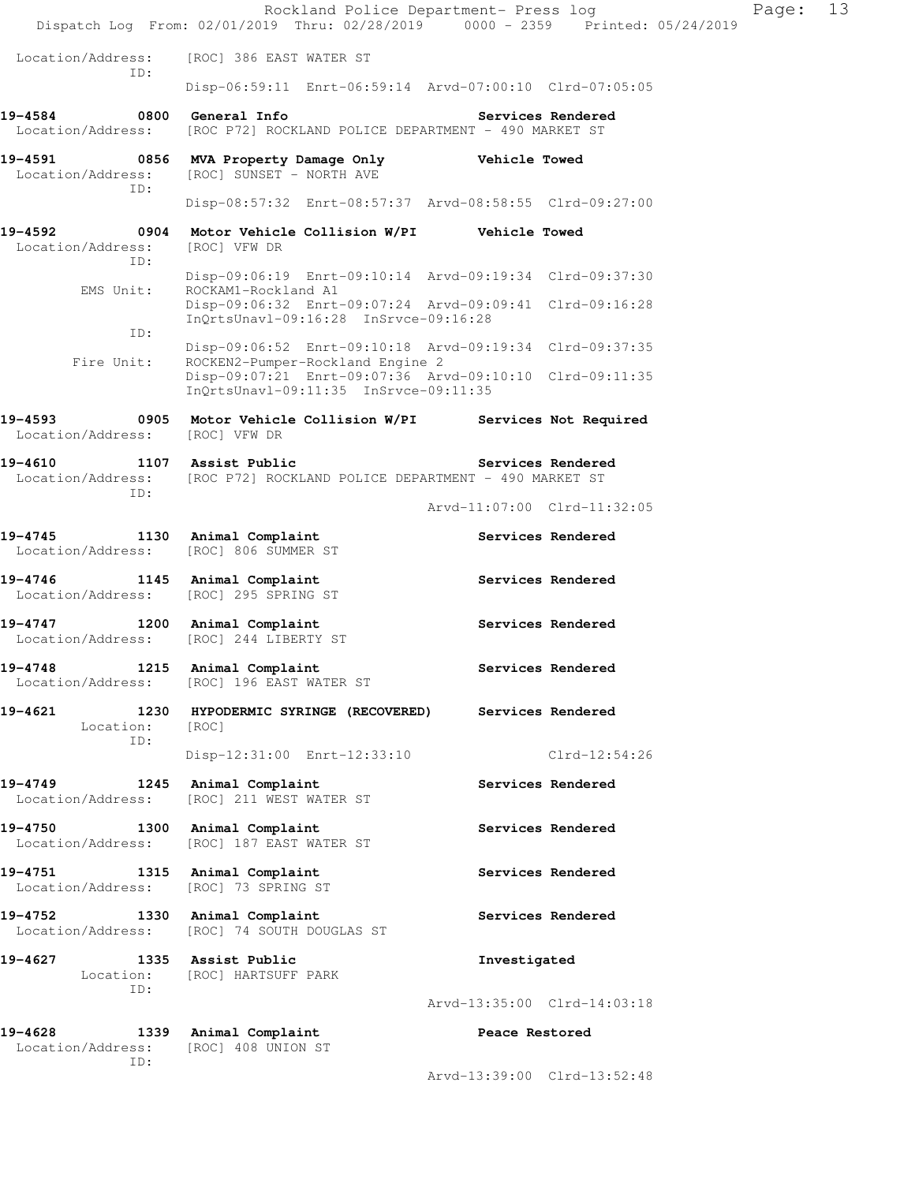Location/Address: [ROC] 386 EAST WATER ST
ID:
Disp-06:59:11 Enrt-06:59:14 Arvd-07:00:10 Clrd-07:05:05

**19-4584 0800 General Info** **Services Rendered**
Location/Address: [ROC P72] ROCKLAND POLICE DEPARTMENT - 490 MARKET ST

**19-4591 0856 MVA Property Damage Only** **Vehicle Towed**
Location/Address: [ROC] SUNSET - NORTH AVE
ID:
Disp-08:57:32 Enrt-08:57:37 Arvd-08:58:55 Clrd-09:27:00

**19-4592 0904 Motor Vehicle Collision W/PI** **Vehicle Towed**
Location/Address: [ROC] VFW DR
ID:
Disp-09:06:19 Enrt-09:10:14 Arvd-09:19:34 Clrd-09:37:30
EMS Unit: ROCKAM1-Rockland A1
Disp-09:06:32 Enrt-09:07:24 Arvd-09:09:41 Clrd-09:16:28
InQrtsUnavl-09:16:28 InSrvce-09:16:28
ID:
Disp-09:06:52 Enrt-09:10:18 Arvd-09:19:34 Clrd-09:37:35
Fire Unit: ROCKEN2-Pumper-Rockland Engine 2
Disp-09:07:21 Enrt-09:07:36 Arvd-09:10:10 Clrd-09:11:35
InQrtsUnavl-09:11:35 InSrvce-09:11:35

**19-4593 0905 Motor Vehicle Collision W/PI** **Services Not Required**
Location/Address: [ROC] VFW DR

**19-4610 1107 Assist Public** **Services Rendered**
Location/Address: [ROC P72] ROCKLAND POLICE DEPARTMENT - 490 MARKET ST
ID:
Arvd-11:07:00 Clrd-11:32:05

**19-4745 1130 Animal Complaint** **Services Rendered**
Location/Address: [ROC] 806 SUMMER ST

**19-4746 1145 Animal Complaint** **Services Rendered**
Location/Address: [ROC] 295 SPRING ST

**19-4747 1200 Animal Complaint** **Services Rendered**
Location/Address: [ROC] 244 LIBERTY ST

**19-4748 1215 Animal Complaint** **Services Rendered**
Location/Address: [ROC] 196 EAST WATER ST

**19-4621 1230 HYPODERMIC SYRINGE (RECOVERED)** **Services Rendered**
Location: [ROC]
ID:
Disp-12:31:00 Enrt-12:33:10 Clrd-12:54:26

**19-4749 1245 Animal Complaint** **Services Rendered**
Location/Address: [ROC] 211 WEST WATER ST

**19-4750 1300 Animal Complaint** **Services Rendered**
Location/Address: [ROC] 187 EAST WATER ST

**19-4751 1315 Animal Complaint** **Services Rendered**
Location/Address: [ROC] 73 SPRING ST

**19-4752 1330 Animal Complaint** **Services Rendered**
Location/Address: [ROC] 74 SOUTH DOUGLAS ST

**19-4627 1335 Assist Public** **Investigated**
Location: [ROC] HARTSUFF PARK
ID:
Arvd-13:35:00 Clrd-14:03:18

**19-4628 1339 Animal Complaint** **Peace Restored**
Location/Address: [ROC] 408 UNION ST
ID:
Arvd-13:39:00 Clrd-13:52:48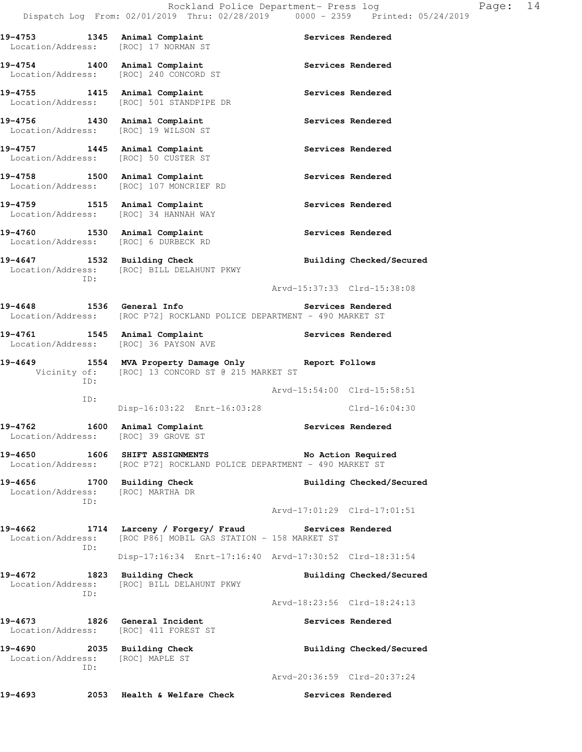19-4753 1345 Animal Complaint Services Rendered
Location/Address: [ROC] 17 NORMAN ST

19-4754 1400 Animal Complaint Services Rendered
Location/Address: [ROC] 240 CONCORD ST

19-4755 1415 Animal Complaint Services Rendered
Location/Address: [ROC] 501 STANDPIPE DR

19-4756 1430 Animal Complaint Services Rendered
Location/Address: [ROC] 19 WILSON ST

19-4757 1445 Animal Complaint Services Rendered
Location/Address: [ROC] 50 CUSTER ST

19-4758 1500 Animal Complaint Services Rendered
Location/Address: [ROC] 107 MONCRIEF RD

19-4759 1515 Animal Complaint Services Rendered
Location/Address: [ROC] 34 HANNAH WAY

19-4760 1530 Animal Complaint Services Rendered
Location/Address: [ROC] 6 DURBECK RD

19-4647 1532 Building Check Building Checked/Secured
Location/Address: [ROC] BILL DELAHUNT PKWY
ID:
Arvd-15:37:33 Clrd-15:38:08

19-4648 1536 General Info Services Rendered
Location/Address: [ROC P72] ROCKLAND POLICE DEPARTMENT - 490 MARKET ST

19-4761 1545 Animal Complaint Services Rendered
Location/Address: [ROC] 36 PAYSON AVE

19-4649 1554 MVA Property Damage Only Report Follows
Vicinity of: [ROC] 13 CONCORD ST @ 215 MARKET ST
ID:
Arvd-15:54:00 Clrd-15:58:51
ID:
Disp-16:03:22 Enrt-16:03:28 Clrd-16:04:30

19-4762 1600 Animal Complaint Services Rendered
Location/Address: [ROC] 39 GROVE ST

19-4650 1606 SHIFT ASSIGNMENTS No Action Required
Location/Address: [ROC P72] ROCKLAND POLICE DEPARTMENT - 490 MARKET ST

19-4656 1700 Building Check Building Checked/Secured
Location/Address: [ROC] MARTHA DR
ID:
Arvd-17:01:29 Clrd-17:01:51

19-4662 1714 Larceny / Forgery/ Fraud Services Rendered
Location/Address: [ROC P86] MOBIL GAS STATION - 158 MARKET ST
ID:
Disp-17:16:34 Enrt-17:16:40 Arvd-17:30:52 Clrd-18:31:54

19-4672 1823 Building Check Building Checked/Secured
Location/Address: [ROC] BILL DELAHUNT PKWY
ID:
Arvd-18:23:56 Clrd-18:24:13

19-4673 1826 General Incident Services Rendered
Location/Address: [ROC] 411 FOREST ST

19-4690 2035 Building Check Building Checked/Secured
Location/Address: [ROC] MAPLE ST
ID:
Arvd-20:36:59 Clrd-20:37:24

19-4693 2053 Health & Welfare Check Services Rendered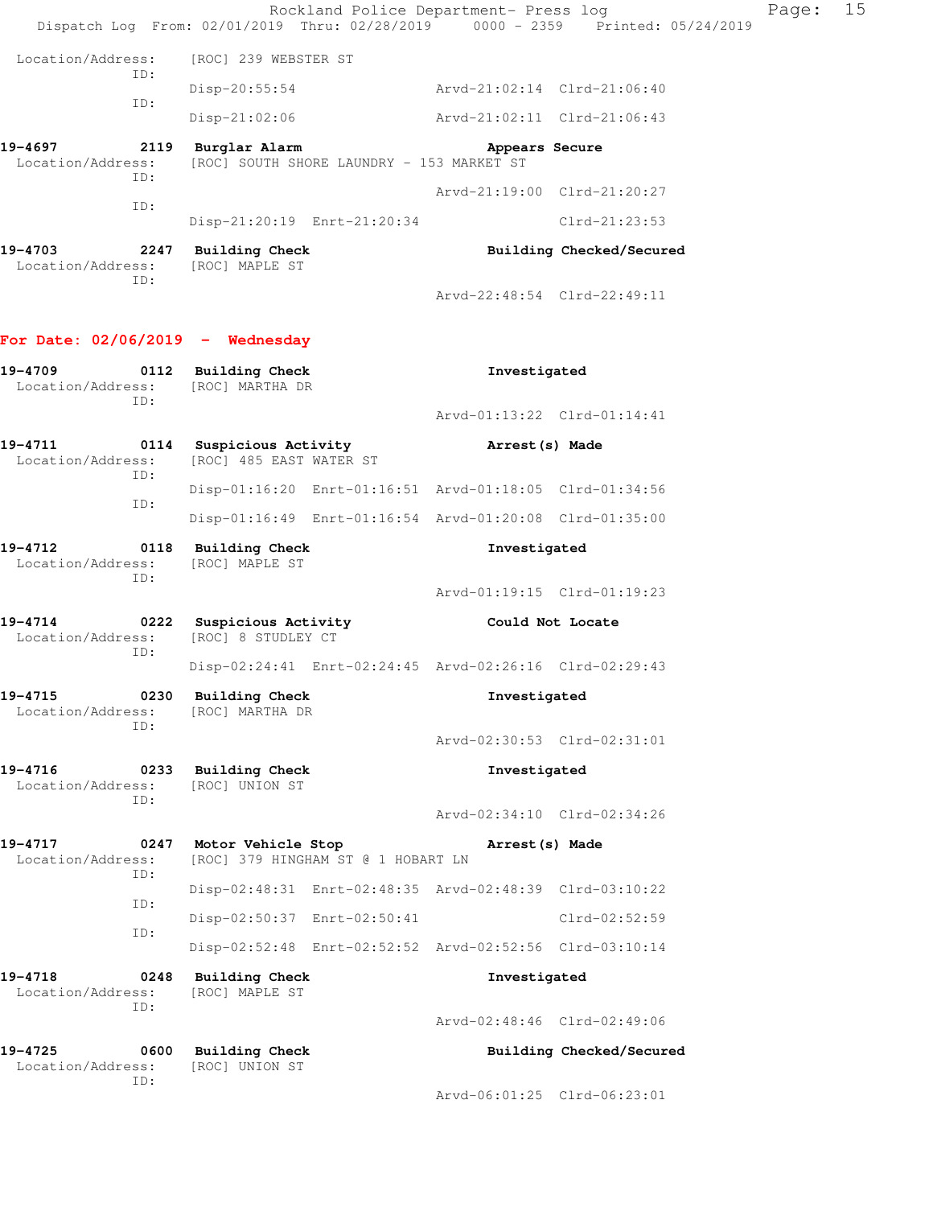Location/Address: [ROC] 239 WEBSTER ST

ID:
Disp-20:55:54 Arvd-21:02:14 Clrd-21:06:40

ID:
Disp-21:02:06 Arvd-21:02:11 Clrd-21:06:43

**19-4697 2119 Burglar Alarm** **Appears Secure**

Location/Address: [ROC] SOUTH SHORE LAUNDRY - 153 MARKET ST

ID:
Arvd-21:19:00 Clrd-21:20:27

ID:
Disp-21:20:19 Enrt-21:20:34 Clrd-21:23:53

**19-4703 2247 Building Check** **Building Checked/Secured**

Location/Address: [ROC] MAPLE ST

ID:
Arvd-22:48:54 Clrd-22:49:11

## For Date: 02/06/2019 - Wednesday

**19-4709 0112 Building Check** **Investigated**

Location/Address: [ROC] MARTHA DR

ID:
Arvd-01:13:22 Clrd-01:14:41

**19-4711 0114 Suspicious Activity** **Arrest(s) Made**

Location/Address: [ROC] 485 EAST WATER ST

ID:
Disp-01:16:20 Enrt-01:16:51 Arvd-01:18:05 Clrd-01:34:56

ID:
Disp-01:16:49 Enrt-01:16:54 Arvd-01:20:08 Clrd-01:35:00

**19-4712 0118 Building Check** **Investigated**

Location/Address: [ROC] MAPLE ST

ID:
Arvd-01:19:15 Clrd-01:19:23

**19-4714 0222 Suspicious Activity** **Could Not Locate**

Location/Address: [ROC] 8 STUDLEY CT

ID:
Disp-02:24:41 Enrt-02:24:45 Arvd-02:26:16 Clrd-02:29:43

**19-4715 0230 Building Check** **Investigated**

Location/Address: [ROC] MARTHA DR

ID:
Arvd-02:30:53 Clrd-02:31:01

**19-4716 0233 Building Check** **Investigated**

Location/Address: [ROC] UNION ST

ID:
Arvd-02:34:10 Clrd-02:34:26

**19-4717 0247 Motor Vehicle Stop** **Arrest(s) Made**

Location/Address: [ROC] 379 HINGHAM ST @ 1 HOBART LN

ID:
Disp-02:48:31 Enrt-02:48:35 Arvd-02:48:39 Clrd-03:10:22

ID:
Disp-02:50:37 Enrt-02:50:41 Clrd-02:52:59

ID:
Disp-02:52:48 Enrt-02:52:52 Arvd-02:52:56 Clrd-03:10:14

**19-4718 0248 Building Check** **Investigated**

Location/Address: [ROC] MAPLE ST

ID:
Arvd-02:48:46 Clrd-02:49:06

**19-4725 0600 Building Check** **Building Checked/Secured**

Location/Address: [ROC] UNION ST

ID:
Arvd-06:01:25 Clrd-06:23:01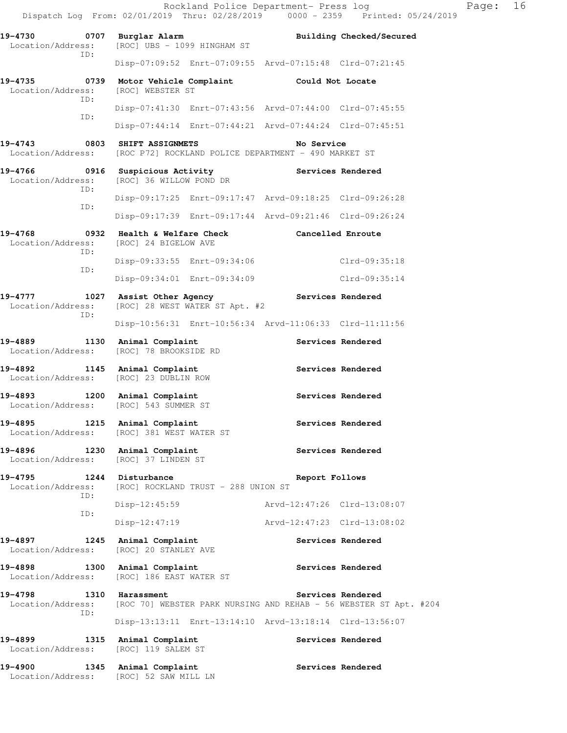19-4730 0707 Burglar Alarm Building Checked/Secured
Location/Address: [ROC] UBS - 1099 HINGHAM ST
ID:
Disp-07:09:52 Enrt-07:09:55 Arvd-07:15:48 Clrd-07:21:45

19-4735 0739 Motor Vehicle Complaint Could Not Locate
Location/Address: [ROC] WEBSTER ST
ID:
Disp-07:41:30 Enrt-07:43:56 Arvd-07:44:00 Clrd-07:45:55
ID:
Disp-07:44:14 Enrt-07:44:21 Arvd-07:44:24 Clrd-07:45:51

19-4743 0803 SHIFT ASSIGNMETS No Service
Location/Address: [ROC P72] ROCKLAND POLICE DEPARTMENT - 490 MARKET ST

19-4766 0916 Suspicious Activity Services Rendered
Location/Address: [ROC] 36 WILLOW POND DR
ID:
Disp-09:17:25 Enrt-09:17:47 Arvd-09:18:25 Clrd-09:26:28
ID:
Disp-09:17:39 Enrt-09:17:44 Arvd-09:21:46 Clrd-09:26:24

19-4768 0932 Health & Welfare Check Cancelled Enroute
Location/Address: [ROC] 24 BIGELOW AVE
ID:
Disp-09:33:55 Enrt-09:34:06 Clrd-09:35:18
ID:
Disp-09:34:01 Enrt-09:34:09 Clrd-09:35:14

19-4777 1027 Assist Other Agency Services Rendered
Location/Address: [ROC] 28 WEST WATER ST Apt. #2
ID:
Disp-10:56:31 Enrt-10:56:34 Arvd-11:06:33 Clrd-11:11:56

19-4889 1130 Animal Complaint Services Rendered
Location/Address: [ROC] 78 BROOKSIDE RD

19-4892 1145 Animal Complaint Services Rendered
Location/Address: [ROC] 23 DUBLIN ROW

19-4893 1200 Animal Complaint Services Rendered
Location/Address: [ROC] 543 SUMMER ST

19-4895 1215 Animal Complaint Services Rendered
Location/Address: [ROC] 381 WEST WATER ST

19-4896 1230 Animal Complaint Services Rendered
Location/Address: [ROC] 37 LINDEN ST

19-4795 1244 Disturbance Report Follows
Location/Address: [ROC] ROCKLAND TRUST - 288 UNION ST
ID:
Disp-12:45:59 Arvd-12:47:26 Clrd-13:08:07
ID:
Disp-12:47:19 Arvd-12:47:23 Clrd-13:08:02

19-4897 1245 Animal Complaint Services Rendered
Location/Address: [ROC] 20 STANLEY AVE

19-4898 1300 Animal Complaint Services Rendered
Location/Address: [ROC] 186 EAST WATER ST

19-4798 1310 Harassment Services Rendered
Location/Address: [ROC 70] WEBSTER PARK NURSING AND REHAB - 56 WEBSTER ST Apt. #204
ID:
Disp-13:13:11 Enrt-13:14:10 Arvd-13:18:14 Clrd-13:56:07

19-4899 1315 Animal Complaint Services Rendered
Location/Address: [ROC] 119 SALEM ST

19-4900 1345 Animal Complaint Services Rendered
Location/Address: [ROC] 52 SAW MILL LN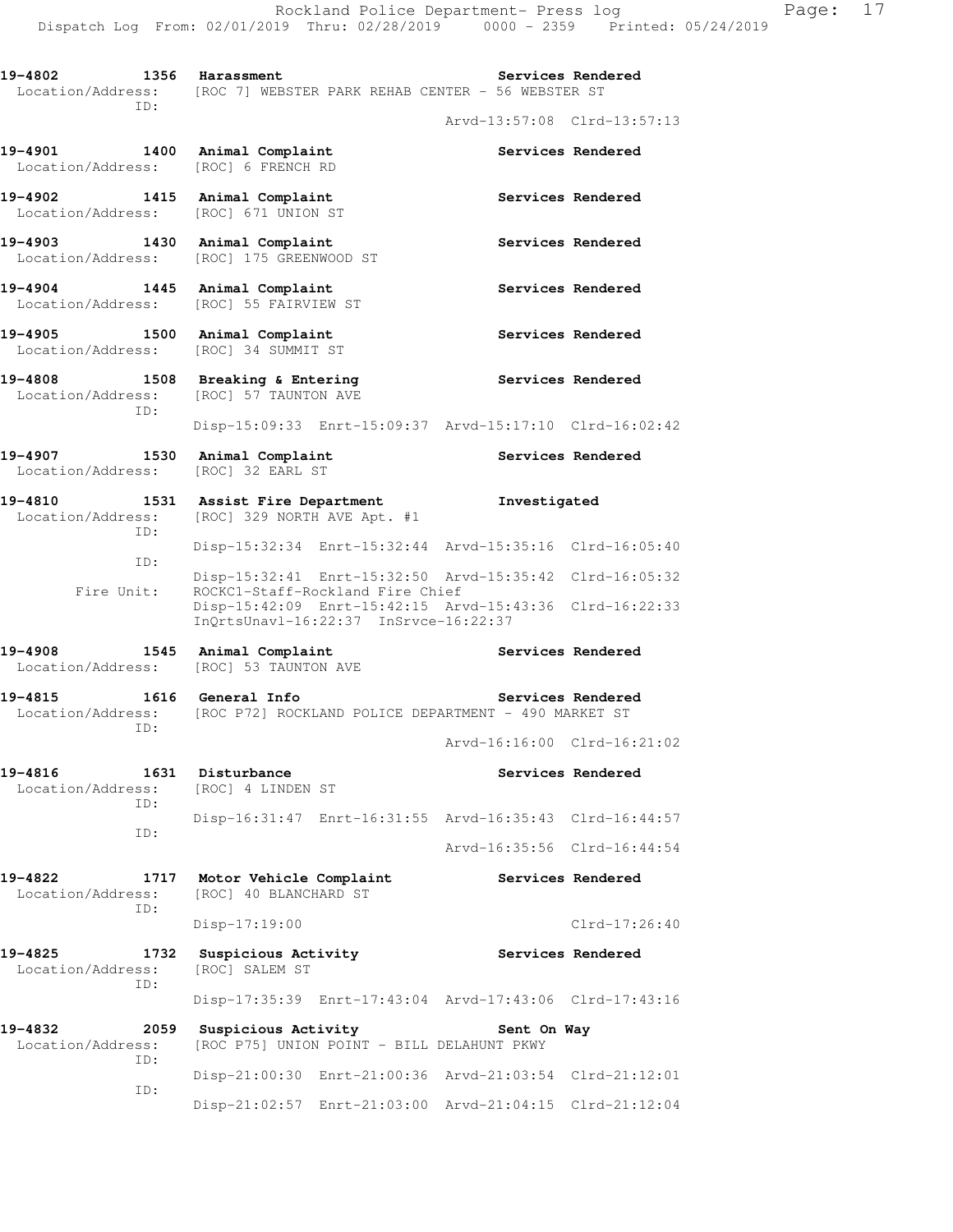19-4802 1356 Harassment Services Rendered
Location/Address: [ROC 7] WEBSTER PARK REHAB CENTER - 56 WEBSTER ST
ID:
Arvd-13:57:08 Clrd-13:57:13

19-4901 1400 Animal Complaint Services Rendered
Location/Address: [ROC] 6 FRENCH RD

19-4902 1415 Animal Complaint Services Rendered
Location/Address: [ROC] 671 UNION ST

19-4903 1430 Animal Complaint Services Rendered
Location/Address: [ROC] 175 GREENWOOD ST

19-4904 1445 Animal Complaint Services Rendered
Location/Address: [ROC] 55 FAIRVIEW ST

19-4905 1500 Animal Complaint Services Rendered
Location/Address: [ROC] 34 SUMMIT ST

19-4808 1508 Breaking & Entering Services Rendered
Location/Address: [ROC] 57 TAUNTON AVE
ID:
Disp-15:09:33 Enrt-15:09:37 Arvd-15:17:10 Clrd-16:02:42

19-4907 1530 Animal Complaint Services Rendered
Location/Address: [ROC] 32 EARL ST

19-4810 1531 Assist Fire Department Investigated
Location/Address: [ROC] 329 NORTH AVE Apt. #1
ID:
Disp-15:32:34 Enrt-15:32:44 Arvd-15:35:16 Clrd-16:05:40
ID:
Disp-15:32:41 Enrt-15:32:50 Arvd-15:35:42 Clrd-16:05:32
Fire Unit: ROCKC1-Staff-Rockland Fire Chief
Disp-15:42:09 Enrt-15:42:15 Arvd-15:43:36 Clrd-16:22:33
InQrtsUnavl-16:22:37 InSrvce-16:22:37

19-4908 1545 Animal Complaint Services Rendered
Location/Address: [ROC] 53 TAUNTON AVE

19-4815 1616 General Info Services Rendered
Location/Address: [ROC P72] ROCKLAND POLICE DEPARTMENT - 490 MARKET ST
ID:
Arvd-16:16:00 Clrd-16:21:02

19-4816 1631 Disturbance Services Rendered
Location/Address: [ROC] 4 LINDEN ST
ID:
Disp-16:31:47 Enrt-16:31:55 Arvd-16:35:43 Clrd-16:44:57
ID:
Arvd-16:35:56 Clrd-16:44:54

19-4822 1717 Motor Vehicle Complaint Services Rendered
Location/Address: [ROC] 40 BLANCHARD ST
ID:
Disp-17:19:00 Clrd-17:26:40

19-4825 1732 Suspicious Activity Services Rendered
Location/Address: [ROC] SALEM ST
ID:
Disp-17:35:39 Enrt-17:43:04 Arvd-17:43:06 Clrd-17:43:16

19-4832 2059 Suspicious Activity Sent On Way
Location/Address: [ROC P75] UNION POINT - BILL DELAHUNT PKWY
ID:
Disp-21:00:30 Enrt-21:00:36 Arvd-21:03:54 Clrd-21:12:01
ID:
Disp-21:02:57 Enrt-21:03:00 Arvd-21:04:15 Clrd-21:12:04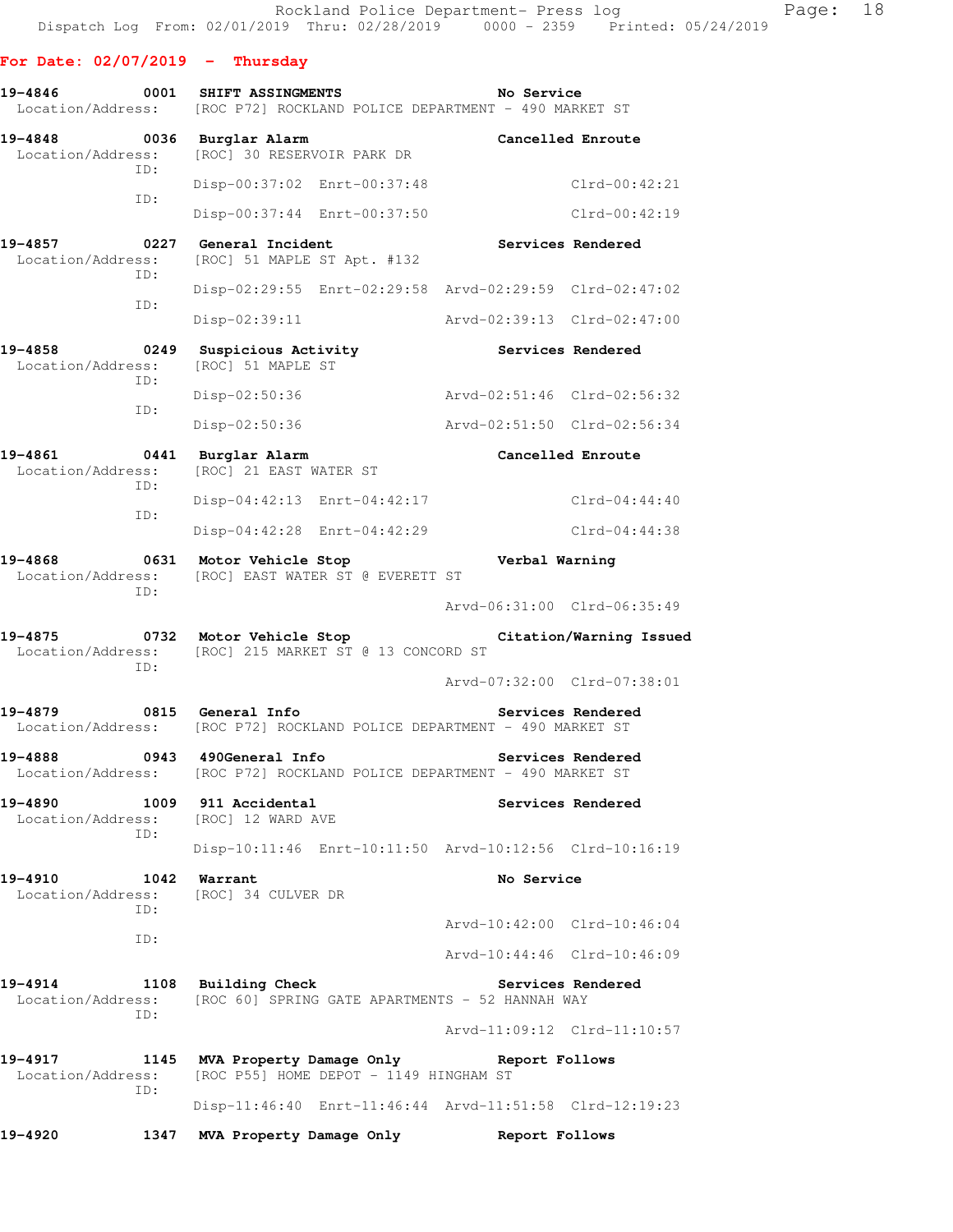**For Date: 02/07/2019 - Thursday**

```
19-4846        0001   SHIFT ASSIGNMENTS                    No Service
  Location/Address:   [ROC P72] ROCKLAND POLICE DEPARTMENT - 490 MARKET ST

19-4848        0036   Burglar Alarm                        Cancelled Enroute
  Location/Address:   [ROC] 30 RESERVOIR PARK DR
               ID:
                      Disp-00:37:02  Enrt-00:37:48                 Clrd-00:42:21
               ID:
                      Disp-00:37:44  Enrt-00:37:50                 Clrd-00:42:19

19-4857        0227   General Incident                     Services Rendered
  Location/Address:   [ROC] 51 MAPLE ST Apt. #132
               ID:
                      Disp-02:29:55  Enrt-02:29:58  Arvd-02:29:59  Clrd-02:47:02
               ID:
                      Disp-02:39:11                 Arvd-02:39:13  Clrd-02:47:00

19-4858        0249   Suspicious Activity                  Services Rendered
  Location/Address:   [ROC] 51 MAPLE ST
               ID:
                      Disp-02:50:36                 Arvd-02:51:46  Clrd-02:56:32
               ID:
                      Disp-02:50:36                 Arvd-02:51:50  Clrd-02:56:34

19-4861        0441   Burglar Alarm                        Cancelled Enroute
  Location/Address:   [ROC] 21 EAST WATER ST
               ID:
                      Disp-04:42:13  Enrt-04:42:17                 Clrd-04:44:40
               ID:
                      Disp-04:42:28  Enrt-04:42:29                 Clrd-04:44:38

19-4868        0631   Motor Vehicle Stop                   Verbal Warning
  Location/Address:   [ROC] EAST WATER ST @ EVERETT ST
               ID:
                                                    Arvd-06:31:00  Clrd-06:35:49

19-4875        0732   Motor Vehicle Stop                   Citation/Warning Issued
  Location/Address:   [ROC] 215 MARKET ST @ 13 CONCORD ST
               ID:
                                                    Arvd-07:32:00  Clrd-07:38:01

19-4879        0815   General Info                         Services Rendered
  Location/Address:   [ROC P72] ROCKLAND POLICE DEPARTMENT - 490 MARKET ST

19-4888        0943   490General Info                      Services Rendered
  Location/Address:   [ROC P72] ROCKLAND POLICE DEPARTMENT - 490 MARKET ST

19-4890        1009   911 Accidental                       Services Rendered
  Location/Address:   [ROC] 12 WARD AVE
               ID:
                      Disp-10:11:46  Enrt-10:11:50  Arvd-10:12:56  Clrd-10:16:19

19-4910        1042   Warrant                              No Service
  Location/Address:   [ROC] 34 CULVER DR
               ID:
                                                    Arvd-10:42:00  Clrd-10:46:04
               ID:
                                                    Arvd-10:44:46  Clrd-10:46:09

19-4914        1108   Building Check                       Services Rendered
  Location/Address:   [ROC 60] SPRING GATE APARTMENTS - 52 HANNAH WAY
               ID:
                                                    Arvd-11:09:12  Clrd-11:10:57

19-4917        1145   MVA Property Damage Only             Report Follows
  Location/Address:   [ROC P55] HOME DEPOT - 1149 HINGHAM ST
               ID:
                      Disp-11:46:40  Enrt-11:46:44  Arvd-11:51:58  Clrd-12:19:23

19-4920        1347   MVA Property Damage Only             Report Follows
```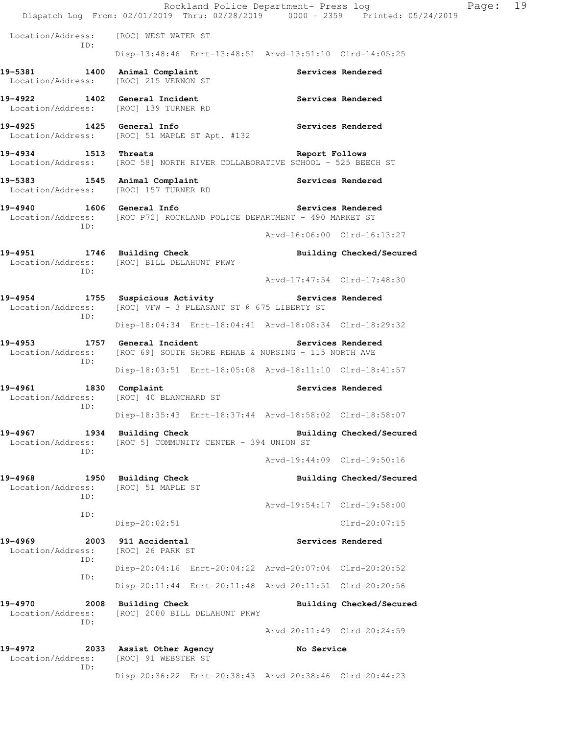Location/Address: [ROC] WEST WATER ST
ID:
Disp-13:48:46 Enrt-13:48:51 Arvd-13:51:10 Clrd-14:05:25

**19-5381 1400 Animal Complaint** **Services Rendered**
Location/Address: [ROC] 215 VERNON ST

**19-4922 1402 General Incident** **Services Rendered**
Location/Address: [ROC] 139 TURNER RD

**19-4925 1425 General Info** **Services Rendered**
Location/Address: [ROC] 51 MAPLE ST Apt. #132

**19-4934 1513 Threats** **Report Follows**
Location/Address: [ROC 58] NORTH RIVER COLLABORATIVE SCHOOL - 525 BEECH ST

**19-5383 1545 Animal Complaint** **Services Rendered**
Location/Address: [ROC] 157 TURNER RD

**19-4940 1606 General Info** **Services Rendered**
Location/Address: [ROC P72] ROCKLAND POLICE DEPARTMENT - 490 MARKET ST
ID:
Arvd-16:06:00 Clrd-16:13:27

**19-4951 1746 Building Check** **Building Checked/Secured**
Location/Address: [ROC] BILL DELAHUNT PKWY
ID:
Arvd-17:47:54 Clrd-17:48:30

**19-4954 1755 Suspicious Activity** **Services Rendered**
Location/Address: [ROC] VFW - 3 PLEASANT ST @ 675 LIBERTY ST
ID:
Disp-18:04:34 Enrt-18:04:41 Arvd-18:08:34 Clrd-18:29:32

**19-4953 1757 General Incident** **Services Rendered**
Location/Address: [ROC 69] SOUTH SHORE REHAB & NURSING - 115 NORTH AVE
ID:
Disp-18:03:51 Enrt-18:05:08 Arvd-18:11:10 Clrd-18:41:57

**19-4961 1830 Complaint** **Services Rendered**
Location/Address: [ROC] 40 BLANCHARD ST
ID:
Disp-18:35:43 Enrt-18:37:44 Arvd-18:58:02 Clrd-18:58:07

**19-4967 1934 Building Check** **Building Checked/Secured**
Location/Address: [ROC 5] COMMUNITY CENTER - 394 UNION ST
ID:
Arvd-19:44:09 Clrd-19:50:16

**19-4968 1950 Building Check** **Building Checked/Secured**
Location/Address: [ROC] 51 MAPLE ST
ID:
Arvd-19:54:17 Clrd-19:58:00
ID:
Disp-20:02:51 Clrd-20:07:15

**19-4969 2003 911 Accidental** **Services Rendered**
Location/Address: [ROC] 26 PARK ST
ID:
Disp-20:04:16 Enrt-20:04:22 Arvd-20:07:04 Clrd-20:20:52
ID:
Disp-20:11:44 Enrt-20:11:48 Arvd-20:11:51 Clrd-20:20:56

**19-4970 2008 Building Check** **Building Checked/Secured**
Location/Address: [ROC] 2000 BILL DELAHUNT PKWY
ID:
Arvd-20:11:49 Clrd-20:24:59

**19-4972 2033 Assist Other Agency** **No Service**
Location/Address: [ROC] 91 WEBSTER ST
ID:
Disp-20:36:22 Enrt-20:38:43 Arvd-20:38:46 Clrd-20:44:23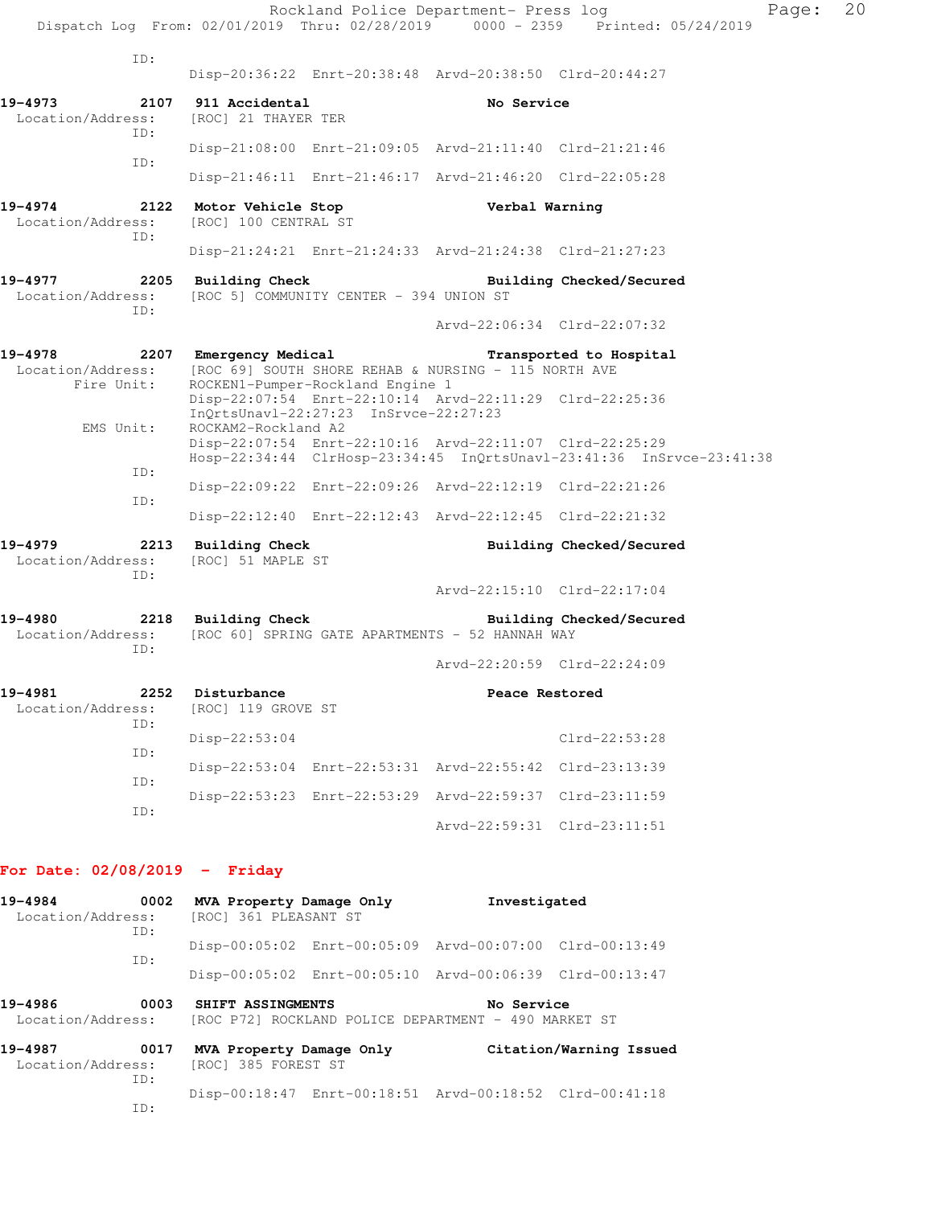Rockland Police Department- Press log
Dispatch Log From: 02/01/2019 Thru: 02/28/2019 0000 - 2359 Printed: 05/24/2019

```
          ID:
                Disp-20:36:22  Enrt-20:38:48  Arvd-20:38:50  Clrd-20:44:27

19-4973        2107  911 Accidental                    No Service
  Location/Address:   [ROC] 21 THAYER TER
          ID:
                Disp-21:08:00  Enrt-21:09:05  Arvd-21:11:40  Clrd-21:21:46
          ID:
                Disp-21:46:11  Enrt-21:46:17  Arvd-21:46:20  Clrd-22:05:28

19-4974        2122  Motor Vehicle Stop                Verbal Warning
  Location/Address:   [ROC] 100 CENTRAL ST
          ID:
                Disp-21:24:21  Enrt-21:24:33  Arvd-21:24:38  Clrd-21:27:23

19-4977        2205  Building Check                    Building Checked/Secured
  Location/Address:   [ROC 5] COMMUNITY CENTER - 394 UNION ST
          ID:
                                              Arvd-22:06:34  Clrd-22:07:32

19-4978        2207  Emergency Medical                 Transported to Hospital
  Location/Address:   [ROC 69] SOUTH SHORE REHAB & NURSING - 115 NORTH AVE
        Fire Unit:    ROCKEN1-Pumper-Rockland Engine 1
                Disp-22:07:54  Enrt-22:10:14  Arvd-22:11:29  Clrd-22:25:36
                InQrtsUnavl-22:27:23  InSrvce-22:27:23
         EMS Unit:    ROCKAM2-Rockland A2
                Disp-22:07:54  Enrt-22:10:16  Arvd-22:11:07  Clrd-22:25:29
                Hosp-22:34:44  ClrHosp-23:34:45  InQrtsUnavl-23:41:36  InSrvce-23:41:38
          ID:
                Disp-22:09:22  Enrt-22:09:26  Arvd-22:12:19  Clrd-22:21:26
          ID:
                Disp-22:12:40  Enrt-22:12:43  Arvd-22:12:45  Clrd-22:21:32

19-4979        2213  Building Check                    Building Checked/Secured
  Location/Address:   [ROC] 51 MAPLE ST
          ID:
                                              Arvd-22:15:10  Clrd-22:17:04

19-4980        2218  Building Check                    Building Checked/Secured
  Location/Address:   [ROC 60] SPRING GATE APARTMENTS - 52 HANNAH WAY
          ID:
                                              Arvd-22:20:59  Clrd-22:24:09

19-4981        2252  Disturbance                       Peace Restored
  Location/Address:   [ROC] 119 GROVE ST
          ID:
                Disp-22:53:04                                Clrd-22:53:28
          ID:
                Disp-22:53:04  Enrt-22:53:31  Arvd-22:55:42  Clrd-23:13:39
          ID:
                Disp-22:53:23  Enrt-22:53:29  Arvd-22:59:37  Clrd-23:11:59
          ID:
                                              Arvd-22:59:31  Clrd-23:11:51
```

## For Date: 02/08/2019 - Friday

```
19-4984        0002  MVA Property Damage Only          Investigated
  Location/Address:   [ROC] 361 PLEASANT ST
          ID:
                Disp-00:05:02  Enrt-00:05:09  Arvd-00:07:00  Clrd-00:13:49
          ID:
                Disp-00:05:02  Enrt-00:05:10  Arvd-00:06:39  Clrd-00:13:47

19-4986        0003  SHIFT ASSINGMENTS                 No Service
  Location/Address:   [ROC P72] ROCKLAND POLICE DEPARTMENT - 490 MARKET ST

19-4987        0017  MVA Property Damage Only          Citation/Warning Issued
  Location/Address:   [ROC] 385 FOREST ST
          ID:
                Disp-00:18:47  Enrt-00:18:51  Arvd-00:18:52  Clrd-00:41:18
          ID:
```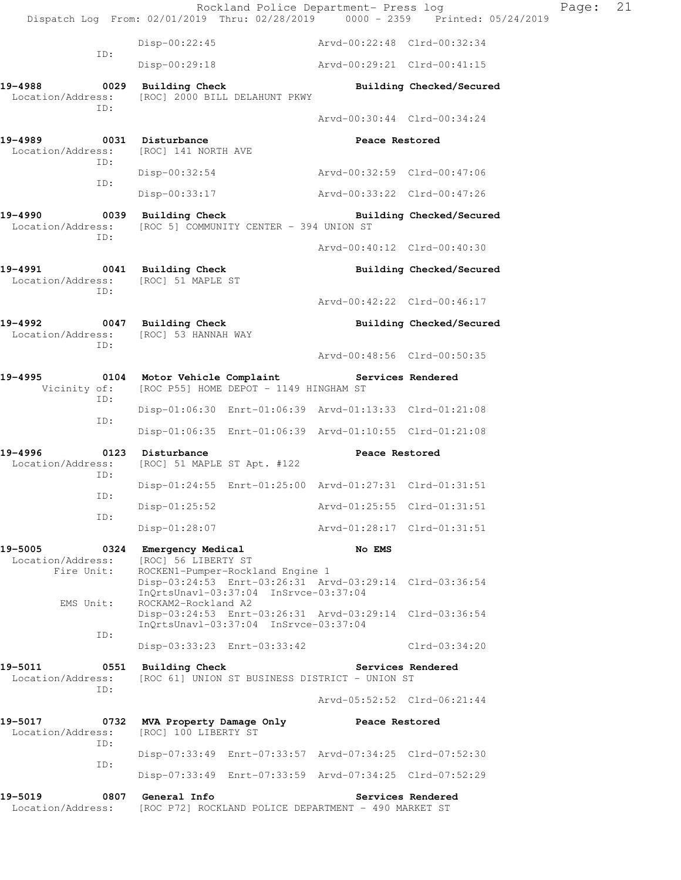```
              Disp-00:22:45                Arvd-00:22:48  Clrd-00:32:34
        ID:
              Disp-00:29:18                Arvd-00:29:21  Clrd-00:41:15

19-4988        0029  Building Check                  Building Checked/Secured
  Location/Address:  [ROC] 2000 BILL DELAHUNT PKWY
        ID:
                                           Arvd-00:30:44  Clrd-00:34:24

19-4989        0031  Disturbance                     Peace Restored
  Location/Address:  [ROC] 141 NORTH AVE
        ID:
              Disp-00:32:54                Arvd-00:32:59  Clrd-00:47:06
        ID:
              Disp-00:33:17                Arvd-00:33:22  Clrd-00:47:26

19-4990        0039  Building Check                  Building Checked/Secured
  Location/Address:  [ROC 5] COMMUNITY CENTER - 394 UNION ST
        ID:
                                           Arvd-00:40:12  Clrd-00:40:30

19-4991        0041  Building Check                  Building Checked/Secured
  Location/Address:  [ROC] 51 MAPLE ST
        ID:
                                           Arvd-00:42:22  Clrd-00:46:17

19-4992        0047  Building Check                  Building Checked/Secured
  Location/Address:  [ROC] 53 HANNAH WAY
        ID:
                                           Arvd-00:48:56  Clrd-00:50:35

19-4995        0104  Motor Vehicle Complaint         Services Rendered
      Vicinity of:   [ROC P55] HOME DEPOT - 1149 HINGHAM ST
        ID:
              Disp-01:06:30  Enrt-01:06:39  Arvd-01:13:33  Clrd-01:21:08
        ID:
              Disp-01:06:35  Enrt-01:06:39  Arvd-01:10:55  Clrd-01:21:08

19-4996        0123  Disturbance                     Peace Restored
  Location/Address:  [ROC] 51 MAPLE ST Apt. #122
        ID:
              Disp-01:24:55  Enrt-01:25:00  Arvd-01:27:31  Clrd-01:31:51
        ID:
              Disp-01:25:52                Arvd-01:25:55  Clrd-01:31:51
        ID:
              Disp-01:28:07                Arvd-01:28:17  Clrd-01:31:51

19-5005        0324  Emergency Medical               No EMS
  Location/Address:  [ROC] 56 LIBERTY ST
       Fire Unit:    ROCKEN1-Pumper-Rockland Engine 1
              Disp-03:24:53  Enrt-03:26:31  Arvd-03:29:14  Clrd-03:36:54
              InQrtsUnavl-03:37:04  InSrvce-03:37:04
        EMS Unit:    ROCKAM2-Rockland A2
              Disp-03:24:53  Enrt-03:26:31  Arvd-03:29:14  Clrd-03:36:54
              InQrtsUnavl-03:37:04  InSrvce-03:37:04
        ID:
              Disp-03:33:23  Enrt-03:33:42                Clrd-03:34:20

19-5011        0551  Building Check                  Services Rendered
  Location/Address:  [ROC 61] UNION ST BUSINESS DISTRICT - UNION ST
        ID:
                                           Arvd-05:52:52  Clrd-06:21:44

19-5017        0732  MVA Property Damage Only        Peace Restored
  Location/Address:  [ROC] 100 LIBERTY ST
        ID:
              Disp-07:33:49  Enrt-07:33:57  Arvd-07:34:25  Clrd-07:52:30
        ID:
              Disp-07:33:49  Enrt-07:33:59  Arvd-07:34:25  Clrd-07:52:29

19-5019        0807  General Info                    Services Rendered
  Location/Address:  [ROC P72] ROCKLAND POLICE DEPARTMENT - 490 MARKET ST
```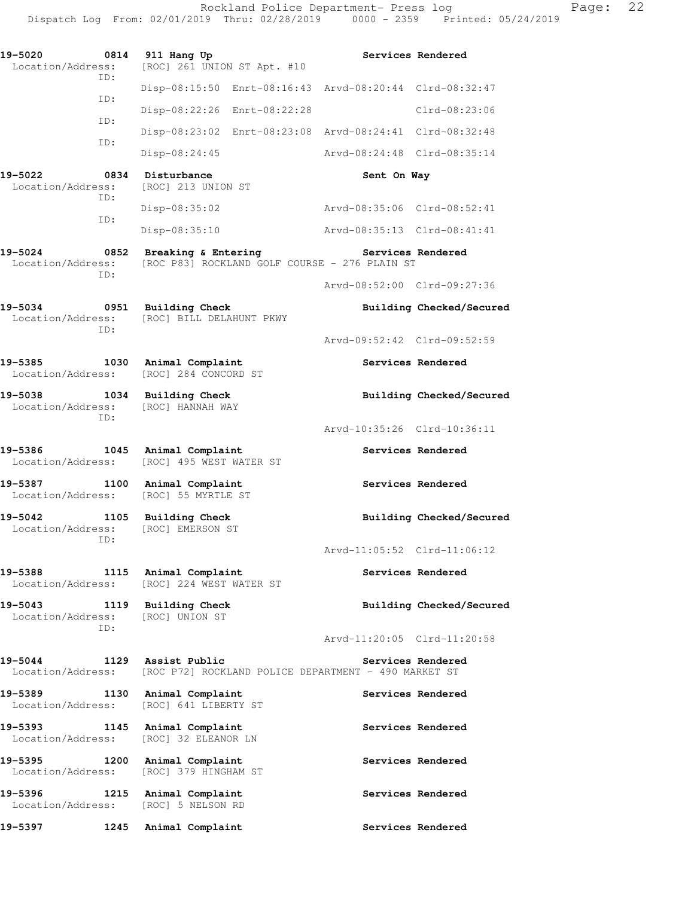**19-5020 0814 911 Hang Up** **Services Rendered**
Location/Address: [ROC] 261 UNION ST Apt. #10
ID:
Disp-08:15:50 Enrt-08:16:43 Arvd-08:20:44 Clrd-08:32:47
ID:
Disp-08:22:26 Enrt-08:22:28 Clrd-08:23:06
ID:
Disp-08:23:02 Enrt-08:23:08 Arvd-08:24:41 Clrd-08:32:48
ID:
Disp-08:24:45 Arvd-08:24:48 Clrd-08:35:14

**19-5022 0834 Disturbance** **Sent On Way**
Location/Address: [ROC] 213 UNION ST
ID:
Disp-08:35:02 Arvd-08:35:06 Clrd-08:52:41
ID:
Disp-08:35:10 Arvd-08:35:13 Clrd-08:41:41

**19-5024 0852 Breaking & Entering** **Services Rendered**
Location/Address: [ROC P83] ROCKLAND GOLF COURSE - 276 PLAIN ST
ID:
Arvd-08:52:00 Clrd-09:27:36

**19-5034 0951 Building Check** **Building Checked/Secured**
Location/Address: [ROC] BILL DELAHUNT PKWY
ID:
Arvd-09:52:42 Clrd-09:52:59

**19-5385 1030 Animal Complaint** **Services Rendered**
Location/Address: [ROC] 284 CONCORD ST

**19-5038 1034 Building Check** **Building Checked/Secured**
Location/Address: [ROC] HANNAH WAY
ID:
Arvd-10:35:26 Clrd-10:36:11

**19-5386 1045 Animal Complaint** **Services Rendered**
Location/Address: [ROC] 495 WEST WATER ST

**19-5387 1100 Animal Complaint** **Services Rendered**
Location/Address: [ROC] 55 MYRTLE ST

**19-5042 1105 Building Check** **Building Checked/Secured**
Location/Address: [ROC] EMERSON ST
ID:
Arvd-11:05:52 Clrd-11:06:12

**19-5388 1115 Animal Complaint** **Services Rendered**
Location/Address: [ROC] 224 WEST WATER ST

**19-5043 1119 Building Check** **Building Checked/Secured**
Location/Address: [ROC] UNION ST
ID:
Arvd-11:20:05 Clrd-11:20:58

**19-5044 1129 Assist Public** **Services Rendered**
Location/Address: [ROC P72] ROCKLAND POLICE DEPARTMENT - 490 MARKET ST

**19-5389 1130 Animal Complaint** **Services Rendered**
Location/Address: [ROC] 641 LIBERTY ST

**19-5393 1145 Animal Complaint** **Services Rendered**
Location/Address: [ROC] 32 ELEANOR LN

**19-5395 1200 Animal Complaint** **Services Rendered**
Location/Address: [ROC] 379 HINGHAM ST

**19-5396 1215 Animal Complaint** **Services Rendered**
Location/Address: [ROC] 5 NELSON RD

**19-5397 1245 Animal Complaint** **Services Rendered**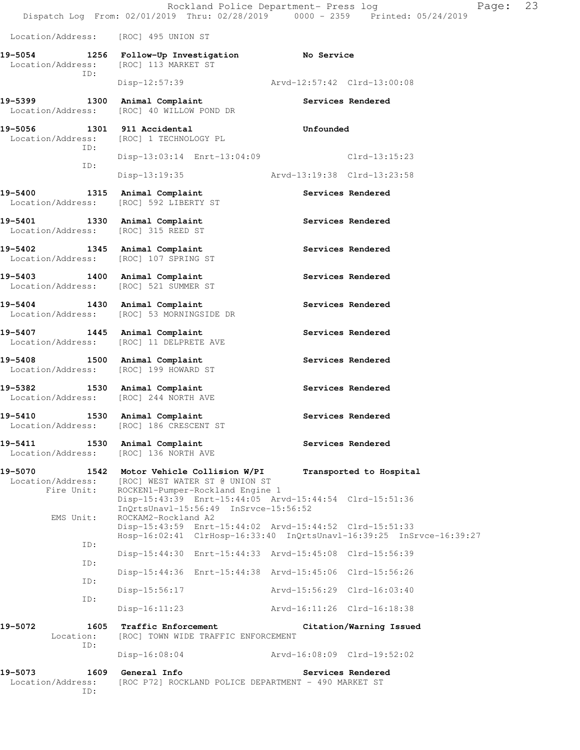Location/Address: [ROC] 495 UNION ST

**19-5054 1256 Follow-Up Investigation No Service**
Location/Address: [ROC] 113 MARKET ST
ID:
Disp-12:57:39 Arvd-12:57:42 Clrd-13:00:08

**19-5399 1300 Animal Complaint Services Rendered**
Location/Address: [ROC] 40 WILLOW POND DR

**19-5056 1301 911 Accidental Unfounded**
Location/Address: [ROC] 1 TECHNOLOGY PL
ID:
Disp-13:03:14 Enrt-13:04:09 Clrd-13:15:23
ID:
Disp-13:19:35 Arvd-13:19:38 Clrd-13:23:58

**19-5400 1315 Animal Complaint Services Rendered**
Location/Address: [ROC] 592 LIBERTY ST

**19-5401 1330 Animal Complaint Services Rendered**
Location/Address: [ROC] 315 REED ST

**19-5402 1345 Animal Complaint Services Rendered**
Location/Address: [ROC] 107 SPRING ST

**19-5403 1400 Animal Complaint Services Rendered**
Location/Address: [ROC] 521 SUMMER ST

**19-5404 1430 Animal Complaint Services Rendered**
Location/Address: [ROC] 53 MORNINGSIDE DR

**19-5407 1445 Animal Complaint Services Rendered**
Location/Address: [ROC] 11 DELPRETE AVE

**19-5408 1500 Animal Complaint Services Rendered**
Location/Address: [ROC] 199 HOWARD ST

**19-5382 1530 Animal Complaint Services Rendered**
Location/Address: [ROC] 244 NORTH AVE

**19-5410 1530 Animal Complaint Services Rendered**
Location/Address: [ROC] 186 CRESCENT ST

**19-5411 1530 Animal Complaint Services Rendered**
Location/Address: [ROC] 136 NORTH AVE

**19-5070 1542 Motor Vehicle Collision W/PI Transported to Hospital**
Location/Address: [ROC] WEST WATER ST @ UNION ST
Fire Unit: ROCKEN1-Pumper-Rockland Engine 1
Disp-15:43:39 Enrt-15:44:05 Arvd-15:44:54 Clrd-15:51:36
InQrtsUnavl-15:56:49 InSrvce-15:56:52
EMS Unit: ROCKAM2-Rockland A2
Disp-15:43:59 Enrt-15:44:02 Arvd-15:44:52 Clrd-15:51:33
Hosp-16:02:41 ClrHosp-16:33:40 InQrtsUnavl-16:39:25 InSrvce-16:39:27
ID:
Disp-15:44:30 Enrt-15:44:33 Arvd-15:45:08 Clrd-15:56:39
ID:
Disp-15:44:36 Enrt-15:44:38 Arvd-15:45:06 Clrd-15:56:26
ID:
Disp-15:56:17 Arvd-15:56:29 Clrd-16:03:40
ID:
Disp-16:11:23 Arvd-16:11:26 Clrd-16:18:38

**19-5072 1605 Traffic Enforcement Citation/Warning Issued**
Location: [ROC] TOWN WIDE TRAFFIC ENFORCEMENT
ID:
Disp-16:08:04 Arvd-16:08:09 Clrd-19:52:02

**19-5073 1609 General Info Services Rendered**
Location/Address: [ROC P72] ROCKLAND POLICE DEPARTMENT - 490 MARKET ST
ID: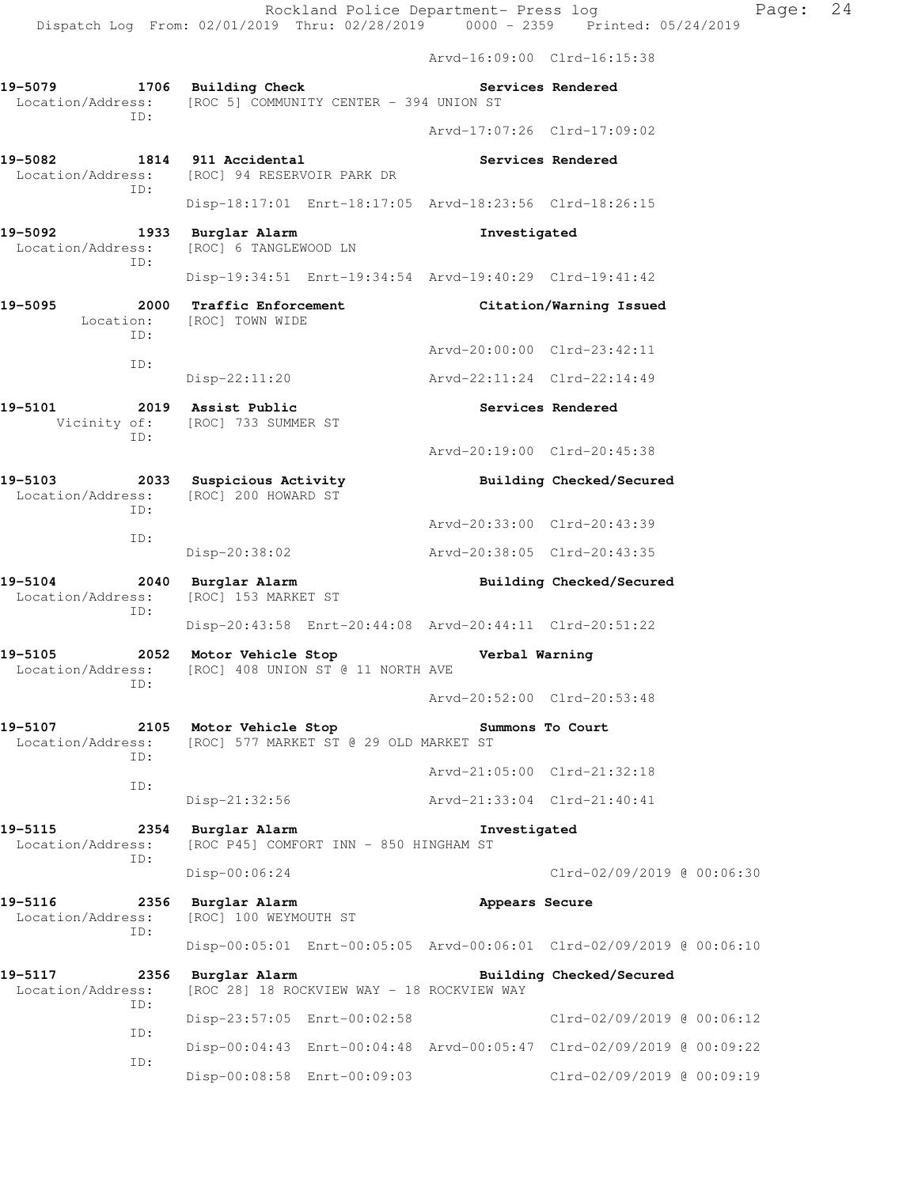Arvd-16:09:00 Clrd-16:15:38

**19-5079 1706 Building Check Services Rendered**
Location/Address: [ROC 5] COMMUNITY CENTER - 394 UNION ST
ID:
Arvd-17:07:26 Clrd-17:09:02

**19-5082 1814 911 Accidental Services Rendered**
Location/Address: [ROC] 94 RESERVOIR PARK DR
ID:
Disp-18:17:01 Enrt-18:17:05 Arvd-18:23:56 Clrd-18:26:15

**19-5092 1933 Burglar Alarm Investigated**
Location/Address: [ROC] 6 TANGLEWOOD LN
ID:
Disp-19:34:51 Enrt-19:34:54 Arvd-19:40:29 Clrd-19:41:42

**19-5095 2000 Traffic Enforcement Citation/Warning Issued**
Location: [ROC] TOWN WIDE
ID:
Arvd-20:00:00 Clrd-23:42:11
ID:
Disp-22:11:20 Arvd-22:11:24 Clrd-22:14:49

**19-5101 2019 Assist Public Services Rendered**
Vicinity of: [ROC] 733 SUMMER ST
ID:
Arvd-20:19:00 Clrd-20:45:38

**19-5103 2033 Suspicious Activity Building Checked/Secured**
Location/Address: [ROC] 200 HOWARD ST
ID:
Arvd-20:33:00 Clrd-20:43:39
ID:
Disp-20:38:02 Arvd-20:38:05 Clrd-20:43:35

**19-5104 2040 Burglar Alarm Building Checked/Secured**
Location/Address: [ROC] 153 MARKET ST
ID:
Disp-20:43:58 Enrt-20:44:08 Arvd-20:44:11 Clrd-20:51:22

**19-5105 2052 Motor Vehicle Stop Verbal Warning**
Location/Address: [ROC] 408 UNION ST @ 11 NORTH AVE
ID:
Arvd-20:52:00 Clrd-20:53:48

**19-5107 2105 Motor Vehicle Stop Summons To Court**
Location/Address: [ROC] 577 MARKET ST @ 29 OLD MARKET ST
ID:
Arvd-21:05:00 Clrd-21:32:18
ID:
Disp-21:32:56 Arvd-21:33:04 Clrd-21:40:41

**19-5115 2354 Burglar Alarm Investigated**
Location/Address: [ROC P45] COMFORT INN - 850 HINGHAM ST
ID:
Disp-00:06:24 Clrd-02/09/2019 @ 00:06:30

**19-5116 2356 Burglar Alarm Appears Secure**
Location/Address: [ROC] 100 WEYMOUTH ST
ID:
Disp-00:05:01 Enrt-00:05:05 Arvd-00:06:01 Clrd-02/09/2019 @ 00:06:10

**19-5117 2356 Burglar Alarm Building Checked/Secured**
Location/Address: [ROC 28] 18 ROCKVIEW WAY - 18 ROCKVIEW WAY
ID:
Disp-23:57:05 Enrt-00:02:58 Clrd-02/09/2019 @ 00:06:12
ID:
Disp-00:04:43 Enrt-00:04:48 Arvd-00:05:47 Clrd-02/09/2019 @ 00:09:22
ID:
Disp-00:08:58 Enrt-00:09:03 Clrd-02/09/2019 @ 00:09:19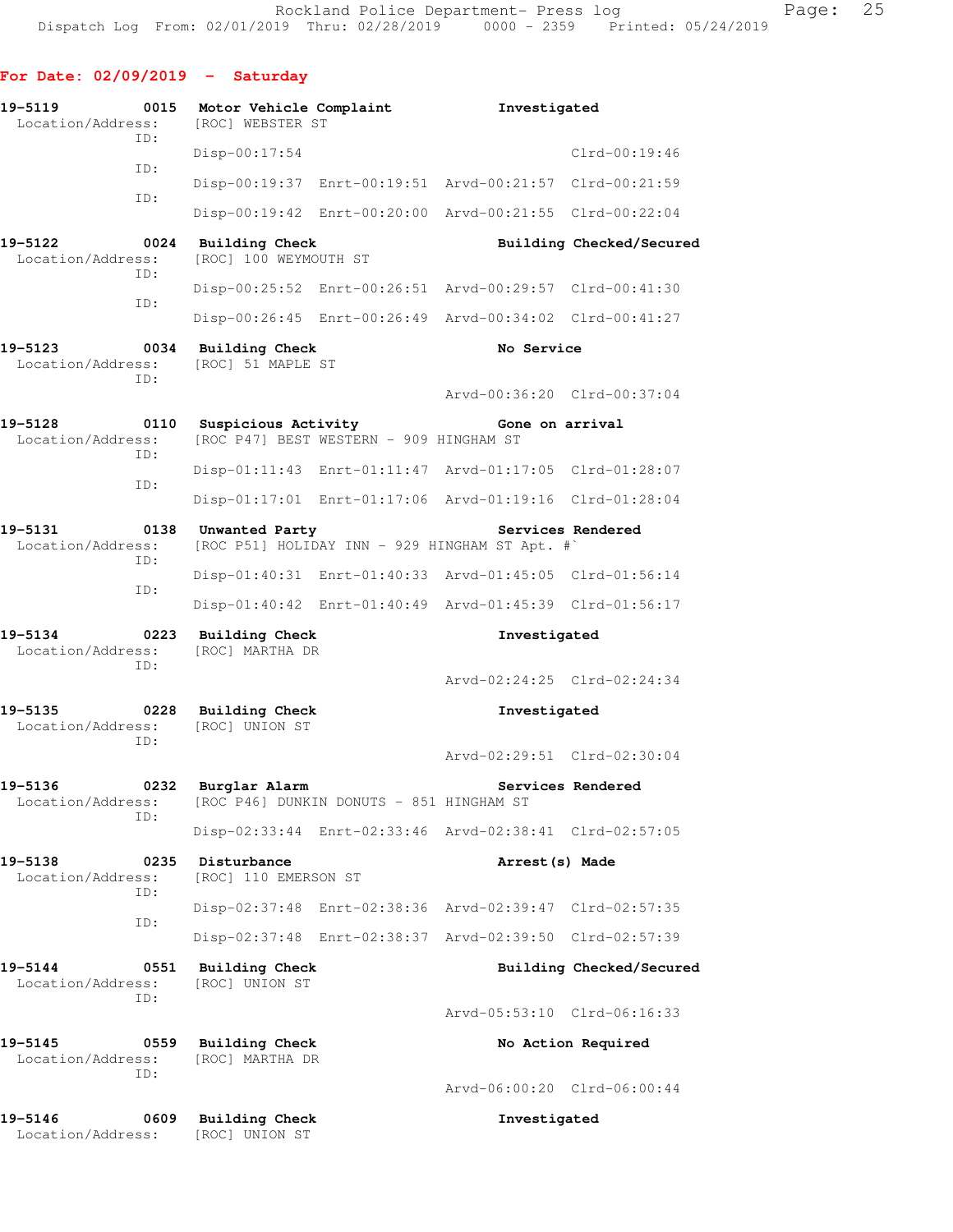## For Date: 02/09/2019 - Saturday

```
19-5119        0015  Motor Vehicle Complaint              Investigated
  Location/Address:    [ROC] WEBSTER ST
              ID:
                       Disp-00:17:54                                Clrd-00:19:46
              ID:
                       Disp-00:19:37  Enrt-00:19:51  Arvd-00:21:57  Clrd-00:21:59
              ID:
                       Disp-00:19:42  Enrt-00:20:00  Arvd-00:21:55  Clrd-00:22:04

19-5122        0024  Building Check                       Building Checked/Secured
  Location/Address:    [ROC] 100 WEYMOUTH ST
              ID:
                       Disp-00:25:52  Enrt-00:26:51  Arvd-00:29:57  Clrd-00:41:30
              ID:
                       Disp-00:26:45  Enrt-00:26:49  Arvd-00:34:02  Clrd-00:41:27

19-5123        0034  Building Check                       No Service
  Location/Address:    [ROC] 51 MAPLE ST
              ID:
                                                     Arvd-00:36:20  Clrd-00:37:04

19-5128        0110  Suspicious Activity                  Gone on arrival
  Location/Address:    [ROC P47] BEST WESTERN - 909 HINGHAM ST
              ID:
                       Disp-01:11:43  Enrt-01:11:47  Arvd-01:17:05  Clrd-01:28:07
              ID:
                       Disp-01:17:01  Enrt-01:17:06  Arvd-01:19:16  Clrd-01:28:04

19-5131        0138  Unwanted Party                       Services Rendered
  Location/Address:    [ROC P51] HOLIDAY INN - 929 HINGHAM ST Apt. #`
              ID:
                       Disp-01:40:31  Enrt-01:40:33  Arvd-01:45:05  Clrd-01:56:14
              ID:
                       Disp-01:40:42  Enrt-01:40:49  Arvd-01:45:39  Clrd-01:56:17

19-5134        0223  Building Check                       Investigated
  Location/Address:    [ROC] MARTHA DR
              ID:
                                                     Arvd-02:24:25  Clrd-02:24:34

19-5135        0228  Building Check                       Investigated
  Location/Address:    [ROC] UNION ST
              ID:
                                                     Arvd-02:29:51  Clrd-02:30:04

19-5136        0232  Burglar Alarm                        Services Rendered
  Location/Address:    [ROC P46] DUNKIN DONUTS - 851 HINGHAM ST
              ID:
                       Disp-02:33:44  Enrt-02:33:46  Arvd-02:38:41  Clrd-02:57:05

19-5138        0235  Disturbance                          Arrest(s) Made
  Location/Address:    [ROC] 110 EMERSON ST
              ID:
                       Disp-02:37:48  Enrt-02:38:36  Arvd-02:39:47  Clrd-02:57:35
              ID:
                       Disp-02:37:48  Enrt-02:38:37  Arvd-02:39:50  Clrd-02:57:39

19-5144        0551  Building Check                       Building Checked/Secured
  Location/Address:    [ROC] UNION ST
              ID:
                                                     Arvd-05:53:10  Clrd-06:16:33

19-5145        0559  Building Check                       No Action Required
  Location/Address:    [ROC] MARTHA DR
              ID:
                                                     Arvd-06:00:20  Clrd-06:00:44

19-5146        0609  Building Check                       Investigated
  Location/Address:    [ROC] UNION ST
```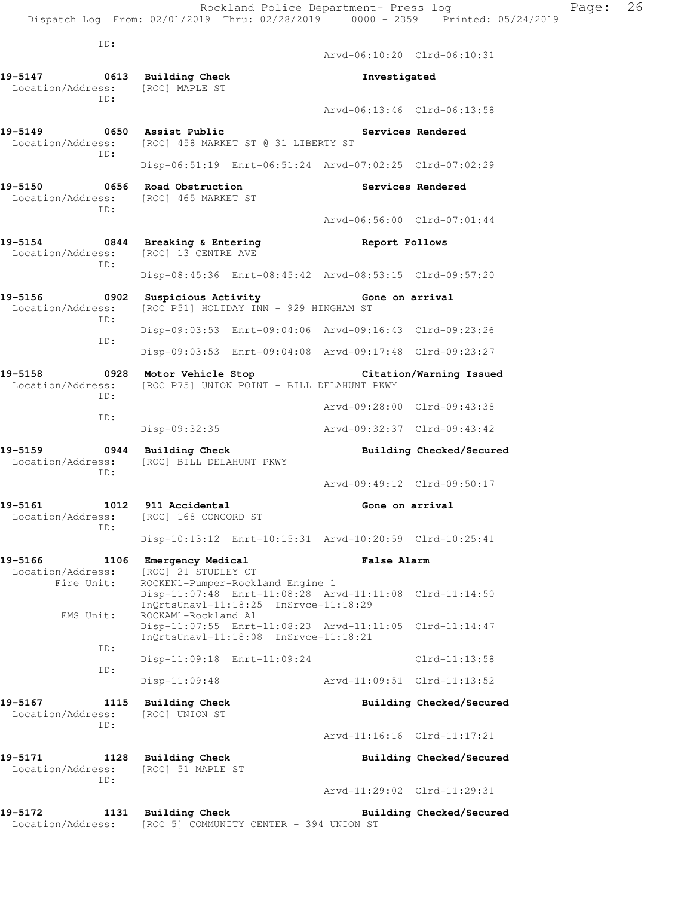ID:
Arvd-06:10:20 Clrd-06:10:31

**19-5147 0613 Building Check** Investigated
Location/Address: [ROC] MAPLE ST
ID:
Arvd-06:13:46 Clrd-06:13:58

**19-5149 0650 Assist Public** Services Rendered
Location/Address: [ROC] 458 MARKET ST @ 31 LIBERTY ST
ID:
Disp-06:51:19 Enrt-06:51:24 Arvd-07:02:25 Clrd-07:02:29

**19-5150 0656 Road Obstruction** Services Rendered
Location/Address: [ROC] 465 MARKET ST
ID:
Arvd-06:56:00 Clrd-07:01:44

**19-5154 0844 Breaking & Entering** Report Follows
Location/Address: [ROC] 13 CENTRE AVE
ID:
Disp-08:45:36 Enrt-08:45:42 Arvd-08:53:15 Clrd-09:57:20

**19-5156 0902 Suspicious Activity** Gone on arrival
Location/Address: [ROC P51] HOLIDAY INN - 929 HINGHAM ST
ID:
Disp-09:03:53 Enrt-09:04:06 Arvd-09:16:43 Clrd-09:23:26
ID:
Disp-09:03:53 Enrt-09:04:08 Arvd-09:17:48 Clrd-09:23:27

**19-5158 0928 Motor Vehicle Stop** Citation/Warning Issued
Location/Address: [ROC P75] UNION POINT - BILL DELAHUNT PKWY
ID:
Arvd-09:28:00 Clrd-09:43:38
ID:
Disp-09:32:35 Arvd-09:32:37 Clrd-09:43:42

**19-5159 0944 Building Check** Building Checked/Secured
Location/Address: [ROC] BILL DELAHUNT PKWY
ID:
Arvd-09:49:12 Clrd-09:50:17

**19-5161 1012 911 Accidental** Gone on arrival
Location/Address: [ROC] 168 CONCORD ST
ID:
Disp-10:13:12 Enrt-10:15:31 Arvd-10:20:59 Clrd-10:25:41

**19-5166 1106 Emergency Medical** False Alarm
Location/Address: [ROC] 21 STUDLEY CT
Fire Unit: ROCKEN1-Pumper-Rockland Engine 1
Disp-11:07:48 Enrt-11:08:28 Arvd-11:11:08 Clrd-11:14:50
InQrtsUnavl-11:18:25 InSrvce-11:18:29
EMS Unit: ROCKAM1-Rockland A1
Disp-11:07:55 Enrt-11:08:23 Arvd-11:11:05 Clrd-11:14:47
InQrtsUnavl-11:18:08 InSrvce-11:18:21
ID:
Disp-11:09:18 Enrt-11:09:24 Clrd-11:13:58
ID:
Disp-11:09:48 Arvd-11:09:51 Clrd-11:13:52

**19-5167 1115 Building Check** Building Checked/Secured
Location/Address: [ROC] UNION ST
ID:
Arvd-11:16:16 Clrd-11:17:21

**19-5171 1128 Building Check** Building Checked/Secured
Location/Address: [ROC] 51 MAPLE ST
ID:
Arvd-11:29:02 Clrd-11:29:31

**19-5172 1131 Building Check** Building Checked/Secured
Location/Address: [ROC 5] COMMUNITY CENTER - 394 UNION ST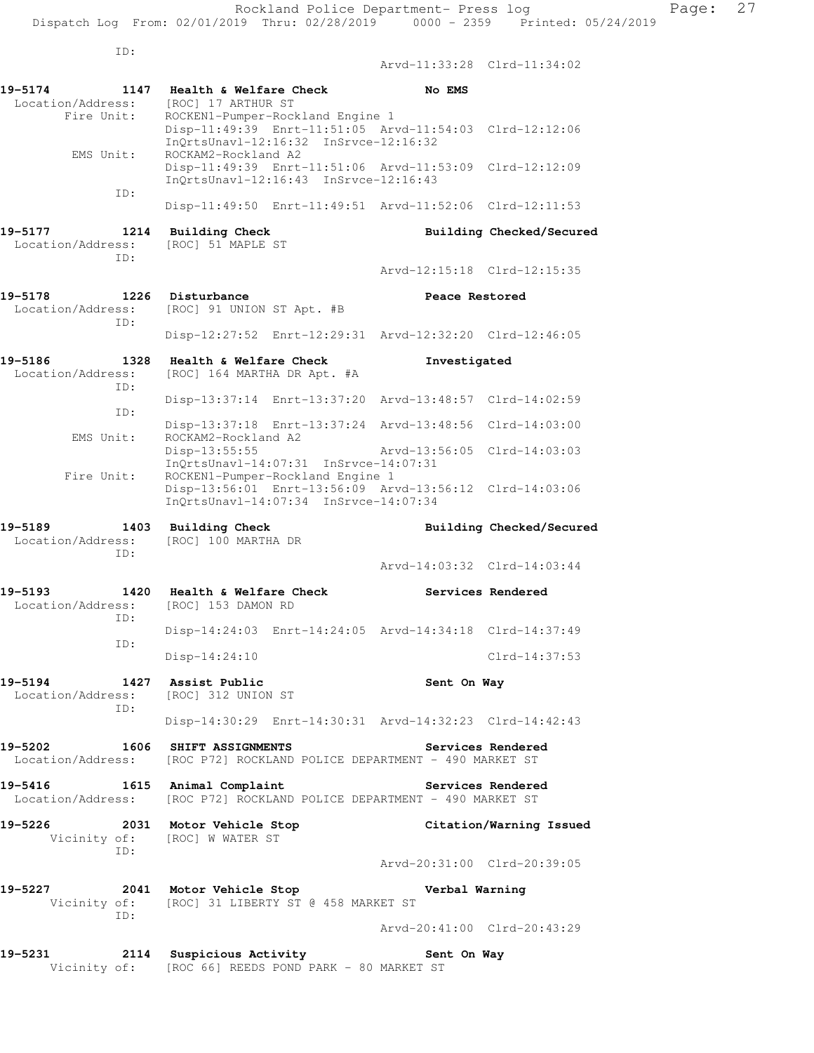ID:
Arvd-11:33:28 Clrd-11:34:02

**19-5174 1147 Health & Welfare Check** — **No EMS**
Location/Address: [ROC] 17 ARTHUR ST
Fire Unit: ROCKEN1-Pumper-Rockland Engine 1
Disp-11:49:39 Enrt-11:51:05 Arvd-11:54:03 Clrd-12:12:06
InQrtsUnavl-12:16:32 InSrvce-12:16:32
EMS Unit: ROCKAM2-Rockland A2
Disp-11:49:39 Enrt-11:51:06 Arvd-11:53:09 Clrd-12:12:09
InQrtsUnavl-12:16:43 InSrvce-12:16:43
ID:
Disp-11:49:50 Enrt-11:49:51 Arvd-11:52:06 Clrd-12:11:53

**19-5177 1214 Building Check** — **Building Checked/Secured**
Location/Address: [ROC] 51 MAPLE ST
ID:
Arvd-12:15:18 Clrd-12:15:35

**19-5178 1226 Disturbance** — **Peace Restored**
Location/Address: [ROC] 91 UNION ST Apt. #B
ID:
Disp-12:27:52 Enrt-12:29:31 Arvd-12:32:20 Clrd-12:46:05

**19-5186 1328 Health & Welfare Check** — **Investigated**
Location/Address: [ROC] 164 MARTHA DR Apt. #A
ID:
Disp-13:37:14 Enrt-13:37:20 Arvd-13:48:57 Clrd-14:02:59
ID:
Disp-13:37:18 Enrt-13:37:24 Arvd-13:48:56 Clrd-14:03:00
EMS Unit: ROCKAM2-Rockland A2
Disp-13:55:55 Arvd-13:56:05 Clrd-14:03:03
InQrtsUnavl-14:07:31 InSrvce-14:07:31
Fire Unit: ROCKEN1-Pumper-Rockland Engine 1
Disp-13:56:01 Enrt-13:56:09 Arvd-13:56:12 Clrd-14:03:06
InQrtsUnavl-14:07:34 InSrvce-14:07:34

**19-5189 1403 Building Check** — **Building Checked/Secured**
Location/Address: [ROC] 100 MARTHA DR
ID:
Arvd-14:03:32 Clrd-14:03:44

**19-5193 1420 Health & Welfare Check** — **Services Rendered**
Location/Address: [ROC] 153 DAMON RD
ID:
Disp-14:24:03 Enrt-14:24:05 Arvd-14:34:18 Clrd-14:37:49
ID:
Disp-14:24:10 Clrd-14:37:53

**19-5194 1427 Assist Public** — **Sent On Way**
Location/Address: [ROC] 312 UNION ST
ID:
Disp-14:30:29 Enrt-14:30:31 Arvd-14:32:23 Clrd-14:42:43

**19-5202 1606 SHIFT ASSIGNMENTS** — **Services Rendered**
Location/Address: [ROC P72] ROCKLAND POLICE DEPARTMENT - 490 MARKET ST

**19-5416 1615 Animal Complaint** — **Services Rendered**
Location/Address: [ROC P72] ROCKLAND POLICE DEPARTMENT - 490 MARKET ST

**19-5226 2031 Motor Vehicle Stop** — **Citation/Warning Issued**
Vicinity of: [ROC] W WATER ST
ID:
Arvd-20:31:00 Clrd-20:39:05

**19-5227 2041 Motor Vehicle Stop** — **Verbal Warning**
Vicinity of: [ROC] 31 LIBERTY ST @ 458 MARKET ST
ID:
Arvd-20:41:00 Clrd-20:43:29

**19-5231 2114 Suspicious Activity** — **Sent On Way**
Vicinity of: [ROC 66] REEDS POND PARK - 80 MARKET ST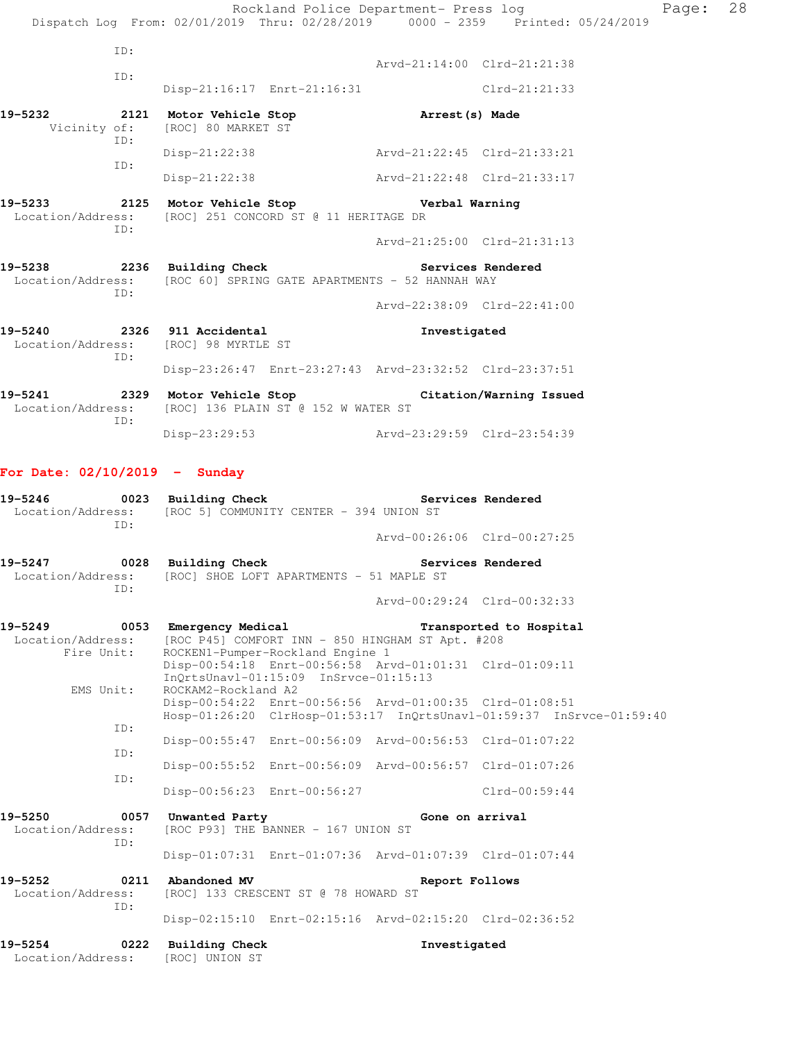```
            ID:
                                                     Arvd-21:14:00  Clrd-21:21:38
            ID:
                     Disp-21:16:17  Enrt-21:16:31                   Clrd-21:21:33

19-5232        2121  Motor Vehicle Stop                   Arrest(s) Made
      Vicinity of:   [ROC] 80 MARKET ST
            ID:
                     Disp-21:22:38                  Arvd-21:22:45  Clrd-21:33:21
            ID:
                     Disp-21:22:38                  Arvd-21:22:48  Clrd-21:33:17

19-5233        2125  Motor Vehicle Stop                   Verbal Warning
  Location/Address:  [ROC] 251 CONCORD ST @ 11 HERITAGE DR
            ID:
                                                     Arvd-21:25:00  Clrd-21:31:13

19-5238        2236  Building Check                       Services Rendered
  Location/Address:  [ROC 60] SPRING GATE APARTMENTS - 52 HANNAH WAY
            ID:
                                                     Arvd-22:38:09  Clrd-22:41:00

19-5240        2326  911 Accidental                       Investigated
  Location/Address:  [ROC] 98 MYRTLE ST
            ID:
                     Disp-23:26:47  Enrt-23:27:43  Arvd-23:32:52  Clrd-23:37:51

19-5241        2329  Motor Vehicle Stop                   Citation/Warning Issued
  Location/Address:  [ROC] 136 PLAIN ST @ 152 W WATER ST
            ID:
                     Disp-23:29:53                  Arvd-23:29:59  Clrd-23:54:39
```

**For Date: 02/10/2019 - Sunday**

```
19-5246        0023  Building Check                       Services Rendered
  Location/Address:  [ROC 5] COMMUNITY CENTER - 394 UNION ST
            ID:
                                                     Arvd-00:26:06  Clrd-00:27:25

19-5247        0028  Building Check                       Services Rendered
  Location/Address:  [ROC] SHOE LOFT APARTMENTS - 51 MAPLE ST
            ID:
                                                     Arvd-00:29:24  Clrd-00:32:33

19-5249        0053  Emergency Medical                    Transported to Hospital
  Location/Address:  [ROC P45] COMFORT INN - 850 HINGHAM ST Apt. #208
        Fire Unit:   ROCKEN1-Pumper-Rockland Engine 1
                     Disp-00:54:18  Enrt-00:56:58  Arvd-01:01:31  Clrd-01:09:11
                     InQrtsUnavl-01:15:09  InSrvce-01:15:13
         EMS Unit:   ROCKAM2-Rockland A2
                     Disp-00:54:22  Enrt-00:56:56  Arvd-01:00:35  Clrd-01:08:51
                     Hosp-01:26:20  ClrHosp-01:53:17  InQrtsUnavl-01:59:37  InSrvce-01:59:40
            ID:
                     Disp-00:55:47  Enrt-00:56:09  Arvd-00:56:53  Clrd-01:07:22
            ID:
                     Disp-00:55:52  Enrt-00:56:09  Arvd-00:56:57  Clrd-01:07:26
            ID:
                     Disp-00:56:23  Enrt-00:56:27                   Clrd-00:59:44

19-5250        0057  Unwanted Party                       Gone on arrival
  Location/Address:  [ROC P93] THE BANNER - 167 UNION ST
            ID:
                     Disp-01:07:31  Enrt-01:07:36  Arvd-01:07:39  Clrd-01:07:44

19-5252        0211  Abandoned MV                         Report Follows
  Location/Address:  [ROC] 133 CRESCENT ST @ 78 HOWARD ST
            ID:
                     Disp-02:15:10  Enrt-02:15:16  Arvd-02:15:20  Clrd-02:36:52

19-5254        0222  Building Check                       Investigated
  Location/Address:  [ROC] UNION ST
```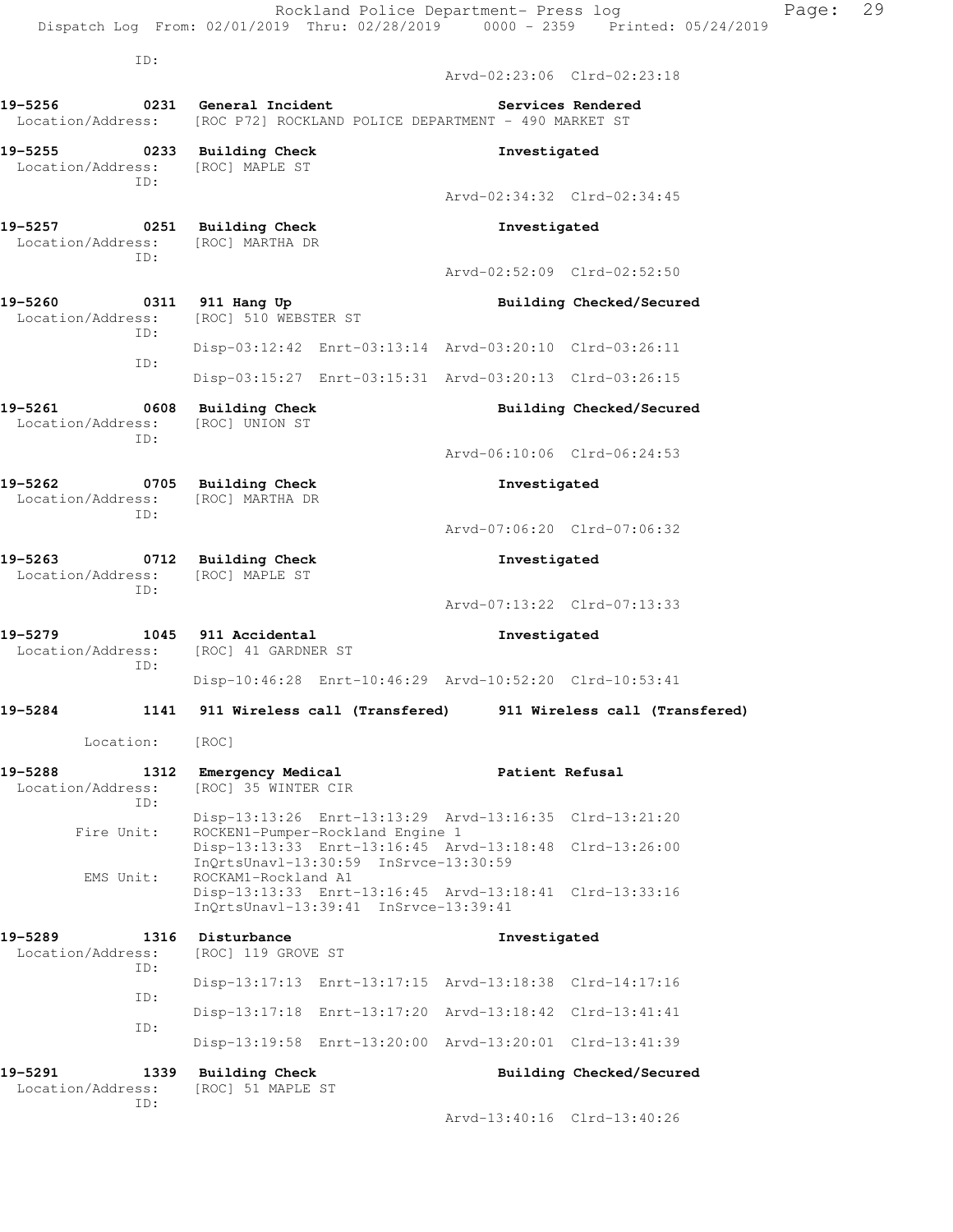ID:

Arvd-02:23:06 Clrd-02:23:18

**19-5256 0231 General Incident** **Services Rendered**
Location/Address: [ROC P72] ROCKLAND POLICE DEPARTMENT - 490 MARKET ST

**19-5255 0233 Building Check** **Investigated**
Location/Address: [ROC] MAPLE ST
ID:
Arvd-02:34:32 Clrd-02:34:45

**19-5257 0251 Building Check** **Investigated**
Location/Address: [ROC] MARTHA DR
ID:
Arvd-02:52:09 Clrd-02:52:50

**19-5260 0311 911 Hang Up** **Building Checked/Secured**
Location/Address: [ROC] 510 WEBSTER ST
ID:
Disp-03:12:42 Enrt-03:13:14 Arvd-03:20:10 Clrd-03:26:11
ID:
Disp-03:15:27 Enrt-03:15:31 Arvd-03:20:13 Clrd-03:26:15

**19-5261 0608 Building Check** **Building Checked/Secured**
Location/Address: [ROC] UNION ST
ID:
Arvd-06:10:06 Clrd-06:24:53

**19-5262 0705 Building Check** **Investigated**
Location/Address: [ROC] MARTHA DR
ID:
Arvd-07:06:20 Clrd-07:06:32

**19-5263 0712 Building Check** **Investigated**
Location/Address: [ROC] MAPLE ST
ID:
Arvd-07:13:22 Clrd-07:13:33

**19-5279 1045 911 Accidental** **Investigated**
Location/Address: [ROC] 41 GARDNER ST
ID:
Disp-10:46:28 Enrt-10:46:29 Arvd-10:52:20 Clrd-10:53:41

**19-5284 1141 911 Wireless call (Transfered)** **911 Wireless call (Transfered)**

Location: [ROC]

**19-5288 1312 Emergency Medical** **Patient Refusal**
Location/Address: [ROC] 35 WINTER CIR
ID:
Disp-13:13:26 Enrt-13:13:29 Arvd-13:16:35 Clrd-13:21:20
Fire Unit: ROCKEN1-Pumper-Rockland Engine 1
Disp-13:13:33 Enrt-13:16:45 Arvd-13:18:48 Clrd-13:26:00
InQrtsUnavl-13:30:59 InSrvce-13:30:59
EMS Unit: ROCKAM1-Rockland A1
Disp-13:13:33 Enrt-13:16:45 Arvd-13:18:41 Clrd-13:33:16
InQrtsUnavl-13:39:41 InSrvce-13:39:41

**19-5289 1316 Disturbance** **Investigated**
Location/Address: [ROC] 119 GROVE ST
ID:
Disp-13:17:13 Enrt-13:17:15 Arvd-13:18:38 Clrd-14:17:16
ID:
Disp-13:17:18 Enrt-13:17:20 Arvd-13:18:42 Clrd-13:41:41
ID:
Disp-13:19:58 Enrt-13:20:00 Arvd-13:20:01 Clrd-13:41:39

**19-5291 1339 Building Check** **Building Checked/Secured**
Location/Address: [ROC] 51 MAPLE ST
ID:
Arvd-13:40:16 Clrd-13:40:26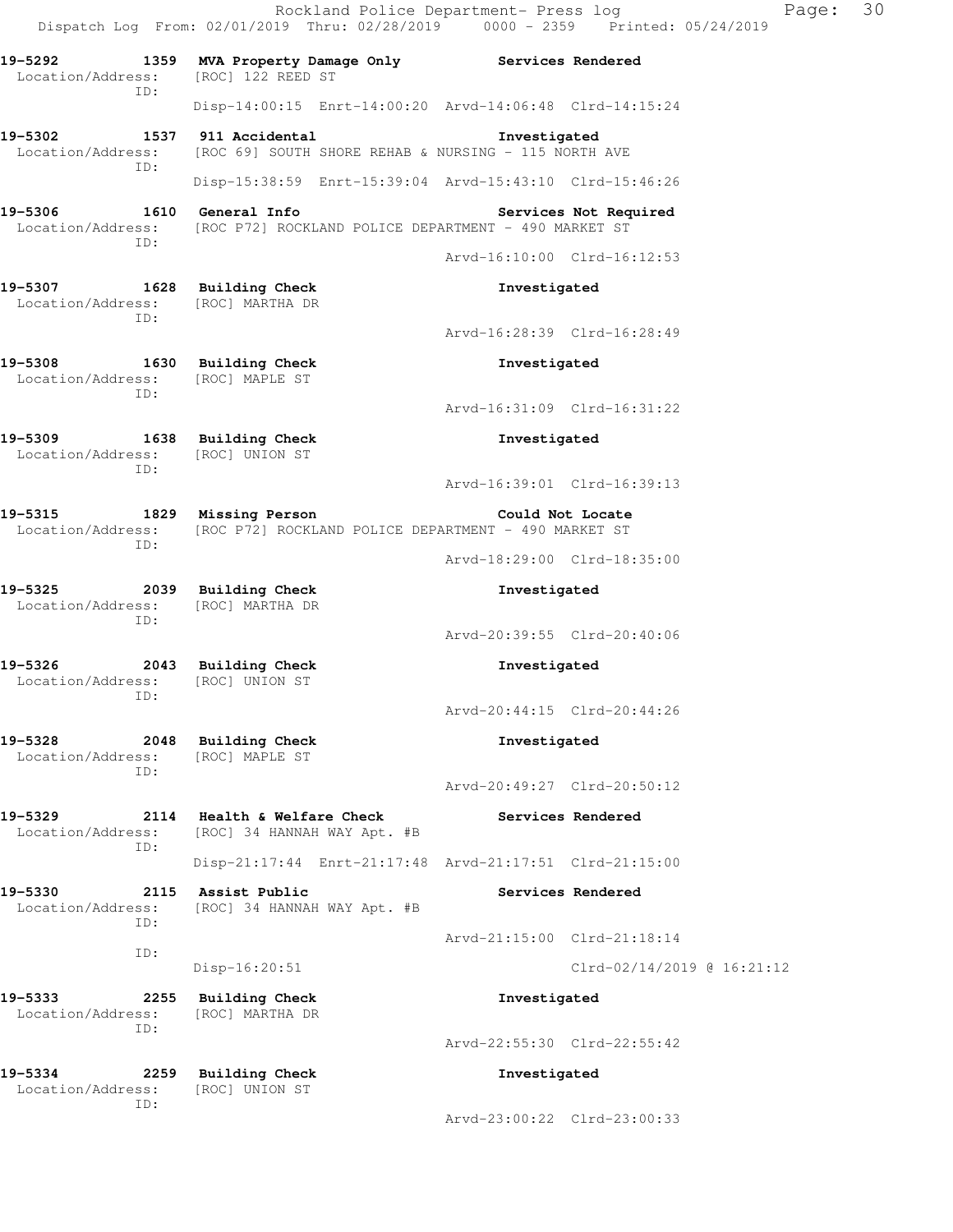**19-5292 1359 MVA Property Damage Only Services Rendered**
Location/Address: [ROC] 122 REED ST
ID:
Disp-14:00:15 Enrt-14:00:20 Arvd-14:06:48 Clrd-14:15:24

**19-5302 1537 911 Accidental Investigated**
Location/Address: [ROC 69] SOUTH SHORE REHAB & NURSING - 115 NORTH AVE
ID:
Disp-15:38:59 Enrt-15:39:04 Arvd-15:43:10 Clrd-15:46:26

**19-5306 1610 General Info Services Not Required**
Location/Address: [ROC P72] ROCKLAND POLICE DEPARTMENT - 490 MARKET ST
ID:
Arvd-16:10:00 Clrd-16:12:53

**19-5307 1628 Building Check Investigated**
Location/Address: [ROC] MARTHA DR
ID:
Arvd-16:28:39 Clrd-16:28:49

**19-5308 1630 Building Check Investigated**
Location/Address: [ROC] MAPLE ST
ID:
Arvd-16:31:09 Clrd-16:31:22

**19-5309 1638 Building Check Investigated**
Location/Address: [ROC] UNION ST
ID:
Arvd-16:39:01 Clrd-16:39:13

**19-5315 1829 Missing Person Could Not Locate**
Location/Address: [ROC P72] ROCKLAND POLICE DEPARTMENT - 490 MARKET ST
ID:
Arvd-18:29:00 Clrd-18:35:00

**19-5325 2039 Building Check Investigated**
Location/Address: [ROC] MARTHA DR
ID:
Arvd-20:39:55 Clrd-20:40:06

**19-5326 2043 Building Check Investigated**
Location/Address: [ROC] UNION ST
ID:
Arvd-20:44:15 Clrd-20:44:26

**19-5328 2048 Building Check Investigated**
Location/Address: [ROC] MAPLE ST
ID:
Arvd-20:49:27 Clrd-20:50:12

**19-5329 2114 Health & Welfare Check Services Rendered**
Location/Address: [ROC] 34 HANNAH WAY Apt. #B
ID:
Disp-21:17:44 Enrt-21:17:48 Arvd-21:17:51 Clrd-21:15:00

**19-5330 2115 Assist Public Services Rendered**
Location/Address: [ROC] 34 HANNAH WAY Apt. #B
ID:
Arvd-21:15:00 Clrd-21:18:14
ID:
Disp-16:20:51 Clrd-02/14/2019 @ 16:21:12

**19-5333 2255 Building Check Investigated**
Location/Address: [ROC] MARTHA DR
ID:
Arvd-22:55:30 Clrd-22:55:42

**19-5334 2259 Building Check Investigated**
Location/Address: [ROC] UNION ST
ID:
Arvd-23:00:22 Clrd-23:00:33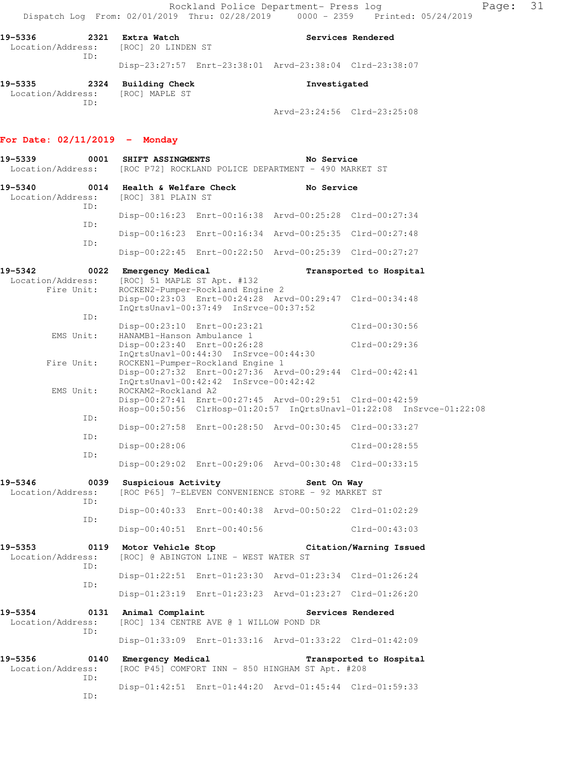Dispatch Log From: 02/01/2019 Thru: 02/28/2019 0000 - 2359 Printed: 05/24/2019

```
19-5336        2321  Extra Watch                        Services Rendered
  Location/Address:  [ROC] 20 LINDEN ST
            ID:
                     Disp-23:27:57  Enrt-23:38:01  Arvd-23:38:04  Clrd-23:38:07

19-5335        2324  Building Check                     Investigated
  Location/Address:  [ROC] MAPLE ST
            ID:
                                                   Arvd-23:24:56  Clrd-23:25:08
```

## For Date: 02/11/2019 - Monday

```
19-5339        0001  SHIFT ASSINGMENTS                  No Service
  Location/Address:  [ROC P72] ROCKLAND POLICE DEPARTMENT - 490 MARKET ST

19-5340        0014  Health & Welfare Check             No Service
  Location/Address:  [ROC] 381 PLAIN ST
            ID:
                     Disp-00:16:23  Enrt-00:16:38  Arvd-00:25:28  Clrd-00:27:34
            ID:
                     Disp-00:16:23  Enrt-00:16:34  Arvd-00:25:35  Clrd-00:27:48
            ID:
                     Disp-00:22:45  Enrt-00:22:50  Arvd-00:25:39  Clrd-00:27:27

19-5342        0022  Emergency Medical                  Transported to Hospital
  Location/Address:  [ROC] 51 MAPLE ST Apt. #132
        Fire Unit:   ROCKEN2-Pumper-Rockland Engine 2
                     Disp-00:23:03  Enrt-00:24:28  Arvd-00:29:47  Clrd-00:34:48
                     InQrtsUnavl-00:37:49  InSrvce-00:37:52
            ID:
                     Disp-00:23:10  Enrt-00:23:21                 Clrd-00:30:56
         EMS Unit:   HANAMB1-Hanson Ambulance 1
                     Disp-00:23:40  Enrt-00:26:28                 Clrd-00:29:36
                     InQrtsUnavl-00:44:30  InSrvce-00:44:30
        Fire Unit:   ROCKEN1-Pumper-Rockland Engine 1
                     Disp-00:27:32  Enrt-00:27:36  Arvd-00:29:44  Clrd-00:42:41
                     InQrtsUnavl-00:42:42  InSrvce-00:42:42
         EMS Unit:   ROCKAM2-Rockland A2
                     Disp-00:27:41  Enrt-00:27:45  Arvd-00:29:51  Clrd-00:42:59
                     Hosp-00:50:56  ClrHosp-01:20:57  InQrtsUnavl-01:22:08  InSrvce-01:22:08
            ID:
                     Disp-00:27:58  Enrt-00:28:50  Arvd-00:30:45  Clrd-00:33:27
            ID:
                     Disp-00:28:06                                Clrd-00:28:55
            ID:
                     Disp-00:29:02  Enrt-00:29:06  Arvd-00:30:48  Clrd-00:33:15

19-5346        0039  Suspicious Activity                Sent On Way
  Location/Address:  [ROC P65] 7-ELEVEN CONVENIENCE STORE - 92 MARKET ST
            ID:
                     Disp-00:40:33  Enrt-00:40:38  Arvd-00:50:22  Clrd-01:02:29
            ID:
                     Disp-00:40:51  Enrt-00:40:56                 Clrd-00:43:03

19-5353        0119  Motor Vehicle Stop                 Citation/Warning Issued
  Location/Address:  [ROC] @ ABINGTON LINE - WEST WATER ST
            ID:
                     Disp-01:22:51  Enrt-01:23:30  Arvd-01:23:34  Clrd-01:26:24
            ID:
                     Disp-01:23:19  Enrt-01:23:23  Arvd-01:23:27  Clrd-01:26:20

19-5354        0131  Animal Complaint                   Services Rendered
  Location/Address:  [ROC] 134 CENTRE AVE @ 1 WILLOW POND DR
            ID:
                     Disp-01:33:09  Enrt-01:33:16  Arvd-01:33:22  Clrd-01:42:09

19-5356        0140  Emergency Medical                  Transported to Hospital
  Location/Address:  [ROC P45] COMFORT INN - 850 HINGHAM ST Apt. #208
            ID:
                     Disp-01:42:51  Enrt-01:44:20  Arvd-01:45:44  Clrd-01:59:33
            ID:
```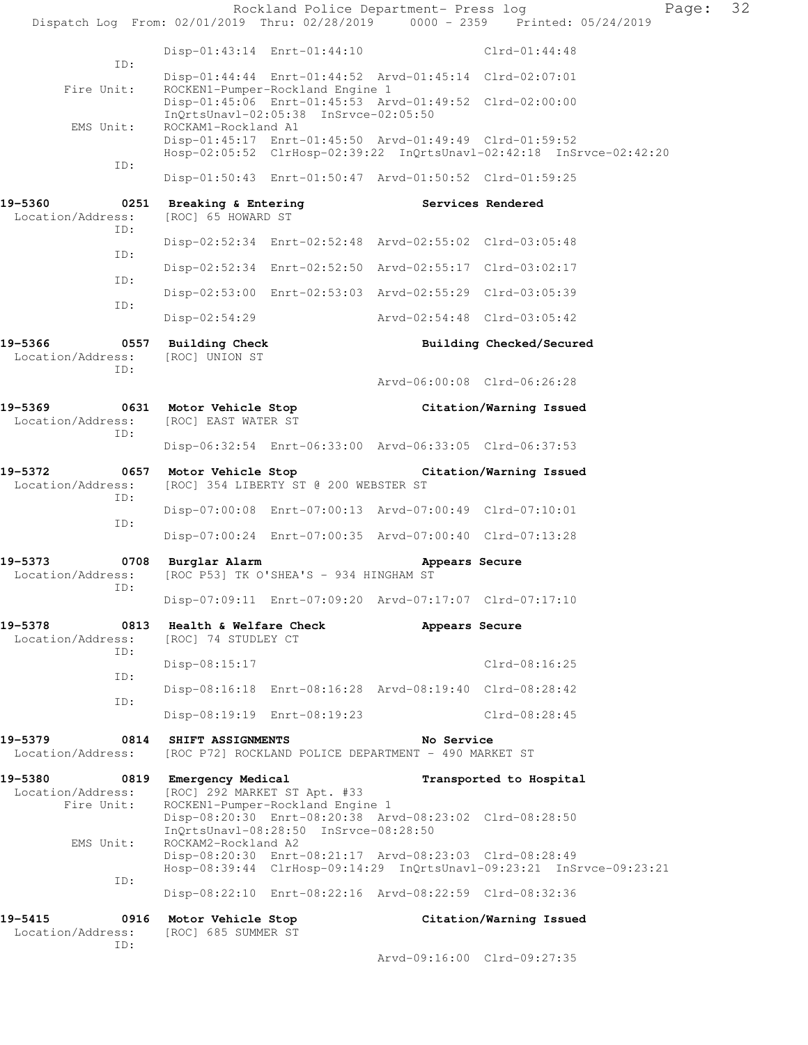Disp-01:43:14 Enrt-01:44:10 Clrd-01:44:48

ID:
Disp-01:44:44 Enrt-01:44:52 Arvd-01:45:14 Clrd-02:07:01

Fire Unit: ROCKEN1-Pumper-Rockland Engine 1
Disp-01:45:06 Enrt-01:45:53 Arvd-01:49:52 Clrd-02:00:00
InQrtsUnavl-02:05:38 InSrvce-02:05:50

EMS Unit: ROCKAM1-Rockland A1
Disp-01:45:17 Enrt-01:45:50 Arvd-01:49:49 Clrd-01:59:52
Hosp-02:05:52 ClrHosp-02:39:22 InQrtsUnavl-02:42:18 InSrvce-02:42:20

ID:
Disp-01:50:43 Enrt-01:50:47 Arvd-01:50:52 Clrd-01:59:25

**19-5360 0251 Breaking & Entering Services Rendered**
Location/Address: [ROC] 65 HOWARD ST
ID:
Disp-02:52:34 Enrt-02:52:48 Arvd-02:55:02 Clrd-03:05:48
ID:
Disp-02:52:34 Enrt-02:52:50 Arvd-02:55:17 Clrd-03:02:17
ID:
Disp-02:53:00 Enrt-02:53:03 Arvd-02:55:29 Clrd-03:05:39
ID:
Disp-02:54:29 Arvd-02:54:48 Clrd-03:05:42

**19-5366 0557 Building Check Building Checked/Secured**
Location/Address: [ROC] UNION ST
ID:
Arvd-06:00:08 Clrd-06:26:28

**19-5369 0631 Motor Vehicle Stop Citation/Warning Issued**
Location/Address: [ROC] EAST WATER ST
ID:
Disp-06:32:54 Enrt-06:33:00 Arvd-06:33:05 Clrd-06:37:53

**19-5372 0657 Motor Vehicle Stop Citation/Warning Issued**
Location/Address: [ROC] 354 LIBERTY ST @ 200 WEBSTER ST
ID:
Disp-07:00:08 Enrt-07:00:13 Arvd-07:00:49 Clrd-07:10:01
ID:
Disp-07:00:24 Enrt-07:00:35 Arvd-07:00:40 Clrd-07:13:28

**19-5373 0708 Burglar Alarm Appears Secure**
Location/Address: [ROC P53] TK O'SHEA'S - 934 HINGHAM ST
ID:
Disp-07:09:11 Enrt-07:09:20 Arvd-07:17:07 Clrd-07:17:10

**19-5378 0813 Health & Welfare Check Appears Secure**
Location/Address: [ROC] 74 STUDLEY CT
ID:
Disp-08:15:17 Clrd-08:16:25
ID:
Disp-08:16:18 Enrt-08:16:28 Arvd-08:19:40 Clrd-08:28:42
ID:
Disp-08:19:19 Enrt-08:19:23 Clrd-08:28:45

**19-5379 0814 SHIFT ASSIGNMENTS No Service**
Location/Address: [ROC P72] ROCKLAND POLICE DEPARTMENT - 490 MARKET ST

**19-5380 0819 Emergency Medical Transported to Hospital**
Location/Address: [ROC] 292 MARKET ST Apt. #33
Fire Unit: ROCKEN1-Pumper-Rockland Engine 1
Disp-08:20:30 Enrt-08:20:38 Arvd-08:23:02 Clrd-08:28:50
InQrtsUnavl-08:28:50 InSrvce-08:28:50
EMS Unit: ROCKAM2-Rockland A2
Disp-08:20:30 Enrt-08:21:17 Arvd-08:23:03 Clrd-08:28:49
Hosp-08:39:44 ClrHosp-09:14:29 InQrtsUnavl-09:23:21 InSrvce-09:23:21
ID:
Disp-08:22:10 Enrt-08:22:16 Arvd-08:22:59 Clrd-08:32:36

**19-5415 0916 Motor Vehicle Stop Citation/Warning Issued**
Location/Address: [ROC] 685 SUMMER ST
ID:
Arvd-09:16:00 Clrd-09:27:35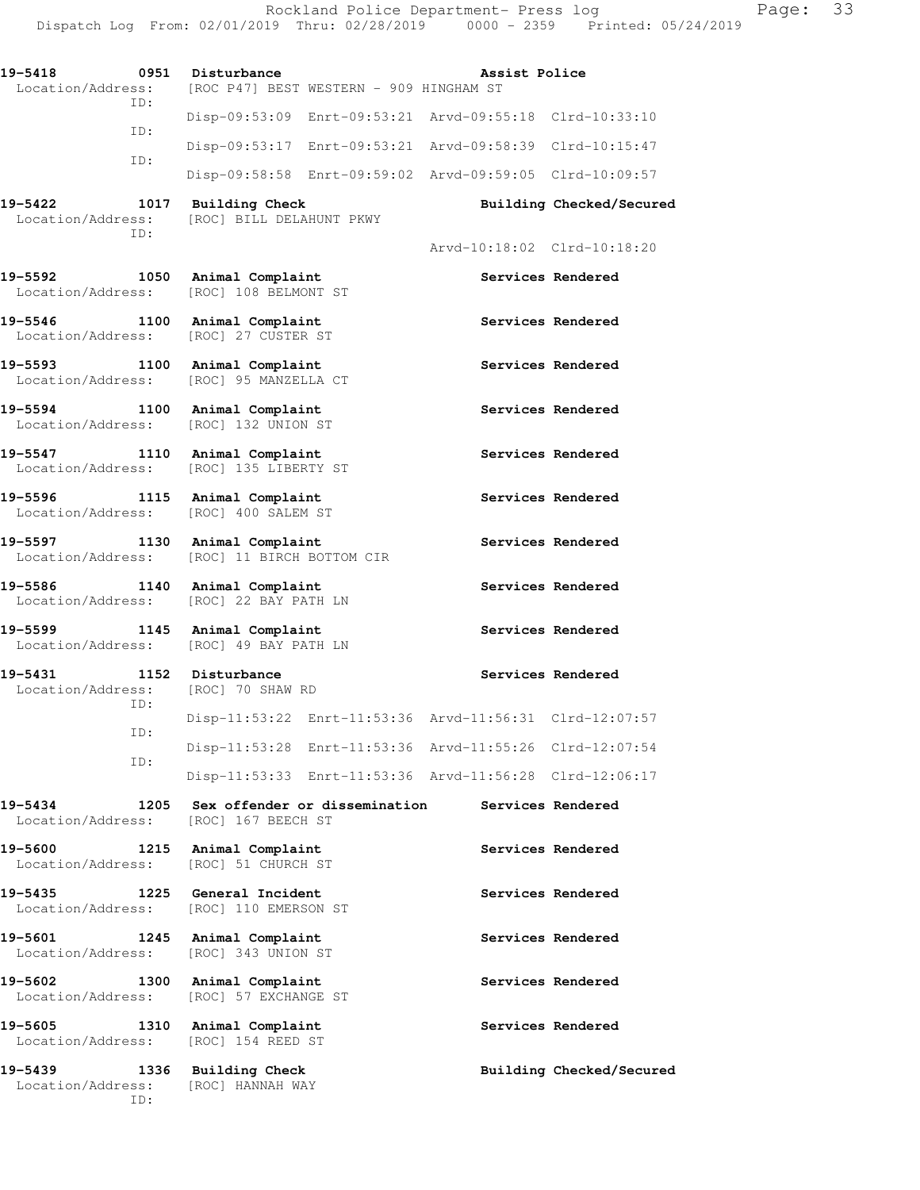**19-5418 0951 Disturbance** — **Assist Police**
Location/Address: [ROC P47] BEST WESTERN - 909 HINGHAM ST
ID:
Disp-09:53:09 Enrt-09:53:21 Arvd-09:55:18 Clrd-10:33:10
ID:
Disp-09:53:17 Enrt-09:53:21 Arvd-09:58:39 Clrd-10:15:47
ID:
Disp-09:58:58 Enrt-09:59:02 Arvd-09:59:05 Clrd-10:09:57

**19-5422 1017 Building Check** — **Building Checked/Secured**
Location/Address: [ROC] BILL DELAHUNT PKWY
ID:
Arvd-10:18:02 Clrd-10:18:20

**19-5592 1050 Animal Complaint** — **Services Rendered**
Location/Address: [ROC] 108 BELMONT ST

**19-5546 1100 Animal Complaint** — **Services Rendered**
Location/Address: [ROC] 27 CUSTER ST

**19-5593 1100 Animal Complaint** — **Services Rendered**
Location/Address: [ROC] 95 MANZELLA CT

**19-5594 1100 Animal Complaint** — **Services Rendered**
Location/Address: [ROC] 132 UNION ST

**19-5547 1110 Animal Complaint** — **Services Rendered**
Location/Address: [ROC] 135 LIBERTY ST

**19-5596 1115 Animal Complaint** — **Services Rendered**
Location/Address: [ROC] 400 SALEM ST

**19-5597 1130 Animal Complaint** — **Services Rendered**
Location/Address: [ROC] 11 BIRCH BOTTOM CIR

**19-5586 1140 Animal Complaint** — **Services Rendered**
Location/Address: [ROC] 22 BAY PATH LN

**19-5599 1145 Animal Complaint** — **Services Rendered**
Location/Address: [ROC] 49 BAY PATH LN

**19-5431 1152 Disturbance** — **Services Rendered**
Location/Address: [ROC] 70 SHAW RD
ID:
Disp-11:53:22 Enrt-11:53:36 Arvd-11:56:31 Clrd-12:07:57
ID:
Disp-11:53:28 Enrt-11:53:36 Arvd-11:55:26 Clrd-12:07:54
ID:
Disp-11:53:33 Enrt-11:53:36 Arvd-11:56:28 Clrd-12:06:17

**19-5434 1205 Sex offender or dissemination** — **Services Rendered**
Location/Address: [ROC] 167 BEECH ST

**19-5600 1215 Animal Complaint** — **Services Rendered**
Location/Address: [ROC] 51 CHURCH ST

**19-5435 1225 General Incident** — **Services Rendered**
Location/Address: [ROC] 110 EMERSON ST

**19-5601 1245 Animal Complaint** — **Services Rendered**
Location/Address: [ROC] 343 UNION ST

**19-5602 1300 Animal Complaint** — **Services Rendered**
Location/Address: [ROC] 57 EXCHANGE ST

**19-5605 1310 Animal Complaint** — **Services Rendered**
Location/Address: [ROC] 154 REED ST

**19-5439 1336 Building Check** — **Building Checked/Secured**
Location/Address: [ROC] HANNAH WAY
ID: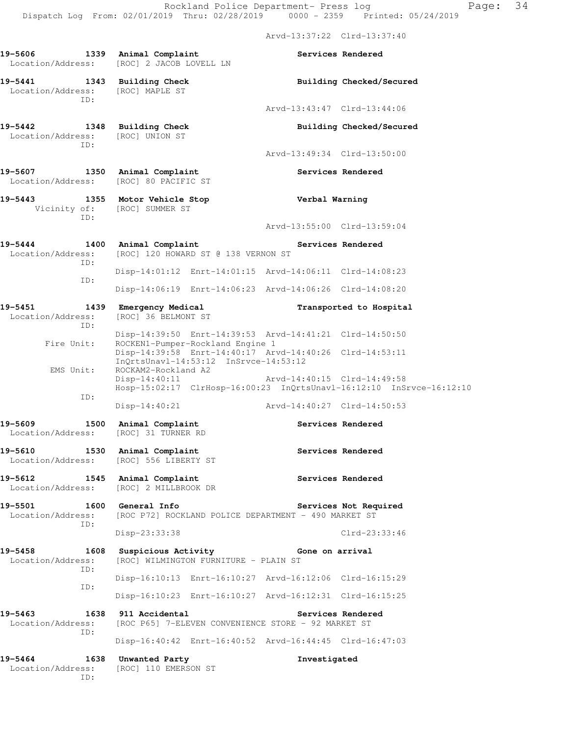Arvd-13:37:22 Clrd-13:37:40

**19-5606 1339 Animal Complaint** **Services Rendered**
Location/Address: [ROC] 2 JACOB LOVELL LN

**19-5441 1343 Building Check** **Building Checked/Secured**
Location/Address: [ROC] MAPLE ST
ID:
Arvd-13:43:47 Clrd-13:44:06

**19-5442 1348 Building Check** **Building Checked/Secured**
Location/Address: [ROC] UNION ST
ID:
Arvd-13:49:34 Clrd-13:50:00

**19-5607 1350 Animal Complaint** **Services Rendered**
Location/Address: [ROC] 80 PACIFIC ST

**19-5443 1355 Motor Vehicle Stop** **Verbal Warning**
Vicinity of: [ROC] SUMMER ST
ID:
Arvd-13:55:00 Clrd-13:59:04

**19-5444 1400 Animal Complaint** **Services Rendered**
Location/Address: [ROC] 120 HOWARD ST @ 138 VERNON ST
ID:
Disp-14:01:12 Enrt-14:01:15 Arvd-14:06:11 Clrd-14:08:23
ID:
Disp-14:06:19 Enrt-14:06:23 Arvd-14:06:26 Clrd-14:08:20

**19-5451 1439 Emergency Medical** **Transported to Hospital**
Location/Address: [ROC] 36 BELMONT ST
ID:
Disp-14:39:50 Enrt-14:39:53 Arvd-14:41:21 Clrd-14:50:50
Fire Unit: ROCKEN1-Pumper-Rockland Engine 1
Disp-14:39:58 Enrt-14:40:17 Arvd-14:40:26 Clrd-14:53:11
InQrtsUnavl-14:53:12 InSrvce-14:53:12
EMS Unit: ROCKAM2-Rockland A2
Disp-14:40:11 Arvd-14:40:15 Clrd-14:49:58
Hosp-15:02:17 ClrHosp-16:00:23 InQrtsUnavl-16:12:10 InSrvce-16:12:10
ID:
Disp-14:40:21 Arvd-14:40:27 Clrd-14:50:53

**19-5609 1500 Animal Complaint** **Services Rendered**
Location/Address: [ROC] 31 TURNER RD

**19-5610 1530 Animal Complaint** **Services Rendered**
Location/Address: [ROC] 556 LIBERTY ST

**19-5612 1545 Animal Complaint** **Services Rendered**
Location/Address: [ROC] 2 MILLBROOK DR

**19-5501 1600 General Info** **Services Not Required**
Location/Address: [ROC P72] ROCKLAND POLICE DEPARTMENT - 490 MARKET ST
ID:
Disp-23:33:38 Clrd-23:33:46

**19-5458 1608 Suspicious Activity** **Gone on arrival**
Location/Address: [ROC] WILMINGTON FURNITURE - PLAIN ST
ID:
Disp-16:10:13 Enrt-16:10:27 Arvd-16:12:06 Clrd-16:15:29
ID:
Disp-16:10:23 Enrt-16:10:27 Arvd-16:12:31 Clrd-16:15:25

**19-5463 1638 911 Accidental** **Services Rendered**
Location/Address: [ROC P65] 7-ELEVEN CONVENIENCE STORE - 92 MARKET ST
ID:
Disp-16:40:42 Enrt-16:40:52 Arvd-16:44:45 Clrd-16:47:03

**19-5464 1638 Unwanted Party** **Investigated**
Location/Address: [ROC] 110 EMERSON ST
ID: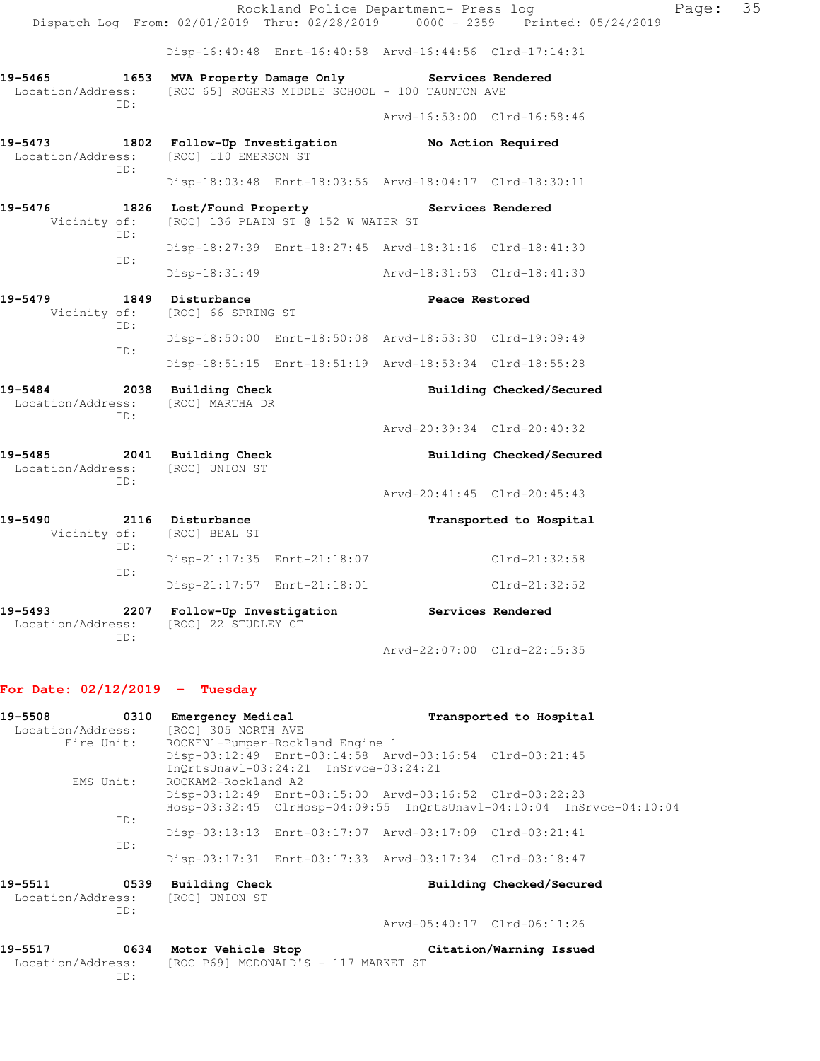Disp-16:40:48 Enrt-16:40:58 Arvd-16:44:56 Clrd-17:14:31

**19-5465 1653 MVA Property Damage Only Services Rendered**
Location/Address: [ROC 65] ROGERS MIDDLE SCHOOL - 100 TAUNTON AVE
ID:
Arvd-16:53:00 Clrd-16:58:46

**19-5473 1802 Follow-Up Investigation No Action Required**
Location/Address: [ROC] 110 EMERSON ST
ID:
Disp-18:03:48 Enrt-18:03:56 Arvd-18:04:17 Clrd-18:30:11

**19-5476 1826 Lost/Found Property Services Rendered**
Vicinity of: [ROC] 136 PLAIN ST @ 152 W WATER ST
ID:
Disp-18:27:39 Enrt-18:27:45 Arvd-18:31:16 Clrd-18:41:30
ID:
Disp-18:31:49 Arvd-18:31:53 Clrd-18:41:30

**19-5479 1849 Disturbance Peace Restored**
Vicinity of: [ROC] 66 SPRING ST
ID:
Disp-18:50:00 Enrt-18:50:08 Arvd-18:53:30 Clrd-19:09:49
ID:
Disp-18:51:15 Enrt-18:51:19 Arvd-18:53:34 Clrd-18:55:28

**19-5484 2038 Building Check Building Checked/Secured**
Location/Address: [ROC] MARTHA DR
ID:
Arvd-20:39:34 Clrd-20:40:32

**19-5485 2041 Building Check Building Checked/Secured**
Location/Address: [ROC] UNION ST
ID:
Arvd-20:41:45 Clrd-20:45:43

**19-5490 2116 Disturbance Transported to Hospital**
Vicinity of: [ROC] BEAL ST
ID:
Disp-21:17:35 Enrt-21:18:07 Clrd-21:32:58
ID:
Disp-21:17:57 Enrt-21:18:01 Clrd-21:32:52

**19-5493 2207 Follow-Up Investigation Services Rendered**
Location/Address: [ROC] 22 STUDLEY CT
ID:
Arvd-22:07:00 Clrd-22:15:35

## For Date: 02/12/2019 - Tuesday

**19-5508 0310 Emergency Medical Transported to Hospital**
Location/Address: [ROC] 305 NORTH AVE
Fire Unit: ROCKEN1-Pumper-Rockland Engine 1
Disp-03:12:49 Enrt-03:14:58 Arvd-03:16:54 Clrd-03:21:45
InQrtsUnavl-03:24:21 InSrvce-03:24:21
EMS Unit: ROCKAM2-Rockland A2
Disp-03:12:49 Enrt-03:15:00 Arvd-03:16:52 Clrd-03:22:23
Hosp-03:32:45 ClrHosp-04:09:55 InQrtsUnavl-04:10:04 InSrvce-04:10:04
ID:
Disp-03:13:13 Enrt-03:17:07 Arvd-03:17:09 Clrd-03:21:41
ID:
Disp-03:17:31 Enrt-03:17:33 Arvd-03:17:34 Clrd-03:18:47

**19-5511 0539 Building Check Building Checked/Secured**
Location/Address: [ROC] UNION ST
ID:
Arvd-05:40:17 Clrd-06:11:26

**19-5517 0634 Motor Vehicle Stop Citation/Warning Issued**
Location/Address: [ROC P69] MCDONALD'S - 117 MARKET ST
ID: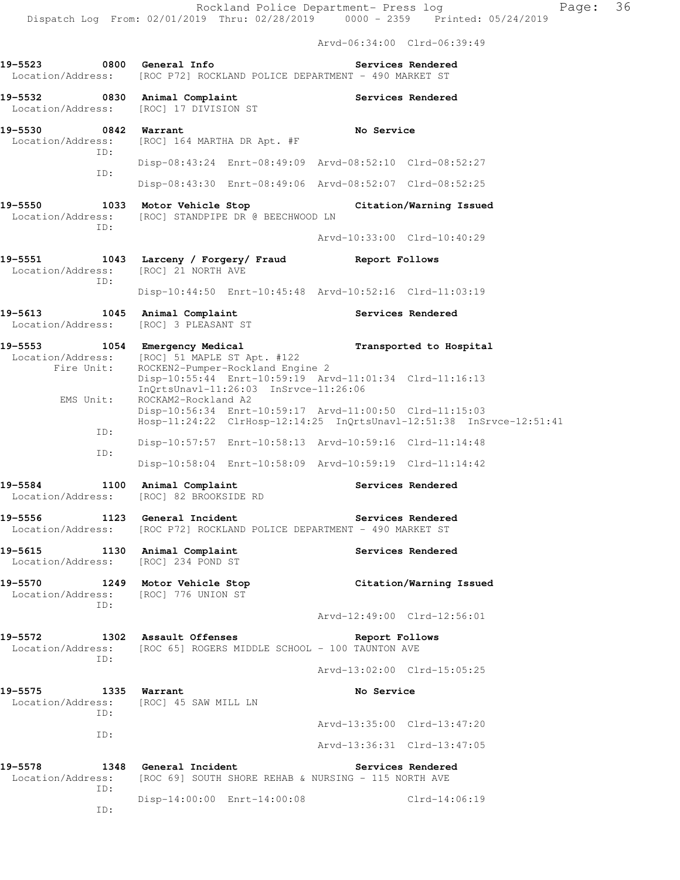Arvd-06:34:00 Clrd-06:39:49

**19-5523 0800 General Info — Services Rendered**
Location/Address: [ROC P72] ROCKLAND POLICE DEPARTMENT - 490 MARKET ST

**19-5532 0830 Animal Complaint — Services Rendered**
Location/Address: [ROC] 17 DIVISION ST

**19-5530 0842 Warrant — No Service**
Location/Address: [ROC] 164 MARTHA DR Apt. #F
ID:
Disp-08:43:24 Enrt-08:49:09 Arvd-08:52:10 Clrd-08:52:27
ID:
Disp-08:43:30 Enrt-08:49:06 Arvd-08:52:07 Clrd-08:52:25

**19-5550 1033 Motor Vehicle Stop — Citation/Warning Issued**
Location/Address: [ROC] STANDPIPE DR @ BEECHWOOD LN
ID:
Arvd-10:33:00 Clrd-10:40:29

**19-5551 1043 Larceny / Forgery/ Fraud — Report Follows**
Location/Address: [ROC] 21 NORTH AVE
ID:
Disp-10:44:50 Enrt-10:45:48 Arvd-10:52:16 Clrd-11:03:19

**19-5613 1045 Animal Complaint — Services Rendered**
Location/Address: [ROC] 3 PLEASANT ST

**19-5553 1054 Emergency Medical — Transported to Hospital**
Location/Address: [ROC] 51 MAPLE ST Apt. #122
Fire Unit: ROCKEN2-Pumper-Rockland Engine 2
Disp-10:55:44 Enrt-10:59:19 Arvd-11:01:34 Clrd-11:16:13
InQrtsUnavl-11:26:03 InSrvce-11:26:06
EMS Unit: ROCKAM2-Rockland A2
Disp-10:56:34 Enrt-10:59:17 Arvd-11:00:50 Clrd-11:15:03
Hosp-11:24:22 ClrHosp-12:14:25 InQrtsUnavl-12:51:38 InSrvce-12:51:41
ID:
Disp-10:57:57 Enrt-10:58:13 Arvd-10:59:16 Clrd-11:14:48
ID:
Disp-10:58:04 Enrt-10:58:09 Arvd-10:59:19 Clrd-11:14:42

**19-5584 1100 Animal Complaint — Services Rendered**
Location/Address: [ROC] 82 BROOKSIDE RD

**19-5556 1123 General Incident — Services Rendered**
Location/Address: [ROC P72] ROCKLAND POLICE DEPARTMENT - 490 MARKET ST

**19-5615 1130 Animal Complaint — Services Rendered**
Location/Address: [ROC] 234 POND ST

**19-5570 1249 Motor Vehicle Stop — Citation/Warning Issued**
Location/Address: [ROC] 776 UNION ST
ID:
Arvd-12:49:00 Clrd-12:56:01

**19-5572 1302 Assault Offenses — Report Follows**
Location/Address: [ROC 65] ROGERS MIDDLE SCHOOL - 100 TAUNTON AVE
ID:
Arvd-13:02:00 Clrd-15:05:25

**19-5575 1335 Warrant — No Service**
Location/Address: [ROC] 45 SAW MILL LN
ID:
Arvd-13:35:00 Clrd-13:47:20
ID:
Arvd-13:36:31 Clrd-13:47:05

**19-5578 1348 General Incident — Services Rendered**
Location/Address: [ROC 69] SOUTH SHORE REHAB & NURSING - 115 NORTH AVE
ID:
Disp-14:00:00 Enrt-14:00:08 Clrd-14:06:19
ID: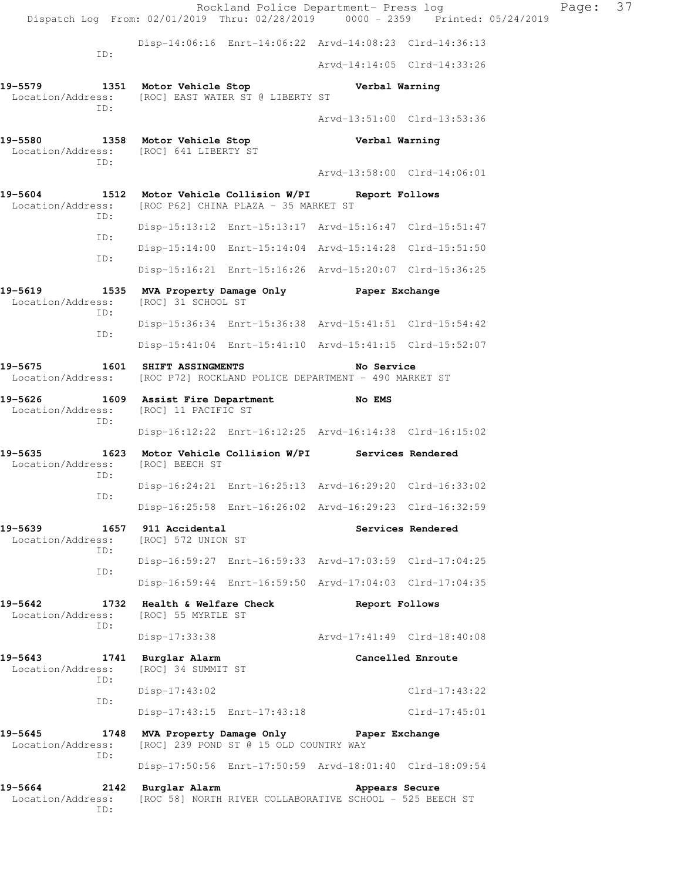```
              Disp-14:06:16  Enrt-14:06:22  Arvd-14:08:23  Clrd-14:36:13
         ID:
                                            Arvd-14:14:05  Clrd-14:33:26

19-5579        1351  Motor Vehicle Stop                    Verbal Warning
  Location/Address:    [ROC] EAST WATER ST @ LIBERTY ST
         ID:
                                            Arvd-13:51:00  Clrd-13:53:36

19-5580        1358  Motor Vehicle Stop                    Verbal Warning
  Location/Address:    [ROC] 641 LIBERTY ST
         ID:
                                            Arvd-13:58:00  Clrd-14:06:01

19-5604        1512  Motor Vehicle Collision W/PI          Report Follows
  Location/Address:    [ROC P62] CHINA PLAZA - 35 MARKET ST
         ID:
              Disp-15:13:12  Enrt-15:13:17  Arvd-15:16:47  Clrd-15:51:47
         ID:
              Disp-15:14:00  Enrt-15:14:04  Arvd-15:14:28  Clrd-15:51:50
         ID:
              Disp-15:16:21  Enrt-15:16:26  Arvd-15:20:07  Clrd-15:36:25

19-5619        1535  MVA Property Damage Only              Paper Exchange
  Location/Address:    [ROC] 31 SCHOOL ST
         ID:
              Disp-15:36:34  Enrt-15:36:38  Arvd-15:41:51  Clrd-15:54:42
         ID:
              Disp-15:41:04  Enrt-15:41:10  Arvd-15:41:15  Clrd-15:52:07

19-5675        1601  SHIFT ASSINGMENTS                     No Service
  Location/Address:    [ROC P72] ROCKLAND POLICE DEPARTMENT - 490 MARKET ST

19-5626        1609  Assist Fire Department                No EMS
  Location/Address:    [ROC] 11 PACIFIC ST
         ID:
              Disp-16:12:22  Enrt-16:12:25  Arvd-16:14:38  Clrd-16:15:02

19-5635        1623  Motor Vehicle Collision W/PI          Services Rendered
  Location/Address:    [ROC] BEECH ST
         ID:
              Disp-16:24:21  Enrt-16:25:13  Arvd-16:29:20  Clrd-16:33:02
         ID:
              Disp-16:25:58  Enrt-16:26:02  Arvd-16:29:23  Clrd-16:32:59

19-5639        1657  911 Accidental                        Services Rendered
  Location/Address:    [ROC] 572 UNION ST
         ID:
              Disp-16:59:27  Enrt-16:59:33  Arvd-17:03:59  Clrd-17:04:25
         ID:
              Disp-16:59:44  Enrt-16:59:50  Arvd-17:04:03  Clrd-17:04:35

19-5642        1732  Health & Welfare Check                Report Follows
  Location/Address:    [ROC] 55 MYRTLE ST
         ID:
              Disp-17:33:38                 Arvd-17:41:49  Clrd-18:40:08

19-5643        1741  Burglar Alarm                         Cancelled Enroute
  Location/Address:    [ROC] 34 SUMMIT ST
         ID:
              Disp-17:43:02                                Clrd-17:43:22
         ID:
              Disp-17:43:15  Enrt-17:43:18                 Clrd-17:45:01

19-5645        1748  MVA Property Damage Only              Paper Exchange
  Location/Address:    [ROC] 239 POND ST @ 15 OLD COUNTRY WAY
         ID:
              Disp-17:50:56  Enrt-17:50:59  Arvd-18:01:40  Clrd-18:09:54

19-5664        2142  Burglar Alarm                         Appears Secure
  Location/Address:    [ROC 58] NORTH RIVER COLLABORATIVE SCHOOL - 525 BEECH ST
         ID:
```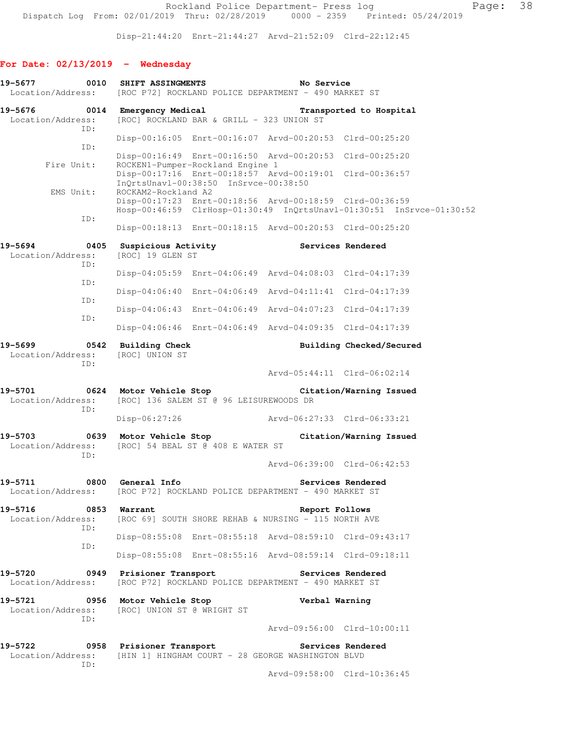Disp-21:44:20 Enrt-21:44:27 Arvd-21:52:09 Clrd-22:12:45

## For Date: 02/13/2019 - Wednesday

**19-5677 0010 SHIFT ASSINGMENTS** No Service
Location/Address: [ROC P72] ROCKLAND POLICE DEPARTMENT - 490 MARKET ST

**19-5676 0014 Emergency Medical** Transported to Hospital
Location/Address: [ROC] ROCKLAND BAR & GRILL - 323 UNION ST
ID:
Disp-00:16:05 Enrt-00:16:07 Arvd-00:20:53 Clrd-00:25:20
ID:
Disp-00:16:49 Enrt-00:16:50 Arvd-00:20:53 Clrd-00:25:20
Fire Unit: ROCKEN1-Pumper-Rockland Engine 1
Disp-00:17:16 Enrt-00:18:57 Arvd-00:19:01 Clrd-00:36:57
InQrtsUnavl-00:38:50 InSrvce-00:38:50
EMS Unit: ROCKAM2-Rockland A2
Disp-00:17:23 Enrt-00:18:56 Arvd-00:18:59 Clrd-00:36:59
Hosp-00:46:59 ClrHosp-01:30:49 InQrtsUnavl-01:30:51 InSrvce-01:30:52
ID:
Disp-00:18:13 Enrt-00:18:15 Arvd-00:20:53 Clrd-00:25:20

**19-5694 0405 Suspicious Activity** Services Rendered
Location/Address: [ROC] 19 GLEN ST
ID:
Disp-04:05:59 Enrt-04:06:49 Arvd-04:08:03 Clrd-04:17:39
ID:
Disp-04:06:40 Enrt-04:06:49 Arvd-04:11:41 Clrd-04:17:39
ID:
Disp-04:06:43 Enrt-04:06:49 Arvd-04:07:23 Clrd-04:17:39
ID:
Disp-04:06:46 Enrt-04:06:49 Arvd-04:09:35 Clrd-04:17:39

**19-5699 0542 Building Check** Building Checked/Secured
Location/Address: [ROC] UNION ST
ID:
Arvd-05:44:11 Clrd-06:02:14

**19-5701 0624 Motor Vehicle Stop** Citation/Warning Issued
Location/Address: [ROC] 136 SALEM ST @ 96 LEISUREWOODS DR
ID:
Disp-06:27:26 Arvd-06:27:33 Clrd-06:33:21

**19-5703 0639 Motor Vehicle Stop** Citation/Warning Issued
Location/Address: [ROC] 54 BEAL ST @ 408 E WATER ST
ID:
Arvd-06:39:00 Clrd-06:42:53

**19-5711 0800 General Info** Services Rendered
Location/Address: [ROC P72] ROCKLAND POLICE DEPARTMENT - 490 MARKET ST

**19-5716 0853 Warrant** Report Follows
Location/Address: [ROC 69] SOUTH SHORE REHAB & NURSING - 115 NORTH AVE
ID:
Disp-08:55:08 Enrt-08:55:18 Arvd-08:59:10 Clrd-09:43:17
ID:
Disp-08:55:08 Enrt-08:55:16 Arvd-08:59:14 Clrd-09:18:11

**19-5720 0949 Prisioner Transport** Services Rendered
Location/Address: [ROC P72] ROCKLAND POLICE DEPARTMENT - 490 MARKET ST

**19-5721 0956 Motor Vehicle Stop** Verbal Warning
Location/Address: [ROC] UNION ST @ WRIGHT ST
ID:
Arvd-09:56:00 Clrd-10:00:11

**19-5722 0958 Prisioner Transport** Services Rendered
Location/Address: [HIN 1] HINGHAM COURT - 28 GEORGE WASHINGTON BLVD
ID:
Arvd-09:58:00 Clrd-10:36:45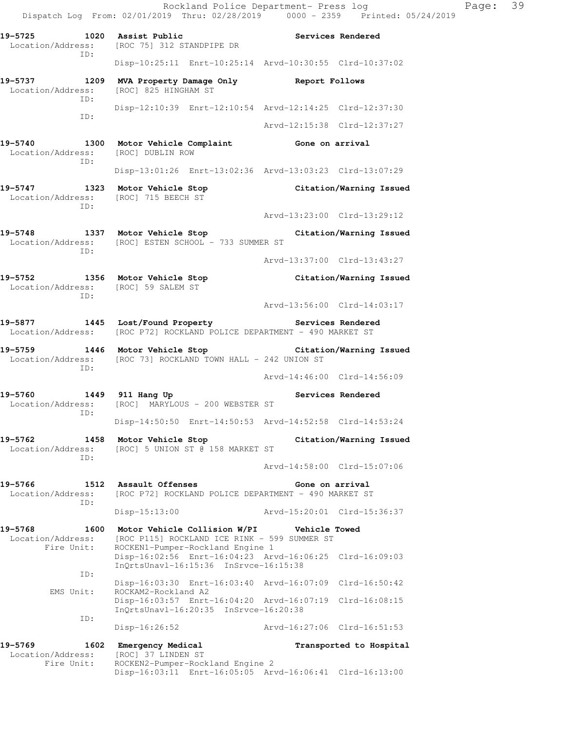Rockland Police Department- Press log
Dispatch Log From: 02/01/2019 Thru: 02/28/2019 0000 - 2359 Printed: 05/24/2019

**19-5725 1020 Assist Public** — Services Rendered
Location/Address: [ROC 75] 312 STANDPIPE DR
ID:
Disp-10:25:11 Enrt-10:25:14 Arvd-10:30:55 Clrd-10:37:02

**19-5737 1209 MVA Property Damage Only** — Report Follows
Location/Address: [ROC] 825 HINGHAM ST
ID:
Disp-12:10:39 Enrt-12:10:54 Arvd-12:14:25 Clrd-12:37:30
ID:
Arvd-12:15:38 Clrd-12:37:27

**19-5740 1300 Motor Vehicle Complaint** — Gone on arrival
Location/Address: [ROC] DUBLIN ROW
ID:
Disp-13:01:26 Enrt-13:02:36 Arvd-13:03:23 Clrd-13:07:29

**19-5747 1323 Motor Vehicle Stop** — Citation/Warning Issued
Location/Address: [ROC] 715 BEECH ST
ID:
Arvd-13:23:00 Clrd-13:29:12

**19-5748 1337 Motor Vehicle Stop** — Citation/Warning Issued
Location/Address: [ROC] ESTEN SCHOOL - 733 SUMMER ST
ID:
Arvd-13:37:00 Clrd-13:43:27

**19-5752 1356 Motor Vehicle Stop** — Citation/Warning Issued
Location/Address: [ROC] 59 SALEM ST
ID:
Arvd-13:56:00 Clrd-14:03:17

**19-5877 1445 Lost/Found Property** — Services Rendered
Location/Address: [ROC P72] ROCKLAND POLICE DEPARTMENT - 490 MARKET ST

**19-5759 1446 Motor Vehicle Stop** — Citation/Warning Issued
Location/Address: [ROC 73] ROCKLAND TOWN HALL - 242 UNION ST
ID:
Arvd-14:46:00 Clrd-14:56:09

**19-5760 1449 911 Hang Up** — Services Rendered
Location/Address: [ROC] MARYLOUS - 200 WEBSTER ST
ID:
Disp-14:50:50 Enrt-14:50:53 Arvd-14:52:58 Clrd-14:53:24

**19-5762 1458 Motor Vehicle Stop** — Citation/Warning Issued
Location/Address: [ROC] 5 UNION ST @ 158 MARKET ST
ID:
Arvd-14:58:00 Clrd-15:07:06

**19-5766 1512 Assault Offenses** — Gone on arrival
Location/Address: [ROC P72] ROCKLAND POLICE DEPARTMENT - 490 MARKET ST
ID:
Disp-15:13:00 Arvd-15:20:01 Clrd-15:36:37

**19-5768 1600 Motor Vehicle Collision W/PI** — Vehicle Towed
Location/Address: [ROC P115] ROCKLAND ICE RINK - 599 SUMMER ST
Fire Unit: ROCKEN1-Pumper-Rockland Engine 1
Disp-16:02:56 Enrt-16:04:23 Arvd-16:06:25 Clrd-16:09:03
InQrtsUnavl-16:15:36 InSrvce-16:15:38
ID:
Disp-16:03:30 Enrt-16:03:40 Arvd-16:07:09 Clrd-16:50:42
EMS Unit: ROCKAM2-Rockland A2
Disp-16:03:57 Enrt-16:04:20 Arvd-16:07:19 Clrd-16:08:15
InQrtsUnavl-16:20:35 InSrvce-16:20:38
ID:
Disp-16:26:52 Arvd-16:27:06 Clrd-16:51:53

**19-5769 1602 Emergency Medical** — Transported to Hospital
Location/Address: [ROC] 37 LINDEN ST
Fire Unit: ROCKEN2-Pumper-Rockland Engine 2
Disp-16:03:11 Enrt-16:05:05 Arvd-16:06:41 Clrd-16:13:00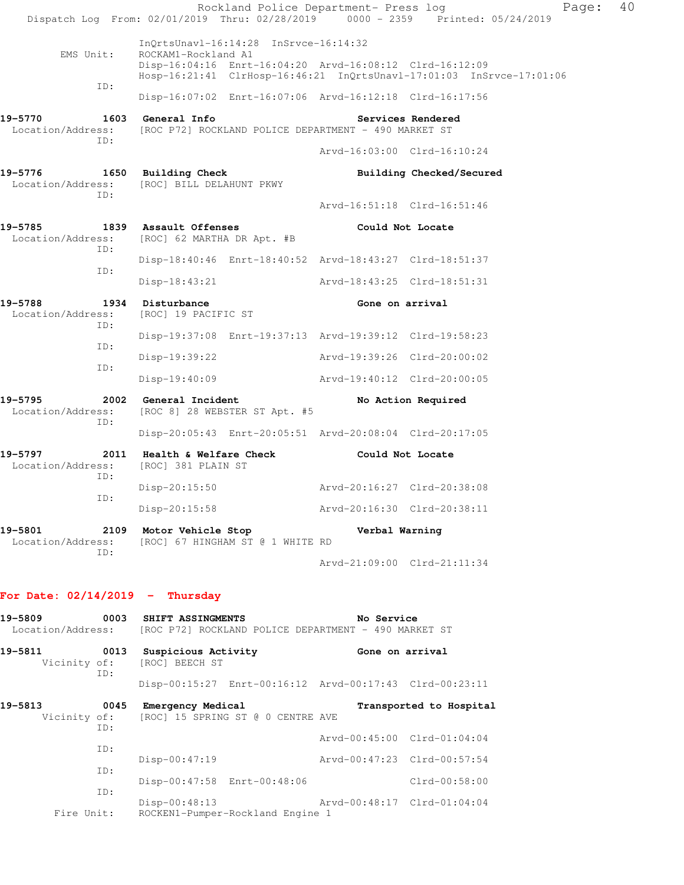```
                 InQrtsUnavl-16:14:28  InSrvce-16:14:32
        EMS Unit:  ROCKAM1-Rockland A1
                 Disp-16:04:16  Enrt-16:04:20  Arvd-16:08:12  Clrd-16:12:09
                 Hosp-16:21:41  ClrHosp-16:46:21  InQrtsUnavl-17:01:03  InSrvce-17:01:06
              ID:
                 Disp-16:07:02  Enrt-16:07:06  Arvd-16:12:18  Clrd-16:17:56

19-5770        1603  General Info                          Services Rendered
  Location/Address:  [ROC P72] ROCKLAND POLICE DEPARTMENT - 490 MARKET ST
              ID:
                                               Arvd-16:03:00  Clrd-16:10:24

19-5776        1650  Building Check                        Building Checked/Secured
  Location/Address:  [ROC] BILL DELAHUNT PKWY
              ID:
                                               Arvd-16:51:18  Clrd-16:51:46

19-5785        1839  Assault Offenses                      Could Not Locate
  Location/Address:  [ROC] 62 MARTHA DR Apt. #B
              ID:
                 Disp-18:40:46  Enrt-18:40:52  Arvd-18:43:27  Clrd-18:51:37
              ID:
                 Disp-18:43:21                 Arvd-18:43:25  Clrd-18:51:31

19-5788        1934  Disturbance                           Gone on arrival
  Location/Address:  [ROC] 19 PACIFIC ST
              ID:
                 Disp-19:37:08  Enrt-19:37:13  Arvd-19:39:12  Clrd-19:58:23
              ID:
                 Disp-19:39:22                 Arvd-19:39:26  Clrd-20:00:02
              ID:
                 Disp-19:40:09                 Arvd-19:40:12  Clrd-20:00:05

19-5795        2002  General Incident                      No Action Required
  Location/Address:  [ROC 8] 28 WEBSTER ST Apt. #5
              ID:
                 Disp-20:05:43  Enrt-20:05:51  Arvd-20:08:04  Clrd-20:17:05

19-5797        2011  Health & Welfare Check                Could Not Locate
  Location/Address:  [ROC] 381 PLAIN ST
              ID:
                 Disp-20:15:50                 Arvd-20:16:27  Clrd-20:38:08
              ID:
                 Disp-20:15:58                 Arvd-20:16:30  Clrd-20:38:11

19-5801        2109  Motor Vehicle Stop                    Verbal Warning
  Location/Address:  [ROC] 67 HINGHAM ST @ 1 WHITE RD
              ID:
                                               Arvd-21:09:00  Clrd-21:11:34
```

**For Date: 02/14/2019 - Thursday**

```
19-5809        0003  SHIFT ASSINGMENTS                     No Service
  Location/Address:  [ROC P72] ROCKLAND POLICE DEPARTMENT - 490 MARKET ST

19-5811        0013  Suspicious Activity                   Gone on arrival
      Vicinity of:  [ROC] BEECH ST
              ID:
                 Disp-00:15:27  Enrt-00:16:12  Arvd-00:17:43  Clrd-00:23:11

19-5813        0045  Emergency Medical                     Transported to Hospital
      Vicinity of:  [ROC] 15 SPRING ST @ 0 CENTRE AVE
              ID:
                                               Arvd-00:45:00  Clrd-01:04:04
              ID:
                 Disp-00:47:19                 Arvd-00:47:23  Clrd-00:57:54
              ID:
                 Disp-00:47:58  Enrt-00:48:06                 Clrd-00:58:00
              ID:
                 Disp-00:48:13                 Arvd-00:48:17  Clrd-01:04:04
       Fire Unit:  ROCKEN1-Pumper-Rockland Engine 1
```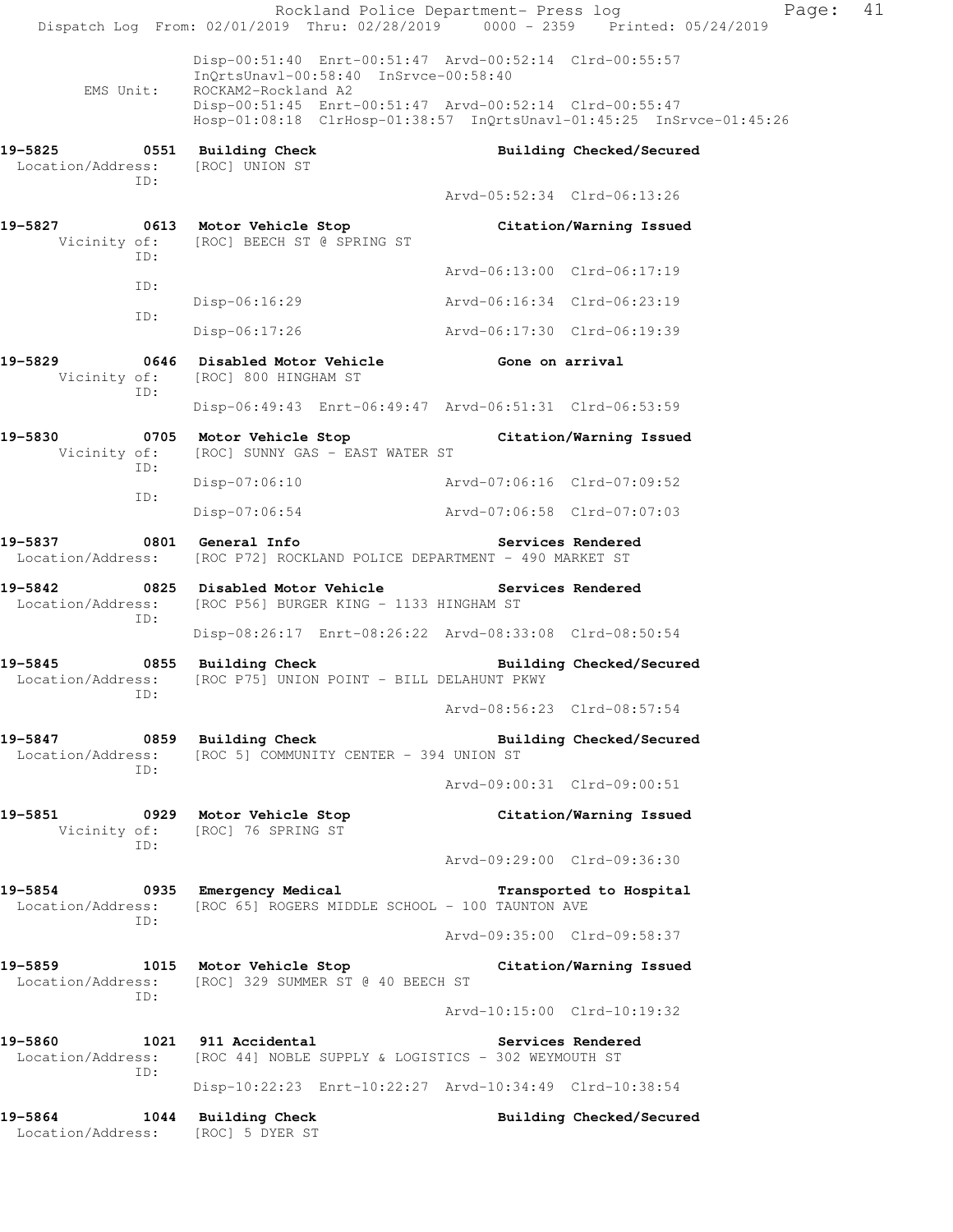Disp-00:51:40 Enrt-00:51:47 Arvd-00:52:14 Clrd-00:55:57
InQrtsUnavl-00:58:40 InSrvce-00:58:40

EMS Unit: ROCKAM2-Rockland A2
Disp-00:51:45 Enrt-00:51:47 Arvd-00:52:14 Clrd-00:55:47
Hosp-01:08:18 ClrHosp-01:38:57 InQrtsUnavl-01:45:25 InSrvce-01:45:26

**19-5825 0551 Building Check — Building Checked/Secured**
Location/Address: [ROC] UNION ST
ID:
Arvd-05:52:34 Clrd-06:13:26

**19-5827 0613 Motor Vehicle Stop — Citation/Warning Issued**
Vicinity of: [ROC] BEECH ST @ SPRING ST
ID:
Arvd-06:13:00 Clrd-06:17:19
ID:
Disp-06:16:29 Arvd-06:16:34 Clrd-06:23:19
ID:
Disp-06:17:26 Arvd-06:17:30 Clrd-06:19:39

**19-5829 0646 Disabled Motor Vehicle — Gone on arrival**
Vicinity of: [ROC] 800 HINGHAM ST
ID:
Disp-06:49:43 Enrt-06:49:47 Arvd-06:51:31 Clrd-06:53:59

**19-5830 0705 Motor Vehicle Stop — Citation/Warning Issued**
Vicinity of: [ROC] SUNNY GAS - EAST WATER ST
ID:
Disp-07:06:10 Arvd-07:06:16 Clrd-07:09:52
ID:
Disp-07:06:54 Arvd-07:06:58 Clrd-07:07:03

**19-5837 0801 General Info — Services Rendered**
Location/Address: [ROC P72] ROCKLAND POLICE DEPARTMENT - 490 MARKET ST

**19-5842 0825 Disabled Motor Vehicle — Services Rendered**
Location/Address: [ROC P56] BURGER KING - 1133 HINGHAM ST
ID:
Disp-08:26:17 Enrt-08:26:22 Arvd-08:33:08 Clrd-08:50:54

**19-5845 0855 Building Check — Building Checked/Secured**
Location/Address: [ROC P75] UNION POINT - BILL DELAHUNT PKWY
ID:
Arvd-08:56:23 Clrd-08:57:54

**19-5847 0859 Building Check — Building Checked/Secured**
Location/Address: [ROC 5] COMMUNITY CENTER - 394 UNION ST
ID:
Arvd-09:00:31 Clrd-09:00:51

**19-5851 0929 Motor Vehicle Stop — Citation/Warning Issued**
Vicinity of: [ROC] 76 SPRING ST
ID:
Arvd-09:29:00 Clrd-09:36:30

**19-5854 0935 Emergency Medical — Transported to Hospital**
Location/Address: [ROC 65] ROGERS MIDDLE SCHOOL - 100 TAUNTON AVE
ID:
Arvd-09:35:00 Clrd-09:58:37

**19-5859 1015 Motor Vehicle Stop — Citation/Warning Issued**
Location/Address: [ROC] 329 SUMMER ST @ 40 BEECH ST
ID:
Arvd-10:15:00 Clrd-10:19:32

**19-5860 1021 911 Accidental — Services Rendered**
Location/Address: [ROC 44] NOBLE SUPPLY & LOGISTICS - 302 WEYMOUTH ST
ID:
Disp-10:22:23 Enrt-10:22:27 Arvd-10:34:49 Clrd-10:38:54

**19-5864 1044 Building Check — Building Checked/Secured**
Location/Address: [ROC] 5 DYER ST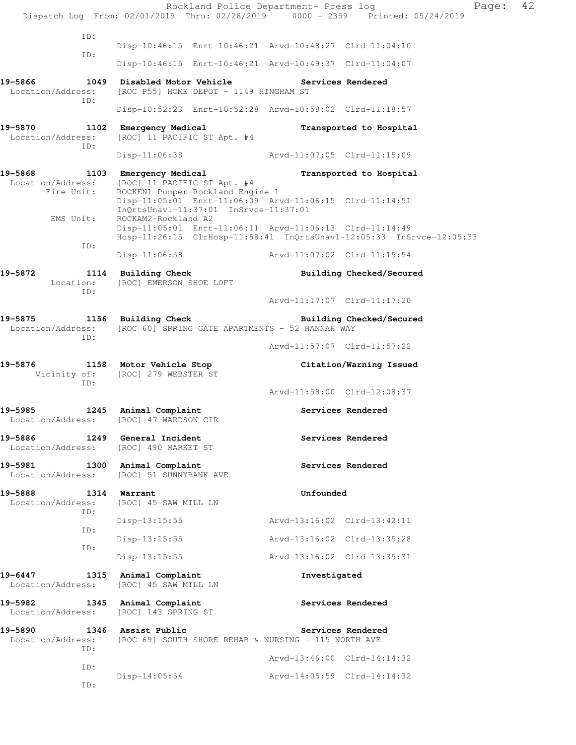```
           ID:
                  Disp-10:46:15  Enrt-10:46:21  Arvd-10:48:27  Clrd-11:04:10
           ID:
                  Disp-10:46:15  Enrt-10:46:21  Arvd-10:49:37  Clrd-11:04:07

19-5866          1049  Disabled Motor Vehicle              Services Rendered
 Location/Address:     [ROC P55] HOME DEPOT - 1149 HINGHAM ST
           ID:
                  Disp-10:52:23  Enrt-10:52:28  Arvd-10:58:02  Clrd-11:18:57

19-5870          1102  Emergency Medical                   Transported to Hospital
 Location/Address:     [ROC] 11 PACIFIC ST Apt. #4
           ID:
                  Disp-11:06:38                 Arvd-11:07:05  Clrd-11:15:09

19-5868          1103  Emergency Medical                   Transported to Hospital
 Location/Address:     [ROC] 11 PACIFIC ST Apt. #4
       Fire Unit:      ROCKEN1-Pumper-Rockland Engine 1
                  Disp-11:05:01  Enrt-11:06:09  Arvd-11:06:15  Clrd-11:14:51
                  InQrtsUnavl-11:37:01  InSrvce-11:37:01
        EMS Unit:      ROCKAM2-Rockland A2
                  Disp-11:05:01  Enrt-11:06:11  Arvd-11:06:13  Clrd-11:14:49
                  Hosp-11:26:15  ClrHosp-11:58:41  InQrtsUnavl-12:05:33  InSrvce-12:05:33
           ID:
                  Disp-11:06:58                 Arvd-11:07:02  Clrd-11:15:54

19-5872          1114  Building Check                      Building Checked/Secured
       Location:       [ROC] EMERSON SHOE LOFT
           ID:
                                                Arvd-11:17:07  Clrd-11:17:20

19-5875          1156  Building Check                      Building Checked/Secured
 Location/Address:     [ROC 60] SPRING GATE APARTMENTS - 52 HANNAH WAY
           ID:
                                                Arvd-11:57:07  Clrd-11:57:22

19-5876          1158  Motor Vehicle Stop                  Citation/Warning Issued
     Vicinity of:      [ROC] 279 WEBSTER ST
           ID:
                                                Arvd-11:58:00  Clrd-12:08:37

19-5985          1245  Animal Complaint                    Services Rendered
 Location/Address:     [ROC] 47 WARDSON CIR

19-5886          1249  General Incident                    Services Rendered
 Location/Address:     [ROC] 490 MARKET ST

19-5981          1300  Animal Complaint                    Services Rendered
 Location/Address:     [ROC] 51 SUNNYBANK AVE

19-5888          1314  Warrant                             Unfounded
 Location/Address:     [ROC] 45 SAW MILL LN
           ID:
                  Disp-13:15:55                 Arvd-13:16:02  Clrd-13:42:11
           ID:
                  Disp-13:15:55                 Arvd-13:16:02  Clrd-13:35:28
           ID:
                  Disp-13:15:55                 Arvd-13:16:02  Clrd-13:35:31

19-6447          1315  Animal Complaint                    Investigated
 Location/Address:     [ROC] 45 SAW MILL LN

19-5982          1345  Animal Complaint                    Services Rendered
 Location/Address:     [ROC] 143 SPRING ST

19-5890          1346  Assist Public                       Services Rendered
 Location/Address:     [ROC 69] SOUTH SHORE REHAB & NURSING - 115 NORTH AVE
           ID:
                                                Arvd-13:46:00  Clrd-14:14:32
           ID:
                  Disp-14:05:54                 Arvd-14:05:59  Clrd-14:14:32
           ID:
```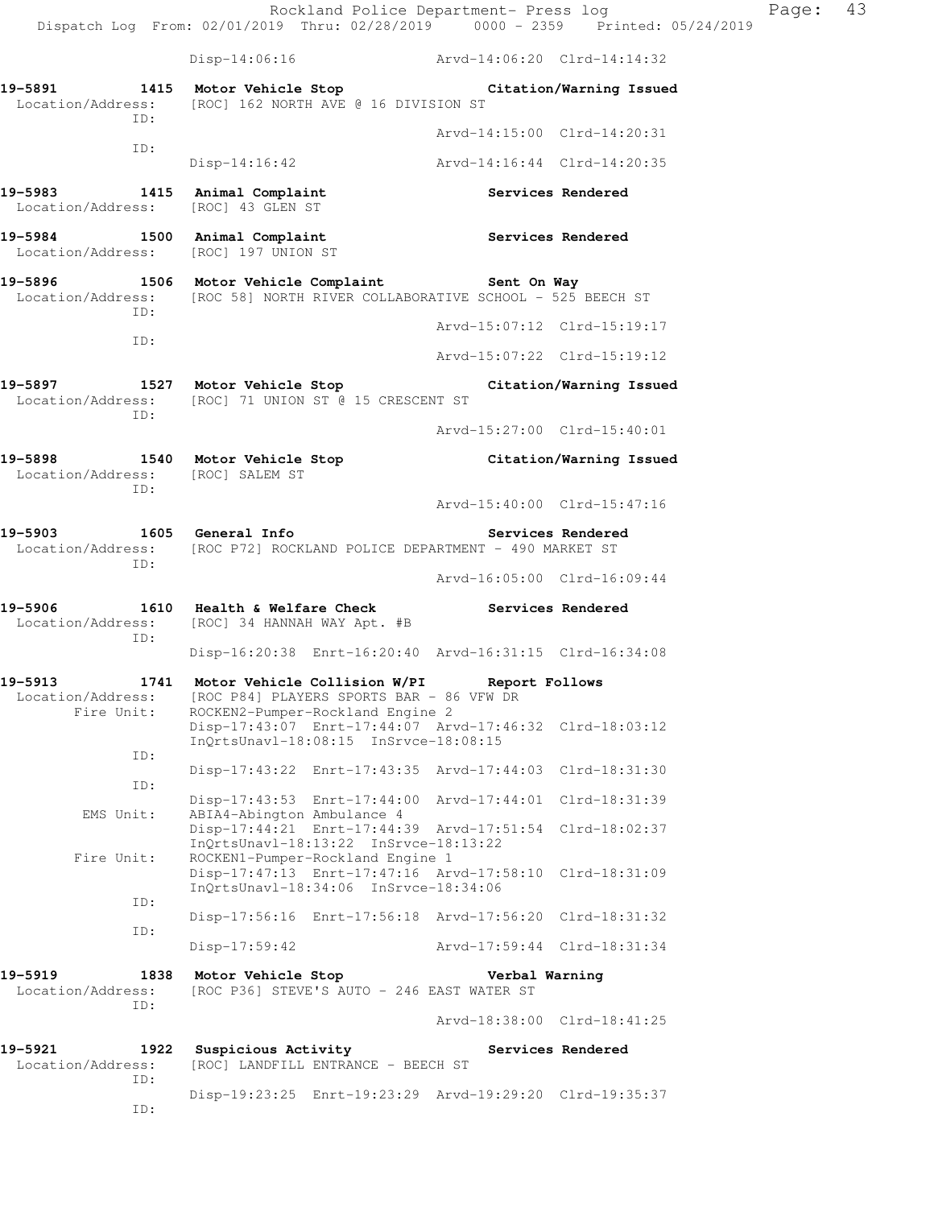```
                Disp-14:06:16              Arvd-14:06:20  Clrd-14:14:32

19-5891        1415  Motor Vehicle Stop                  Citation/Warning Issued
 Location/Address:    [ROC] 162 NORTH AVE @ 16 DIVISION ST
              ID:
                                           Arvd-14:15:00  Clrd-14:20:31
              ID:
                Disp-14:16:42              Arvd-14:16:44  Clrd-14:20:35

19-5983        1415  Animal Complaint                    Services Rendered
 Location/Address:    [ROC] 43 GLEN ST

19-5984        1500  Animal Complaint                    Services Rendered
 Location/Address:    [ROC] 197 UNION ST

19-5896        1506  Motor Vehicle Complaint             Sent On Way
 Location/Address:    [ROC 58] NORTH RIVER COLLABORATIVE SCHOOL - 525 BEECH ST
              ID:
                                           Arvd-15:07:12  Clrd-15:19:17
              ID:
                                           Arvd-15:07:22  Clrd-15:19:12

19-5897        1527  Motor Vehicle Stop                  Citation/Warning Issued
 Location/Address:    [ROC] 71 UNION ST @ 15 CRESCENT ST
              ID:
                                           Arvd-15:27:00  Clrd-15:40:01

19-5898        1540  Motor Vehicle Stop                  Citation/Warning Issued
 Location/Address:    [ROC] SALEM ST
              ID:
                                           Arvd-15:40:00  Clrd-15:47:16

19-5903        1605  General Info                        Services Rendered
 Location/Address:    [ROC P72] ROCKLAND POLICE DEPARTMENT - 490 MARKET ST
              ID:
                                           Arvd-16:05:00  Clrd-16:09:44

19-5906        1610  Health & Welfare Check              Services Rendered
 Location/Address:    [ROC] 34 HANNAH WAY Apt. #B
              ID:
                Disp-16:20:38  Enrt-16:20:40  Arvd-16:31:15  Clrd-16:34:08

19-5913        1741  Motor Vehicle Collision W/PI        Report Follows
 Location/Address:    [ROC P84] PLAYERS SPORTS BAR - 86 VFW DR
       Fire Unit:     ROCKEN2-Pumper-Rockland Engine 2
                Disp-17:43:07  Enrt-17:44:07  Arvd-17:46:32  Clrd-18:03:12
                InQrtsUnavl-18:08:15  InSrvce-18:08:15
              ID:
                Disp-17:43:22  Enrt-17:43:35  Arvd-17:44:03  Clrd-18:31:30
              ID:
                Disp-17:43:53  Enrt-17:44:00  Arvd-17:44:01  Clrd-18:31:39
        EMS Unit:     ABIA4-Abington Ambulance 4
                Disp-17:44:21  Enrt-17:44:39  Arvd-17:51:54  Clrd-18:02:37
                InQrtsUnavl-18:13:22  InSrvce-18:13:22
       Fire Unit:     ROCKEN1-Pumper-Rockland Engine 1
                Disp-17:47:13  Enrt-17:47:16  Arvd-17:58:10  Clrd-18:31:09
                InQrtsUnavl-18:34:06  InSrvce-18:34:06
              ID:
                Disp-17:56:16  Enrt-17:56:18  Arvd-17:56:20  Clrd-18:31:32
              ID:
                Disp-17:59:42              Arvd-17:59:44  Clrd-18:31:34

19-5919        1838  Motor Vehicle Stop                  Verbal Warning
 Location/Address:    [ROC P36] STEVE'S AUTO - 246 EAST WATER ST
              ID:
                                           Arvd-18:38:00  Clrd-18:41:25

19-5921        1922  Suspicious Activity                 Services Rendered
 Location/Address:    [ROC] LANDFILL ENTRANCE - BEECH ST
              ID:
                Disp-19:23:25  Enrt-19:23:29  Arvd-19:29:20  Clrd-19:35:37
              ID:
```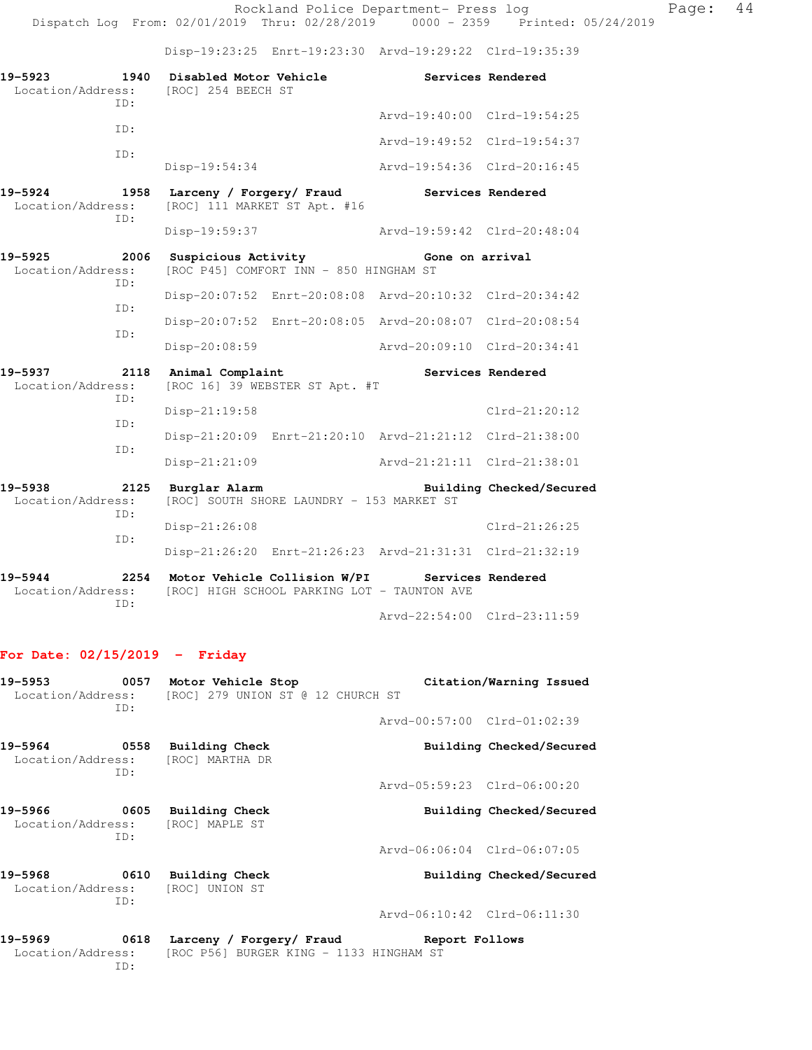Disp-19:23:25 Enrt-19:23:30 Arvd-19:29:22 Clrd-19:35:39

**19-5923 1940 Disabled Motor Vehicle — Services Rendered**
Location/Address: [ROC] 254 BEECH ST
ID: Arvd-19:40:00 Clrd-19:54:25
ID: Arvd-19:49:52 Clrd-19:54:37
ID: Disp-19:54:34 Arvd-19:54:36 Clrd-20:16:45

**19-5924 1958 Larceny / Forgery/ Fraud — Services Rendered**
Location/Address: [ROC] 111 MARKET ST Apt. #16
ID: Disp-19:59:37 Arvd-19:59:42 Clrd-20:48:04

**19-5925 2006 Suspicious Activity — Gone on arrival**
Location/Address: [ROC P45] COMFORT INN - 850 HINGHAM ST
ID: Disp-20:07:52 Enrt-20:08:08 Arvd-20:10:32 Clrd-20:34:42
ID: Disp-20:07:52 Enrt-20:08:05 Arvd-20:08:07 Clrd-20:08:54
ID: Disp-20:08:59 Arvd-20:09:10 Clrd-20:34:41

**19-5937 2118 Animal Complaint — Services Rendered**
Location/Address: [ROC 16] 39 WEBSTER ST Apt. #T
ID: Disp-21:19:58 Clrd-21:20:12
ID: Disp-21:20:09 Enrt-21:20:10 Arvd-21:21:12 Clrd-21:38:00
ID: Disp-21:21:09 Arvd-21:21:11 Clrd-21:38:01

**19-5938 2125 Burglar Alarm — Building Checked/Secured**
Location/Address: [ROC] SOUTH SHORE LAUNDRY - 153 MARKET ST
ID: Disp-21:26:08 Clrd-21:26:25
ID: Disp-21:26:20 Enrt-21:26:23 Arvd-21:31:31 Clrd-21:32:19

**19-5944 2254 Motor Vehicle Collision W/PI — Services Rendered**
Location/Address: [ROC] HIGH SCHOOL PARKING LOT - TAUNTON AVE
ID: Arvd-22:54:00 Clrd-23:11:59

## For Date: 02/15/2019 - Friday

**19-5953 0057 Motor Vehicle Stop — Citation/Warning Issued**
Location/Address: [ROC] 279 UNION ST @ 12 CHURCH ST
ID: Arvd-00:57:00 Clrd-01:02:39

**19-5964 0558 Building Check — Building Checked/Secured**
Location/Address: [ROC] MARTHA DR
ID: Arvd-05:59:23 Clrd-06:00:20

**19-5966 0605 Building Check — Building Checked/Secured**
Location/Address: [ROC] MAPLE ST
ID: Arvd-06:06:04 Clrd-06:07:05

**19-5968 0610 Building Check — Building Checked/Secured**
Location/Address: [ROC] UNION ST
ID: Arvd-06:10:42 Clrd-06:11:30

**19-5969 0618 Larceny / Forgery/ Fraud — Report Follows**
Location/Address: [ROC P56] BURGER KING - 1133 HINGHAM ST
ID: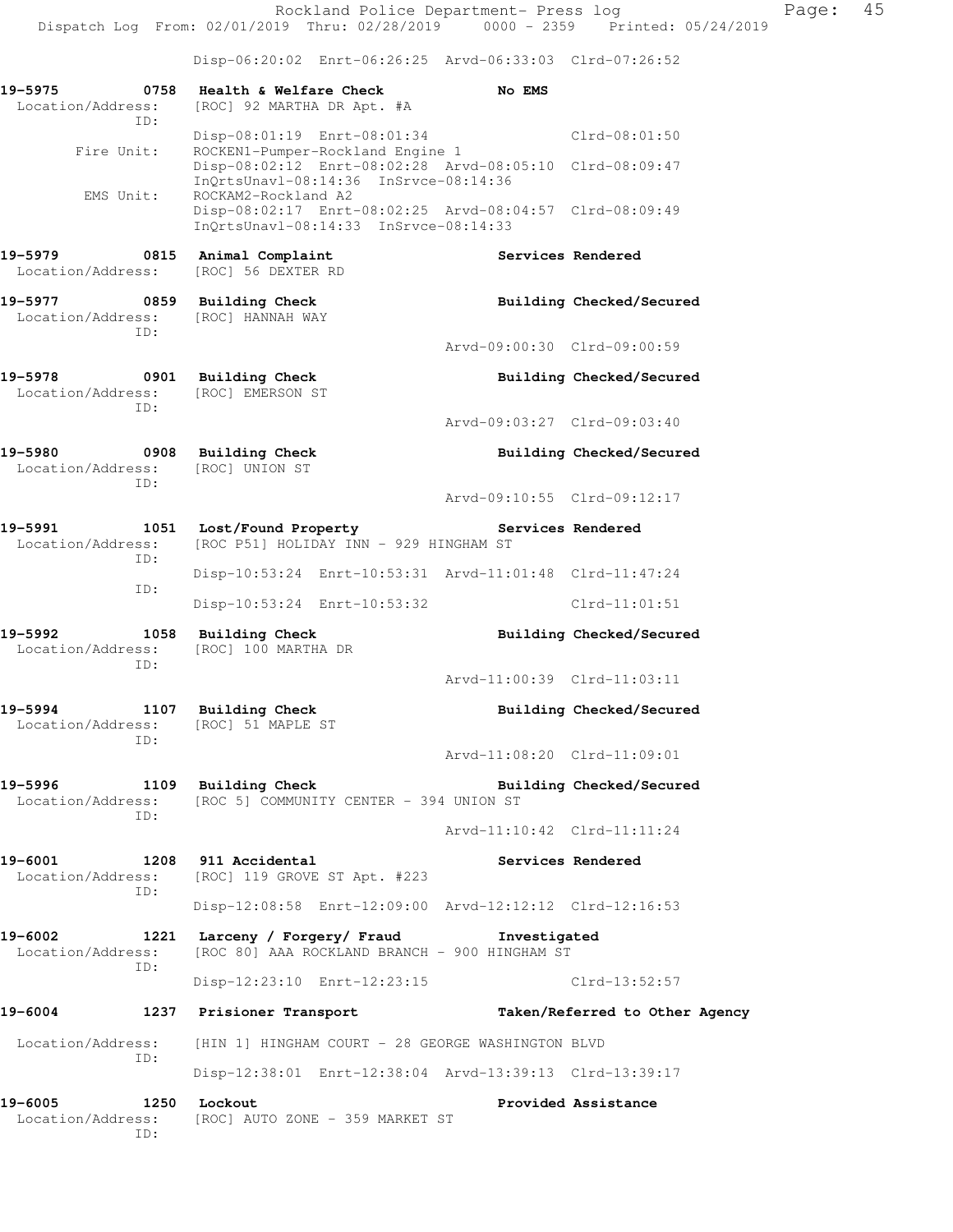Disp-06:20:02 Enrt-06:26:25 Arvd-06:33:03 Clrd-07:26:52

**19-5975 0758 Health & Welfare Check** No EMS
Location/Address: [ROC] 92 MARTHA DR Apt. #A
ID:
Disp-08:01:19 Enrt-08:01:34 Clrd-08:01:50
Fire Unit: ROCKEN1-Pumper-Rockland Engine 1
Disp-08:02:12 Enrt-08:02:28 Arvd-08:05:10 Clrd-08:09:47
InQrtsUnavl-08:14:36 InSrvce-08:14:36
EMS Unit: ROCKAM2-Rockland A2
Disp-08:02:17 Enrt-08:02:25 Arvd-08:04:57 Clrd-08:09:49
InQrtsUnavl-08:14:33 InSrvce-08:14:33

**19-5979 0815 Animal Complaint** Services Rendered
Location/Address: [ROC] 56 DEXTER RD

**19-5977 0859 Building Check** Building Checked/Secured
Location/Address: [ROC] HANNAH WAY
ID:
Arvd-09:00:30 Clrd-09:00:59

**19-5978 0901 Building Check** Building Checked/Secured
Location/Address: [ROC] EMERSON ST
ID:
Arvd-09:03:27 Clrd-09:03:40

**19-5980 0908 Building Check** Building Checked/Secured
Location/Address: [ROC] UNION ST
ID:
Arvd-09:10:55 Clrd-09:12:17

**19-5991 1051 Lost/Found Property** Services Rendered
Location/Address: [ROC P51] HOLIDAY INN - 929 HINGHAM ST
ID:
Disp-10:53:24 Enrt-10:53:31 Arvd-11:01:48 Clrd-11:47:24
ID:
Disp-10:53:24 Enrt-10:53:32 Clrd-11:01:51

**19-5992 1058 Building Check** Building Checked/Secured
Location/Address: [ROC] 100 MARTHA DR
ID:
Arvd-11:00:39 Clrd-11:03:11

**19-5994 1107 Building Check** Building Checked/Secured
Location/Address: [ROC] 51 MAPLE ST
ID:
Arvd-11:08:20 Clrd-11:09:01

**19-5996 1109 Building Check** Building Checked/Secured
Location/Address: [ROC 5] COMMUNITY CENTER - 394 UNION ST
ID:
Arvd-11:10:42 Clrd-11:11:24

**19-6001 1208 911 Accidental** Services Rendered
Location/Address: [ROC] 119 GROVE ST Apt. #223
ID:
Disp-12:08:58 Enrt-12:09:00 Arvd-12:12:12 Clrd-12:16:53

**19-6002 1221 Larceny / Forgery/ Fraud** Investigated
Location/Address: [ROC 80] AAA ROCKLAND BRANCH - 900 HINGHAM ST
ID:
Disp-12:23:10 Enrt-12:23:15 Clrd-13:52:57

**19-6004 1237 Prisioner Transport** Taken/Referred to Other Agency
Location/Address: [HIN 1] HINGHAM COURT - 28 GEORGE WASHINGTON BLVD
ID:
Disp-12:38:01 Enrt-12:38:04 Arvd-13:39:13 Clrd-13:39:17

**19-6005 1250 Lockout** Provided Assistance
Location/Address: [ROC] AUTO ZONE - 359 MARKET ST
ID: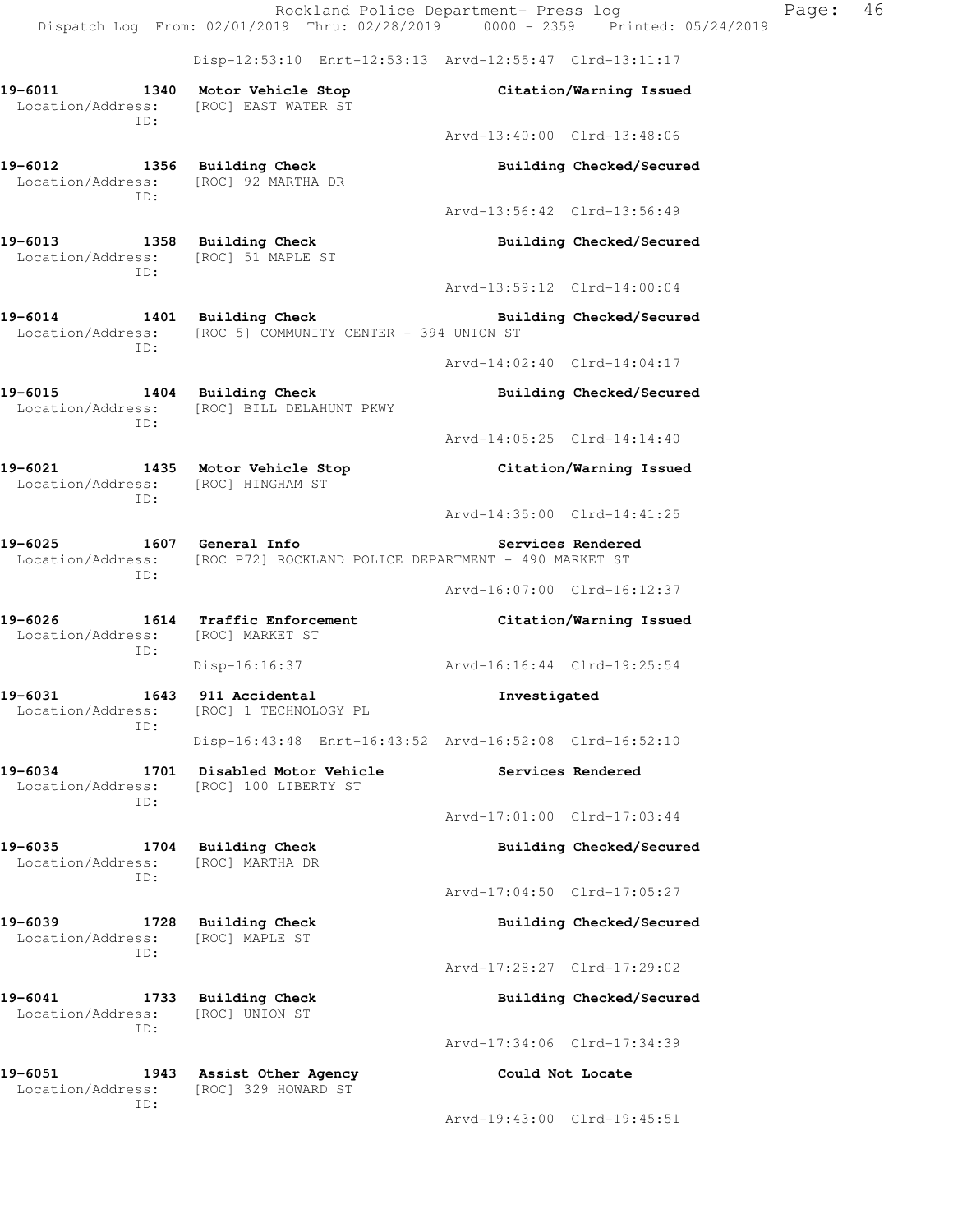Disp-12:53:10 Enrt-12:53:13 Arvd-12:55:47 Clrd-13:11:17

**19-6011 1340 Motor Vehicle Stop** — **Citation/Warning Issued**
Location/Address: [ROC] EAST WATER ST
ID:
Arvd-13:40:00 Clrd-13:48:06

**19-6012 1356 Building Check** — **Building Checked/Secured**
Location/Address: [ROC] 92 MARTHA DR
ID:
Arvd-13:56:42 Clrd-13:56:49

**19-6013 1358 Building Check** — **Building Checked/Secured**
Location/Address: [ROC] 51 MAPLE ST
ID:
Arvd-13:59:12 Clrd-14:00:04

**19-6014 1401 Building Check** — **Building Checked/Secured**
Location/Address: [ROC 5] COMMUNITY CENTER - 394 UNION ST
ID:
Arvd-14:02:40 Clrd-14:04:17

**19-6015 1404 Building Check** — **Building Checked/Secured**
Location/Address: [ROC] BILL DELAHUNT PKWY
ID:
Arvd-14:05:25 Clrd-14:14:40

**19-6021 1435 Motor Vehicle Stop** — **Citation/Warning Issued**
Location/Address: [ROC] HINGHAM ST
ID:
Arvd-14:35:00 Clrd-14:41:25

**19-6025 1607 General Info** — **Services Rendered**
Location/Address: [ROC P72] ROCKLAND POLICE DEPARTMENT - 490 MARKET ST
ID:
Arvd-16:07:00 Clrd-16:12:37

**19-6026 1614 Traffic Enforcement** — **Citation/Warning Issued**
Location/Address: [ROC] MARKET ST
ID:
Disp-16:16:37 Arvd-16:16:44 Clrd-19:25:54

**19-6031 1643 911 Accidental** — **Investigated**
Location/Address: [ROC] 1 TECHNOLOGY PL
ID:
Disp-16:43:48 Enrt-16:43:52 Arvd-16:52:08 Clrd-16:52:10

**19-6034 1701 Disabled Motor Vehicle** — **Services Rendered**
Location/Address: [ROC] 100 LIBERTY ST
ID:
Arvd-17:01:00 Clrd-17:03:44

**19-6035 1704 Building Check** — **Building Checked/Secured**
Location/Address: [ROC] MARTHA DR
ID:
Arvd-17:04:50 Clrd-17:05:27

**19-6039 1728 Building Check** — **Building Checked/Secured**
Location/Address: [ROC] MAPLE ST
ID:
Arvd-17:28:27 Clrd-17:29:02

**19-6041 1733 Building Check** — **Building Checked/Secured**
Location/Address: [ROC] UNION ST
ID:
Arvd-17:34:06 Clrd-17:34:39

**19-6051 1943 Assist Other Agency** — **Could Not Locate**
Location/Address: [ROC] 329 HOWARD ST
ID:
Arvd-19:43:00 Clrd-19:45:51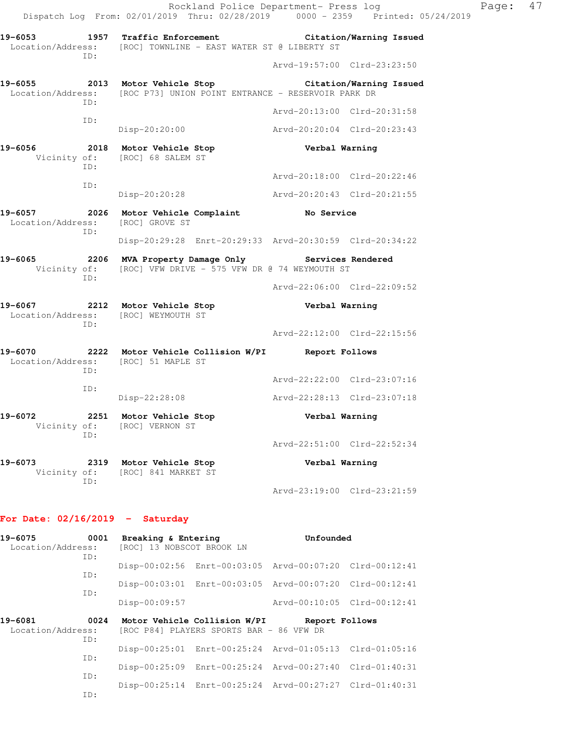**19-6053 1957 Traffic Enforcement — Citation/Warning Issued**
Location/Address: [ROC] TOWNLINE - EAST WATER ST @ LIBERTY ST
ID:
Arvd-19:57:00 Clrd-23:23:50

**19-6055 2013 Motor Vehicle Stop — Citation/Warning Issued**
Location/Address: [ROC P73] UNION POINT ENTRANCE - RESERVOIR PARK DR
ID:
Arvd-20:13:00 Clrd-20:31:58
ID:
Disp-20:20:00 Arvd-20:20:04 Clrd-20:23:43

**19-6056 2018 Motor Vehicle Stop — Verbal Warning**
Vicinity of: [ROC] 68 SALEM ST
ID:
Arvd-20:18:00 Clrd-20:22:46
ID:
Disp-20:20:28 Arvd-20:20:43 Clrd-20:21:55

**19-6057 2026 Motor Vehicle Complaint — No Service**
Location/Address: [ROC] GROVE ST
ID:
Disp-20:29:28 Enrt-20:29:33 Arvd-20:30:59 Clrd-20:34:22

**19-6065 2206 MVA Property Damage Only — Services Rendered**
Vicinity of: [ROC] VFW DRIVE - 575 VFW DR @ 74 WEYMOUTH ST
ID:
Arvd-22:06:00 Clrd-22:09:52

**19-6067 2212 Motor Vehicle Stop — Verbal Warning**
Location/Address: [ROC] WEYMOUTH ST
ID:
Arvd-22:12:00 Clrd-22:15:56

**19-6070 2222 Motor Vehicle Collision W/PI — Report Follows**
Location/Address: [ROC] 51 MAPLE ST
ID:
Arvd-22:22:00 Clrd-23:07:16
ID:
Disp-22:28:08 Arvd-22:28:13 Clrd-23:07:18

**19-6072 2251 Motor Vehicle Stop — Verbal Warning**
Vicinity of: [ROC] VERNON ST
ID:
Arvd-22:51:00 Clrd-22:52:34

**19-6073 2319 Motor Vehicle Stop — Verbal Warning**
Vicinity of: [ROC] 841 MARKET ST
ID:
Arvd-23:19:00 Clrd-23:21:59

## For Date: 02/16/2019 - Saturday

**19-6075 0001 Breaking & Entering — Unfounded**
Location/Address: [ROC] 13 NOBSCOT BROOK LN
ID:
Disp-00:02:56 Enrt-00:03:05 Arvd-00:07:20 Clrd-00:12:41
ID:
Disp-00:03:01 Enrt-00:03:05 Arvd-00:07:20 Clrd-00:12:41
ID:
Disp-00:09:57 Arvd-00:10:05 Clrd-00:12:41

**19-6081 0024 Motor Vehicle Collision W/PI — Report Follows**
Location/Address: [ROC P84] PLAYERS SPORTS BAR - 86 VFW DR
ID:
Disp-00:25:01 Enrt-00:25:24 Arvd-01:05:13 Clrd-01:05:16
ID:
Disp-00:25:09 Enrt-00:25:24 Arvd-00:27:40 Clrd-01:40:31
ID:
Disp-00:25:14 Enrt-00:25:24 Arvd-00:27:27 Clrd-01:40:31
ID: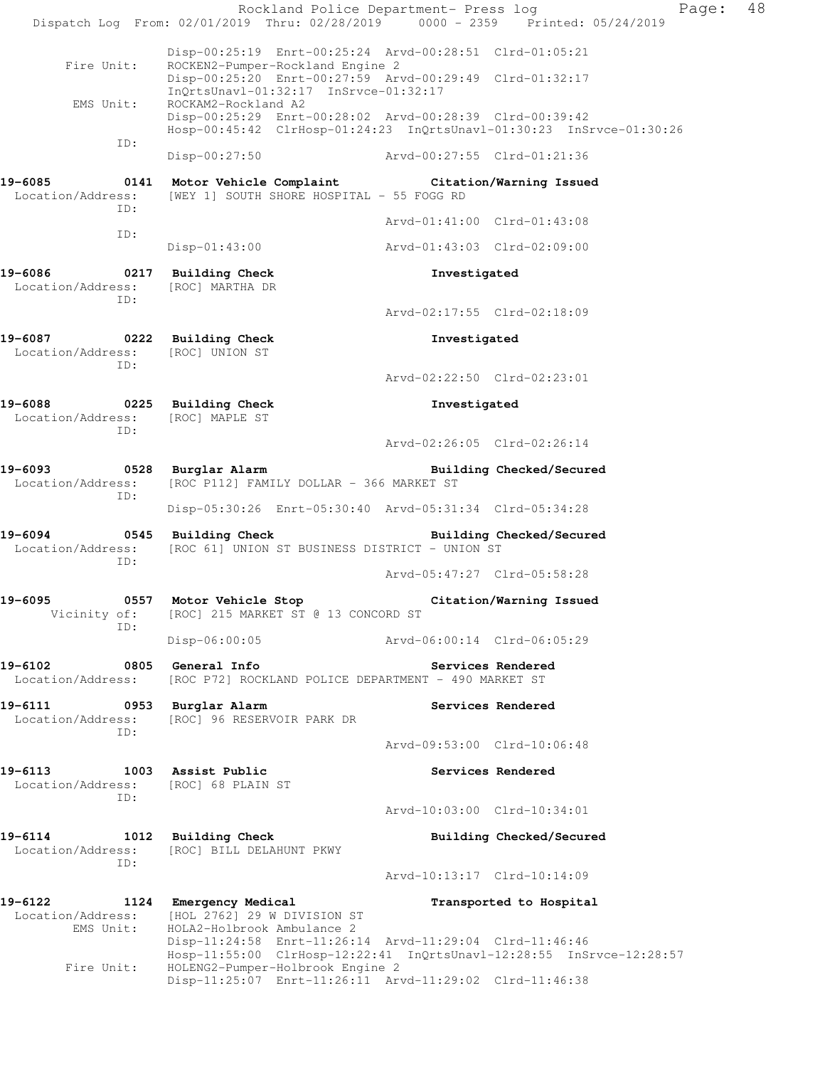```
                Disp-00:25:19 Enrt-00:25:24 Arvd-00:28:51 Clrd-01:05:21
     Fire Unit: ROCKEN2-Pumper-Rockland Engine 2
                Disp-00:25:20 Enrt-00:27:59 Arvd-00:29:49 Clrd-01:32:17
                InQrtsUnavl-01:32:17 InSrvce-01:32:17
      EMS Unit: ROCKAM2-Rockland A2
                Disp-00:25:29 Enrt-00:28:02 Arvd-00:28:39 Clrd-00:39:42
                Hosp-00:45:42 ClrHosp-01:24:23 InQrtsUnavl-01:30:23 InSrvce-01:30:26
           ID:
                Disp-00:27:50                 Arvd-00:27:55 Clrd-01:21:36

19-6085        0141 Motor Vehicle Complaint          Citation/Warning Issued
 Location/Address:  [WEY 1] SOUTH SHORE HOSPITAL - 55 FOGG RD
           ID:
                                              Arvd-01:41:00 Clrd-01:43:08
           ID:
                Disp-01:43:00                 Arvd-01:43:03 Clrd-02:09:00

19-6086        0217 Building Check                   Investigated
 Location/Address:  [ROC] MARTHA DR
           ID:
                                              Arvd-02:17:55 Clrd-02:18:09

19-6087        0222 Building Check                   Investigated
 Location/Address:  [ROC] UNION ST
           ID:
                                              Arvd-02:22:50 Clrd-02:23:01

19-6088        0225 Building Check                   Investigated
 Location/Address:  [ROC] MAPLE ST
           ID:
                                              Arvd-02:26:05 Clrd-02:26:14

19-6093        0528 Burglar Alarm                    Building Checked/Secured
 Location/Address:  [ROC P112] FAMILY DOLLAR - 366 MARKET ST
           ID:
                Disp-05:30:26 Enrt-05:30:40 Arvd-05:31:34 Clrd-05:34:28

19-6094        0545 Building Check                   Building Checked/Secured
 Location/Address:  [ROC 61] UNION ST BUSINESS DISTRICT - UNION ST
           ID:
                                              Arvd-05:47:27 Clrd-05:58:28

19-6095        0557 Motor Vehicle Stop               Citation/Warning Issued
     Vicinity of:   [ROC] 215 MARKET ST @ 13 CONCORD ST
           ID:
                Disp-06:00:05                 Arvd-06:00:14 Clrd-06:05:29

19-6102        0805 General Info                     Services Rendered
 Location/Address:  [ROC P72] ROCKLAND POLICE DEPARTMENT - 490 MARKET ST

19-6111        0953 Burglar Alarm                    Services Rendered
 Location/Address:  [ROC] 96 RESERVOIR PARK DR
           ID:
                                              Arvd-09:53:00 Clrd-10:06:48

19-6113        1003 Assist Public                    Services Rendered
 Location/Address:  [ROC] 68 PLAIN ST
           ID:
                                              Arvd-10:03:00 Clrd-10:34:01

19-6114        1012 Building Check                   Building Checked/Secured
 Location/Address:  [ROC] BILL DELAHUNT PKWY
           ID:
                                              Arvd-10:13:17 Clrd-10:14:09

19-6122        1124 Emergency Medical                Transported to Hospital
 Location/Address:  [HOL 2762] 29 W DIVISION ST
      EMS Unit: HOLA2-Holbrook Ambulance 2
                Disp-11:24:58 Enrt-11:26:14 Arvd-11:29:04 Clrd-11:46:46
                Hosp-11:55:00 ClrHosp-12:22:41 InQrtsUnavl-12:28:55 InSrvce-12:28:57
     Fire Unit: HOLENG2-Pumper-Holbrook Engine 2
                Disp-11:25:07 Enrt-11:26:11 Arvd-11:29:02 Clrd-11:46:38
```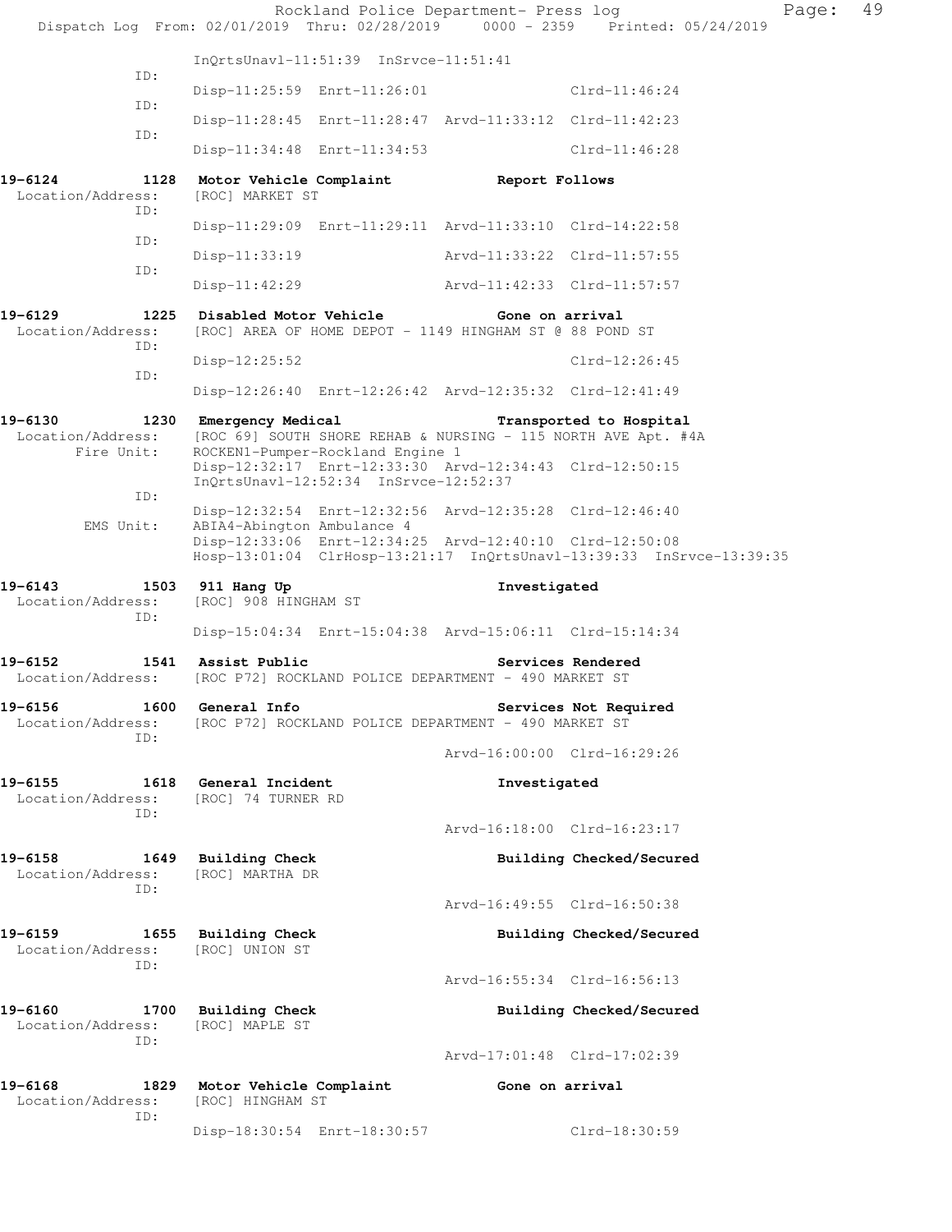InQrtsUnavl-11:51:39 InSrvce-11:51:41

ID: Disp-11:25:59 Enrt-11:26:01 Clrd-11:46:24

ID: Disp-11:28:45 Enrt-11:28:47 Arvd-11:33:12 Clrd-11:42:23

ID: Disp-11:34:48 Enrt-11:34:53 Clrd-11:46:28

**19-6124 1128 Motor Vehicle Complaint Report Follows**
Location/Address: [ROC] MARKET ST
ID: Disp-11:29:09 Enrt-11:29:11 Arvd-11:33:10 Clrd-14:22:58
ID: Disp-11:33:19 Arvd-11:33:22 Clrd-11:57:55
ID: Disp-11:42:29 Arvd-11:42:33 Clrd-11:57:57

**19-6129 1225 Disabled Motor Vehicle Gone on arrival**
Location/Address: [ROC] AREA OF HOME DEPOT - 1149 HINGHAM ST @ 88 POND ST
ID: Disp-12:25:52 Clrd-12:26:45
ID: Disp-12:26:40 Enrt-12:26:42 Arvd-12:35:32 Clrd-12:41:49

**19-6130 1230 Emergency Medical Transported to Hospital**
Location/Address: [ROC 69] SOUTH SHORE REHAB & NURSING - 115 NORTH AVE Apt. #4A
Fire Unit: ROCKEN1-Pumper-Rockland Engine 1
Disp-12:32:17 Enrt-12:33:30 Arvd-12:34:43 Clrd-12:50:15
InQrtsUnavl-12:52:34 InSrvce-12:52:37
ID: Disp-12:32:54 Enrt-12:32:56 Arvd-12:35:28 Clrd-12:46:40
EMS Unit: ABIA4-Abington Ambulance 4
Disp-12:33:06 Enrt-12:34:25 Arvd-12:40:10 Clrd-12:50:08
Hosp-13:01:04 ClrHosp-13:21:17 InQrtsUnavl-13:39:33 InSrvce-13:39:35

**19-6143 1503 911 Hang Up Investigated**
Location/Address: [ROC] 908 HINGHAM ST
ID: Disp-15:04:34 Enrt-15:04:38 Arvd-15:06:11 Clrd-15:14:34

**19-6152 1541 Assist Public Services Rendered**
Location/Address: [ROC P72] ROCKLAND POLICE DEPARTMENT - 490 MARKET ST

**19-6156 1600 General Info Services Not Required**
Location/Address: [ROC P72] ROCKLAND POLICE DEPARTMENT - 490 MARKET ST
ID: Arvd-16:00:00 Clrd-16:29:26

**19-6155 1618 General Incident Investigated**
Location/Address: [ROC] 74 TURNER RD
ID: Arvd-16:18:00 Clrd-16:23:17

**19-6158 1649 Building Check Building Checked/Secured**
Location/Address: [ROC] MARTHA DR
ID: Arvd-16:49:55 Clrd-16:50:38

**19-6159 1655 Building Check Building Checked/Secured**
Location/Address: [ROC] UNION ST
ID: Arvd-16:55:34 Clrd-16:56:13

**19-6160 1700 Building Check Building Checked/Secured**
Location/Address: [ROC] MAPLE ST
ID: Arvd-17:01:48 Clrd-17:02:39

**19-6168 1829 Motor Vehicle Complaint Gone on arrival**
Location/Address: [ROC] HINGHAM ST
ID: Disp-18:30:54 Enrt-18:30:57 Clrd-18:30:59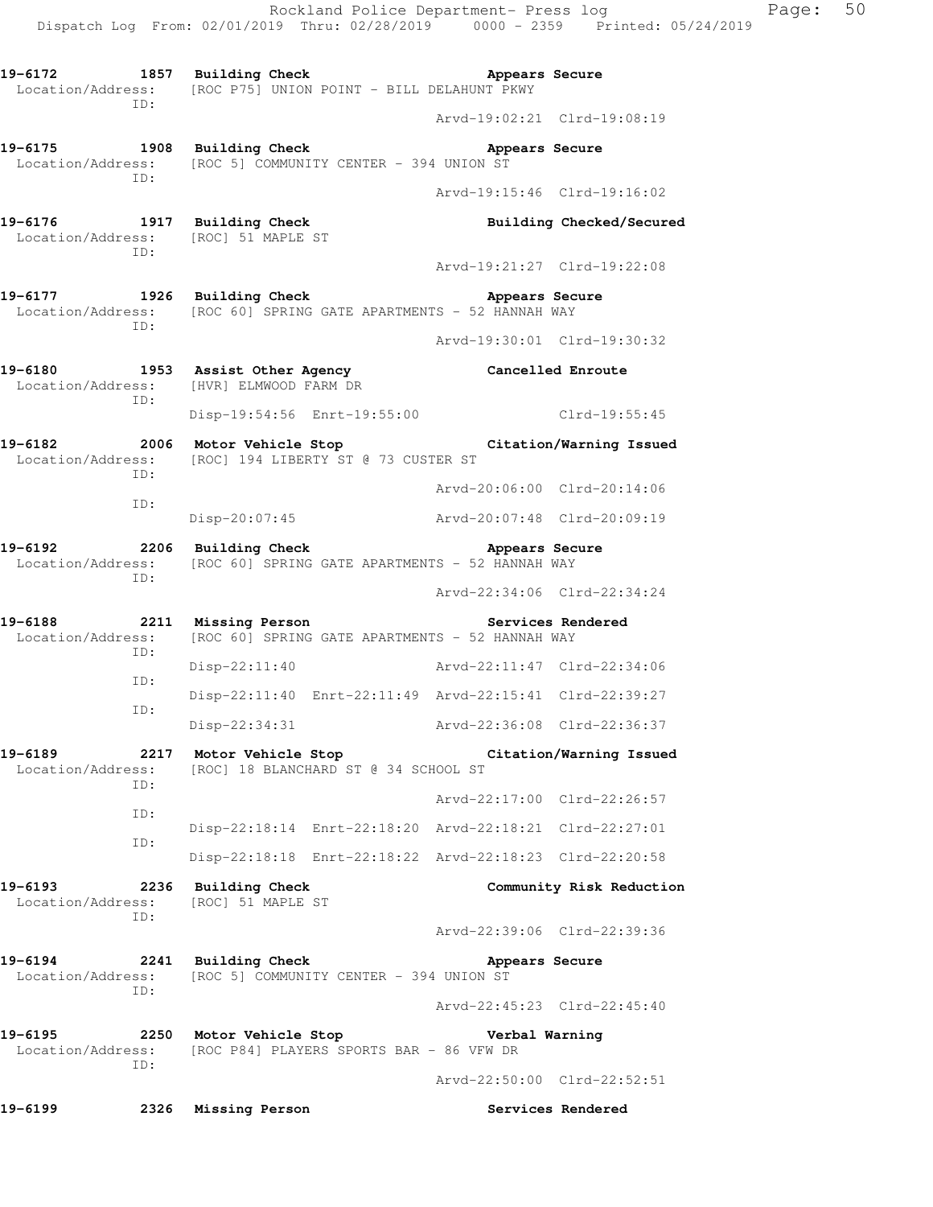19-6172 1857 Building Check Appears Secure
Location/Address: [ROC P75] UNION POINT - BILL DELAHUNT PKWY
ID:
Arvd-19:02:21 Clrd-19:08:19

19-6175 1908 Building Check Appears Secure
Location/Address: [ROC 5] COMMUNITY CENTER - 394 UNION ST
ID:
Arvd-19:15:46 Clrd-19:16:02

19-6176 1917 Building Check Building Checked/Secured
Location/Address: [ROC] 51 MAPLE ST
ID:
Arvd-19:21:27 Clrd-19:22:08

19-6177 1926 Building Check Appears Secure
Location/Address: [ROC 60] SPRING GATE APARTMENTS - 52 HANNAH WAY
ID:
Arvd-19:30:01 Clrd-19:30:32

19-6180 1953 Assist Other Agency Cancelled Enroute
Location/Address: [HVR] ELMWOOD FARM DR
ID:
Disp-19:54:56 Enrt-19:55:00 Clrd-19:55:45

19-6182 2006 Motor Vehicle Stop Citation/Warning Issued
Location/Address: [ROC] 194 LIBERTY ST @ 73 CUSTER ST
ID:
Arvd-20:06:00 Clrd-20:14:06
ID:
Disp-20:07:45 Arvd-20:07:48 Clrd-20:09:19

19-6192 2206 Building Check Appears Secure
Location/Address: [ROC 60] SPRING GATE APARTMENTS - 52 HANNAH WAY
ID:
Arvd-22:34:06 Clrd-22:34:24

19-6188 2211 Missing Person Services Rendered
Location/Address: [ROC 60] SPRING GATE APARTMENTS - 52 HANNAH WAY
ID:
Disp-22:11:40 Arvd-22:11:47 Clrd-22:34:06
ID:
Disp-22:11:40 Enrt-22:11:49 Arvd-22:15:41 Clrd-22:39:27
ID:
Disp-22:34:31 Arvd-22:36:08 Clrd-22:36:37

19-6189 2217 Motor Vehicle Stop Citation/Warning Issued
Location/Address: [ROC] 18 BLANCHARD ST @ 34 SCHOOL ST
ID:
Arvd-22:17:00 Clrd-22:26:57
ID:
Disp-22:18:14 Enrt-22:18:20 Arvd-22:18:21 Clrd-22:27:01
ID:
Disp-22:18:18 Enrt-22:18:22 Arvd-22:18:23 Clrd-22:20:58

19-6193 2236 Building Check Community Risk Reduction
Location/Address: [ROC] 51 MAPLE ST
ID:
Arvd-22:39:06 Clrd-22:39:36

19-6194 2241 Building Check Appears Secure
Location/Address: [ROC 5] COMMUNITY CENTER - 394 UNION ST
ID:
Arvd-22:45:23 Clrd-22:45:40

19-6195 2250 Motor Vehicle Stop Verbal Warning
Location/Address: [ROC P84] PLAYERS SPORTS BAR - 86 VFW DR
ID:
Arvd-22:50:00 Clrd-22:52:51

19-6199 2326 Missing Person Services Rendered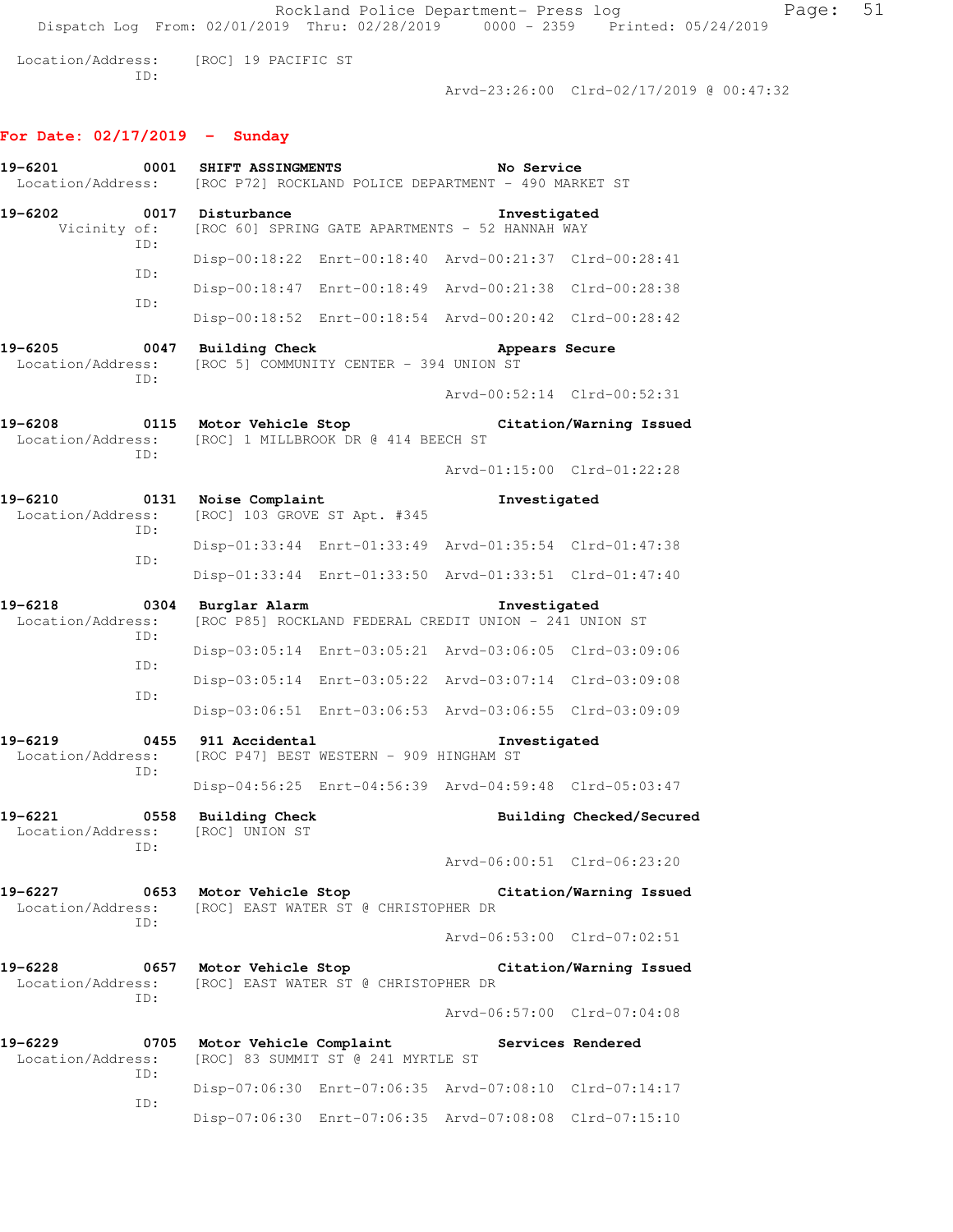```
Location/Address:    [ROC] 19 PACIFIC ST
              ID:
                                                  Arvd-23:26:00  Clrd-02/17/2019 @ 00:47:32
```

## For Date: 02/17/2019 - Sunday

```
19-6201         0001  SHIFT ASSIGNMENTS                      No Service
  Location/Address:    [ROC P72] ROCKLAND POLICE DEPARTMENT - 490 MARKET ST

19-6202         0017  Disturbance                            Investigated
       Vicinity of:    [ROC 60] SPRING GATE APARTMENTS - 52 HANNAH WAY
              ID:
                       Disp-00:18:22  Enrt-00:18:40  Arvd-00:21:37  Clrd-00:28:41
              ID:
                       Disp-00:18:47  Enrt-00:18:49  Arvd-00:21:38  Clrd-00:28:38
              ID:
                       Disp-00:18:52  Enrt-00:18:54  Arvd-00:20:42  Clrd-00:28:42

19-6205         0047  Building Check                         Appears Secure
  Location/Address:    [ROC 5] COMMUNITY CENTER - 394 UNION ST
              ID:
                                                  Arvd-00:52:14  Clrd-00:52:31

19-6208         0115  Motor Vehicle Stop                     Citation/Warning Issued
  Location/Address:    [ROC] 1 MILLBROOK DR @ 414 BEECH ST
              ID:
                                                  Arvd-01:15:00  Clrd-01:22:28

19-6210         0131  Noise Complaint                        Investigated
  Location/Address:    [ROC] 103 GROVE ST Apt. #345
              ID:
                       Disp-01:33:44  Enrt-01:33:49  Arvd-01:35:54  Clrd-01:47:38
              ID:
                       Disp-01:33:44  Enrt-01:33:50  Arvd-01:33:51  Clrd-01:47:40

19-6218         0304  Burglar Alarm                          Investigated
  Location/Address:    [ROC P85] ROCKLAND FEDERAL CREDIT UNION - 241 UNION ST
              ID:
                       Disp-03:05:14  Enrt-03:05:21  Arvd-03:06:05  Clrd-03:09:06
              ID:
                       Disp-03:05:14  Enrt-03:05:22  Arvd-03:07:14  Clrd-03:09:08
              ID:
                       Disp-03:06:51  Enrt-03:06:53  Arvd-03:06:55  Clrd-03:09:09

19-6219         0455  911 Accidental                         Investigated
  Location/Address:    [ROC P47] BEST WESTERN - 909 HINGHAM ST
              ID:
                       Disp-04:56:25  Enrt-04:56:39  Arvd-04:59:48  Clrd-05:03:47

19-6221         0558  Building Check                         Building Checked/Secured
  Location/Address:    [ROC] UNION ST
              ID:
                                                  Arvd-06:00:51  Clrd-06:23:20

19-6227         0653  Motor Vehicle Stop                     Citation/Warning Issued
  Location/Address:    [ROC] EAST WATER ST @ CHRISTOPHER DR
              ID:
                                                  Arvd-06:53:00  Clrd-07:02:51

19-6228         0657  Motor Vehicle Stop                     Citation/Warning Issued
  Location/Address:    [ROC] EAST WATER ST @ CHRISTOPHER DR
              ID:
                                                  Arvd-06:57:00  Clrd-07:04:08

19-6229         0705  Motor Vehicle Complaint                Services Rendered
  Location/Address:    [ROC] 83 SUMMIT ST @ 241 MYRTLE ST
              ID:
                       Disp-07:06:30  Enrt-07:06:35  Arvd-07:08:10  Clrd-07:14:17
              ID:
                       Disp-07:06:30  Enrt-07:06:35  Arvd-07:08:08  Clrd-07:15:10
```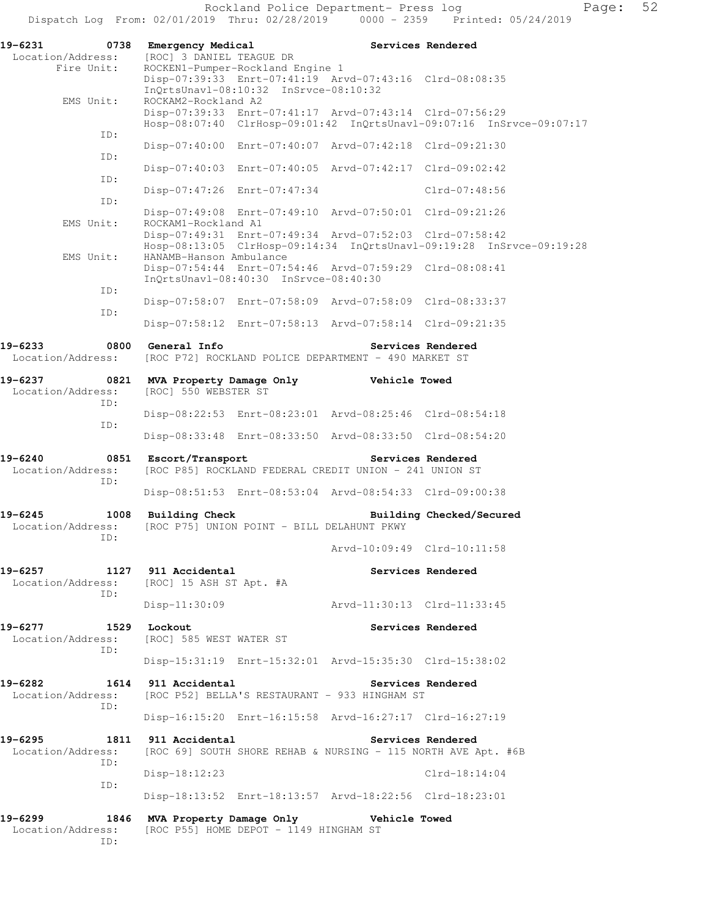19-6231 0738 Emergency Medical Services Rendered
Location/Address: [ROC] 3 DANIEL TEAGUE DR
Fire Unit: ROCKEN1-Pumper-Rockland Engine 1
Disp-07:39:33 Enrt-07:41:19 Arvd-07:43:16 Clrd-08:08:35
InQrtsUnavl-08:10:32 InSrvce-08:10:32
EMS Unit: ROCKAM2-Rockland A2
Disp-07:39:33 Enrt-07:41:17 Arvd-07:43:14 Clrd-07:56:29
Hosp-08:07:40 ClrHosp-09:01:42 InQrtsUnavl-09:07:16 InSrvce-09:07:17
ID:
Disp-07:40:00 Enrt-07:40:07 Arvd-07:42:18 Clrd-09:21:30
ID:
Disp-07:40:03 Enrt-07:40:05 Arvd-07:42:17 Clrd-09:02:42
ID:
Disp-07:47:26 Enrt-07:47:34 Clrd-07:48:56
ID:
Disp-07:49:08 Enrt-07:49:10 Arvd-07:50:01 Clrd-09:21:26
EMS Unit: ROCKAM1-Rockland A1
Disp-07:49:31 Enrt-07:49:34 Arvd-07:52:03 Clrd-07:58:42
Hosp-08:13:05 ClrHosp-09:14:34 InQrtsUnavl-09:19:28 InSrvce-09:19:28
EMS Unit: HANAMB-Hanson Ambulance
Disp-07:54:44 Enrt-07:54:46 Arvd-07:59:29 Clrd-08:08:41
InQrtsUnavl-08:40:30 InSrvce-08:40:30
ID:
Disp-07:58:07 Enrt-07:58:09 Arvd-07:58:09 Clrd-08:33:37
ID:
Disp-07:58:12 Enrt-07:58:13 Arvd-07:58:14 Clrd-09:21:35

19-6233 0800 General Info Services Rendered
Location/Address: [ROC P72] ROCKLAND POLICE DEPARTMENT - 490 MARKET ST

19-6237 0821 MVA Property Damage Only Vehicle Towed
Location/Address: [ROC] 550 WEBSTER ST
ID:
Disp-08:22:53 Enrt-08:23:01 Arvd-08:25:46 Clrd-08:54:18
ID:
Disp-08:33:48 Enrt-08:33:50 Arvd-08:33:50 Clrd-08:54:20

19-6240 0851 Escort/Transport Services Rendered
Location/Address: [ROC P85] ROCKLAND FEDERAL CREDIT UNION - 241 UNION ST
ID:
Disp-08:51:53 Enrt-08:53:04 Arvd-08:54:33 Clrd-09:00:38

19-6245 1008 Building Check Building Checked/Secured
Location/Address: [ROC P75] UNION POINT - BILL DELAHUNT PKWY
ID:
Arvd-10:09:49 Clrd-10:11:58

19-6257 1127 911 Accidental Services Rendered
Location/Address: [ROC] 15 ASH ST Apt. #A
ID:
Disp-11:30:09 Arvd-11:30:13 Clrd-11:33:45

19-6277 1529 Lockout Services Rendered
Location/Address: [ROC] 585 WEST WATER ST
ID:
Disp-15:31:19 Enrt-15:32:01 Arvd-15:35:30 Clrd-15:38:02

19-6282 1614 911 Accidental Services Rendered
Location/Address: [ROC P52] BELLA'S RESTAURANT - 933 HINGHAM ST
ID:
Disp-16:15:20 Enrt-16:15:58 Arvd-16:27:17 Clrd-16:27:19

19-6295 1811 911 Accidental Services Rendered
Location/Address: [ROC 69] SOUTH SHORE REHAB & NURSING - 115 NORTH AVE Apt. #6B
ID:
Disp-18:12:23 Clrd-18:14:04
ID:
Disp-18:13:52 Enrt-18:13:57 Arvd-18:22:56 Clrd-18:23:01

19-6299 1846 MVA Property Damage Only Vehicle Towed
Location/Address: [ROC P55] HOME DEPOT - 1149 HINGHAM ST
ID: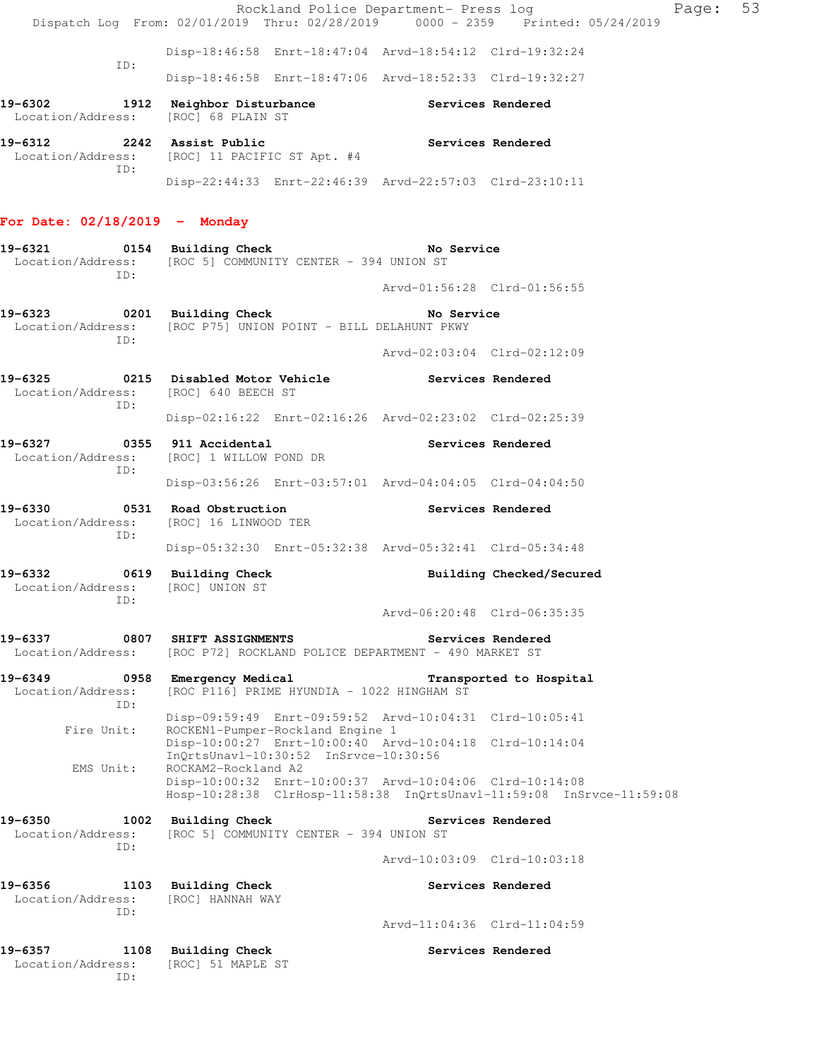```
                Disp-18:46:58  Enrt-18:47:04  Arvd-18:54:12  Clrd-19:32:24
           ID:
                Disp-18:46:58  Enrt-18:47:06  Arvd-18:52:33  Clrd-19:32:27

19-6302        1912  Neighbor Disturbance              Services Rendered
  Location/Address:   [ROC] 68 PLAIN ST

19-6312        2242  Assist Public                     Services Rendered
  Location/Address:   [ROC] 11 PACIFIC ST Apt. #4
           ID:
                Disp-22:44:33  Enrt-22:46:39  Arvd-22:57:03  Clrd-23:10:11
```

**For Date: 02/18/2019 - Monday**

```
19-6321        0154  Building Check                    No Service
  Location/Address:   [ROC 5] COMMUNITY CENTER - 394 UNION ST
           ID:
                                              Arvd-01:56:28  Clrd-01:56:55

19-6323        0201  Building Check                    No Service
  Location/Address:   [ROC P75] UNION POINT - BILL DELAHUNT PKWY
           ID:
                                              Arvd-02:03:04  Clrd-02:12:09

19-6325        0215  Disabled Motor Vehicle            Services Rendered
  Location/Address:   [ROC] 640 BEECH ST
           ID:
                Disp-02:16:22  Enrt-02:16:26  Arvd-02:23:02  Clrd-02:25:39

19-6327        0355  911 Accidental                    Services Rendered
  Location/Address:   [ROC] 1 WILLOW POND DR
           ID:
                Disp-03:56:26  Enrt-03:57:01  Arvd-04:04:05  Clrd-04:04:50

19-6330        0531  Road Obstruction                  Services Rendered
  Location/Address:   [ROC] 16 LINWOOD TER
           ID:
                Disp-05:32:30  Enrt-05:32:38  Arvd-05:32:41  Clrd-05:34:48

19-6332        0619  Building Check                    Building Checked/Secured
  Location/Address:   [ROC] UNION ST
           ID:
                                              Arvd-06:20:48  Clrd-06:35:35

19-6337        0807  SHIFT ASSIGNMENTS                 Services Rendered
  Location/Address:   [ROC P72] ROCKLAND POLICE DEPARTMENT - 490 MARKET ST

19-6349        0958  Emergency Medical                 Transported to Hospital
  Location/Address:   [ROC P116] PRIME HYUNDIA - 1022 HINGHAM ST
           ID:
                Disp-09:59:49  Enrt-09:59:52  Arvd-10:04:31  Clrd-10:05:41
        Fire Unit:    ROCKEN1-Pumper-Rockland Engine 1
                Disp-10:00:27  Enrt-10:00:40  Arvd-10:04:18  Clrd-10:14:04
                InQrtsUnavl-10:30:52  InSrvce-10:30:56
         EMS Unit:    ROCKAM2-Rockland A2
                Disp-10:00:32  Enrt-10:00:37  Arvd-10:04:06  Clrd-10:14:08
                Hosp-10:28:38  ClrHosp-11:58:38  InQrtsUnavl-11:59:08  InSrvce-11:59:08

19-6350        1002  Building Check                    Services Rendered
  Location/Address:   [ROC 5] COMMUNITY CENTER - 394 UNION ST
           ID:
                                              Arvd-10:03:09  Clrd-10:03:18

19-6356        1103  Building Check                    Services Rendered
  Location/Address:   [ROC] HANNAH WAY
           ID:
                                              Arvd-11:04:36  Clrd-11:04:59

19-6357        1108  Building Check                    Services Rendered
  Location/Address:   [ROC] 51 MAPLE ST
           ID:
```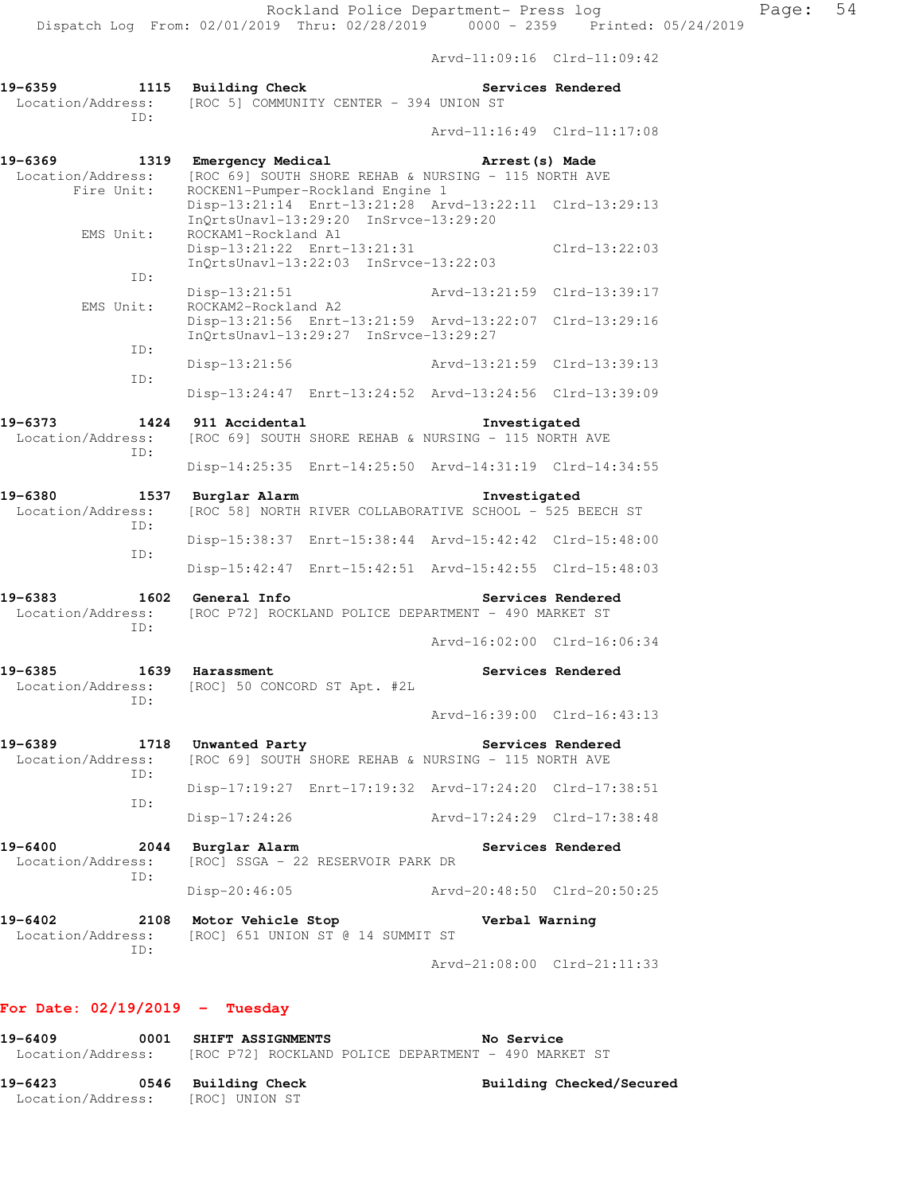Arvd-11:09:16 Clrd-11:09:42

**19-6359 1115 Building Check** — **Services Rendered**
Location/Address: [ROC 5] COMMUNITY CENTER - 394 UNION ST
ID:
Arvd-11:16:49 Clrd-11:17:08

**19-6369 1319 Emergency Medical** — **Arrest(s) Made**
Location/Address: [ROC 69] SOUTH SHORE REHAB & NURSING - 115 NORTH AVE
Fire Unit: ROCKEN1-Pumper-Rockland Engine 1
Disp-13:21:14 Enrt-13:21:28 Arvd-13:22:11 Clrd-13:29:13
InQrtsUnavl-13:29:20 InSrvce-13:29:20
EMS Unit: ROCKAM1-Rockland A1
Disp-13:21:22 Enrt-13:21:31 Clrd-13:22:03
InQrtsUnavl-13:22:03 InSrvce-13:22:03
ID:
Disp-13:21:51 Arvd-13:21:59 Clrd-13:39:17
EMS Unit: ROCKAM2-Rockland A2
Disp-13:21:56 Enrt-13:21:59 Arvd-13:22:07 Clrd-13:29:16
InQrtsUnavl-13:29:27 InSrvce-13:29:27
ID:
Disp-13:21:56 Arvd-13:21:59 Clrd-13:39:13
ID:
Disp-13:24:47 Enrt-13:24:52 Arvd-13:24:56 Clrd-13:39:09

**19-6373 1424 911 Accidental** — **Investigated**
Location/Address: [ROC 69] SOUTH SHORE REHAB & NURSING - 115 NORTH AVE
ID:
Disp-14:25:35 Enrt-14:25:50 Arvd-14:31:19 Clrd-14:34:55

**19-6380 1537 Burglar Alarm** — **Investigated**
Location/Address: [ROC 58] NORTH RIVER COLLABORATIVE SCHOOL - 525 BEECH ST
ID:
Disp-15:38:37 Enrt-15:38:44 Arvd-15:42:42 Clrd-15:48:00
ID:
Disp-15:42:47 Enrt-15:42:51 Arvd-15:42:55 Clrd-15:48:03

**19-6383 1602 General Info** — **Services Rendered**
Location/Address: [ROC P72] ROCKLAND POLICE DEPARTMENT - 490 MARKET ST
ID:
Arvd-16:02:00 Clrd-16:06:34

**19-6385 1639 Harassment** — **Services Rendered**
Location/Address: [ROC] 50 CONCORD ST Apt. #2L
ID:
Arvd-16:39:00 Clrd-16:43:13

**19-6389 1718 Unwanted Party** — **Services Rendered**
Location/Address: [ROC 69] SOUTH SHORE REHAB & NURSING - 115 NORTH AVE
ID:
Disp-17:19:27 Enrt-17:19:32 Arvd-17:24:20 Clrd-17:38:51
ID:
Disp-17:24:26 Arvd-17:24:29 Clrd-17:38:48

**19-6400 2044 Burglar Alarm** — **Services Rendered**
Location/Address: [ROC] SSGA - 22 RESERVOIR PARK DR
ID:
Disp-20:46:05 Arvd-20:48:50 Clrd-20:50:25

**19-6402 2108 Motor Vehicle Stop** — **Verbal Warning**
Location/Address: [ROC] 651 UNION ST @ 14 SUMMIT ST
ID:
Arvd-21:08:00 Clrd-21:11:33

## For Date: 02/19/2019 - Tuesday

**19-6409 0001 SHIFT ASSIGNMENTS** — **No Service**
Location/Address: [ROC P72] ROCKLAND POLICE DEPARTMENT - 490 MARKET ST

**19-6423 0546 Building Check** — **Building Checked/Secured**
Location/Address: [ROC] UNION ST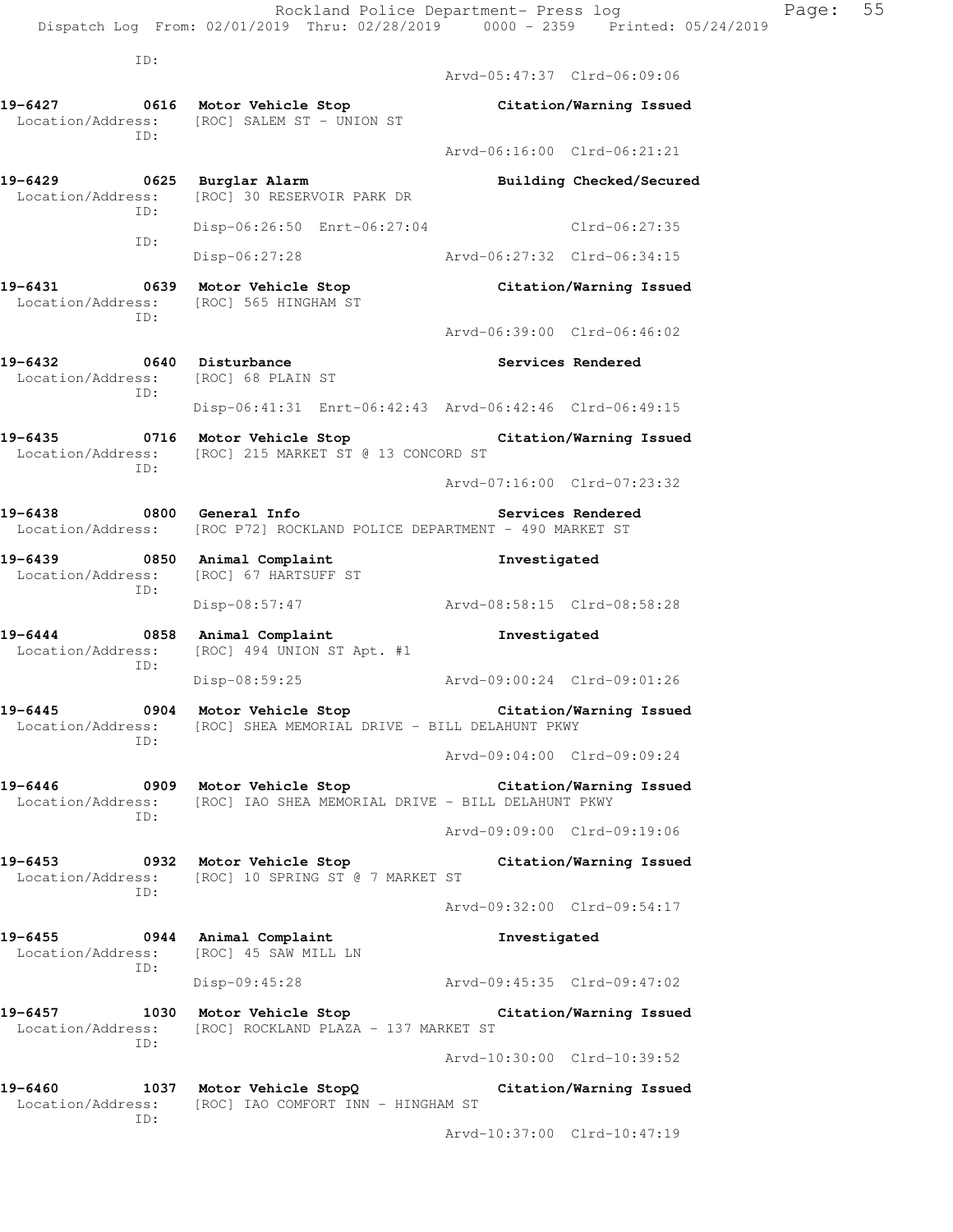ID:

Arvd-05:47:37 Clrd-06:09:06

**19-6427 0616 Motor Vehicle Stop** — **Citation/Warning Issued**
Location/Address: [ROC] SALEM ST - UNION ST
ID:
Arvd-06:16:00 Clrd-06:21:21

**19-6429 0625 Burglar Alarm** — **Building Checked/Secured**
Location/Address: [ROC] 30 RESERVOIR PARK DR
ID:
Disp-06:26:50 Enrt-06:27:04 Clrd-06:27:35
ID:
Disp-06:27:28 Arvd-06:27:32 Clrd-06:34:15

**19-6431 0639 Motor Vehicle Stop** — **Citation/Warning Issued**
Location/Address: [ROC] 565 HINGHAM ST
ID:
Arvd-06:39:00 Clrd-06:46:02

**19-6432 0640 Disturbance** — **Services Rendered**
Location/Address: [ROC] 68 PLAIN ST
ID:
Disp-06:41:31 Enrt-06:42:43 Arvd-06:42:46 Clrd-06:49:15

**19-6435 0716 Motor Vehicle Stop** — **Citation/Warning Issued**
Location/Address: [ROC] 215 MARKET ST @ 13 CONCORD ST
ID:
Arvd-07:16:00 Clrd-07:23:32

**19-6438 0800 General Info** — **Services Rendered**
Location/Address: [ROC P72] ROCKLAND POLICE DEPARTMENT - 490 MARKET ST

**19-6439 0850 Animal Complaint** — **Investigated**
Location/Address: [ROC] 67 HARTSUFF ST
ID:
Disp-08:57:47 Arvd-08:58:15 Clrd-08:58:28

**19-6444 0858 Animal Complaint** — **Investigated**
Location/Address: [ROC] 494 UNION ST Apt. #1
ID:
Disp-08:59:25 Arvd-09:00:24 Clrd-09:01:26

**19-6445 0904 Motor Vehicle Stop** — **Citation/Warning Issued**
Location/Address: [ROC] SHEA MEMORIAL DRIVE - BILL DELAHUNT PKWY
ID:
Arvd-09:04:00 Clrd-09:09:24

**19-6446 0909 Motor Vehicle Stop** — **Citation/Warning Issued**
Location/Address: [ROC] IAO SHEA MEMORIAL DRIVE - BILL DELAHUNT PKWY
ID:
Arvd-09:09:00 Clrd-09:19:06

**19-6453 0932 Motor Vehicle Stop** — **Citation/Warning Issued**
Location/Address: [ROC] 10 SPRING ST @ 7 MARKET ST
ID:
Arvd-09:32:00 Clrd-09:54:17

**19-6455 0944 Animal Complaint** — **Investigated**
Location/Address: [ROC] 45 SAW MILL LN
ID:
Disp-09:45:28 Arvd-09:45:35 Clrd-09:47:02

**19-6457 1030 Motor Vehicle Stop** — **Citation/Warning Issued**
Location/Address: [ROC] ROCKLAND PLAZA - 137 MARKET ST
ID:
Arvd-10:30:00 Clrd-10:39:52

**19-6460 1037 Motor Vehicle StopQ** — **Citation/Warning Issued**
Location/Address: [ROC] IAO COMFORT INN - HINGHAM ST
ID:
Arvd-10:37:00 Clrd-10:47:19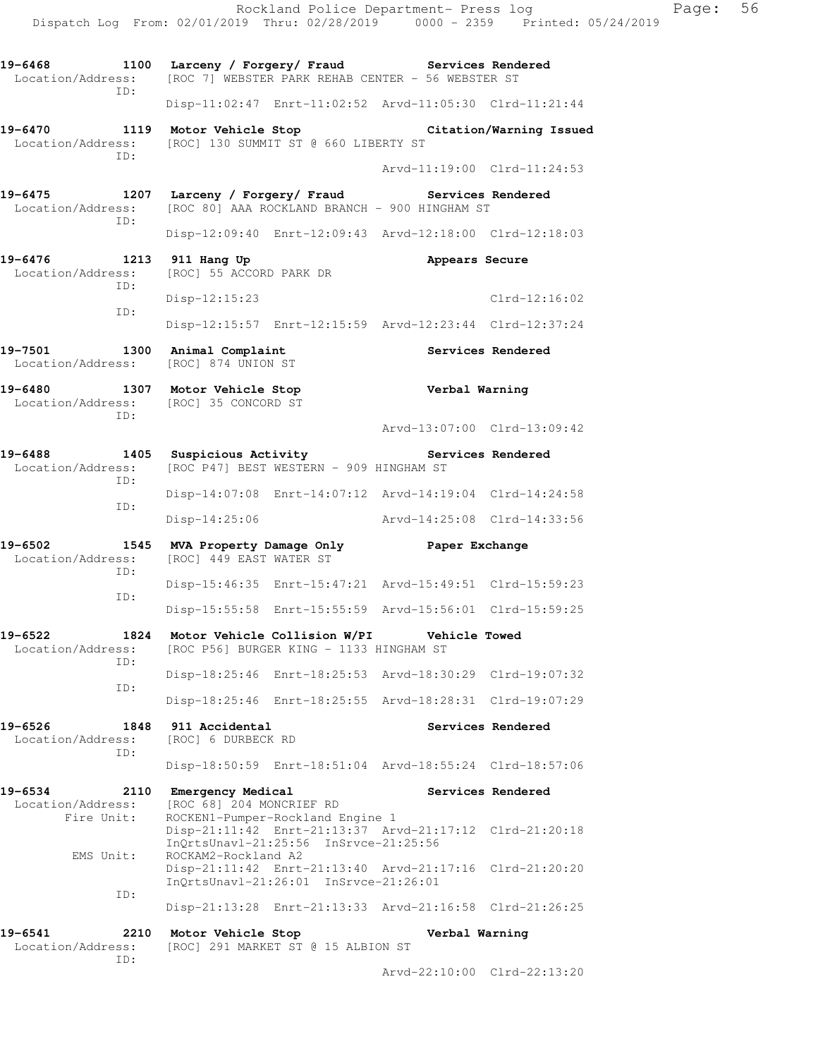19-6468 1100 Larceny / Forgery/ Fraud Services Rendered
Location/Address: [ROC 7] WEBSTER PARK REHAB CENTER - 56 WEBSTER ST
ID:
Disp-11:02:47 Enrt-11:02:52 Arvd-11:05:30 Clrd-11:21:44

19-6470 1119 Motor Vehicle Stop Citation/Warning Issued
Location/Address: [ROC] 130 SUMMIT ST @ 660 LIBERTY ST
ID:
Arvd-11:19:00 Clrd-11:24:53

19-6475 1207 Larceny / Forgery/ Fraud Services Rendered
Location/Address: [ROC 80] AAA ROCKLAND BRANCH - 900 HINGHAM ST
ID:
Disp-12:09:40 Enrt-12:09:43 Arvd-12:18:00 Clrd-12:18:03

19-6476 1213 911 Hang Up Appears Secure
Location/Address: [ROC] 55 ACCORD PARK DR
ID:
Disp-12:15:23 Clrd-12:16:02
ID:
Disp-12:15:57 Enrt-12:15:59 Arvd-12:23:44 Clrd-12:37:24

19-7501 1300 Animal Complaint Services Rendered
Location/Address: [ROC] 874 UNION ST

19-6480 1307 Motor Vehicle Stop Verbal Warning
Location/Address: [ROC] 35 CONCORD ST
ID:
Arvd-13:07:00 Clrd-13:09:42

19-6488 1405 Suspicious Activity Services Rendered
Location/Address: [ROC P47] BEST WESTERN - 909 HINGHAM ST
ID:
Disp-14:07:08 Enrt-14:07:12 Arvd-14:19:04 Clrd-14:24:58
ID:
Disp-14:25:06 Arvd-14:25:08 Clrd-14:33:56

19-6502 1545 MVA Property Damage Only Paper Exchange
Location/Address: [ROC] 449 EAST WATER ST
ID:
Disp-15:46:35 Enrt-15:47:21 Arvd-15:49:51 Clrd-15:59:23
ID:
Disp-15:55:58 Enrt-15:55:59 Arvd-15:56:01 Clrd-15:59:25

19-6522 1824 Motor Vehicle Collision W/PI Vehicle Towed
Location/Address: [ROC P56] BURGER KING - 1133 HINGHAM ST
ID:
Disp-18:25:46 Enrt-18:25:53 Arvd-18:30:29 Clrd-19:07:32
ID:
Disp-18:25:46 Enrt-18:25:55 Arvd-18:28:31 Clrd-19:07:29

19-6526 1848 911 Accidental Services Rendered
Location/Address: [ROC] 6 DURBECK RD
ID:
Disp-18:50:59 Enrt-18:51:04 Arvd-18:55:24 Clrd-18:57:06

19-6534 2110 Emergency Medical Services Rendered
Location/Address: [ROC 68] 204 MONCRIEF RD
Fire Unit: ROCKEN1-Pumper-Rockland Engine 1
Disp-21:11:42 Enrt-21:13:37 Arvd-21:17:12 Clrd-21:20:18
InQrtsUnavl-21:25:56 InSrvce-21:25:56
EMS Unit: ROCKAM2-Rockland A2
Disp-21:11:42 Enrt-21:13:40 Arvd-21:17:16 Clrd-21:20:20
InQrtsUnavl-21:26:01 InSrvce-21:26:01
ID:
Disp-21:13:28 Enrt-21:13:33 Arvd-21:16:58 Clrd-21:26:25

19-6541 2210 Motor Vehicle Stop Verbal Warning
Location/Address: [ROC] 291 MARKET ST @ 15 ALBION ST
ID:
Arvd-22:10:00 Clrd-22:13:20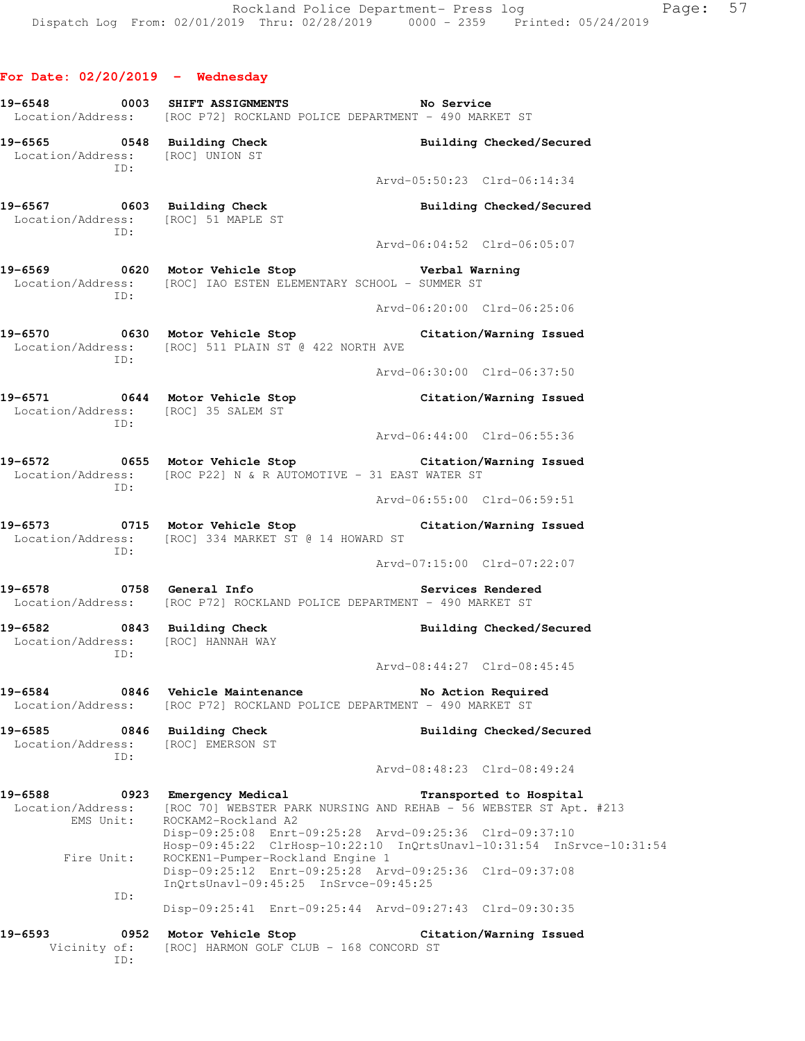## For Date: 02/20/2019 - Wednesday

**19-6548 0003 SHIFT ASSIGNMENTS** — **No Service**
Location/Address: [ROC P72] ROCKLAND POLICE DEPARTMENT - 490 MARKET ST

**19-6565 0548 Building Check** — **Building Checked/Secured**
Location/Address: [ROC] UNION ST
ID:
Arvd-05:50:23 Clrd-06:14:34

**19-6567 0603 Building Check** — **Building Checked/Secured**
Location/Address: [ROC] 51 MAPLE ST
ID:
Arvd-06:04:52 Clrd-06:05:07

**19-6569 0620 Motor Vehicle Stop** — **Verbal Warning**
Location/Address: [ROC] IAO ESTEN ELEMENTARY SCHOOL - SUMMER ST
ID:
Arvd-06:20:00 Clrd-06:25:06

**19-6570 0630 Motor Vehicle Stop** — **Citation/Warning Issued**
Location/Address: [ROC] 511 PLAIN ST @ 422 NORTH AVE
ID:
Arvd-06:30:00 Clrd-06:37:50

**19-6571 0644 Motor Vehicle Stop** — **Citation/Warning Issued**
Location/Address: [ROC] 35 SALEM ST
ID:
Arvd-06:44:00 Clrd-06:55:36

**19-6572 0655 Motor Vehicle Stop** — **Citation/Warning Issued**
Location/Address: [ROC P22] N & R AUTOMOTIVE - 31 EAST WATER ST
ID:
Arvd-06:55:00 Clrd-06:59:51

**19-6573 0715 Motor Vehicle Stop** — **Citation/Warning Issued**
Location/Address: [ROC] 334 MARKET ST @ 14 HOWARD ST
ID:
Arvd-07:15:00 Clrd-07:22:07

**19-6578 0758 General Info** — **Services Rendered**
Location/Address: [ROC P72] ROCKLAND POLICE DEPARTMENT - 490 MARKET ST

**19-6582 0843 Building Check** — **Building Checked/Secured**
Location/Address: [ROC] HANNAH WAY
ID:
Arvd-08:44:27 Clrd-08:45:45

**19-6584 0846 Vehicle Maintenance** — **No Action Required**
Location/Address: [ROC P72] ROCKLAND POLICE DEPARTMENT - 490 MARKET ST

**19-6585 0846 Building Check** — **Building Checked/Secured**
Location/Address: [ROC] EMERSON ST
ID:
Arvd-08:48:23 Clrd-08:49:24

**19-6588 0923 Emergency Medical** — **Transported to Hospital**
Location/Address: [ROC 70] WEBSTER PARK NURSING AND REHAB - 56 WEBSTER ST Apt. #213
EMS Unit: ROCKAM2-Rockland A2
Disp-09:25:08 Enrt-09:25:28 Arvd-09:25:36 Clrd-09:37:10
Hosp-09:45:22 ClrHosp-10:22:10 InQrtsUnavl-10:31:54 InSrvce-10:31:54
Fire Unit: ROCKEN1-Pumper-Rockland Engine 1
Disp-09:25:12 Enrt-09:25:28 Arvd-09:25:36 Clrd-09:37:08
InQrtsUnavl-09:45:25 InSrvce-09:45:25
ID:
Disp-09:25:41 Enrt-09:25:44 Arvd-09:27:43 Clrd-09:30:35

**19-6593 0952 Motor Vehicle Stop** — **Citation/Warning Issued**
Vicinity of: [ROC] HARMON GOLF CLUB - 168 CONCORD ST
ID: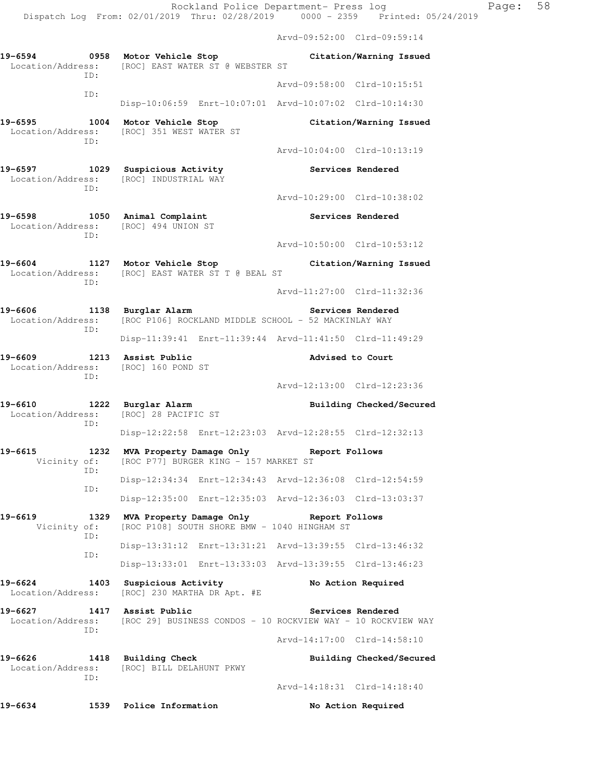Arvd-09:52:00 Clrd-09:59:14

**19-6594 0958 Motor Vehicle Stop** **Citation/Warning Issued**
Location/Address: [ROC] EAST WATER ST @ WEBSTER ST
ID:
Arvd-09:58:00 Clrd-10:15:51
ID:
Disp-10:06:59 Enrt-10:07:01 Arvd-10:07:02 Clrd-10:14:30

**19-6595 1004 Motor Vehicle Stop** **Citation/Warning Issued**
Location/Address: [ROC] 351 WEST WATER ST
ID:
Arvd-10:04:00 Clrd-10:13:19

**19-6597 1029 Suspicious Activity** **Services Rendered**
Location/Address: [ROC] INDUSTRIAL WAY
ID:
Arvd-10:29:00 Clrd-10:38:02

**19-6598 1050 Animal Complaint** **Services Rendered**
Location/Address: [ROC] 494 UNION ST
ID:
Arvd-10:50:00 Clrd-10:53:12

**19-6604 1127 Motor Vehicle Stop** **Citation/Warning Issued**
Location/Address: [ROC] EAST WATER ST T @ BEAL ST
ID:
Arvd-11:27:00 Clrd-11:32:36

**19-6606 1138 Burglar Alarm** **Services Rendered**
Location/Address: [ROC P106] ROCKLAND MIDDLE SCHOOL - 52 MACKINLAY WAY
ID:
Disp-11:39:41 Enrt-11:39:44 Arvd-11:41:50 Clrd-11:49:29

**19-6609 1213 Assist Public** **Advised to Court**
Location/Address: [ROC] 160 POND ST
ID:
Arvd-12:13:00 Clrd-12:23:36

**19-6610 1222 Burglar Alarm** **Building Checked/Secured**
Location/Address: [ROC] 28 PACIFIC ST
ID:
Disp-12:22:58 Enrt-12:23:03 Arvd-12:28:55 Clrd-12:32:13

**19-6615 1232 MVA Property Damage Only** **Report Follows**
Vicinity of: [ROC P77] BURGER KING - 157 MARKET ST
ID:
Disp-12:34:34 Enrt-12:34:43 Arvd-12:36:08 Clrd-12:54:59
ID:
Disp-12:35:00 Enrt-12:35:03 Arvd-12:36:03 Clrd-13:03:37

**19-6619 1329 MVA Property Damage Only** **Report Follows**
Vicinity of: [ROC P108] SOUTH SHORE BMW - 1040 HINGHAM ST
ID:
Disp-13:31:12 Enrt-13:31:21 Arvd-13:39:55 Clrd-13:46:32
ID:
Disp-13:33:01 Enrt-13:33:03 Arvd-13:39:55 Clrd-13:46:23

**19-6624 1403 Suspicious Activity** **No Action Required**
Location/Address: [ROC] 230 MARTHA DR Apt. #E

**19-6627 1417 Assist Public** **Services Rendered**
Location/Address: [ROC 29] BUSINESS CONDOS - 10 ROCKVIEW WAY - 10 ROCKVIEW WAY
ID:
Arvd-14:17:00 Clrd-14:58:10

**19-6626 1418 Building Check** **Building Checked/Secured**
Location/Address: [ROC] BILL DELAHUNT PKWY
ID:
Arvd-14:18:31 Clrd-14:18:40

**19-6634 1539 Police Information** **No Action Required**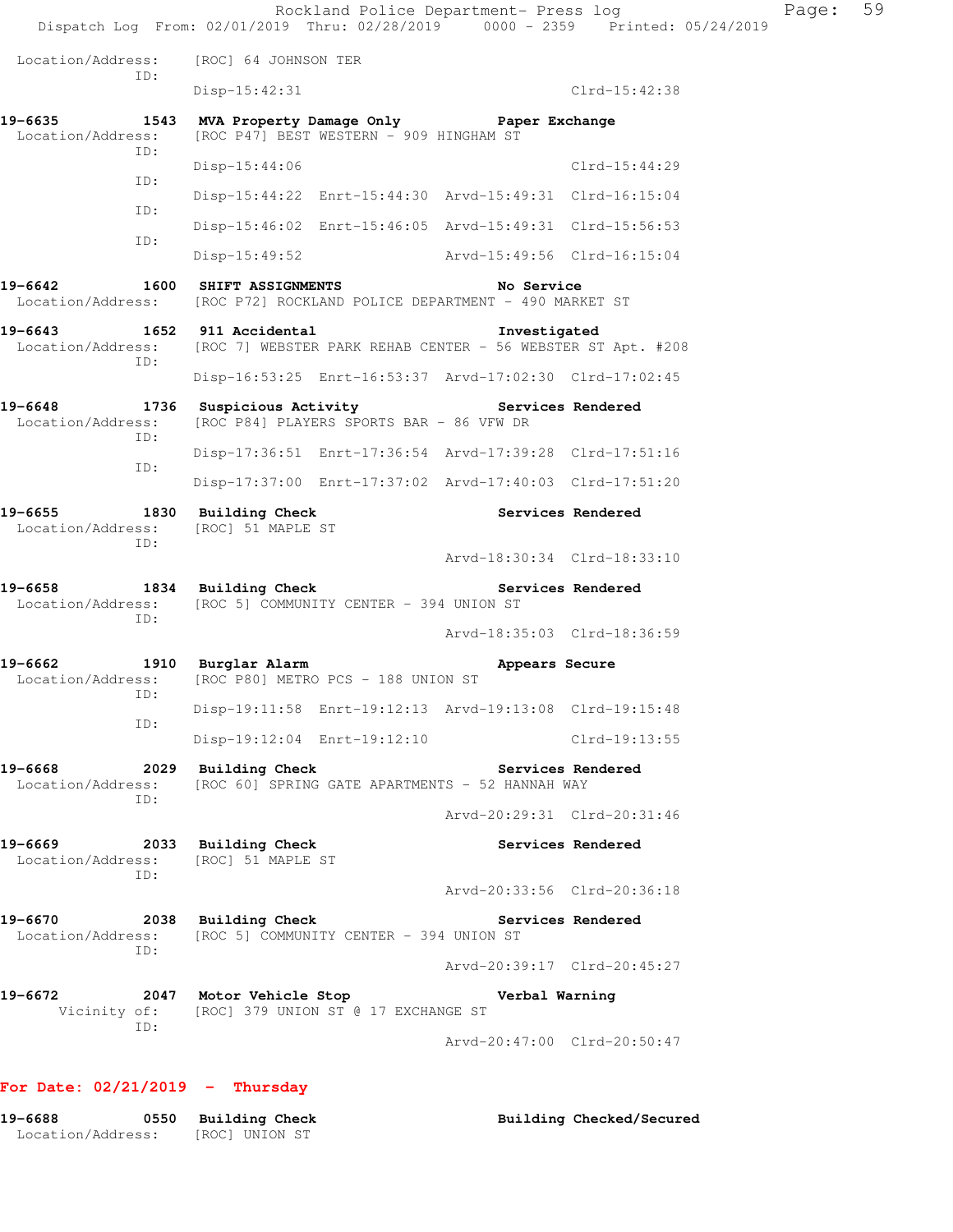Location/Address: [ROC] 64 JOHNSON TER
ID:
Disp-15:42:31 Clrd-15:42:38

**19-6635 1543 MVA Property Damage Only Paper Exchange**
Location/Address: [ROC P47] BEST WESTERN - 909 HINGHAM ST
ID:
Disp-15:44:06 Clrd-15:44:29
ID:
Disp-15:44:22 Enrt-15:44:30 Arvd-15:49:31 Clrd-16:15:04
ID:
Disp-15:46:02 Enrt-15:46:05 Arvd-15:49:31 Clrd-15:56:53
ID:
Disp-15:49:52 Arvd-15:49:56 Clrd-16:15:04

**19-6642 1600 SHIFT ASSIGNMENTS No Service**
Location/Address: [ROC P72] ROCKLAND POLICE DEPARTMENT - 490 MARKET ST

**19-6643 1652 911 Accidental Investigated**
Location/Address: [ROC 7] WEBSTER PARK REHAB CENTER - 56 WEBSTER ST Apt. #208
ID:
Disp-16:53:25 Enrt-16:53:37 Arvd-17:02:30 Clrd-17:02:45

**19-6648 1736 Suspicious Activity Services Rendered**
Location/Address: [ROC P84] PLAYERS SPORTS BAR - 86 VFW DR
ID:
Disp-17:36:51 Enrt-17:36:54 Arvd-17:39:28 Clrd-17:51:16
ID:
Disp-17:37:00 Enrt-17:37:02 Arvd-17:40:03 Clrd-17:51:20

**19-6655 1830 Building Check Services Rendered**
Location/Address: [ROC] 51 MAPLE ST
ID:
Arvd-18:30:34 Clrd-18:33:10

**19-6658 1834 Building Check Services Rendered**
Location/Address: [ROC 5] COMMUNITY CENTER - 394 UNION ST
ID:
Arvd-18:35:03 Clrd-18:36:59

**19-6662 1910 Burglar Alarm Appears Secure**
Location/Address: [ROC P80] METRO PCS - 188 UNION ST
ID:
Disp-19:11:58 Enrt-19:12:13 Arvd-19:13:08 Clrd-19:15:48
ID:
Disp-19:12:04 Enrt-19:12:10 Clrd-19:13:55

**19-6668 2029 Building Check Services Rendered**
Location/Address: [ROC 60] SPRING GATE APARTMENTS - 52 HANNAH WAY
ID:
Arvd-20:29:31 Clrd-20:31:46

**19-6669 2033 Building Check Services Rendered**
Location/Address: [ROC] 51 MAPLE ST
ID:
Arvd-20:33:56 Clrd-20:36:18

**19-6670 2038 Building Check Services Rendered**
Location/Address: [ROC 5] COMMUNITY CENTER - 394 UNION ST
ID:
Arvd-20:39:17 Clrd-20:45:27

**19-6672 2047 Motor Vehicle Stop Verbal Warning**
Vicinity of: [ROC] 379 UNION ST @ 17 EXCHANGE ST
ID:
Arvd-20:47:00 Clrd-20:50:47

## For Date: 02/21/2019 - Thursday

**19-6688 0550 Building Check Building Checked/Secured**
Location/Address: [ROC] UNION ST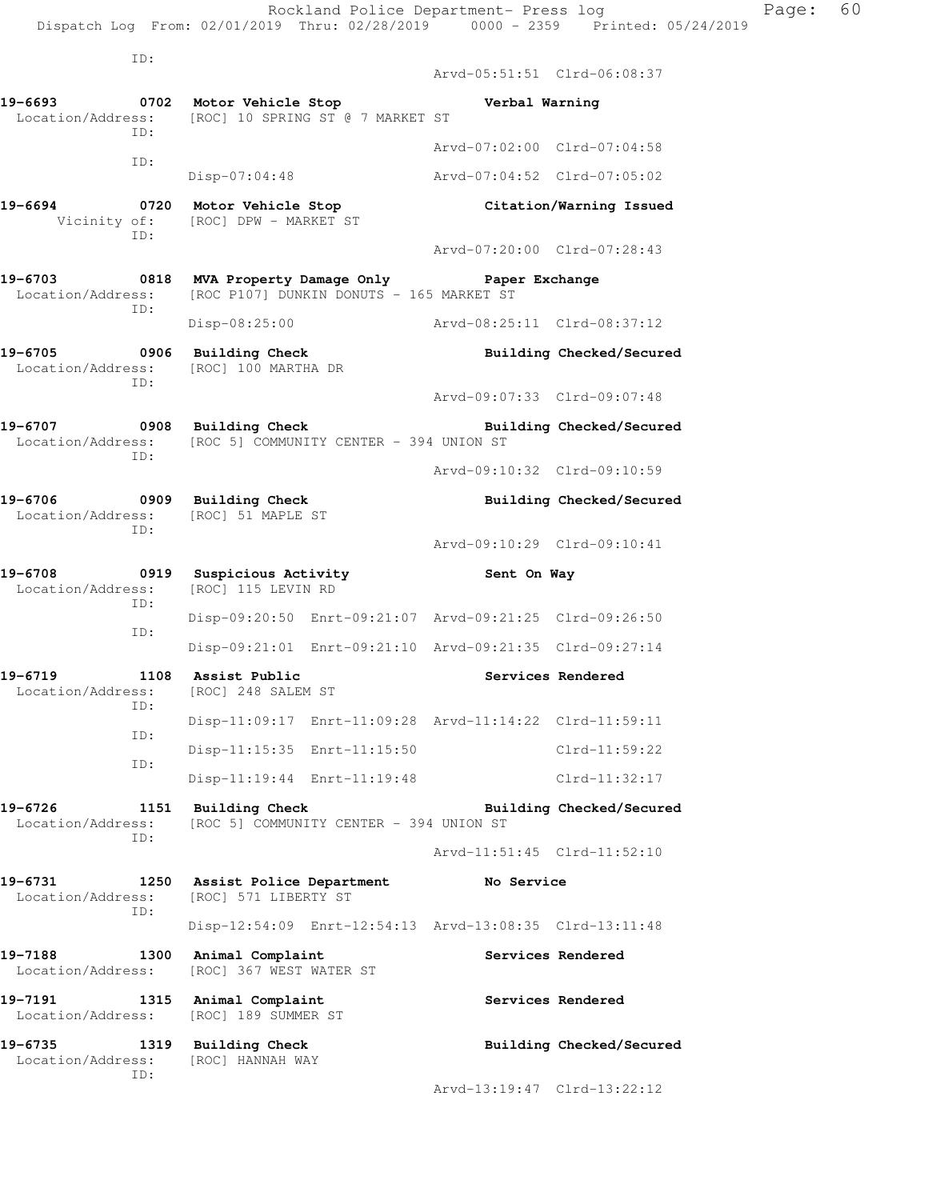ID:

Arvd-05:51:51 Clrd-06:08:37

**19-6693 0702 Motor Vehicle Stop Verbal Warning**
Location/Address: [ROC] 10 SPRING ST @ 7 MARKET ST
ID:
Arvd-07:02:00 Clrd-07:04:58
ID:
Disp-07:04:48 Arvd-07:04:52 Clrd-07:05:02

**19-6694 0720 Motor Vehicle Stop Citation/Warning Issued**
Vicinity of: [ROC] DPW - MARKET ST
ID:
Arvd-07:20:00 Clrd-07:28:43

**19-6703 0818 MVA Property Damage Only Paper Exchange**
Location/Address: [ROC P107] DUNKIN DONUTS - 165 MARKET ST
ID:
Disp-08:25:00 Arvd-08:25:11 Clrd-08:37:12

**19-6705 0906 Building Check Building Checked/Secured**
Location/Address: [ROC] 100 MARTHA DR
ID:
Arvd-09:07:33 Clrd-09:07:48

**19-6707 0908 Building Check Building Checked/Secured**
Location/Address: [ROC 5] COMMUNITY CENTER - 394 UNION ST
ID:
Arvd-09:10:32 Clrd-09:10:59

**19-6706 0909 Building Check Building Checked/Secured**
Location/Address: [ROC] 51 MAPLE ST
ID:
Arvd-09:10:29 Clrd-09:10:41

**19-6708 0919 Suspicious Activity Sent On Way**
Location/Address: [ROC] 115 LEVIN RD
ID:
Disp-09:20:50 Enrt-09:21:07 Arvd-09:21:25 Clrd-09:26:50
ID:
Disp-09:21:01 Enrt-09:21:10 Arvd-09:21:35 Clrd-09:27:14

**19-6719 1108 Assist Public Services Rendered**
Location/Address: [ROC] 248 SALEM ST
ID:
Disp-11:09:17 Enrt-11:09:28 Arvd-11:14:22 Clrd-11:59:11
ID:
Disp-11:15:35 Enrt-11:15:50 Clrd-11:59:22
ID:
Disp-11:19:44 Enrt-11:19:48 Clrd-11:32:17

**19-6726 1151 Building Check Building Checked/Secured**
Location/Address: [ROC 5] COMMUNITY CENTER - 394 UNION ST
ID:
Arvd-11:51:45 Clrd-11:52:10

**19-6731 1250 Assist Police Department No Service**
Location/Address: [ROC] 571 LIBERTY ST
ID:
Disp-12:54:09 Enrt-12:54:13 Arvd-13:08:35 Clrd-13:11:48

**19-7188 1300 Animal Complaint Services Rendered**
Location/Address: [ROC] 367 WEST WATER ST

**19-7191 1315 Animal Complaint Services Rendered**
Location/Address: [ROC] 189 SUMMER ST

**19-6735 1319 Building Check Building Checked/Secured**
Location/Address: [ROC] HANNAH WAY
ID:
Arvd-13:19:47 Clrd-13:22:12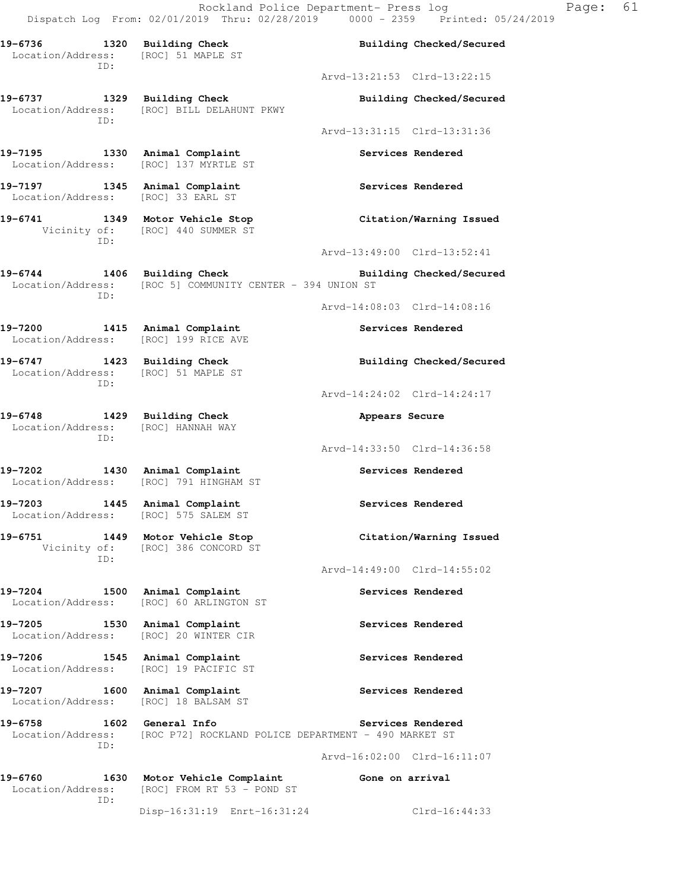19-6736 1320 Building Check Building Checked/Secured
Location/Address: [ROC] 51 MAPLE ST
ID:
Arvd-13:21:53 Clrd-13:22:15

19-6737 1329 Building Check Building Checked/Secured
Location/Address: [ROC] BILL DELAHUNT PKWY
ID:
Arvd-13:31:15 Clrd-13:31:36

19-7195 1330 Animal Complaint Services Rendered
Location/Address: [ROC] 137 MYRTLE ST

19-7197 1345 Animal Complaint Services Rendered
Location/Address: [ROC] 33 EARL ST

19-6741 1349 Motor Vehicle Stop Citation/Warning Issued
Vicinity of: [ROC] 440 SUMMER ST
ID:
Arvd-13:49:00 Clrd-13:52:41

19-6744 1406 Building Check Building Checked/Secured
Location/Address: [ROC 5] COMMUNITY CENTER - 394 UNION ST
ID:
Arvd-14:08:03 Clrd-14:08:16

19-7200 1415 Animal Complaint Services Rendered
Location/Address: [ROC] 199 RICE AVE

19-6747 1423 Building Check Building Checked/Secured
Location/Address: [ROC] 51 MAPLE ST
ID:
Arvd-14:24:02 Clrd-14:24:17

19-6748 1429 Building Check Appears Secure
Location/Address: [ROC] HANNAH WAY
ID:
Arvd-14:33:50 Clrd-14:36:58

19-7202 1430 Animal Complaint Services Rendered
Location/Address: [ROC] 791 HINGHAM ST

19-7203 1445 Animal Complaint Services Rendered
Location/Address: [ROC] 575 SALEM ST

19-6751 1449 Motor Vehicle Stop Citation/Warning Issued
Vicinity of: [ROC] 386 CONCORD ST
ID:
Arvd-14:49:00 Clrd-14:55:02

19-7204 1500 Animal Complaint Services Rendered
Location/Address: [ROC] 60 ARLINGTON ST

19-7205 1530 Animal Complaint Services Rendered
Location/Address: [ROC] 20 WINTER CIR

19-7206 1545 Animal Complaint Services Rendered
Location/Address: [ROC] 19 PACIFIC ST

19-7207 1600 Animal Complaint Services Rendered
Location/Address: [ROC] 18 BALSAM ST

19-6758 1602 General Info Services Rendered
Location/Address: [ROC P72] ROCKLAND POLICE DEPARTMENT - 490 MARKET ST
ID:
Arvd-16:02:00 Clrd-16:11:07

19-6760 1630 Motor Vehicle Complaint Gone on arrival
Location/Address: [ROC] FROM RT 53 - POND ST
ID:
Disp-16:31:19 Enrt-16:31:24 Clrd-16:44:33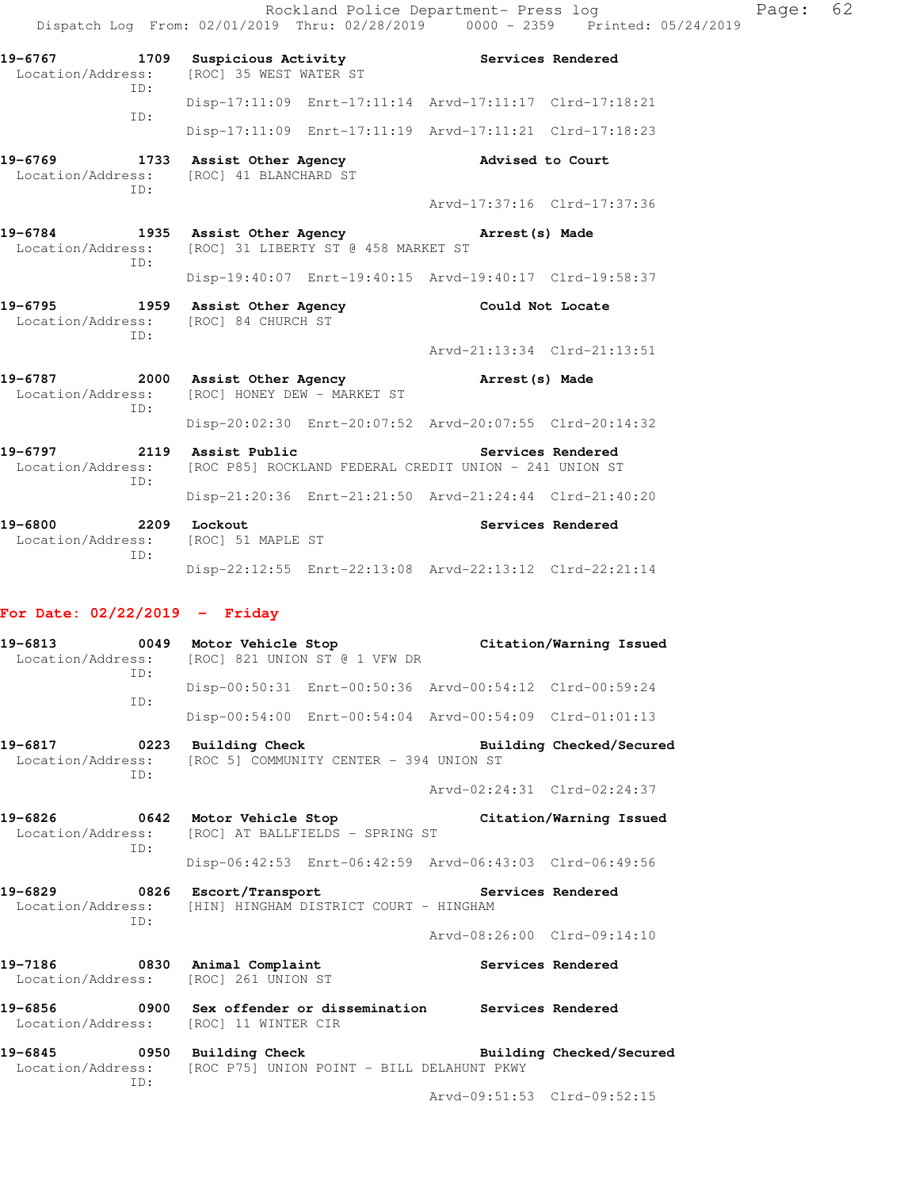19-6767 1709 Suspicious Activity Services Rendered
Location/Address: [ROC] 35 WEST WATER ST
ID:
Disp-17:11:09 Enrt-17:11:14 Arvd-17:11:17 Clrd-17:18:21
ID:
Disp-17:11:09 Enrt-17:11:19 Arvd-17:11:21 Clrd-17:18:23

19-6769 1733 Assist Other Agency Advised to Court
Location/Address: [ROC] 41 BLANCHARD ST
ID:
Arvd-17:37:16 Clrd-17:37:36

19-6784 1935 Assist Other Agency Arrest(s) Made
Location/Address: [ROC] 31 LIBERTY ST @ 458 MARKET ST
ID:
Disp-19:40:07 Enrt-19:40:15 Arvd-19:40:17 Clrd-19:58:37

19-6795 1959 Assist Other Agency Could Not Locate
Location/Address: [ROC] 84 CHURCH ST
ID:
Arvd-21:13:34 Clrd-21:13:51

19-6787 2000 Assist Other Agency Arrest(s) Made
Location/Address: [ROC] HONEY DEW - MARKET ST
ID:
Disp-20:02:30 Enrt-20:07:52 Arvd-20:07:55 Clrd-20:14:32

19-6797 2119 Assist Public Services Rendered
Location/Address: [ROC P85] ROCKLAND FEDERAL CREDIT UNION - 241 UNION ST
ID:
Disp-21:20:36 Enrt-21:21:50 Arvd-21:24:44 Clrd-21:40:20

19-6800 2209 Lockout Services Rendered
Location/Address: [ROC] 51 MAPLE ST
ID:
Disp-22:12:55 Enrt-22:13:08 Arvd-22:13:12 Clrd-22:21:14

## For Date: 02/22/2019 - Friday

19-6813 0049 Motor Vehicle Stop Citation/Warning Issued
Location/Address: [ROC] 821 UNION ST @ 1 VFW DR
ID:
Disp-00:50:31 Enrt-00:50:36 Arvd-00:54:12 Clrd-00:59:24
ID:
Disp-00:54:00 Enrt-00:54:04 Arvd-00:54:09 Clrd-01:01:13

19-6817 0223 Building Check Building Checked/Secured
Location/Address: [ROC 5] COMMUNITY CENTER - 394 UNION ST
ID:
Arvd-02:24:31 Clrd-02:24:37

19-6826 0642 Motor Vehicle Stop Citation/Warning Issued
Location/Address: [ROC] AT BALLFIELDS - SPRING ST
ID:
Disp-06:42:53 Enrt-06:42:59 Arvd-06:43:03 Clrd-06:49:56

19-6829 0826 Escort/Transport Services Rendered
Location/Address: [HIN] HINGHAM DISTRICT COURT - HINGHAM
ID:
Arvd-08:26:00 Clrd-09:14:10

19-7186 0830 Animal Complaint Services Rendered
Location/Address: [ROC] 261 UNION ST

19-6856 0900 Sex offender or dissemination Services Rendered
Location/Address: [ROC] 11 WINTER CIR

19-6845 0950 Building Check Building Checked/Secured
Location/Address: [ROC P75] UNION POINT - BILL DELAHUNT PKWY
ID:
Arvd-09:51:53 Clrd-09:52:15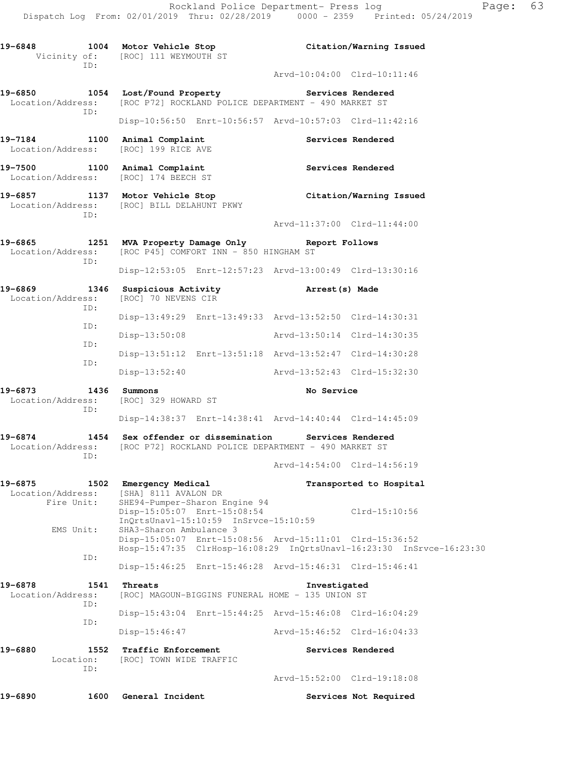**19-6848 1004 Motor Vehicle Stop — Citation/Warning Issued**
Vicinity of: [ROC] 111 WEYMOUTH ST
ID:
Arvd-10:04:00 Clrd-10:11:46

**19-6850 1054 Lost/Found Property — Services Rendered**
Location/Address: [ROC P72] ROCKLAND POLICE DEPARTMENT - 490 MARKET ST
ID:
Disp-10:56:50 Enrt-10:56:57 Arvd-10:57:03 Clrd-11:42:16

**19-7184 1100 Animal Complaint — Services Rendered**
Location/Address: [ROC] 199 RICE AVE

**19-7500 1100 Animal Complaint — Services Rendered**
Location/Address: [ROC] 174 BEECH ST

**19-6857 1137 Motor Vehicle Stop — Citation/Warning Issued**
Location/Address: [ROC] BILL DELAHUNT PKWY
ID:
Arvd-11:37:00 Clrd-11:44:00

**19-6865 1251 MVA Property Damage Only — Report Follows**
Location/Address: [ROC P45] COMFORT INN - 850 HINGHAM ST
ID:
Disp-12:53:05 Enrt-12:57:23 Arvd-13:00:49 Clrd-13:30:16

**19-6869 1346 Suspicious Activity — Arrest(s) Made**
Location/Address: [ROC] 70 NEVENS CIR
ID:
Disp-13:49:29 Enrt-13:49:33 Arvd-13:52:50 Clrd-14:30:31
ID:
Disp-13:50:08 Arvd-13:50:14 Clrd-14:30:35
ID:
Disp-13:51:12 Enrt-13:51:18 Arvd-13:52:47 Clrd-14:30:28
ID:
Disp-13:52:40 Arvd-13:52:43 Clrd-15:32:30

**19-6873 1436 Summons — No Service**
Location/Address: [ROC] 329 HOWARD ST
ID:
Disp-14:38:37 Enrt-14:38:41 Arvd-14:40:44 Clrd-14:45:09

**19-6874 1454 Sex offender or dissemination — Services Rendered**
Location/Address: [ROC P72] ROCKLAND POLICE DEPARTMENT - 490 MARKET ST
ID:
Arvd-14:54:00 Clrd-14:56:19

**19-6875 1502 Emergency Medical — Transported to Hospital**
Location/Address: [SHA] 8111 AVALON DR
Fire Unit: SHE94-Pumper-Sharon Engine 94
Disp-15:05:07 Enrt-15:08:54 Clrd-15:10:56
InQrtsUnavl-15:10:59 InSrvce-15:10:59
EMS Unit: SHA3-Sharon Ambulance 3
Disp-15:05:07 Enrt-15:08:56 Arvd-15:11:01 Clrd-15:36:52
Hosp-15:47:35 ClrHosp-16:08:29 InQrtsUnavl-16:23:30 InSrvce-16:23:30
ID:
Disp-15:46:25 Enrt-15:46:28 Arvd-15:46:31 Clrd-15:46:41

**19-6878 1541 Threats — Investigated**
Location/Address: [ROC] MAGOUN-BIGGINS FUNERAL HOME - 135 UNION ST
ID:
Disp-15:43:04 Enrt-15:44:25 Arvd-15:46:08 Clrd-16:04:29
ID:
Disp-15:46:47 Arvd-15:46:52 Clrd-16:04:33

**19-6880 1552 Traffic Enforcement — Services Rendered**
Location: [ROC] TOWN WIDE TRAFFIC
ID:
Arvd-15:52:00 Clrd-19:18:08

**19-6890 1600 General Incident — Services Not Required**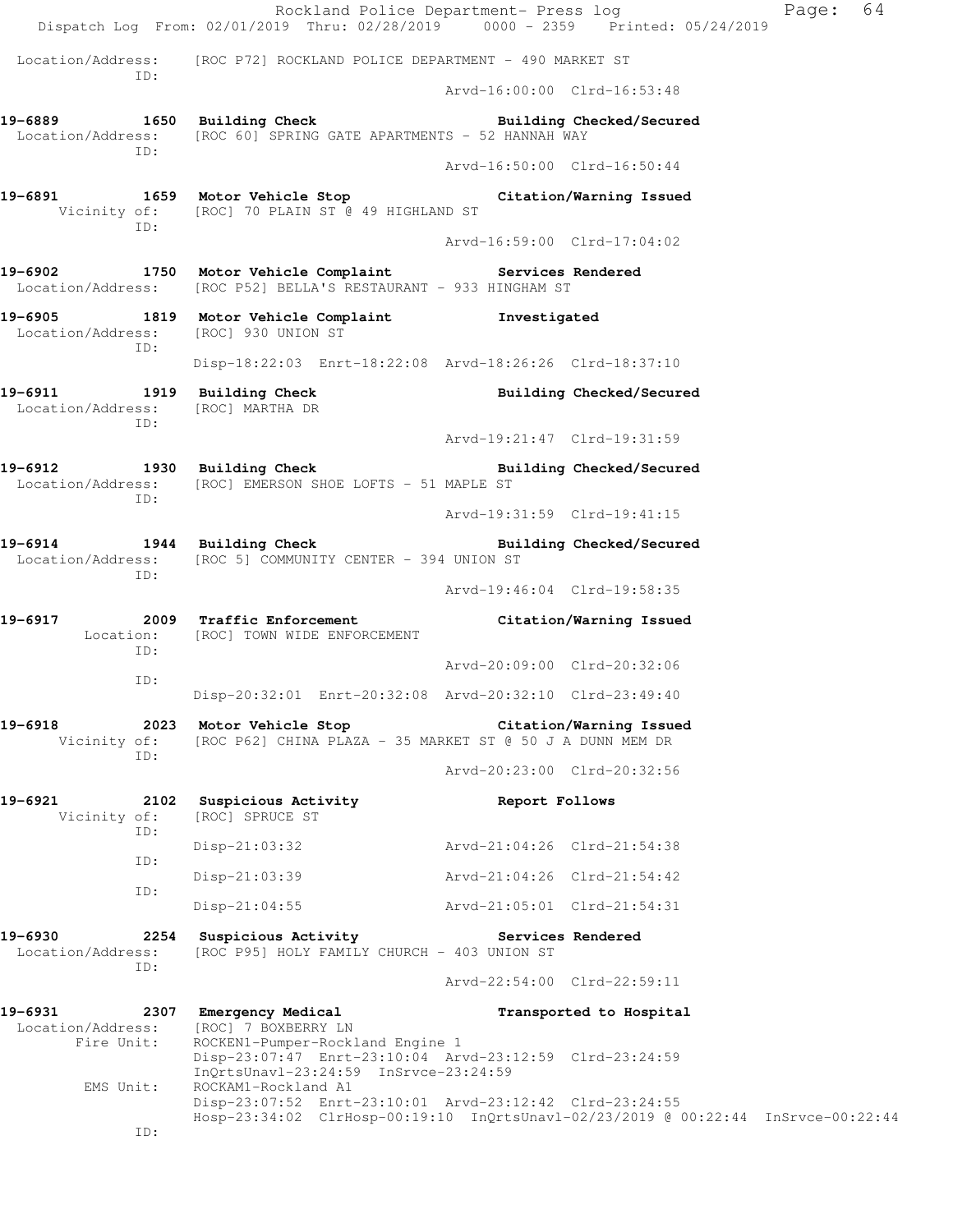Location/Address: [ROC P72] ROCKLAND POLICE DEPARTMENT - 490 MARKET ST
ID:
Arvd-16:00:00 Clrd-16:53:48

**19-6889 1650 Building Check Building Checked/Secured**
Location/Address: [ROC 60] SPRING GATE APARTMENTS - 52 HANNAH WAY
ID:
Arvd-16:50:00 Clrd-16:50:44

**19-6891 1659 Motor Vehicle Stop Citation/Warning Issued**
Vicinity of: [ROC] 70 PLAIN ST @ 49 HIGHLAND ST
ID:
Arvd-16:59:00 Clrd-17:04:02

**19-6902 1750 Motor Vehicle Complaint Services Rendered**
Location/Address: [ROC P52] BELLA'S RESTAURANT - 933 HINGHAM ST

**19-6905 1819 Motor Vehicle Complaint Investigated**
Location/Address: [ROC] 930 UNION ST
ID:
Disp-18:22:03 Enrt-18:22:08 Arvd-18:26:26 Clrd-18:37:10

**19-6911 1919 Building Check Building Checked/Secured**
Location/Address: [ROC] MARTHA DR
ID:
Arvd-19:21:47 Clrd-19:31:59

**19-6912 1930 Building Check Building Checked/Secured**
Location/Address: [ROC] EMERSON SHOE LOFTS - 51 MAPLE ST
ID:
Arvd-19:31:59 Clrd-19:41:15

**19-6914 1944 Building Check Building Checked/Secured**
Location/Address: [ROC 5] COMMUNITY CENTER - 394 UNION ST
ID:
Arvd-19:46:04 Clrd-19:58:35

**19-6917 2009 Traffic Enforcement Citation/Warning Issued**
Location: [ROC] TOWN WIDE ENFORCEMENT
ID:
Arvd-20:09:00 Clrd-20:32:06
ID:
Disp-20:32:01 Enrt-20:32:08 Arvd-20:32:10 Clrd-23:49:40

**19-6918 2023 Motor Vehicle Stop Citation/Warning Issued**
Vicinity of: [ROC P62] CHINA PLAZA - 35 MARKET ST @ 50 J A DUNN MEM DR
ID:
Arvd-20:23:00 Clrd-20:32:56

**19-6921 2102 Suspicious Activity Report Follows**
Vicinity of: [ROC] SPRUCE ST
ID:
Disp-21:03:32 Arvd-21:04:26 Clrd-21:54:38
ID:
Disp-21:03:39 Arvd-21:04:26 Clrd-21:54:42
ID:
Disp-21:04:55 Arvd-21:05:01 Clrd-21:54:31

**19-6930 2254 Suspicious Activity Services Rendered**
Location/Address: [ROC P95] HOLY FAMILY CHURCH - 403 UNION ST
ID:
Arvd-22:54:00 Clrd-22:59:11

**19-6931 2307 Emergency Medical Transported to Hospital**
Location/Address: [ROC] 7 BOXBERRY LN
Fire Unit: ROCKEN1-Pumper-Rockland Engine 1
Disp-23:07:47 Enrt-23:10:04 Arvd-23:12:59 Clrd-23:24:59
InQrtsUnavl-23:24:59 InSrvce-23:24:59
EMS Unit: ROCKAM1-Rockland A1
Disp-23:07:52 Enrt-23:10:01 Arvd-23:12:42 Clrd-23:24:55
Hosp-23:34:02 ClrHosp-00:19:10 InQrtsUnavl-02/23/2019 @ 00:22:44 InSrvce-00:22:44
ID: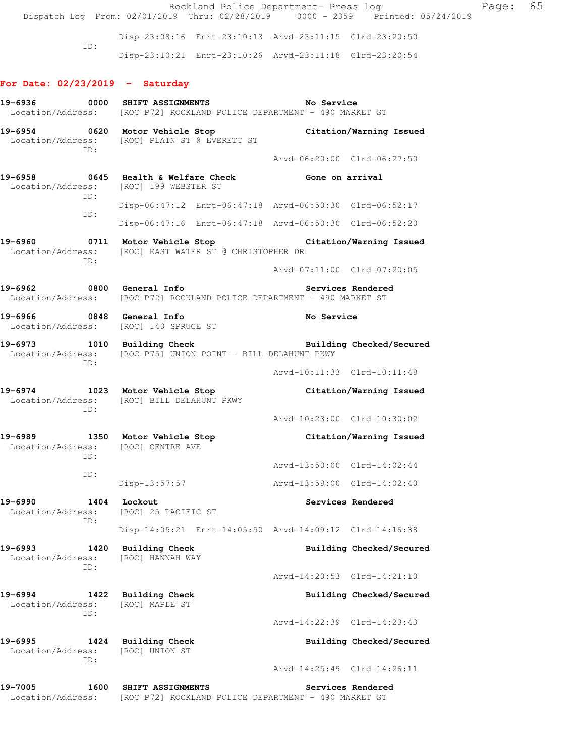Disp-23:08:16 Enrt-23:10:13 Arvd-23:11:15 Clrd-23:20:50
ID:
Disp-23:10:21 Enrt-23:10:26 Arvd-23:11:18 Clrd-23:20:54

**For Date: 02/23/2019 - Saturday**

**19-6936 0000 SHIFT ASSIGNMENTS No Service**
Location/Address: [ROC P72] ROCKLAND POLICE DEPARTMENT - 490 MARKET ST

**19-6954 0620 Motor Vehicle Stop Citation/Warning Issued**
Location/Address: [ROC] PLAIN ST @ EVERETT ST
ID:
Arvd-06:20:00 Clrd-06:27:50

**19-6958 0645 Health & Welfare Check Gone on arrival**
Location/Address: [ROC] 199 WEBSTER ST
ID:
Disp-06:47:12 Enrt-06:47:18 Arvd-06:50:30 Clrd-06:52:17
ID:
Disp-06:47:16 Enrt-06:47:18 Arvd-06:50:30 Clrd-06:52:20

**19-6960 0711 Motor Vehicle Stop Citation/Warning Issued**
Location/Address: [ROC] EAST WATER ST @ CHRISTOPHER DR
ID:
Arvd-07:11:00 Clrd-07:20:05

**19-6962 0800 General Info Services Rendered**
Location/Address: [ROC P72] ROCKLAND POLICE DEPARTMENT - 490 MARKET ST

**19-6966 0848 General Info No Service**
Location/Address: [ROC] 140 SPRUCE ST

**19-6973 1010 Building Check Building Checked/Secured**
Location/Address: [ROC P75] UNION POINT - BILL DELAHUNT PKWY
ID:
Arvd-10:11:33 Clrd-10:11:48

**19-6974 1023 Motor Vehicle Stop Citation/Warning Issued**
Location/Address: [ROC] BILL DELAHUNT PKWY
ID:
Arvd-10:23:00 Clrd-10:30:02

**19-6989 1350 Motor Vehicle Stop Citation/Warning Issued**
Location/Address: [ROC] CENTRE AVE
ID:
Arvd-13:50:00 Clrd-14:02:44
ID:
Disp-13:57:57 Arvd-13:58:00 Clrd-14:02:40

**19-6990 1404 Lockout Services Rendered**
Location/Address: [ROC] 25 PACIFIC ST
ID:
Disp-14:05:21 Enrt-14:05:50 Arvd-14:09:12 Clrd-14:16:38

**19-6993 1420 Building Check Building Checked/Secured**
Location/Address: [ROC] HANNAH WAY
ID:
Arvd-14:20:53 Clrd-14:21:10

**19-6994 1422 Building Check Building Checked/Secured**
Location/Address: [ROC] MAPLE ST
ID:
Arvd-14:22:39 Clrd-14:23:43

**19-6995 1424 Building Check Building Checked/Secured**
Location/Address: [ROC] UNION ST
ID:
Arvd-14:25:49 Clrd-14:26:11

**19-7005 1600 SHIFT ASSIGNMENTS Services Rendered**
Location/Address: [ROC P72] ROCKLAND POLICE DEPARTMENT - 490 MARKET ST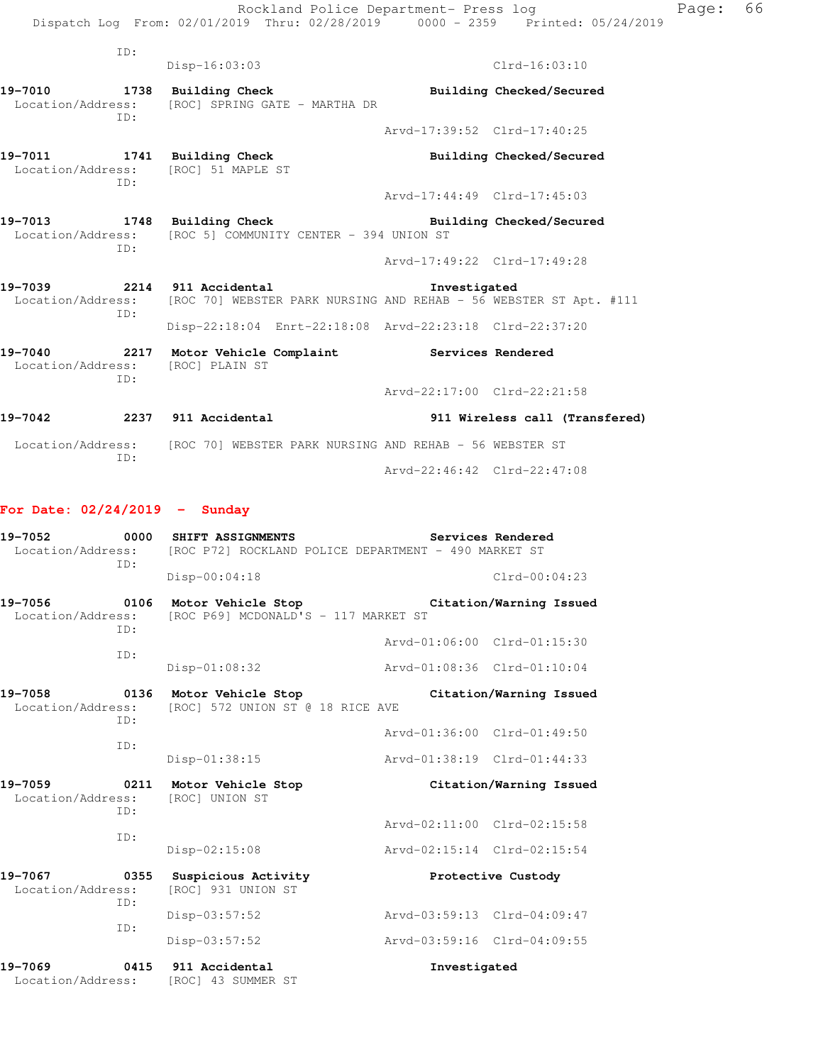ID:
Disp-16:03:03 Clrd-16:03:10

**19-7010** 1738 **Building Check** **Building Checked/Secured**
Location/Address: [ROC] SPRING GATE - MARTHA DR
ID:
Arvd-17:39:52 Clrd-17:40:25

**19-7011** 1741 **Building Check** **Building Checked/Secured**
Location/Address: [ROC] 51 MAPLE ST
ID:
Arvd-17:44:49 Clrd-17:45:03

**19-7013** 1748 **Building Check** **Building Checked/Secured**
Location/Address: [ROC 5] COMMUNITY CENTER - 394 UNION ST
ID:
Arvd-17:49:22 Clrd-17:49:28

**19-7039** 2214 **911 Accidental** **Investigated**
Location/Address: [ROC 70] WEBSTER PARK NURSING AND REHAB - 56 WEBSTER ST Apt. #111
ID:
Disp-22:18:04 Enrt-22:18:08 Arvd-22:23:18 Clrd-22:37:20

**19-7040** 2217 **Motor Vehicle Complaint** **Services Rendered**
Location/Address: [ROC] PLAIN ST
ID:
Arvd-22:17:00 Clrd-22:21:58

**19-7042** 2237 **911 Accidental** **911 Wireless call (Transfered)**
Location/Address: [ROC 70] WEBSTER PARK NURSING AND REHAB - 56 WEBSTER ST
ID:
Arvd-22:46:42 Clrd-22:47:08

## For Date: 02/24/2019 - Sunday

**19-7052** 0000 **SHIFT ASSIGNMENTS** **Services Rendered**
Location/Address: [ROC P72] ROCKLAND POLICE DEPARTMENT - 490 MARKET ST
ID:
Disp-00:04:18 Clrd-00:04:23

**19-7056** 0106 **Motor Vehicle Stop** **Citation/Warning Issued**
Location/Address: [ROC P69] MCDONALD'S - 117 MARKET ST
ID:
Arvd-01:06:00 Clrd-01:15:30
ID:
Disp-01:08:32 Arvd-01:08:36 Clrd-01:10:04

**19-7058** 0136 **Motor Vehicle Stop** **Citation/Warning Issued**
Location/Address: [ROC] 572 UNION ST @ 18 RICE AVE
ID:
Arvd-01:36:00 Clrd-01:49:50
ID:
Disp-01:38:15 Arvd-01:38:19 Clrd-01:44:33

**19-7059** 0211 **Motor Vehicle Stop** **Citation/Warning Issued**
Location/Address: [ROC] UNION ST
ID:
Arvd-02:11:00 Clrd-02:15:58
ID:
Disp-02:15:08 Arvd-02:15:14 Clrd-02:15:54

**19-7067** 0355 **Suspicious Activity** **Protective Custody**
Location/Address: [ROC] 931 UNION ST
ID:
Disp-03:57:52 Arvd-03:59:13 Clrd-04:09:47
ID:
Disp-03:57:52 Arvd-03:59:16 Clrd-04:09:55

**19-7069** 0415 **911 Accidental** **Investigated**
Location/Address: [ROC] 43 SUMMER ST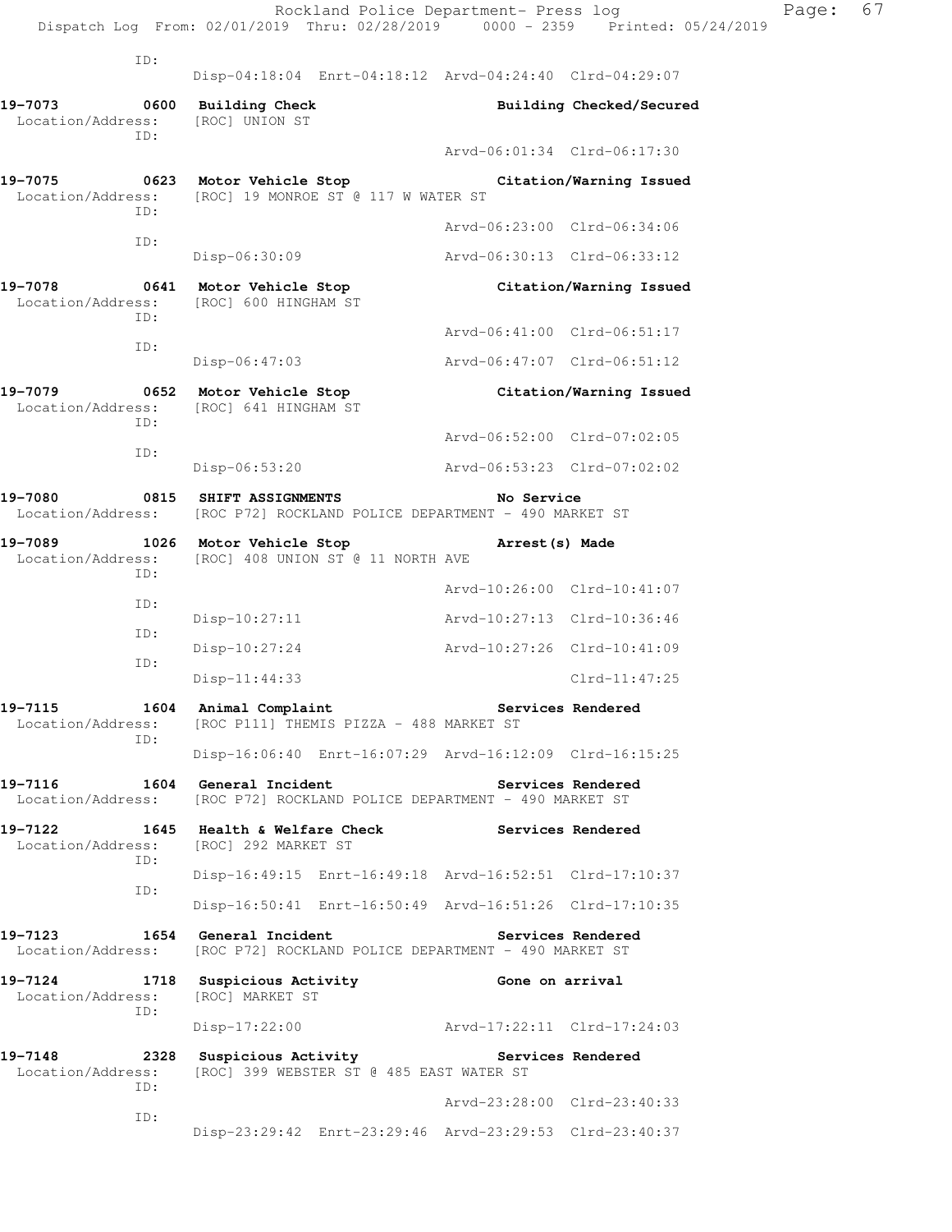```
           ID:
                    Disp-04:18:04  Enrt-04:18:12  Arvd-04:24:40  Clrd-04:29:07

19-7073        0600  Building Check                          Building Checked/Secured
 Location/Address:   [ROC] UNION ST
           ID:
                                                  Arvd-06:01:34  Clrd-06:17:30

19-7075        0623  Motor Vehicle Stop                      Citation/Warning Issued
 Location/Address:   [ROC] 19 MONROE ST @ 117 W WATER ST
           ID:
                                                  Arvd-06:23:00  Clrd-06:34:06
           ID:
                    Disp-06:30:09                 Arvd-06:30:13  Clrd-06:33:12

19-7078        0641  Motor Vehicle Stop                      Citation/Warning Issued
 Location/Address:   [ROC] 600 HINGHAM ST
           ID:
                                                  Arvd-06:41:00  Clrd-06:51:17
           ID:
                    Disp-06:47:03                 Arvd-06:47:07  Clrd-06:51:12

19-7079        0652  Motor Vehicle Stop                      Citation/Warning Issued
 Location/Address:   [ROC] 641 HINGHAM ST
           ID:
                                                  Arvd-06:52:00  Clrd-07:02:05
           ID:
                    Disp-06:53:20                 Arvd-06:53:23  Clrd-07:02:02

19-7080        0815  SHIFT ASSIGNMENTS                       No Service
 Location/Address:   [ROC P72] ROCKLAND POLICE DEPARTMENT - 490 MARKET ST

19-7089        1026  Motor Vehicle Stop                      Arrest(s) Made
 Location/Address:   [ROC] 408 UNION ST @ 11 NORTH AVE
           ID:
                                                  Arvd-10:26:00  Clrd-10:41:07
           ID:
                    Disp-10:27:11                 Arvd-10:27:13  Clrd-10:36:46
           ID:
                    Disp-10:27:24                 Arvd-10:27:26  Clrd-10:41:09
           ID:
                    Disp-11:44:33                                Clrd-11:47:25

19-7115        1604  Animal Complaint                        Services Rendered
 Location/Address:   [ROC P111] THEMIS PIZZA - 488 MARKET ST
           ID:
                    Disp-16:06:40  Enrt-16:07:29  Arvd-16:12:09  Clrd-16:15:25

19-7116        1604  General Incident                        Services Rendered
 Location/Address:   [ROC P72] ROCKLAND POLICE DEPARTMENT - 490 MARKET ST

19-7122        1645  Health & Welfare Check                  Services Rendered
 Location/Address:   [ROC] 292 MARKET ST
           ID:
                    Disp-16:49:15  Enrt-16:49:18  Arvd-16:52:51  Clrd-17:10:37
           ID:
                    Disp-16:50:41  Enrt-16:50:49  Arvd-16:51:26  Clrd-17:10:35

19-7123        1654  General Incident                        Services Rendered
 Location/Address:   [ROC P72] ROCKLAND POLICE DEPARTMENT - 490 MARKET ST

19-7124        1718  Suspicious Activity                     Gone on arrival
 Location/Address:   [ROC] MARKET ST
           ID:
                    Disp-17:22:00                 Arvd-17:22:11  Clrd-17:24:03

19-7148        2328  Suspicious Activity                     Services Rendered
 Location/Address:   [ROC] 399 WEBSTER ST @ 485 EAST WATER ST
           ID:
                                                  Arvd-23:28:00  Clrd-23:40:33
           ID:
                    Disp-23:29:42  Enrt-23:29:46  Arvd-23:29:53  Clrd-23:40:37
```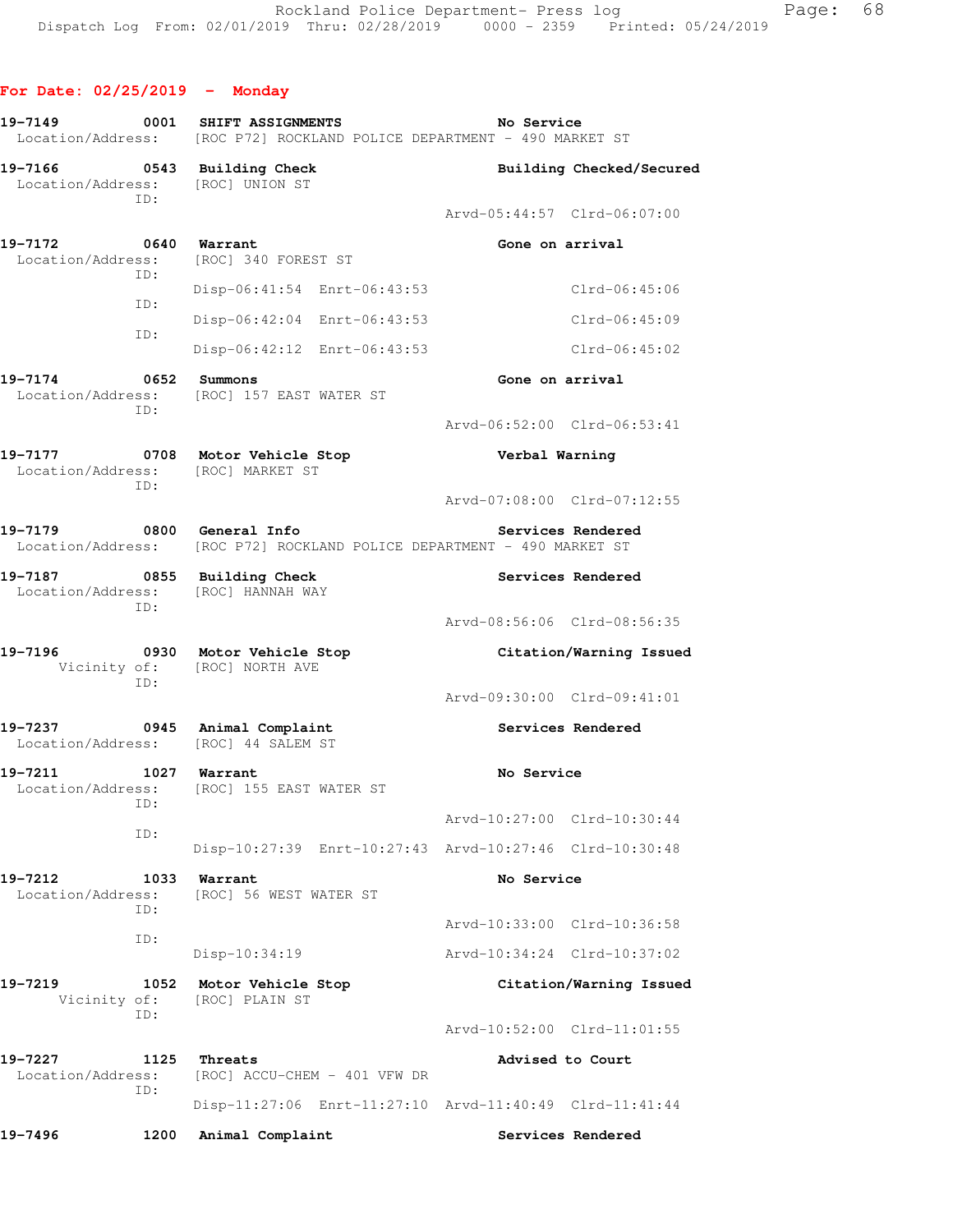## For Date: 02/25/2019 - Monday

```
19-7149          0001  SHIFT ASSIGNMENTS                        No Service
  Location/Address:    [ROC P72] ROCKLAND POLICE DEPARTMENT - 490 MARKET ST

19-7166          0543  Building Check                           Building Checked/Secured
  Location/Address:    [ROC] UNION ST
                ID:
                                                       Arvd-05:44:57  Clrd-06:07:00

19-7172          0640  Warrant                                  Gone on arrival
  Location/Address:    [ROC] 340 FOREST ST
                ID:
                       Disp-06:41:54  Enrt-06:43:53                   Clrd-06:45:06
                ID:
                       Disp-06:42:04  Enrt-06:43:53                   Clrd-06:45:09
                ID:
                       Disp-06:42:12  Enrt-06:43:53                   Clrd-06:45:02

19-7174          0652  Summons                                  Gone on arrival
  Location/Address:    [ROC] 157 EAST WATER ST
                ID:
                                                       Arvd-06:52:00  Clrd-06:53:41

19-7177          0708  Motor Vehicle Stop                       Verbal Warning
  Location/Address:    [ROC] MARKET ST
                ID:
                                                       Arvd-07:08:00  Clrd-07:12:55

19-7179          0800  General Info                             Services Rendered
  Location/Address:    [ROC P72] ROCKLAND POLICE DEPARTMENT - 490 MARKET ST

19-7187          0855  Building Check                           Services Rendered
  Location/Address:    [ROC] HANNAH WAY
                ID:
                                                       Arvd-08:56:06  Clrd-08:56:35

19-7196          0930  Motor Vehicle Stop                       Citation/Warning Issued
       Vicinity of:    [ROC] NORTH AVE
                ID:
                                                       Arvd-09:30:00  Clrd-09:41:01

19-7237          0945  Animal Complaint                         Services Rendered
  Location/Address:    [ROC] 44 SALEM ST

19-7211          1027  Warrant                                  No Service
  Location/Address:    [ROC] 155 EAST WATER ST
                ID:
                                                       Arvd-10:27:00  Clrd-10:30:44
                ID:
                       Disp-10:27:39  Enrt-10:27:43  Arvd-10:27:46  Clrd-10:30:48

19-7212          1033  Warrant                                  No Service
  Location/Address:    [ROC] 56 WEST WATER ST
                ID:
                                                       Arvd-10:33:00  Clrd-10:36:58
                ID:
                       Disp-10:34:19                 Arvd-10:34:24  Clrd-10:37:02

19-7219          1052  Motor Vehicle Stop                       Citation/Warning Issued
       Vicinity of:    [ROC] PLAIN ST
                ID:
                                                       Arvd-10:52:00  Clrd-11:01:55

19-7227          1125  Threats                                  Advised to Court
  Location/Address:    [ROC] ACCU-CHEM - 401 VFW DR
                ID:
                       Disp-11:27:06  Enrt-11:27:10  Arvd-11:40:49  Clrd-11:41:44

19-7496          1200  Animal Complaint                         Services Rendered
```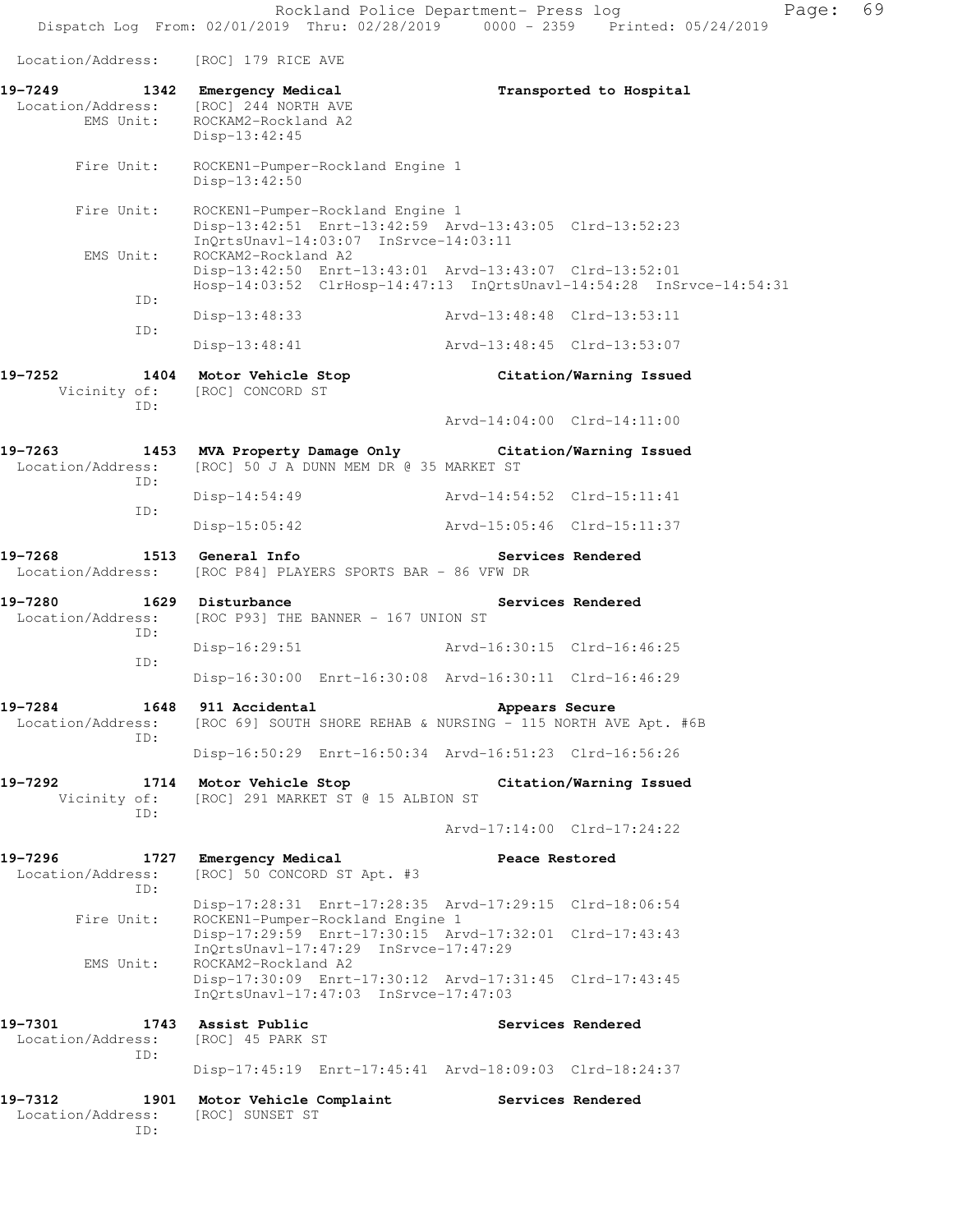Location/Address: [ROC] 179 RICE AVE

**19-7249 1342 Emergency Medical** **Transported to Hospital**
Location/Address: [ROC] 244 NORTH AVE
EMS Unit: ROCKAM2-Rockland A2
Disp-13:42:45

Fire Unit: ROCKEN1-Pumper-Rockland Engine 1
Disp-13:42:50

Fire Unit: ROCKEN1-Pumper-Rockland Engine 1
Disp-13:42:51 Enrt-13:42:59 Arvd-13:43:05 Clrd-13:52:23
InQrtsUnavl-14:03:07 InSrvce-14:03:11
EMS Unit: ROCKAM2-Rockland A2
Disp-13:42:50 Enrt-13:43:01 Arvd-13:43:07 Clrd-13:52:01
Hosp-14:03:52 ClrHosp-14:47:13 InQrtsUnavl-14:54:28 InSrvce-14:54:31
ID:
Disp-13:48:33 Arvd-13:48:48 Clrd-13:53:11
ID:
Disp-13:48:41 Arvd-13:48:45 Clrd-13:53:07

**19-7252 1404 Motor Vehicle Stop** **Citation/Warning Issued**
Vicinity of: [ROC] CONCORD ST
ID:
Arvd-14:04:00 Clrd-14:11:00

**19-7263 1453 MVA Property Damage Only** **Citation/Warning Issued**
Location/Address: [ROC] 50 J A DUNN MEM DR @ 35 MARKET ST
ID:
Disp-14:54:49 Arvd-14:54:52 Clrd-15:11:41
ID:
Disp-15:05:42 Arvd-15:05:46 Clrd-15:11:37

**19-7268 1513 General Info** **Services Rendered**
Location/Address: [ROC P84] PLAYERS SPORTS BAR - 86 VFW DR

**19-7280 1629 Disturbance** **Services Rendered**
Location/Address: [ROC P93] THE BANNER - 167 UNION ST
ID:
Disp-16:29:51 Arvd-16:30:15 Clrd-16:46:25
ID:
Disp-16:30:00 Enrt-16:30:08 Arvd-16:30:11 Clrd-16:46:29

**19-7284 1648 911 Accidental** **Appears Secure**
Location/Address: [ROC 69] SOUTH SHORE REHAB & NURSING - 115 NORTH AVE Apt. #6B
ID:
Disp-16:50:29 Enrt-16:50:34 Arvd-16:51:23 Clrd-16:56:26

**19-7292 1714 Motor Vehicle Stop** **Citation/Warning Issued**
Vicinity of: [ROC] 291 MARKET ST @ 15 ALBION ST
ID:
Arvd-17:14:00 Clrd-17:24:22

**19-7296 1727 Emergency Medical** **Peace Restored**
Location/Address: [ROC] 50 CONCORD ST Apt. #3
ID:
Disp-17:28:31 Enrt-17:28:35 Arvd-17:29:15 Clrd-18:06:54
Fire Unit: ROCKEN1-Pumper-Rockland Engine 1
Disp-17:29:59 Enrt-17:30:15 Arvd-17:32:01 Clrd-17:43:43
InQrtsUnavl-17:47:29 InSrvce-17:47:29
EMS Unit: ROCKAM2-Rockland A2
Disp-17:30:09 Enrt-17:30:12 Arvd-17:31:45 Clrd-17:43:45
InQrtsUnavl-17:47:03 InSrvce-17:47:03

**19-7301 1743 Assist Public** **Services Rendered**
Location/Address: [ROC] 45 PARK ST
ID:
Disp-17:45:19 Enrt-17:45:41 Arvd-18:09:03 Clrd-18:24:37

**19-7312 1901 Motor Vehicle Complaint** **Services Rendered**
Location/Address: [ROC] SUNSET ST
ID: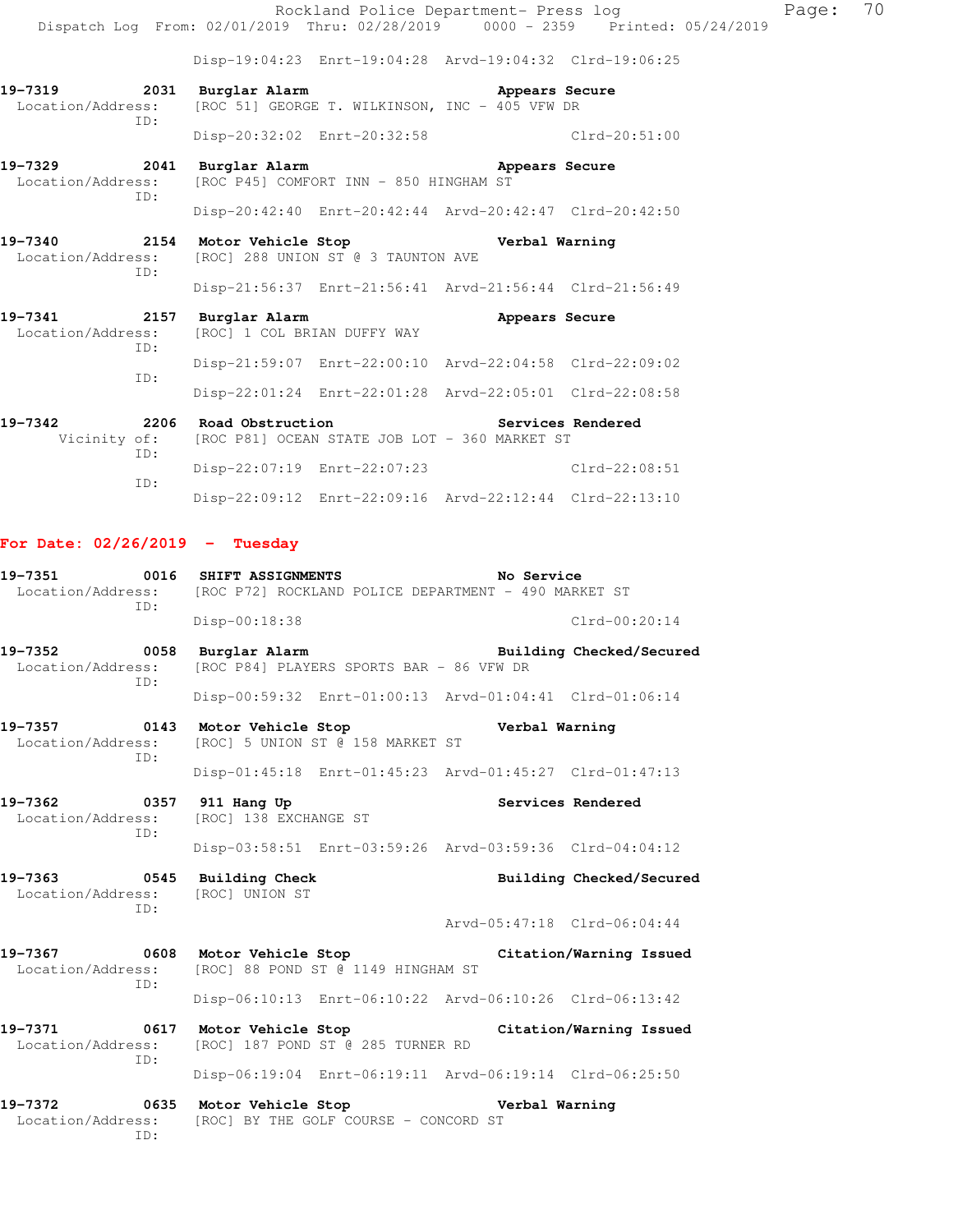Disp-19:04:23 Enrt-19:04:28 Arvd-19:04:32 Clrd-19:06:25

**19-7319** 2031 **Burglar Alarm** **Appears Secure**
Location/Address: [ROC 51] GEORGE T. WILKINSON, INC - 405 VFW DR
ID:
Disp-20:32:02 Enrt-20:32:58 Clrd-20:51:00

**19-7329** 2041 **Burglar Alarm** **Appears Secure**
Location/Address: [ROC P45] COMFORT INN - 850 HINGHAM ST
ID:
Disp-20:42:40 Enrt-20:42:44 Arvd-20:42:47 Clrd-20:42:50

**19-7340** 2154 **Motor Vehicle Stop** **Verbal Warning**
Location/Address: [ROC] 288 UNION ST @ 3 TAUNTON AVE
ID:
Disp-21:56:37 Enrt-21:56:41 Arvd-21:56:44 Clrd-21:56:49

**19-7341** 2157 **Burglar Alarm** **Appears Secure**
Location/Address: [ROC] 1 COL BRIAN DUFFY WAY
ID:
Disp-21:59:07 Enrt-22:00:10 Arvd-22:04:58 Clrd-22:09:02
ID:
Disp-22:01:24 Enrt-22:01:28 Arvd-22:05:01 Clrd-22:08:58

**19-7342** 2206 **Road Obstruction** **Services Rendered**
Vicinity of: [ROC P81] OCEAN STATE JOB LOT - 360 MARKET ST
ID:
Disp-22:07:19 Enrt-22:07:23 Clrd-22:08:51
ID:
Disp-22:09:12 Enrt-22:09:16 Arvd-22:12:44 Clrd-22:13:10

## For Date: 02/26/2019 - Tuesday

**19-7351** 0016 **SHIFT ASSIGNMENTS** **No Service**
Location/Address: [ROC P72] ROCKLAND POLICE DEPARTMENT - 490 MARKET ST
ID:
Disp-00:18:38 Clrd-00:20:14

**19-7352** 0058 **Burglar Alarm** **Building Checked/Secured**
Location/Address: [ROC P84] PLAYERS SPORTS BAR - 86 VFW DR
ID:
Disp-00:59:32 Enrt-01:00:13 Arvd-01:04:41 Clrd-01:06:14

**19-7357** 0143 **Motor Vehicle Stop** **Verbal Warning**
Location/Address: [ROC] 5 UNION ST @ 158 MARKET ST
ID:
Disp-01:45:18 Enrt-01:45:23 Arvd-01:45:27 Clrd-01:47:13

**19-7362** 0357 **911 Hang Up** **Services Rendered**
Location/Address: [ROC] 138 EXCHANGE ST
ID:
Disp-03:58:51 Enrt-03:59:26 Arvd-03:59:36 Clrd-04:04:12

**19-7363** 0545 **Building Check** **Building Checked/Secured**
Location/Address: [ROC] UNION ST
ID:
Arvd-05:47:18 Clrd-06:04:44

**19-7367** 0608 **Motor Vehicle Stop** **Citation/Warning Issued**
Location/Address: [ROC] 88 POND ST @ 1149 HINGHAM ST
ID:
Disp-06:10:13 Enrt-06:10:22 Arvd-06:10:26 Clrd-06:13:42

**19-7371** 0617 **Motor Vehicle Stop** **Citation/Warning Issued**
Location/Address: [ROC] 187 POND ST @ 285 TURNER RD
ID:
Disp-06:19:04 Enrt-06:19:11 Arvd-06:19:14 Clrd-06:25:50

**19-7372** 0635 **Motor Vehicle Stop** **Verbal Warning**
Location/Address: [ROC] BY THE GOLF COURSE - CONCORD ST
ID: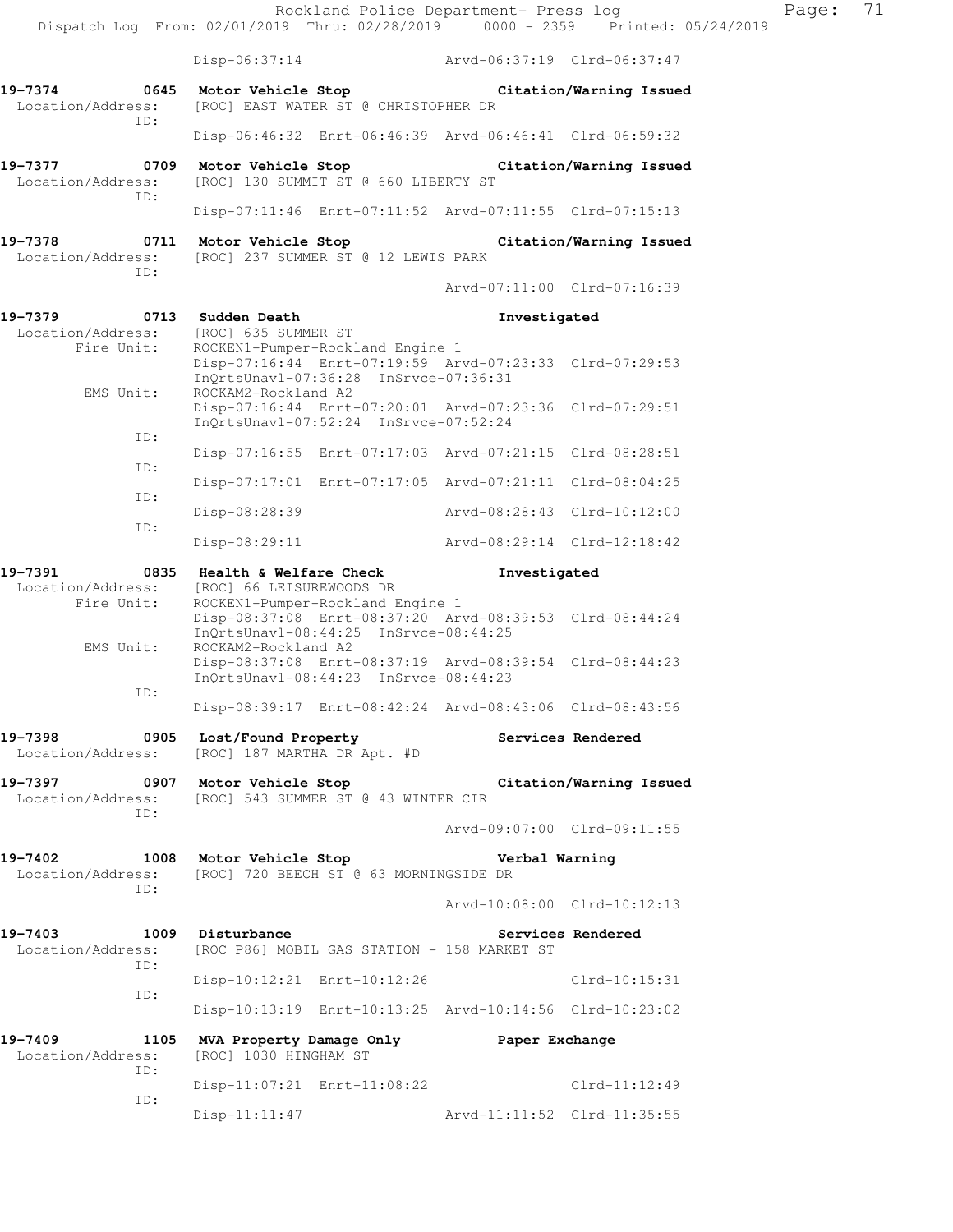Disp-06:37:14 Arvd-06:37:19 Clrd-06:37:47

**19-7374 0645 Motor Vehicle Stop Citation/Warning Issued**
Location/Address: [ROC] EAST WATER ST @ CHRISTOPHER DR
ID:
Disp-06:46:32 Enrt-06:46:39 Arvd-06:46:41 Clrd-06:59:32

**19-7377 0709 Motor Vehicle Stop Citation/Warning Issued**
Location/Address: [ROC] 130 SUMMIT ST @ 660 LIBERTY ST
ID:
Disp-07:11:46 Enrt-07:11:52 Arvd-07:11:55 Clrd-07:15:13

**19-7378 0711 Motor Vehicle Stop Citation/Warning Issued**
Location/Address: [ROC] 237 SUMMER ST @ 12 LEWIS PARK
ID:
Arvd-07:11:00 Clrd-07:16:39

**19-7379 0713 Sudden Death Investigated**
Location/Address: [ROC] 635 SUMMER ST
Fire Unit: ROCKEN1-Pumper-Rockland Engine 1
Disp-07:16:44 Enrt-07:19:59 Arvd-07:23:33 Clrd-07:29:53
InQrtsUnavl-07:36:28 InSrvce-07:36:31
EMS Unit: ROCKAM2-Rockland A2
Disp-07:16:44 Enrt-07:20:01 Arvd-07:23:36 Clrd-07:29:51
InQrtsUnavl-07:52:24 InSrvce-07:52:24
ID:
Disp-07:16:55 Enrt-07:17:03 Arvd-07:21:15 Clrd-08:28:51
ID:
Disp-07:17:01 Enrt-07:17:05 Arvd-07:21:11 Clrd-08:04:25
ID:
Disp-08:28:39 Arvd-08:28:43 Clrd-10:12:00
ID:
Disp-08:29:11 Arvd-08:29:14 Clrd-12:18:42

**19-7391 0835 Health & Welfare Check Investigated**
Location/Address: [ROC] 66 LEISUREWOODS DR
Fire Unit: ROCKEN1-Pumper-Rockland Engine 1
Disp-08:37:08 Enrt-08:37:20 Arvd-08:39:53 Clrd-08:44:24
InQrtsUnavl-08:44:25 InSrvce-08:44:25
EMS Unit: ROCKAM2-Rockland A2
Disp-08:37:08 Enrt-08:37:19 Arvd-08:39:54 Clrd-08:44:23
InQrtsUnavl-08:44:23 InSrvce-08:44:23
ID:
Disp-08:39:17 Enrt-08:42:24 Arvd-08:43:06 Clrd-08:43:56

**19-7398 0905 Lost/Found Property Services Rendered**
Location/Address: [ROC] 187 MARTHA DR Apt. #D

**19-7397 0907 Motor Vehicle Stop Citation/Warning Issued**
Location/Address: [ROC] 543 SUMMER ST @ 43 WINTER CIR
ID:
Arvd-09:07:00 Clrd-09:11:55

**19-7402 1008 Motor Vehicle Stop Verbal Warning**
Location/Address: [ROC] 720 BEECH ST @ 63 MORNINGSIDE DR
ID:
Arvd-10:08:00 Clrd-10:12:13

**19-7403 1009 Disturbance Services Rendered**
Location/Address: [ROC P86] MOBIL GAS STATION - 158 MARKET ST
ID:
Disp-10:12:21 Enrt-10:12:26 Clrd-10:15:31
ID:
Disp-10:13:19 Enrt-10:13:25 Arvd-10:14:56 Clrd-10:23:02

**19-7409 1105 MVA Property Damage Only Paper Exchange**
Location/Address: [ROC] 1030 HINGHAM ST
ID:
Disp-11:07:21 Enrt-11:08:22 Clrd-11:12:49
ID:
Disp-11:11:47 Arvd-11:11:52 Clrd-11:35:55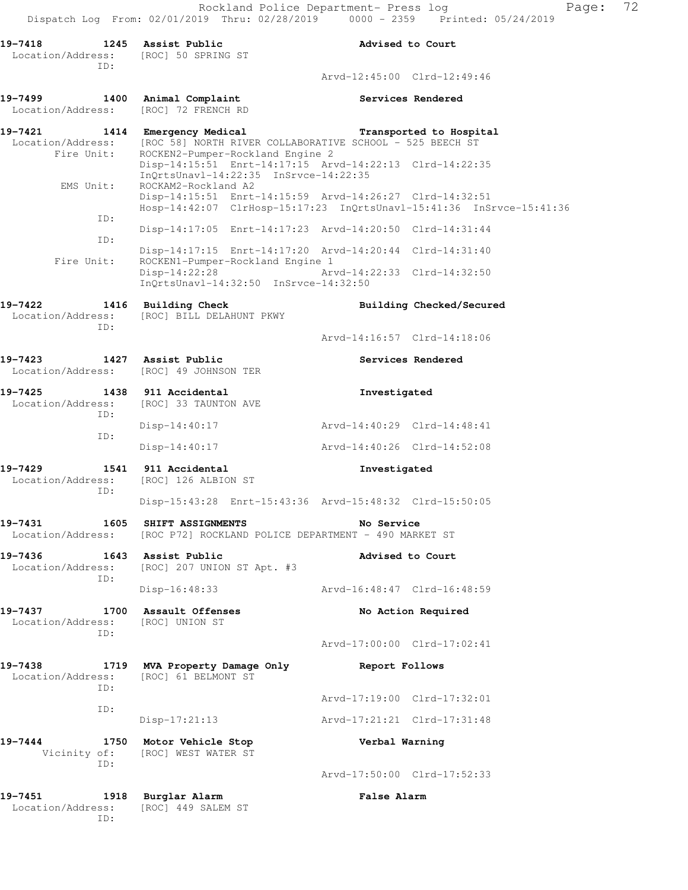```
19-7418        1245  Assist Public                          Advised to Court
 Location/Address:   [ROC] 50 SPRING ST
              ID:
                                                         Arvd-12:45:00  Clrd-12:49:46

19-7499        1400  Animal Complaint                       Services Rendered
 Location/Address:   [ROC] 72 FRENCH RD

19-7421        1414  Emergency Medical                      Transported to Hospital
 Location/Address:   [ROC 58] NORTH RIVER COLLABORATIVE SCHOOL - 525 BEECH ST
       Fire Unit:    ROCKEN2-Pumper-Rockland Engine 2
                     Disp-14:15:51  Enrt-14:17:15  Arvd-14:22:13  Clrd-14:22:35
                     InQrtsUnavl-14:22:35  InSrvce-14:22:35
        EMS Unit:    ROCKAM2-Rockland A2
                     Disp-14:15:51  Enrt-14:15:59  Arvd-14:26:27  Clrd-14:32:51
                     Hosp-14:42:07  ClrHosp-15:17:23  InQrtsUnavl-15:41:36  InSrvce-15:41:36
              ID:
                     Disp-14:17:05  Enrt-14:17:23  Arvd-14:20:50  Clrd-14:31:44
              ID:
                     Disp-14:17:15  Enrt-14:17:20  Arvd-14:20:44  Clrd-14:31:40
       Fire Unit:    ROCKEN1-Pumper-Rockland Engine 1
                     Disp-14:22:28                 Arvd-14:22:33  Clrd-14:32:50
                     InQrtsUnavl-14:32:50  InSrvce-14:32:50

19-7422        1416  Building Check                         Building Checked/Secured
 Location/Address:   [ROC] BILL DELAHUNT PKWY
              ID:
                                                         Arvd-14:16:57  Clrd-14:18:06

19-7423        1427  Assist Public                          Services Rendered
 Location/Address:   [ROC] 49 JOHNSON TER

19-7425        1438  911 Accidental                         Investigated
 Location/Address:   [ROC] 33 TAUNTON AVE
              ID:
                     Disp-14:40:17                 Arvd-14:40:29  Clrd-14:48:41
              ID:
                     Disp-14:40:17                 Arvd-14:40:26  Clrd-14:52:08

19-7429        1541  911 Accidental                         Investigated
 Location/Address:   [ROC] 126 ALBION ST
              ID:
                     Disp-15:43:28  Enrt-15:43:36  Arvd-15:48:32  Clrd-15:50:05

19-7431        1605  SHIFT ASSIGNMENTS                      No Service
 Location/Address:   [ROC P72] ROCKLAND POLICE DEPARTMENT - 490 MARKET ST

19-7436        1643  Assist Public                          Advised to Court
 Location/Address:   [ROC] 207 UNION ST Apt. #3
              ID:
                     Disp-16:48:33                 Arvd-16:48:47  Clrd-16:48:59

19-7437        1700  Assault Offenses                       No Action Required
 Location/Address:   [ROC] UNION ST
              ID:
                                                         Arvd-17:00:00  Clrd-17:02:41

19-7438        1719  MVA Property Damage Only               Report Follows
 Location/Address:   [ROC] 61 BELMONT ST
              ID:
                                                         Arvd-17:19:00  Clrd-17:32:01
              ID:
                     Disp-17:21:13                 Arvd-17:21:21  Clrd-17:31:48

19-7444        1750  Motor Vehicle Stop                     Verbal Warning
     Vicinity of:    [ROC] WEST WATER ST
              ID:
                                                         Arvd-17:50:00  Clrd-17:52:33

19-7451        1918  Burglar Alarm                          False Alarm
 Location/Address:   [ROC] 449 SALEM ST
              ID:
```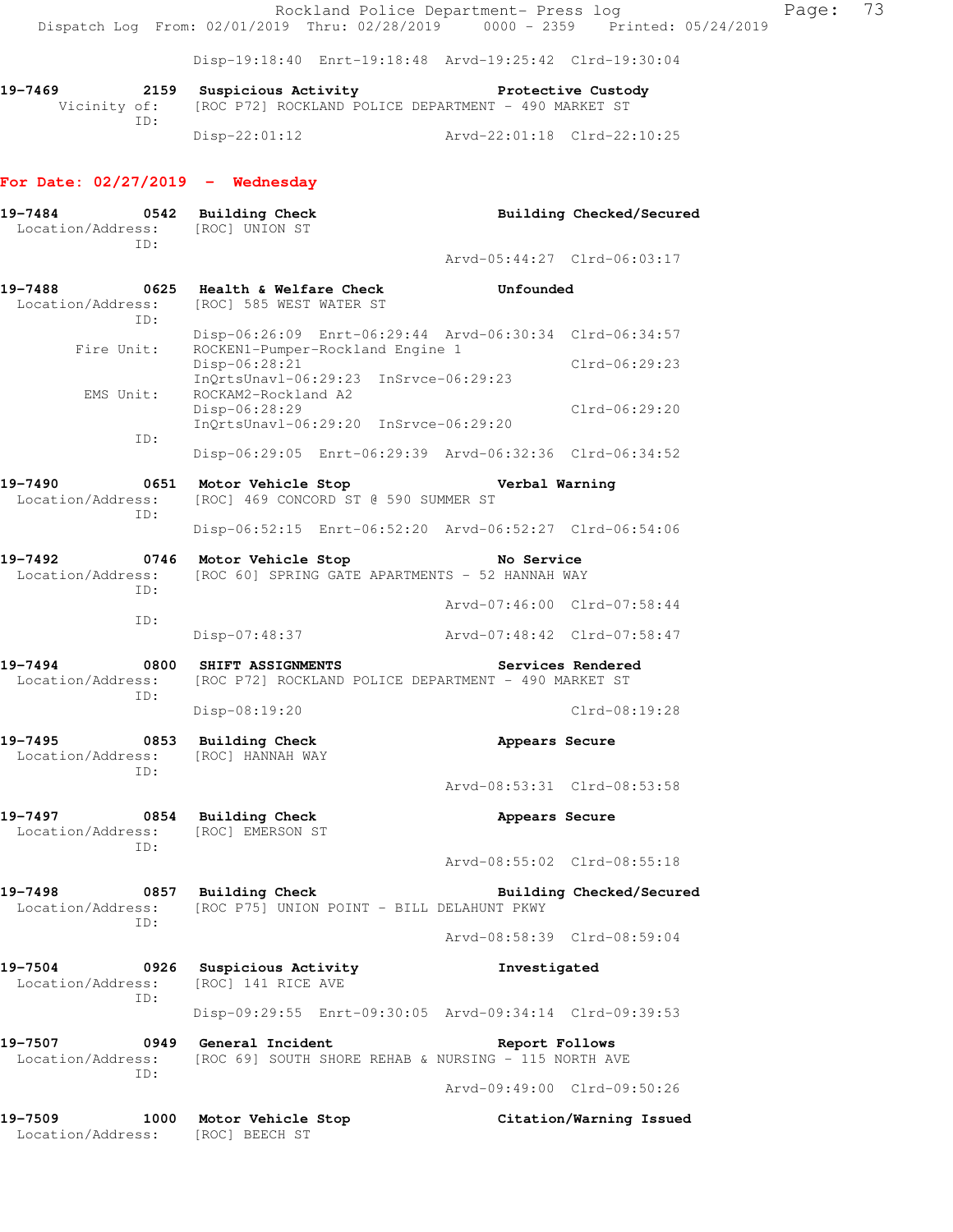Disp-19:18:40 Enrt-19:18:48 Arvd-19:25:42 Clrd-19:30:04

**19-7469 2159 Suspicious Activity — Protective Custody**
Vicinity of: [ROC P72] ROCKLAND POLICE DEPARTMENT - 490 MARKET ST
ID:
Disp-22:01:12 Arvd-22:01:18 Clrd-22:10:25

## For Date: 02/27/2019 - Wednesday

**19-7484 0542 Building Check — Building Checked/Secured**
Location/Address: [ROC] UNION ST
ID:
Arvd-05:44:27 Clrd-06:03:17

**19-7488 0625 Health & Welfare Check — Unfounded**
Location/Address: [ROC] 585 WEST WATER ST
ID:
Disp-06:26:09 Enrt-06:29:44 Arvd-06:30:34 Clrd-06:34:57
Fire Unit: ROCKEN1-Pumper-Rockland Engine 1
Disp-06:28:21 Clrd-06:29:23
InQrtsUnavl-06:29:23 InSrvce-06:29:23
EMS Unit: ROCKAM2-Rockland A2
Disp-06:28:29 Clrd-06:29:20
InQrtsUnavl-06:29:20 InSrvce-06:29:20
ID:
Disp-06:29:05 Enrt-06:29:39 Arvd-06:32:36 Clrd-06:34:52

**19-7490 0651 Motor Vehicle Stop — Verbal Warning**
Location/Address: [ROC] 469 CONCORD ST @ 590 SUMMER ST
ID:
Disp-06:52:15 Enrt-06:52:20 Arvd-06:52:27 Clrd-06:54:06

**19-7492 0746 Motor Vehicle Stop — No Service**
Location/Address: [ROC 60] SPRING GATE APARTMENTS - 52 HANNAH WAY
ID:
Arvd-07:46:00 Clrd-07:58:44
ID:
Disp-07:48:37 Arvd-07:48:42 Clrd-07:58:47

**19-7494 0800 SHIFT ASSIGNMENTS — Services Rendered**
Location/Address: [ROC P72] ROCKLAND POLICE DEPARTMENT - 490 MARKET ST
ID:
Disp-08:19:20 Clrd-08:19:28

**19-7495 0853 Building Check — Appears Secure**
Location/Address: [ROC] HANNAH WAY
ID:
Arvd-08:53:31 Clrd-08:53:58

**19-7497 0854 Building Check — Appears Secure**
Location/Address: [ROC] EMERSON ST
ID:
Arvd-08:55:02 Clrd-08:55:18

**19-7498 0857 Building Check — Building Checked/Secured**
Location/Address: [ROC P75] UNION POINT - BILL DELAHUNT PKWY
ID:
Arvd-08:58:39 Clrd-08:59:04

**19-7504 0926 Suspicious Activity — Investigated**
Location/Address: [ROC] 141 RICE AVE
ID:
Disp-09:29:55 Enrt-09:30:05 Arvd-09:34:14 Clrd-09:39:53

**19-7507 0949 General Incident — Report Follows**
Location/Address: [ROC 69] SOUTH SHORE REHAB & NURSING - 115 NORTH AVE
ID:
Arvd-09:49:00 Clrd-09:50:26

**19-7509 1000 Motor Vehicle Stop — Citation/Warning Issued**
Location/Address: [ROC] BEECH ST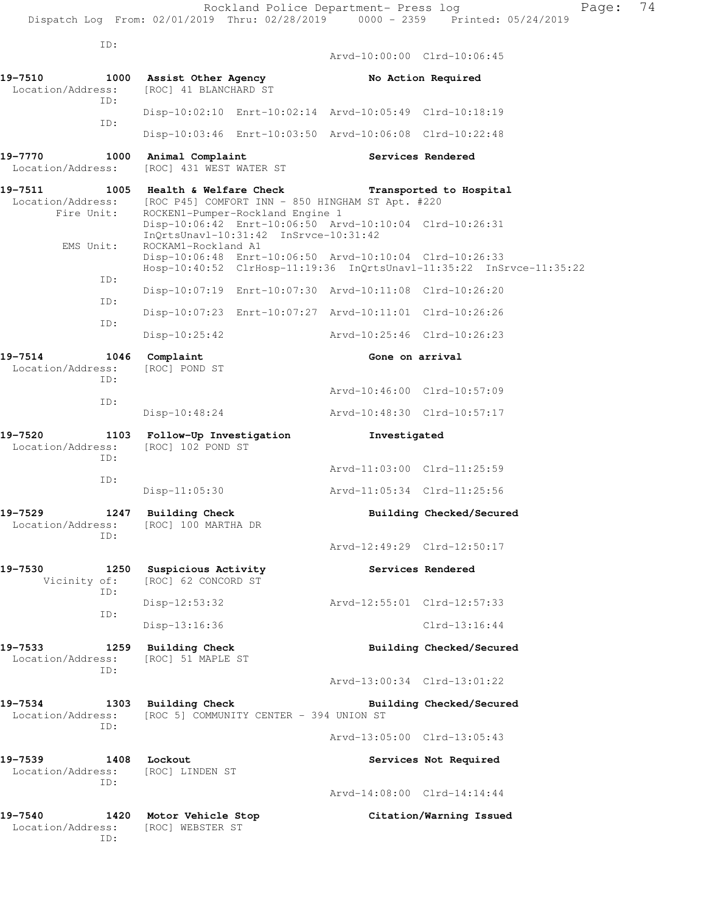```
          ID:
                                        Arvd-10:00:00  Clrd-10:06:45

19-7510        1000  Assist Other Agency            No Action Required
 Location/Address:   [ROC] 41 BLANCHARD ST
          ID:
                     Disp-10:02:10  Enrt-10:02:14  Arvd-10:05:49  Clrd-10:18:19
          ID:
                     Disp-10:03:46  Enrt-10:03:50  Arvd-10:06:08  Clrd-10:22:48

19-7770        1000  Animal Complaint               Services Rendered
 Location/Address:   [ROC] 431 WEST WATER ST

19-7511        1005  Health & Welfare Check         Transported to Hospital
 Location/Address:   [ROC P45] COMFORT INN - 850 HINGHAM ST Apt. #220
       Fire Unit:    ROCKEN1-Pumper-Rockland Engine 1
                     Disp-10:06:42  Enrt-10:06:50  Arvd-10:10:04  Clrd-10:26:31
                     InQrtsUnavl-10:31:42  InSrvce-10:31:42
        EMS Unit:    ROCKAM1-Rockland A1
                     Disp-10:06:48  Enrt-10:06:50  Arvd-10:10:04  Clrd-10:26:33
                     Hosp-10:40:52  ClrHosp-11:19:36  InQrtsUnavl-11:35:22  InSrvce-11:35:22
          ID:
                     Disp-10:07:19  Enrt-10:07:30  Arvd-10:11:08  Clrd-10:26:20
          ID:
                     Disp-10:07:23  Enrt-10:07:27  Arvd-10:11:01  Clrd-10:26:26
          ID:
                     Disp-10:25:42                 Arvd-10:25:46  Clrd-10:26:23

19-7514        1046  Complaint                      Gone on arrival
 Location/Address:   [ROC] POND ST
          ID:
                                                   Arvd-10:46:00  Clrd-10:57:09
          ID:
                     Disp-10:48:24                 Arvd-10:48:30  Clrd-10:57:17

19-7520        1103  Follow-Up Investigation        Investigated
 Location/Address:   [ROC] 102 POND ST
          ID:
                                                   Arvd-11:03:00  Clrd-11:25:59
          ID:
                     Disp-11:05:30                 Arvd-11:05:34  Clrd-11:25:56

19-7529        1247  Building Check                 Building Checked/Secured
 Location/Address:   [ROC] 100 MARTHA DR
          ID:
                                                   Arvd-12:49:29  Clrd-12:50:17

19-7530        1250  Suspicious Activity            Services Rendered
     Vicinity of:    [ROC] 62 CONCORD ST
          ID:
                     Disp-12:53:32                 Arvd-12:55:01  Clrd-12:57:33
          ID:
                     Disp-13:16:36                                Clrd-13:16:44

19-7533        1259  Building Check                 Building Checked/Secured
 Location/Address:   [ROC] 51 MAPLE ST
          ID:
                                                   Arvd-13:00:34  Clrd-13:01:22

19-7534        1303  Building Check                 Building Checked/Secured
 Location/Address:   [ROC 5] COMMUNITY CENTER - 394 UNION ST
          ID:
                                                   Arvd-13:05:00  Clrd-13:05:43

19-7539        1408  Lockout                        Services Not Required
 Location/Address:   [ROC] LINDEN ST
          ID:
                                                   Arvd-14:08:00  Clrd-14:14:44

19-7540        1420  Motor Vehicle Stop             Citation/Warning Issued
 Location/Address:   [ROC] WEBSTER ST
          ID:
```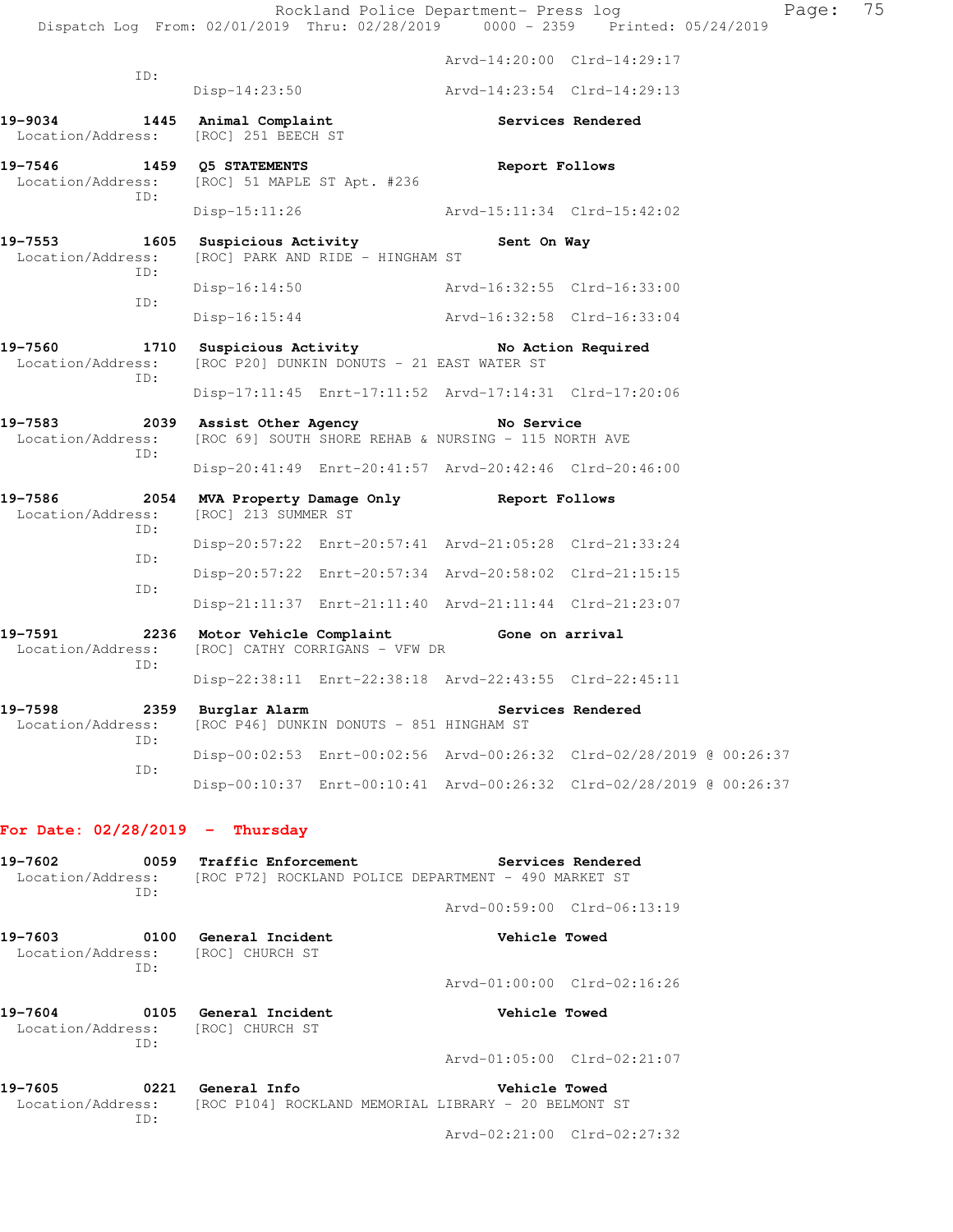Arvd-14:20:00 Clrd-14:29:17
ID:
Disp-14:23:50 Arvd-14:23:54 Clrd-14:29:13

**19-9034 1445 Animal Complaint Services Rendered**
Location/Address: [ROC] 251 BEECH ST

**19-7546 1459 Q5 STATEMENTS Report Follows**
Location/Address: [ROC] 51 MAPLE ST Apt. #236
ID:
Disp-15:11:26 Arvd-15:11:34 Clrd-15:42:02

**19-7553 1605 Suspicious Activity Sent On Way**
Location/Address: [ROC] PARK AND RIDE - HINGHAM ST
ID:
Disp-16:14:50 Arvd-16:32:55 Clrd-16:33:00
ID:
Disp-16:15:44 Arvd-16:32:58 Clrd-16:33:04

**19-7560 1710 Suspicious Activity No Action Required**
Location/Address: [ROC P20] DUNKIN DONUTS - 21 EAST WATER ST
ID:
Disp-17:11:45 Enrt-17:11:52 Arvd-17:14:31 Clrd-17:20:06

**19-7583 2039 Assist Other Agency No Service**
Location/Address: [ROC 69] SOUTH SHORE REHAB & NURSING - 115 NORTH AVE
ID:
Disp-20:41:49 Enrt-20:41:57 Arvd-20:42:46 Clrd-20:46:00

**19-7586 2054 MVA Property Damage Only Report Follows**
Location/Address: [ROC] 213 SUMMER ST
ID:
Disp-20:57:22 Enrt-20:57:41 Arvd-21:05:28 Clrd-21:33:24
ID:
Disp-20:57:22 Enrt-20:57:34 Arvd-20:58:02 Clrd-21:15:15
ID:
Disp-21:11:37 Enrt-21:11:40 Arvd-21:11:44 Clrd-21:23:07

**19-7591 2236 Motor Vehicle Complaint Gone on arrival**
Location/Address: [ROC] CATHY CORRIGANS - VFW DR
ID:
Disp-22:38:11 Enrt-22:38:18 Arvd-22:43:55 Clrd-22:45:11

**19-7598 2359 Burglar Alarm Services Rendered**
Location/Address: [ROC P46] DUNKIN DONUTS - 851 HINGHAM ST
ID:
Disp-00:02:53 Enrt-00:02:56 Arvd-00:26:32 Clrd-02/28/2019 @ 00:26:37
ID:
Disp-00:10:37 Enrt-00:10:41 Arvd-00:26:32 Clrd-02/28/2019 @ 00:26:37

## For Date: 02/28/2019 - Thursday

**19-7602 0059 Traffic Enforcement Services Rendered**
Location/Address: [ROC P72] ROCKLAND POLICE DEPARTMENT - 490 MARKET ST
ID:
Arvd-00:59:00 Clrd-06:13:19

**19-7603 0100 General Incident Vehicle Towed**
Location/Address: [ROC] CHURCH ST
ID:
Arvd-01:00:00 Clrd-02:16:26

**19-7604 0105 General Incident Vehicle Towed**
Location/Address: [ROC] CHURCH ST
ID:
Arvd-01:05:00 Clrd-02:21:07

**19-7605 0221 General Info Vehicle Towed**
Location/Address: [ROC P104] ROCKLAND MEMORIAL LIBRARY - 20 BELMONT ST
ID:
Arvd-02:21:00 Clrd-02:27:32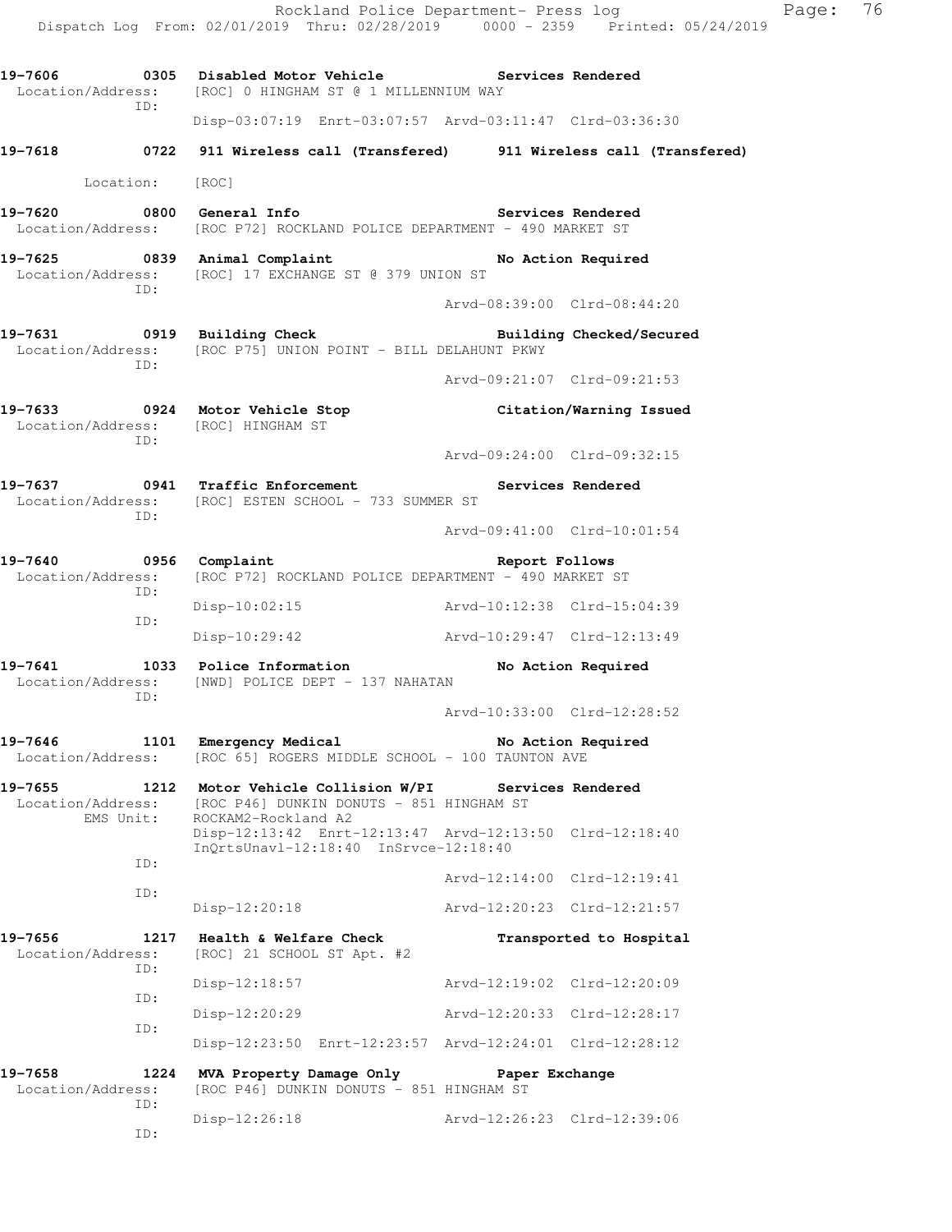```
19-7606        0305  Disabled Motor Vehicle                 Services Rendered
 Location/Address:   [ROC] 0 HINGHAM ST @ 1 MILLENNIUM WAY
              ID:
                     Disp-03:07:19  Enrt-03:07:57  Arvd-03:11:47  Clrd-03:36:30

19-7618        0722  911 Wireless call (Transfered)     911 Wireless call (Transfered)

        Location:    [ROC]

19-7620        0800  General Info                           Services Rendered
 Location/Address:   [ROC P72] ROCKLAND POLICE DEPARTMENT - 490 MARKET ST

19-7625        0839  Animal Complaint                       No Action Required
 Location/Address:   [ROC] 17 EXCHANGE ST @ 379 UNION ST
              ID:
                                                    Arvd-08:39:00  Clrd-08:44:20

19-7631        0919  Building Check                         Building Checked/Secured
 Location/Address:   [ROC P75] UNION POINT - BILL DELAHUNT PKWY
              ID:
                                                    Arvd-09:21:07  Clrd-09:21:53

19-7633        0924  Motor Vehicle Stop                     Citation/Warning Issued
 Location/Address:   [ROC] HINGHAM ST
              ID:
                                                    Arvd-09:24:00  Clrd-09:32:15

19-7637        0941  Traffic Enforcement                    Services Rendered
 Location/Address:   [ROC] ESTEN SCHOOL - 733 SUMMER ST
              ID:
                                                    Arvd-09:41:00  Clrd-10:01:54

19-7640        0956  Complaint                              Report Follows
 Location/Address:   [ROC P72] ROCKLAND POLICE DEPARTMENT - 490 MARKET ST
              ID:
                     Disp-10:02:15                  Arvd-10:12:38  Clrd-15:04:39
              ID:
                     Disp-10:29:42                  Arvd-10:29:47  Clrd-12:13:49

19-7641        1033  Police Information                     No Action Required
 Location/Address:   [NWD] POLICE DEPT - 137 NAHATAN
              ID:
                                                    Arvd-10:33:00  Clrd-12:28:52

19-7646        1101  Emergency Medical                      No Action Required
 Location/Address:   [ROC 65] ROGERS MIDDLE SCHOOL - 100 TAUNTON AVE

19-7655        1212  Motor Vehicle Collision W/PI       Services Rendered
 Location/Address:   [ROC P46] DUNKIN DONUTS - 851 HINGHAM ST
        EMS Unit:    ROCKAM2-Rockland A2
                     Disp-12:13:42  Enrt-12:13:47  Arvd-12:13:50  Clrd-12:18:40
                     InQrtsUnavl-12:18:40  InSrvce-12:18:40
              ID:
                                                    Arvd-12:14:00  Clrd-12:19:41
              ID:
                     Disp-12:20:18                  Arvd-12:20:23  Clrd-12:21:57

19-7656        1217  Health & Welfare Check                 Transported to Hospital
 Location/Address:   [ROC] 21 SCHOOL ST Apt. #2
              ID:
                     Disp-12:18:57                  Arvd-12:19:02  Clrd-12:20:09
              ID:
                     Disp-12:20:29                  Arvd-12:20:33  Clrd-12:28:17
              ID:
                     Disp-12:23:50  Enrt-12:23:57  Arvd-12:24:01  Clrd-12:28:12

19-7658        1224  MVA Property Damage Only           Paper Exchange
 Location/Address:   [ROC P46] DUNKIN DONUTS - 851 HINGHAM ST
              ID:
                     Disp-12:26:18                  Arvd-12:26:23  Clrd-12:39:06
              ID:
```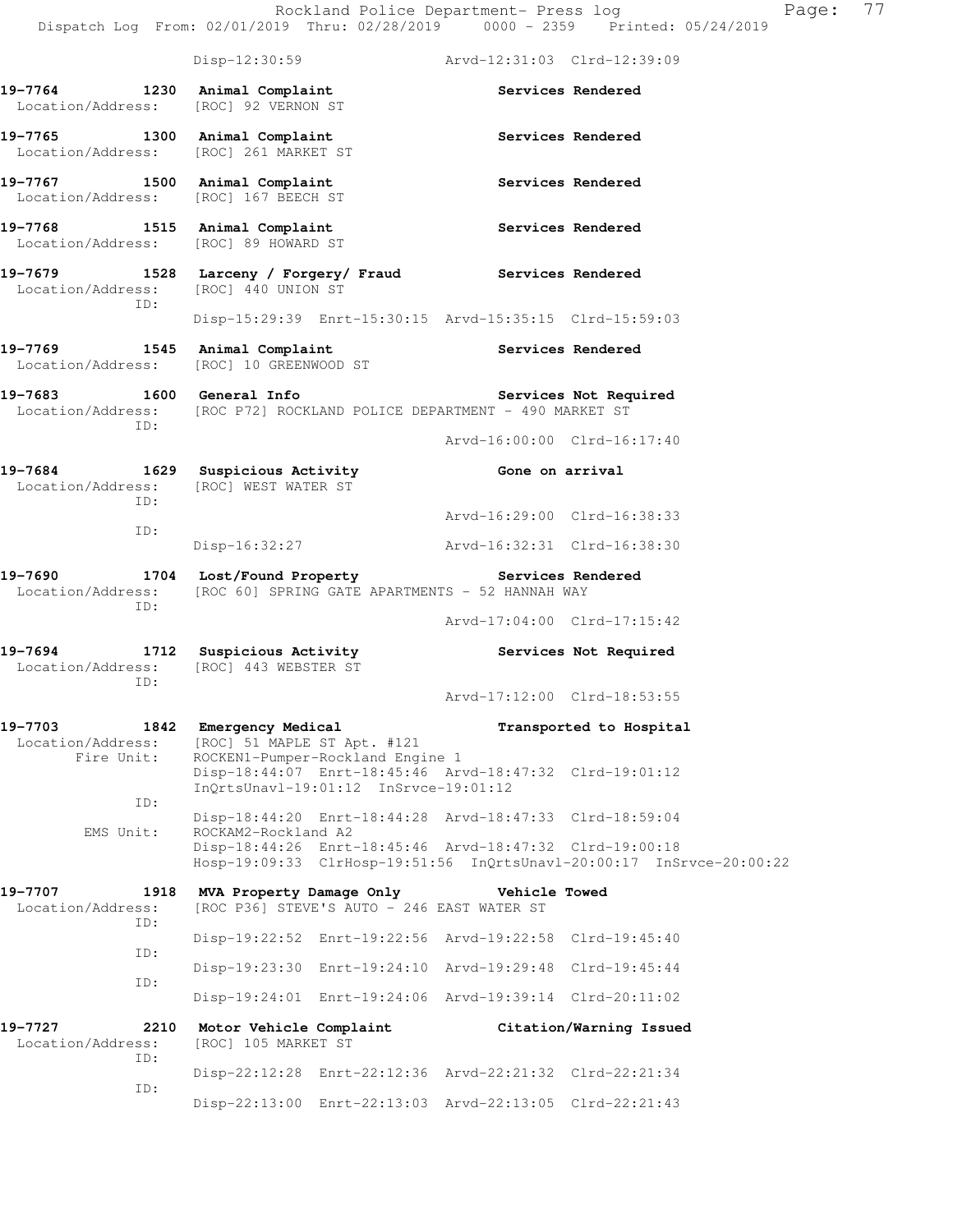Disp-12:30:59 Arvd-12:31:03 Clrd-12:39:09

**19-7764 1230 Animal Complaint** **Services Rendered**
Location/Address: [ROC] 92 VERNON ST

**19-7765 1300 Animal Complaint** **Services Rendered**
Location/Address: [ROC] 261 MARKET ST

**19-7767 1500 Animal Complaint** **Services Rendered**
Location/Address: [ROC] 167 BEECH ST

**19-7768 1515 Animal Complaint** **Services Rendered**
Location/Address: [ROC] 89 HOWARD ST

**19-7679 1528 Larceny / Forgery/ Fraud** **Services Rendered**
Location/Address: [ROC] 440 UNION ST
ID:
Disp-15:29:39 Enrt-15:30:15 Arvd-15:35:15 Clrd-15:59:03

**19-7769 1545 Animal Complaint** **Services Rendered**
Location/Address: [ROC] 10 GREENWOOD ST

**19-7683 1600 General Info** **Services Not Required**
Location/Address: [ROC P72] ROCKLAND POLICE DEPARTMENT - 490 MARKET ST
ID:
Arvd-16:00:00 Clrd-16:17:40

**19-7684 1629 Suspicious Activity** **Gone on arrival**
Location/Address: [ROC] WEST WATER ST
ID:
Arvd-16:29:00 Clrd-16:38:33
ID:
Disp-16:32:27 Arvd-16:32:31 Clrd-16:38:30

**19-7690 1704 Lost/Found Property** **Services Rendered**
Location/Address: [ROC 60] SPRING GATE APARTMENTS - 52 HANNAH WAY
ID:
Arvd-17:04:00 Clrd-17:15:42

**19-7694 1712 Suspicious Activity** **Services Not Required**
Location/Address: [ROC] 443 WEBSTER ST
ID:
Arvd-17:12:00 Clrd-18:53:55

**19-7703 1842 Emergency Medical** **Transported to Hospital**
Location/Address: [ROC] 51 MAPLE ST Apt. #121
Fire Unit: ROCKEN1-Pumper-Rockland Engine 1
Disp-18:44:07 Enrt-18:45:46 Arvd-18:47:32 Clrd-19:01:12
InQrtsUnavl-19:01:12 InSrvce-19:01:12
ID:
Disp-18:44:20 Enrt-18:44:28 Arvd-18:47:33 Clrd-18:59:04
EMS Unit: ROCKAM2-Rockland A2
Disp-18:44:26 Enrt-18:45:46 Arvd-18:47:32 Clrd-19:00:18
Hosp-19:09:33 ClrHosp-19:51:56 InQrtsUnavl-20:00:17 InSrvce-20:00:22

**19-7707 1918 MVA Property Damage Only** **Vehicle Towed**
Location/Address: [ROC P36] STEVE'S AUTO - 246 EAST WATER ST
ID:
Disp-19:22:52 Enrt-19:22:56 Arvd-19:22:58 Clrd-19:45:40
ID:
Disp-19:23:30 Enrt-19:24:10 Arvd-19:29:48 Clrd-19:45:44
ID:
Disp-19:24:01 Enrt-19:24:06 Arvd-19:39:14 Clrd-20:11:02

**19-7727 2210 Motor Vehicle Complaint** **Citation/Warning Issued**
Location/Address: [ROC] 105 MARKET ST
ID:
Disp-22:12:28 Enrt-22:12:36 Arvd-22:21:32 Clrd-22:21:34
ID:
Disp-22:13:00 Enrt-22:13:03 Arvd-22:13:05 Clrd-22:21:43